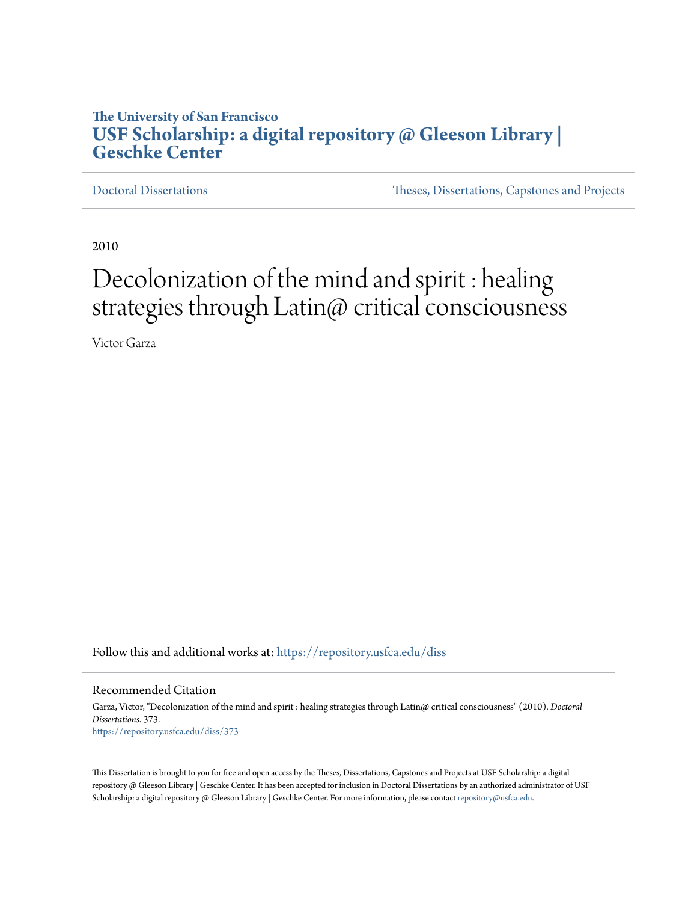**The University of San Francisco**
# USF Scholarship: a digital repository @ Gleeson Library | Geschke Center

Doctoral Dissertations | Theses, Dissertations, Capstones and Projects

2010

# Decolonization of the mind and spirit : healing strategies through Latin@ critical consciousness

Victor Garza

Follow this and additional works at: https://repository.usfca.edu/diss

## Recommended Citation

Garza, Victor, "Decolonization of the mind and spirit : healing strategies through Latin@ critical consciousness" (2010). *Doctoral Dissertations*. 373.
https://repository.usfca.edu/diss/373

This Dissertation is brought to you for free and open access by the Theses, Dissertations, Capstones and Projects at USF Scholarship: a digital repository @ Gleeson Library | Geschke Center. It has been accepted for inclusion in Doctoral Dissertations by an authorized administrator of USF Scholarship: a digital repository @ Gleeson Library | Geschke Center. For more information, please contact repository@usfca.edu.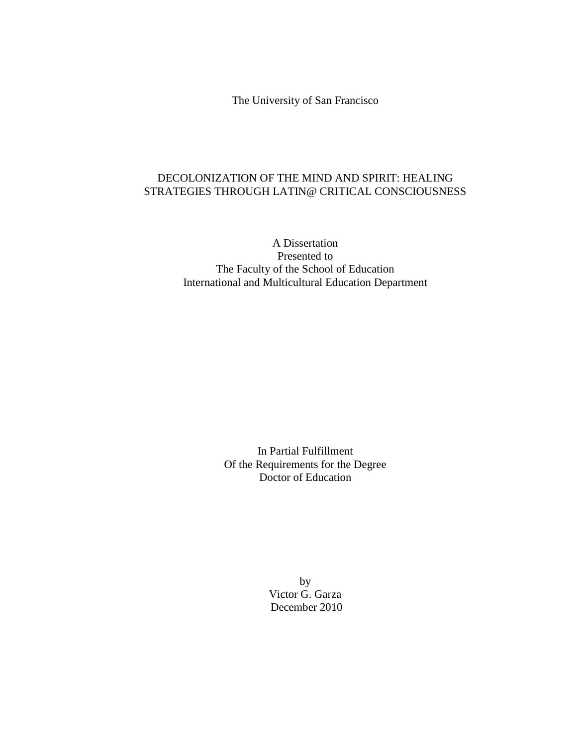The University of San Francisco

# DECOLONIZATION OF THE MIND AND SPIRIT: HEALING STRATEGIES THROUGH LATIN@ CRITICAL CONSCIOUSNESS

A Dissertation
Presented to
The Faculty of the School of Education
International and Multicultural Education Department

In Partial Fulfillment
Of the Requirements for the Degree
Doctor of Education

by
Victor G. Garza
December 2010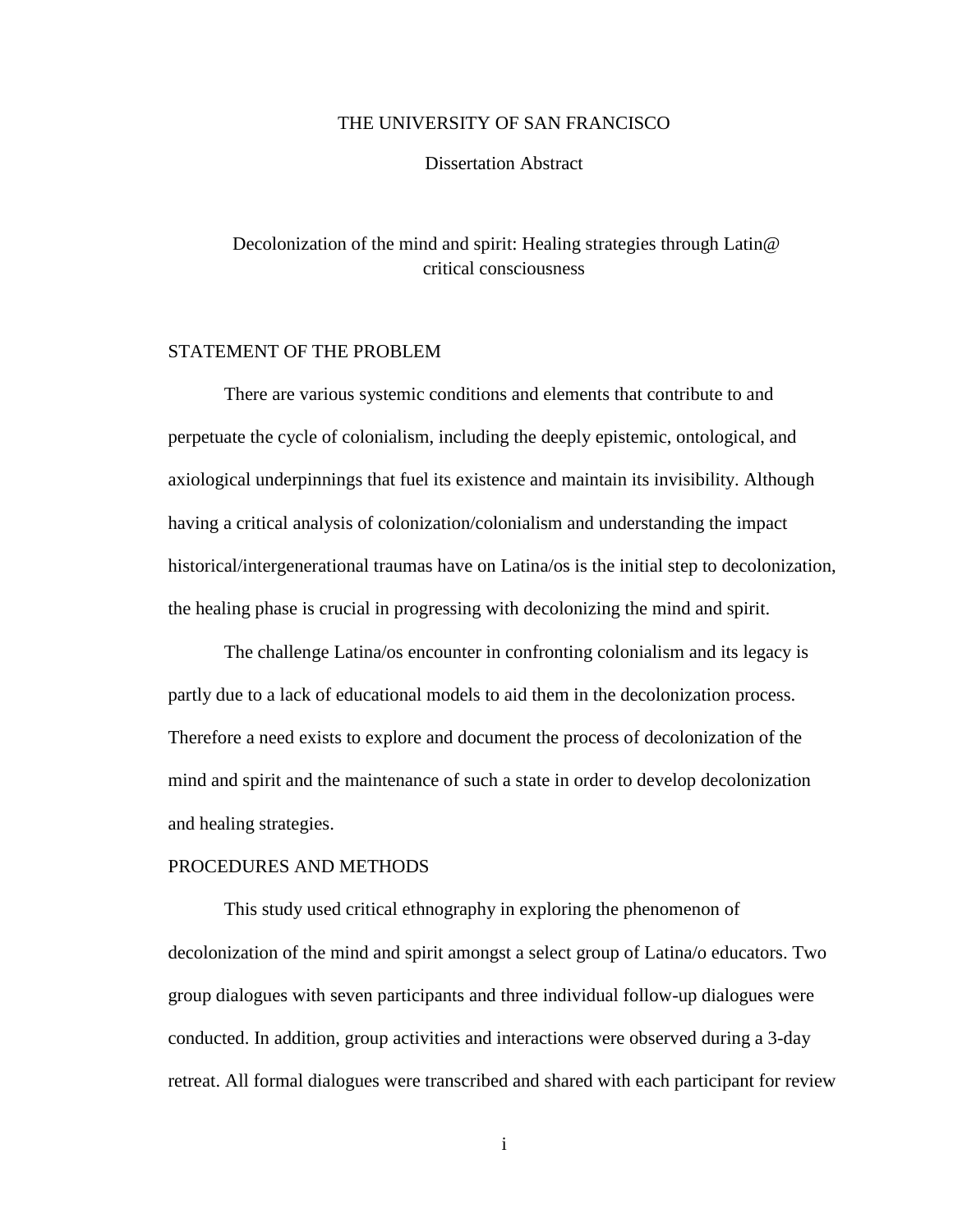THE UNIVERSITY OF SAN FRANCISCO

Dissertation Abstract

Decolonization of the mind and spirit: Healing strategies through Latin@ critical consciousness

## STATEMENT OF THE PROBLEM

There are various systemic conditions and elements that contribute to and perpetuate the cycle of colonialism, including the deeply epistemic, ontological, and axiological underpinnings that fuel its existence and maintain its invisibility. Although having a critical analysis of colonization/colonialism and understanding the impact historical/intergenerational traumas have on Latina/os is the initial step to decolonization, the healing phase is crucial in progressing with decolonizing the mind and spirit.

The challenge Latina/os encounter in confronting colonialism and its legacy is partly due to a lack of educational models to aid them in the decolonization process. Therefore a need exists to explore and document the process of decolonization of the mind and spirit and the maintenance of such a state in order to develop decolonization and healing strategies.

## PROCEDURES AND METHODS

This study used critical ethnography in exploring the phenomenon of decolonization of the mind and spirit amongst a select group of Latina/o educators. Two group dialogues with seven participants and three individual follow-up dialogues were conducted. In addition, group activities and interactions were observed during a 3-day retreat. All formal dialogues were transcribed and shared with each participant for review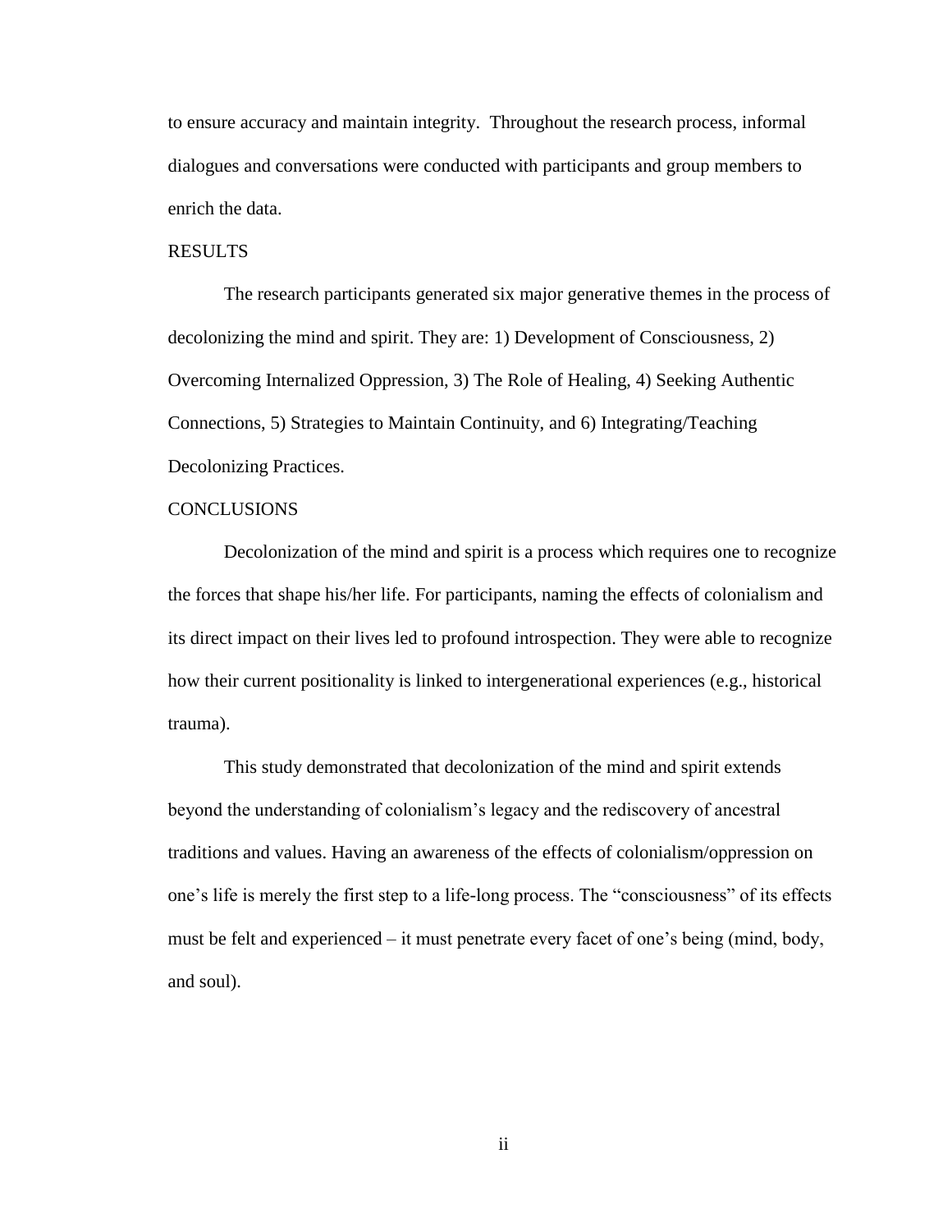to ensure accuracy and maintain integrity. Throughout the research process, informal dialogues and conversations were conducted with participants and group members to enrich the data.

## RESULTS

The research participants generated six major generative themes in the process of decolonizing the mind and spirit. They are: 1) Development of Consciousness, 2) Overcoming Internalized Oppression, 3) The Role of Healing, 4) Seeking Authentic Connections, 5) Strategies to Maintain Continuity, and 6) Integrating/Teaching Decolonizing Practices.

## CONCLUSIONS

Decolonization of the mind and spirit is a process which requires one to recognize the forces that shape his/her life. For participants, naming the effects of colonialism and its direct impact on their lives led to profound introspection. They were able to recognize how their current positionality is linked to intergenerational experiences (e.g., historical trauma).

This study demonstrated that decolonization of the mind and spirit extends beyond the understanding of colonialism's legacy and the rediscovery of ancestral traditions and values. Having an awareness of the effects of colonialism/oppression on one's life is merely the first step to a life-long process. The "consciousness" of its effects must be felt and experienced – it must penetrate every facet of one's being (mind, body, and soul).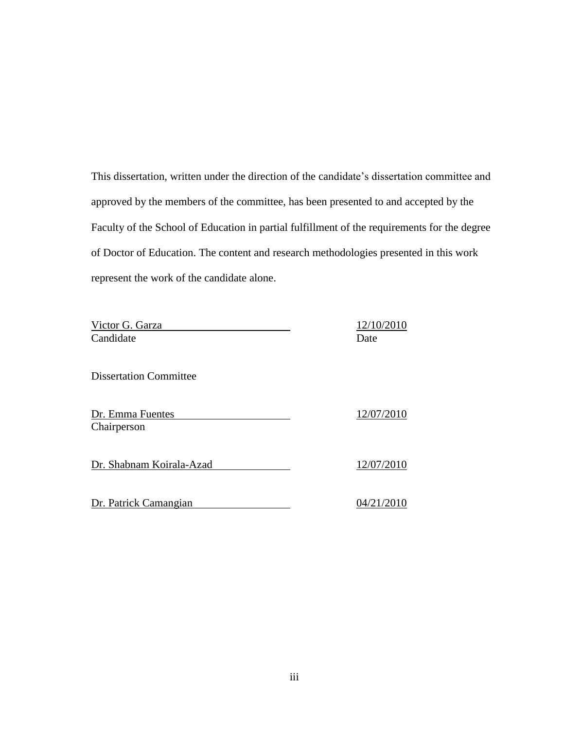This dissertation, written under the direction of the candidate's dissertation committee and approved by the members of the committee, has been presented to and accepted by the Faculty of the School of Education in partial fulfillment of the requirements for the degree of Doctor of Education. The content and research methodologies presented in this work represent the work of the candidate alone.

| | |
|---|---|
| Victor G. Garza | 12/10/2010 |
| Candidate | Date |

Dissertation Committee

| | |
|---|---|
| Dr. Emma Fuentes | 12/07/2010 |
| Chairperson | |
| Dr. Shabnam Koirala-Azad | 12/07/2010 |
| Dr. Patrick Camangian | 04/21/2010 |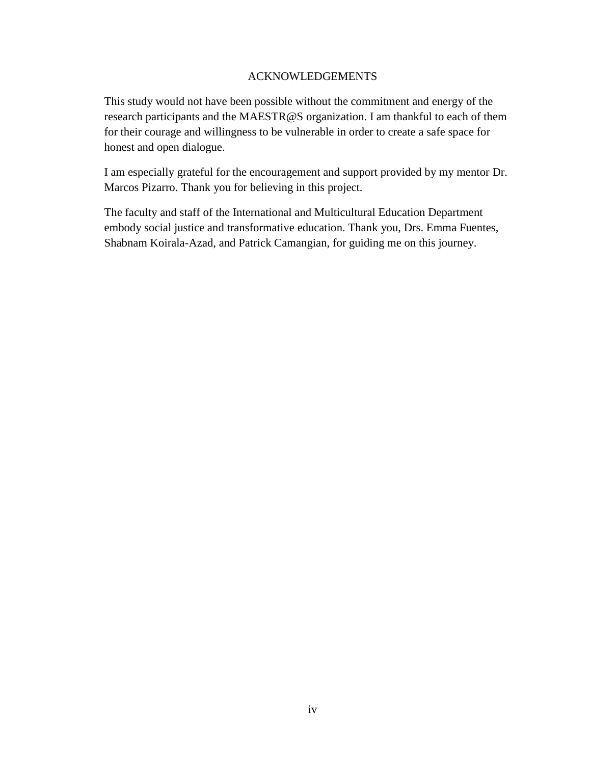# ACKNOWLEDGEMENTS

This study would not have been possible without the commitment and energy of the research participants and the MAESTR@S organization. I am thankful to each of them for their courage and willingness to be vulnerable in order to create a safe space for honest and open dialogue.

I am especially grateful for the encouragement and support provided by my mentor Dr. Marcos Pizarro. Thank you for believing in this project.

The faculty and staff of the International and Multicultural Education Department embody social justice and transformative education. Thank you, Drs. Emma Fuentes, Shabnam Koirala-Azad, and Patrick Camangian, for guiding me on this journey.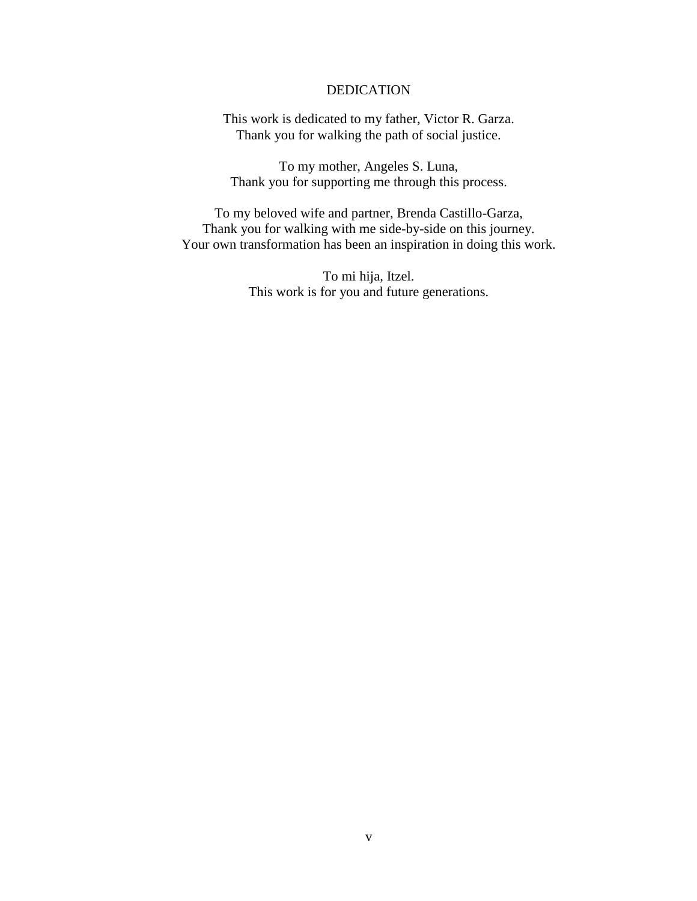# DEDICATION

This work is dedicated to my father, Victor R. Garza.
Thank you for walking the path of social justice.

To my mother, Angeles S. Luna,
Thank you for supporting me through this process.

To my beloved wife and partner, Brenda Castillo-Garza,
Thank you for walking with me side-by-side on this journey.
Your own transformation has been an inspiration in doing this work.

To mi hija, Itzel.
This work is for you and future generations.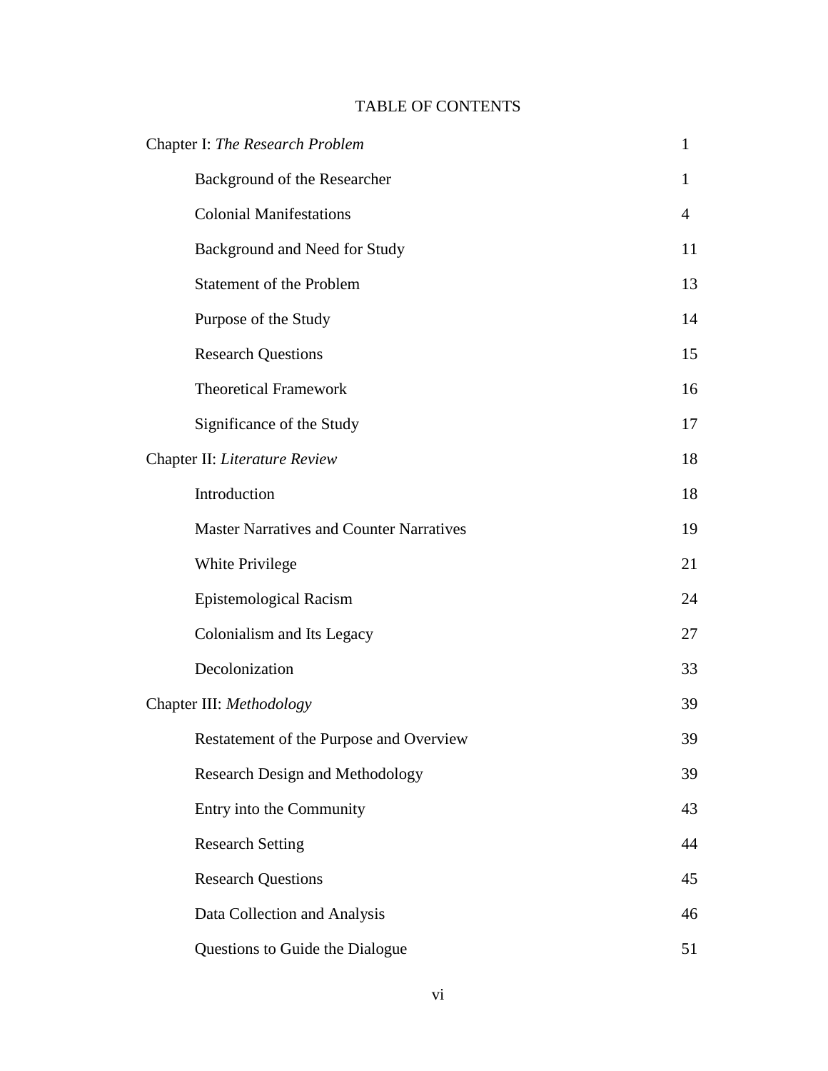# TABLE OF CONTENTS

| | |
|---|---|
| Chapter I: *The Research Problem* | 1 |
| Background of the Researcher | 1 |
| Colonial Manifestations | 4 |
| Background and Need for Study | 11 |
| Statement of the Problem | 13 |
| Purpose of the Study | 14 |
| Research Questions | 15 |
| Theoretical Framework | 16 |
| Significance of the Study | 17 |
| Chapter II: *Literature Review* | 18 |
| Introduction | 18 |
| Master Narratives and Counter Narratives | 19 |
| White Privilege | 21 |
| Epistemological Racism | 24 |
| Colonialism and Its Legacy | 27 |
| Decolonization | 33 |
| Chapter III: *Methodology* | 39 |
| Restatement of the Purpose and Overview | 39 |
| Research Design and Methodology | 39 |
| Entry into the Community | 43 |
| Research Setting | 44 |
| Research Questions | 45 |
| Data Collection and Analysis | 46 |
| Questions to Guide the Dialogue | 51 |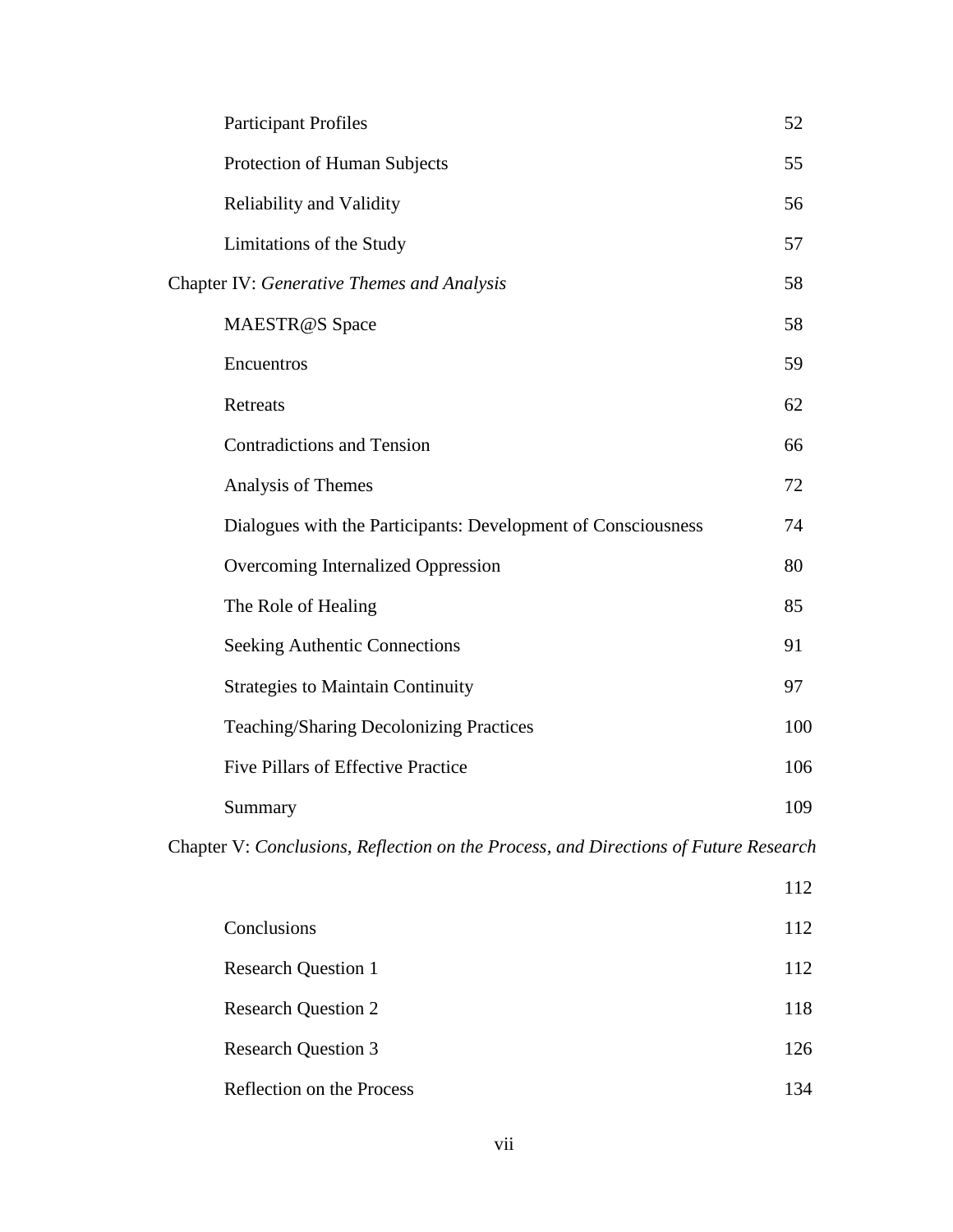Participant Profiles 52

Protection of Human Subjects 55

Reliability and Validity 56

Limitations of the Study 57

Chapter IV: *Generative Themes and Analysis* 58

MAESTR@S Space 58

Encuentros 59

Retreats 62

Contradictions and Tension 66

Analysis of Themes 72

Dialogues with the Participants: Development of Consciousness 74

Overcoming Internalized Oppression 80

The Role of Healing 85

Seeking Authentic Connections 91

Strategies to Maintain Continuity 97

Teaching/Sharing Decolonizing Practices 100

Five Pillars of Effective Practice 106

Summary 109

Chapter V: *Conclusions, Reflection on the Process, and Directions of Future Research* 112

Conclusions 112

Research Question 1 112

Research Question 2 118

Research Question 3 126

Reflection on the Process 134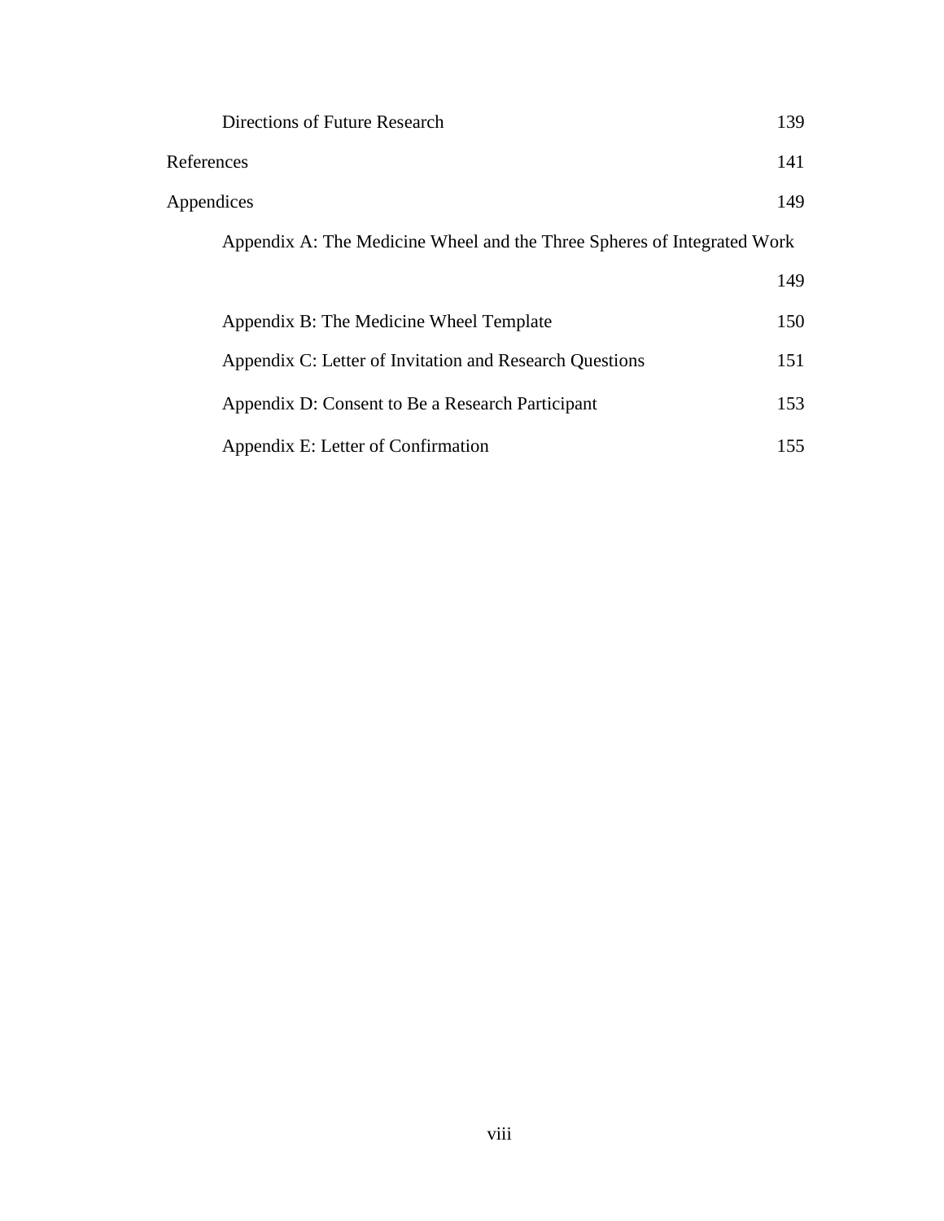| | |
|---|---|
| Directions of Future Research | 139 |
| References | 141 |
| Appendices | 149 |
| Appendix A: The Medicine Wheel and the Three Spheres of Integrated Work | 149 |
| Appendix B: The Medicine Wheel Template | 150 |
| Appendix C: Letter of Invitation and Research Questions | 151 |
| Appendix D: Consent to Be a Research Participant | 153 |
| Appendix E: Letter of Confirmation | 155 |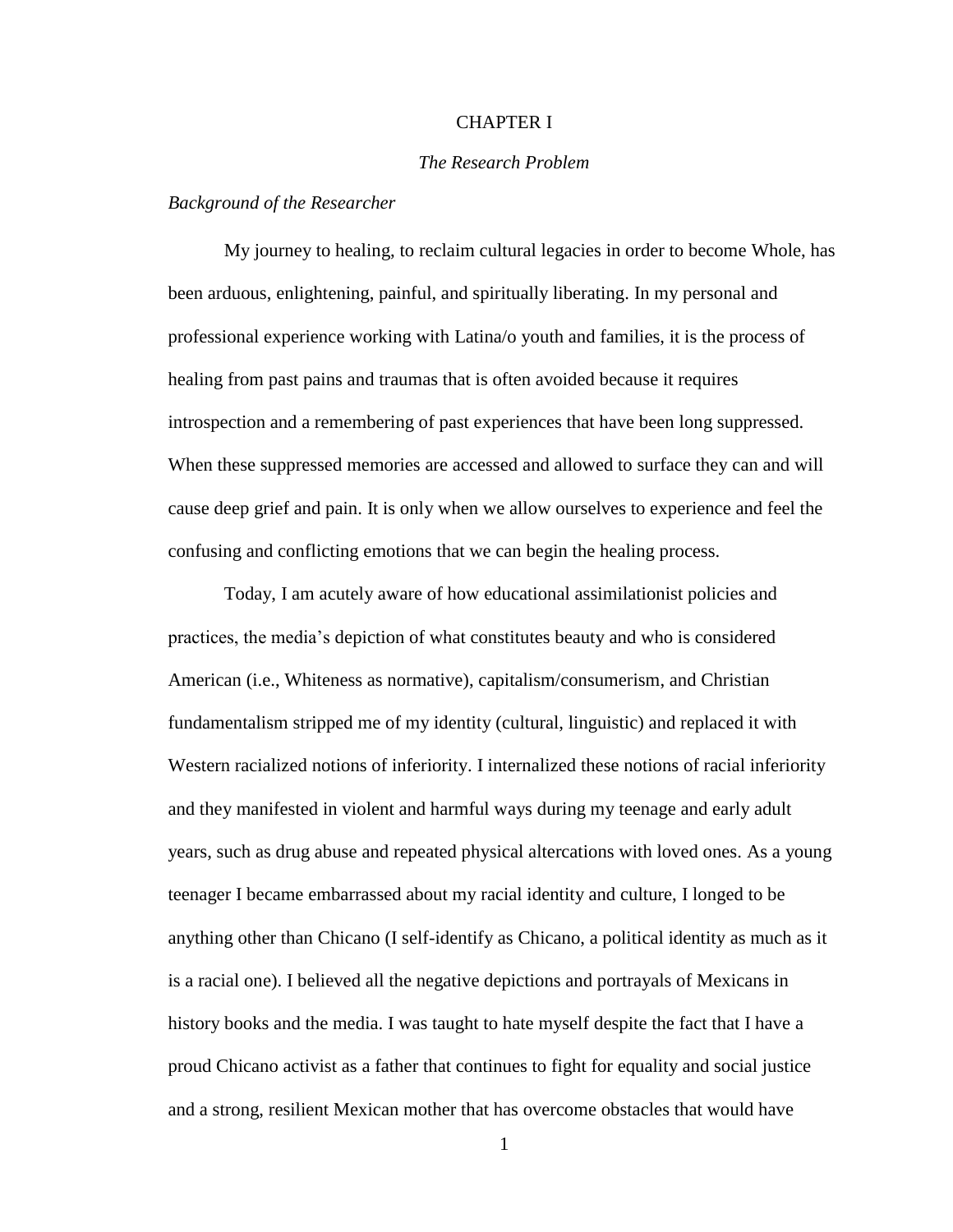# CHAPTER I

## *The Research Problem*

### *Background of the Researcher*

My journey to healing, to reclaim cultural legacies in order to become Whole, has been arduous, enlightening, painful, and spiritually liberating. In my personal and professional experience working with Latina/o youth and families, it is the process of healing from past pains and traumas that is often avoided because it requires introspection and a remembering of past experiences that have been long suppressed. When these suppressed memories are accessed and allowed to surface they can and will cause deep grief and pain. It is only when we allow ourselves to experience and feel the confusing and conflicting emotions that we can begin the healing process.

Today, I am acutely aware of how educational assimilationist policies and practices, the media's depiction of what constitutes beauty and who is considered American (i.e., Whiteness as normative), capitalism/consumerism, and Christian fundamentalism stripped me of my identity (cultural, linguistic) and replaced it with Western racialized notions of inferiority. I internalized these notions of racial inferiority and they manifested in violent and harmful ways during my teenage and early adult years, such as drug abuse and repeated physical altercations with loved ones. As a young teenager I became embarrassed about my racial identity and culture, I longed to be anything other than Chicano (I self-identify as Chicano, a political identity as much as it is a racial one). I believed all the negative depictions and portrayals of Mexicans in history books and the media. I was taught to hate myself despite the fact that I have a proud Chicano activist as a father that continues to fight for equality and social justice and a strong, resilient Mexican mother that has overcome obstacles that would have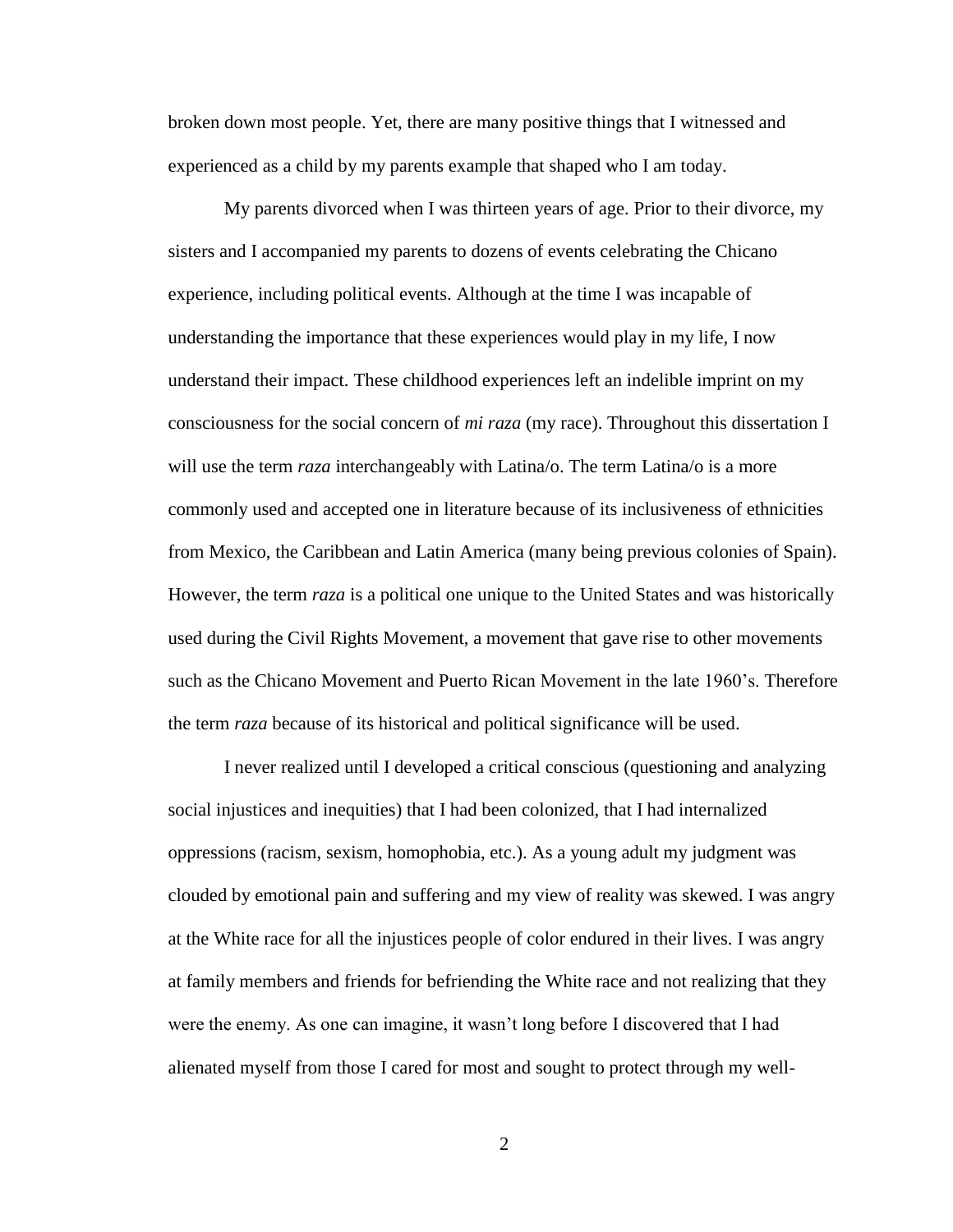broken down most people. Yet, there are many positive things that I witnessed and experienced as a child by my parents example that shaped who I am today.

My parents divorced when I was thirteen years of age. Prior to their divorce, my sisters and I accompanied my parents to dozens of events celebrating the Chicano experience, including political events. Although at the time I was incapable of understanding the importance that these experiences would play in my life, I now understand their impact. These childhood experiences left an indelible imprint on my consciousness for the social concern of *mi raza* (my race). Throughout this dissertation I will use the term *raza* interchangeably with Latina/o. The term Latina/o is a more commonly used and accepted one in literature because of its inclusiveness of ethnicities from Mexico, the Caribbean and Latin America (many being previous colonies of Spain). However, the term *raza* is a political one unique to the United States and was historically used during the Civil Rights Movement, a movement that gave rise to other movements such as the Chicano Movement and Puerto Rican Movement in the late 1960's. Therefore the term *raza* because of its historical and political significance will be used.

I never realized until I developed a critical conscious (questioning and analyzing social injustices and inequities) that I had been colonized, that I had internalized oppressions (racism, sexism, homophobia, etc.). As a young adult my judgment was clouded by emotional pain and suffering and my view of reality was skewed. I was angry at the White race for all the injustices people of color endured in their lives. I was angry at family members and friends for befriending the White race and not realizing that they were the enemy. As one can imagine, it wasn't long before I discovered that I had alienated myself from those I cared for most and sought to protect through my well-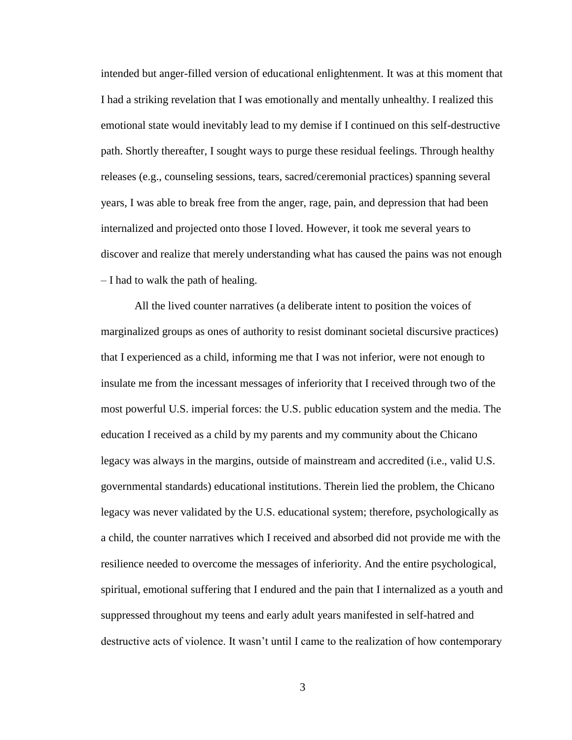intended but anger-filled version of educational enlightenment. It was at this moment that I had a striking revelation that I was emotionally and mentally unhealthy. I realized this emotional state would inevitably lead to my demise if I continued on this self-destructive path. Shortly thereafter, I sought ways to purge these residual feelings. Through healthy releases (e.g., counseling sessions, tears, sacred/ceremonial practices) spanning several years, I was able to break free from the anger, rage, pain, and depression that had been internalized and projected onto those I loved. However, it took me several years to discover and realize that merely understanding what has caused the pains was not enough – I had to walk the path of healing.

All the lived counter narratives (a deliberate intent to position the voices of marginalized groups as ones of authority to resist dominant societal discursive practices) that I experienced as a child, informing me that I was not inferior, were not enough to insulate me from the incessant messages of inferiority that I received through two of the most powerful U.S. imperial forces: the U.S. public education system and the media. The education I received as a child by my parents and my community about the Chicano legacy was always in the margins, outside of mainstream and accredited (i.e., valid U.S. governmental standards) educational institutions. Therein lied the problem, the Chicano legacy was never validated by the U.S. educational system; therefore, psychologically as a child, the counter narratives which I received and absorbed did not provide me with the resilience needed to overcome the messages of inferiority. And the entire psychological, spiritual, emotional suffering that I endured and the pain that I internalized as a youth and suppressed throughout my teens and early adult years manifested in self-hatred and destructive acts of violence. It wasn't until I came to the realization of how contemporary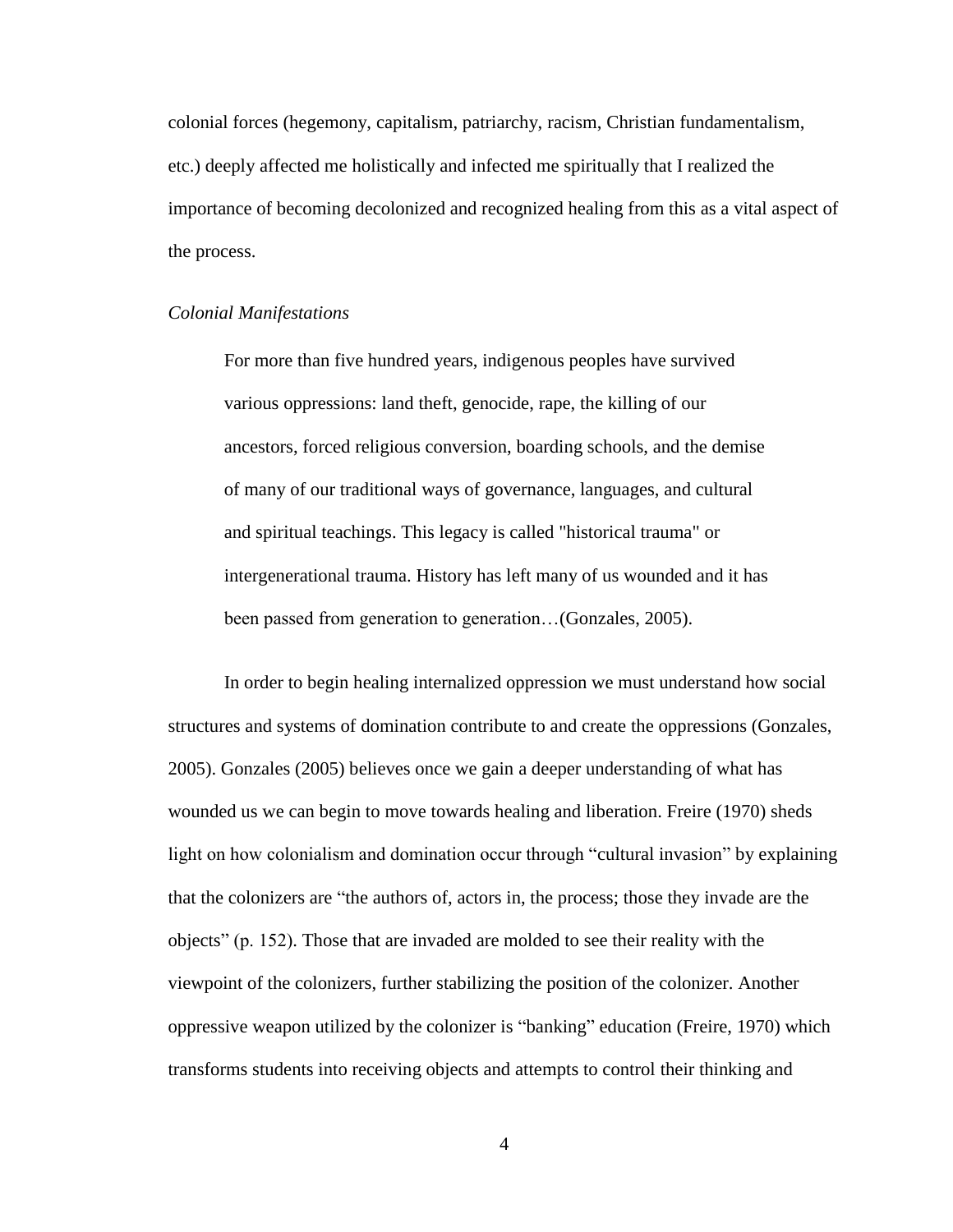colonial forces (hegemony, capitalism, patriarchy, racism, Christian fundamentalism, etc.) deeply affected me holistically and infected me spiritually that I realized the importance of becoming decolonized and recognized healing from this as a vital aspect of the process.

*Colonial Manifestations*

> For more than five hundred years, indigenous peoples have survived various oppressions: land theft, genocide, rape, the killing of our ancestors, forced religious conversion, boarding schools, and the demise of many of our traditional ways of governance, languages, and cultural and spiritual teachings. This legacy is called "historical trauma" or intergenerational trauma. History has left many of us wounded and it has been passed from generation to generation…(Gonzales, 2005).

In order to begin healing internalized oppression we must understand how social structures and systems of domination contribute to and create the oppressions (Gonzales, 2005). Gonzales (2005) believes once we gain a deeper understanding of what has wounded us we can begin to move towards healing and liberation. Freire (1970) sheds light on how colonialism and domination occur through "cultural invasion" by explaining that the colonizers are "the authors of, actors in, the process; those they invade are the objects" (p. 152). Those that are invaded are molded to see their reality with the viewpoint of the colonizers, further stabilizing the position of the colonizer. Another oppressive weapon utilized by the colonizer is "banking" education (Freire, 1970) which transforms students into receiving objects and attempts to control their thinking and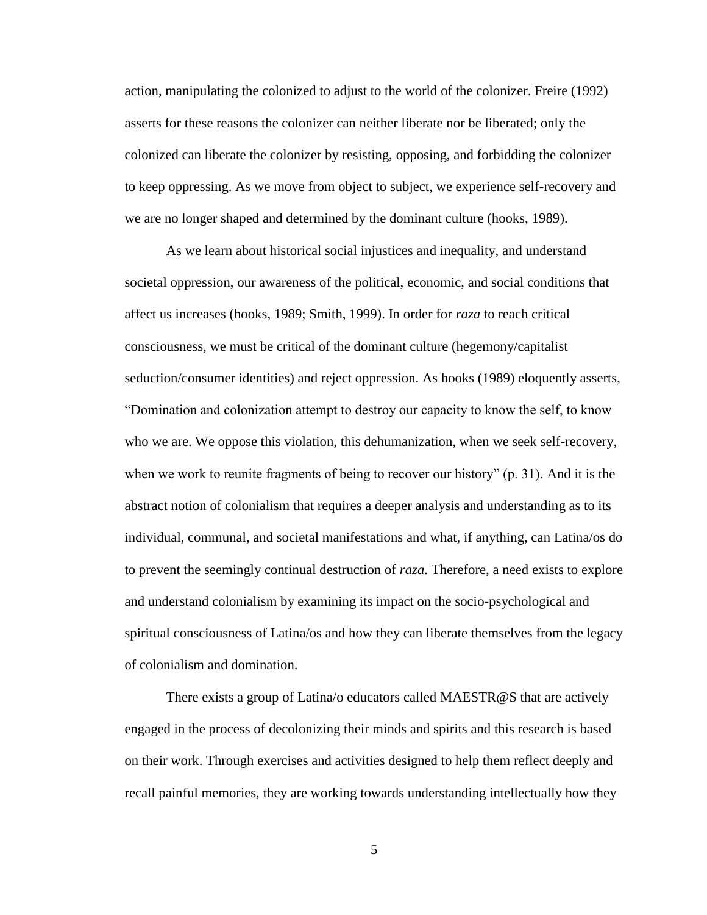action, manipulating the colonized to adjust to the world of the colonizer. Freire (1992) asserts for these reasons the colonizer can neither liberate nor be liberated; only the colonized can liberate the colonizer by resisting, opposing, and forbidding the colonizer to keep oppressing. As we move from object to subject, we experience self-recovery and we are no longer shaped and determined by the dominant culture (hooks, 1989).

As we learn about historical social injustices and inequality, and understand societal oppression, our awareness of the political, economic, and social conditions that affect us increases (hooks, 1989; Smith, 1999). In order for *raza* to reach critical consciousness, we must be critical of the dominant culture (hegemony/capitalist seduction/consumer identities) and reject oppression. As hooks (1989) eloquently asserts, "Domination and colonization attempt to destroy our capacity to know the self, to know who we are. We oppose this violation, this dehumanization, when we seek self-recovery, when we work to reunite fragments of being to recover our history" (p. 31). And it is the abstract notion of colonialism that requires a deeper analysis and understanding as to its individual, communal, and societal manifestations and what, if anything, can Latina/os do to prevent the seemingly continual destruction of *raza*. Therefore, a need exists to explore and understand colonialism by examining its impact on the socio-psychological and spiritual consciousness of Latina/os and how they can liberate themselves from the legacy of colonialism and domination.

There exists a group of Latina/o educators called MAESTR@S that are actively engaged in the process of decolonizing their minds and spirits and this research is based on their work. Through exercises and activities designed to help them reflect deeply and recall painful memories, they are working towards understanding intellectually how they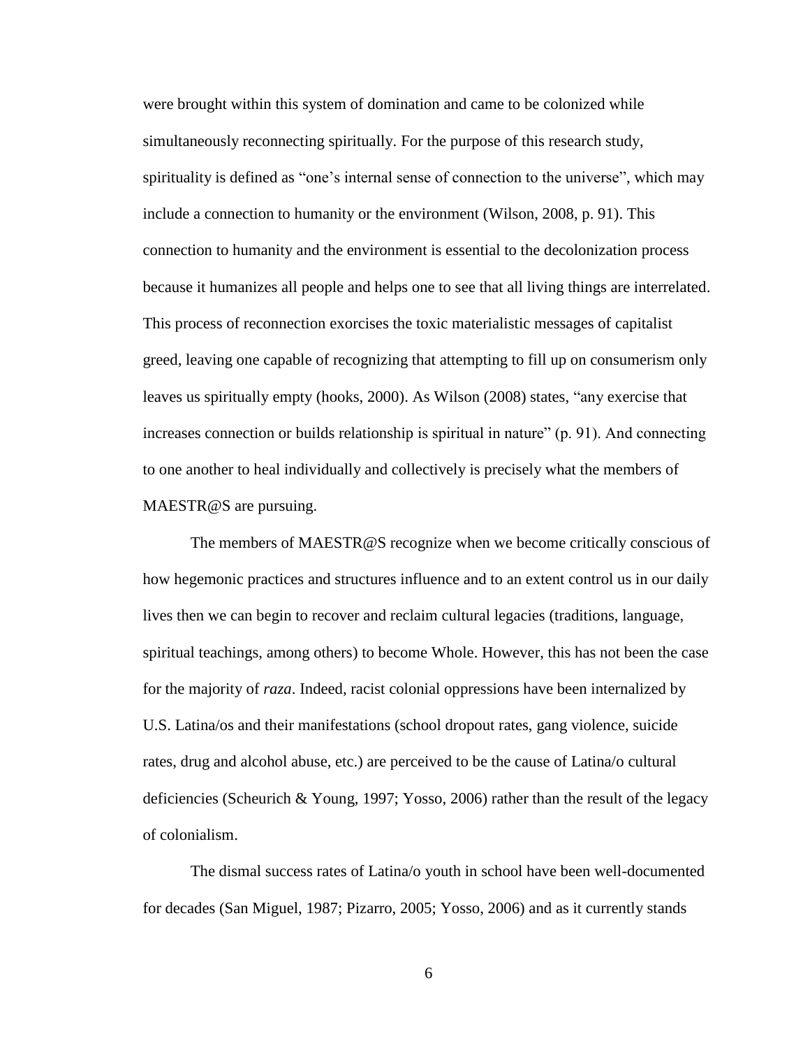were brought within this system of domination and came to be colonized while simultaneously reconnecting spiritually. For the purpose of this research study, spirituality is defined as "one's internal sense of connection to the universe", which may include a connection to humanity or the environment (Wilson, 2008, p. 91). This connection to humanity and the environment is essential to the decolonization process because it humanizes all people and helps one to see that all living things are interrelated. This process of reconnection exorcises the toxic materialistic messages of capitalist greed, leaving one capable of recognizing that attempting to fill up on consumerism only leaves us spiritually empty (hooks, 2000). As Wilson (2008) states, "any exercise that increases connection or builds relationship is spiritual in nature" (p. 91). And connecting to one another to heal individually and collectively is precisely what the members of MAESTR@S are pursuing.

The members of MAESTR@S recognize when we become critically conscious of how hegemonic practices and structures influence and to an extent control us in our daily lives then we can begin to recover and reclaim cultural legacies (traditions, language, spiritual teachings, among others) to become Whole. However, this has not been the case for the majority of *raza*. Indeed, racist colonial oppressions have been internalized by U.S. Latina/os and their manifestations (school dropout rates, gang violence, suicide rates, drug and alcohol abuse, etc.) are perceived to be the cause of Latina/o cultural deficiencies (Scheurich & Young, 1997; Yosso, 2006) rather than the result of the legacy of colonialism.

The dismal success rates of Latina/o youth in school have been well-documented for decades (San Miguel, 1987; Pizarro, 2005; Yosso, 2006) and as it currently stands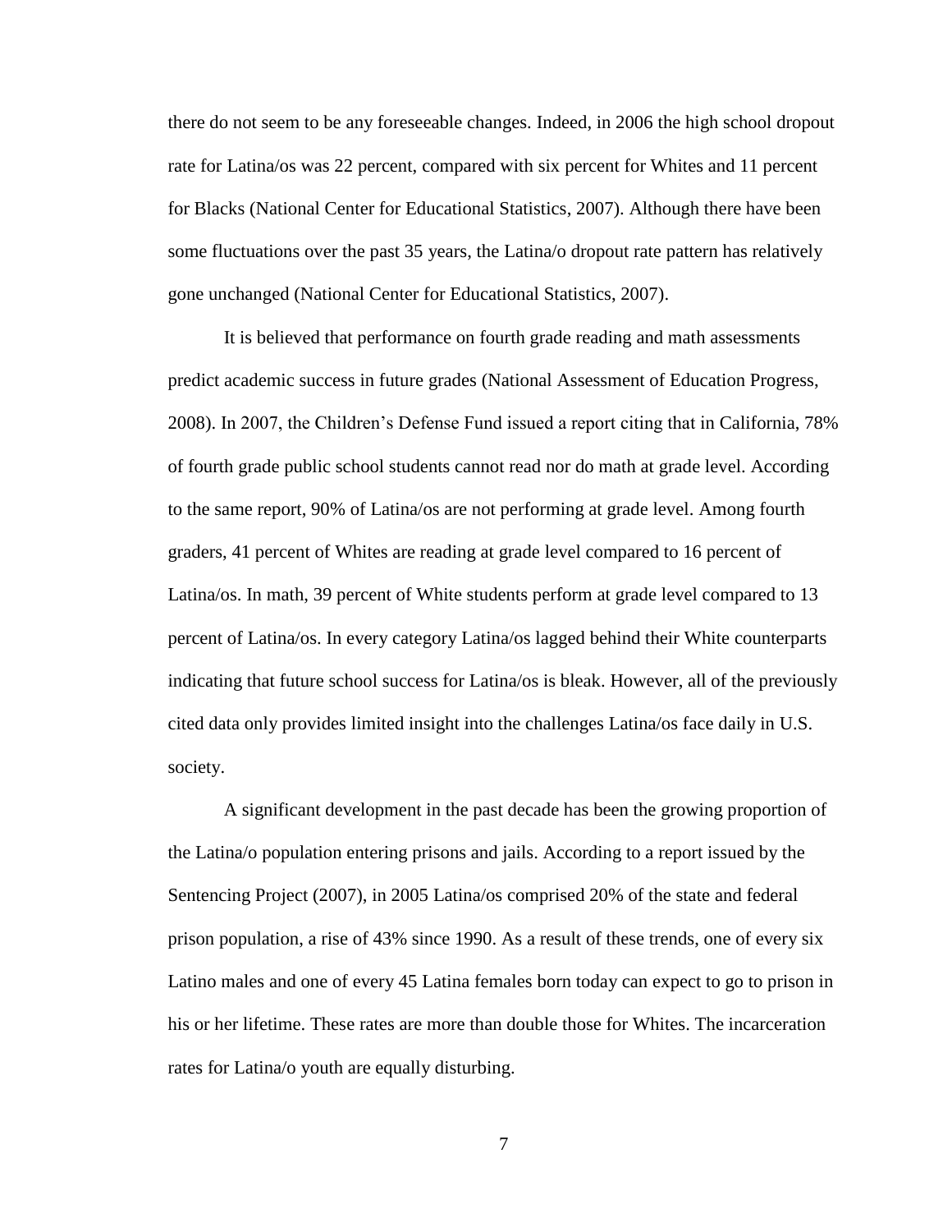there do not seem to be any foreseeable changes. Indeed, in 2006 the high school dropout rate for Latina/os was 22 percent, compared with six percent for Whites and 11 percent for Blacks (National Center for Educational Statistics, 2007). Although there have been some fluctuations over the past 35 years, the Latina/o dropout rate pattern has relatively gone unchanged (National Center for Educational Statistics, 2007).

It is believed that performance on fourth grade reading and math assessments predict academic success in future grades (National Assessment of Education Progress, 2008). In 2007, the Children's Defense Fund issued a report citing that in California, 78% of fourth grade public school students cannot read nor do math at grade level. According to the same report, 90% of Latina/os are not performing at grade level. Among fourth graders, 41 percent of Whites are reading at grade level compared to 16 percent of Latina/os. In math, 39 percent of White students perform at grade level compared to 13 percent of Latina/os. In every category Latina/os lagged behind their White counterparts indicating that future school success for Latina/os is bleak. However, all of the previously cited data only provides limited insight into the challenges Latina/os face daily in U.S. society.

A significant development in the past decade has been the growing proportion of the Latina/o population entering prisons and jails. According to a report issued by the Sentencing Project (2007), in 2005 Latina/os comprised 20% of the state and federal prison population, a rise of 43% since 1990. As a result of these trends, one of every six Latino males and one of every 45 Latina females born today can expect to go to prison in his or her lifetime. These rates are more than double those for Whites. The incarceration rates for Latina/o youth are equally disturbing.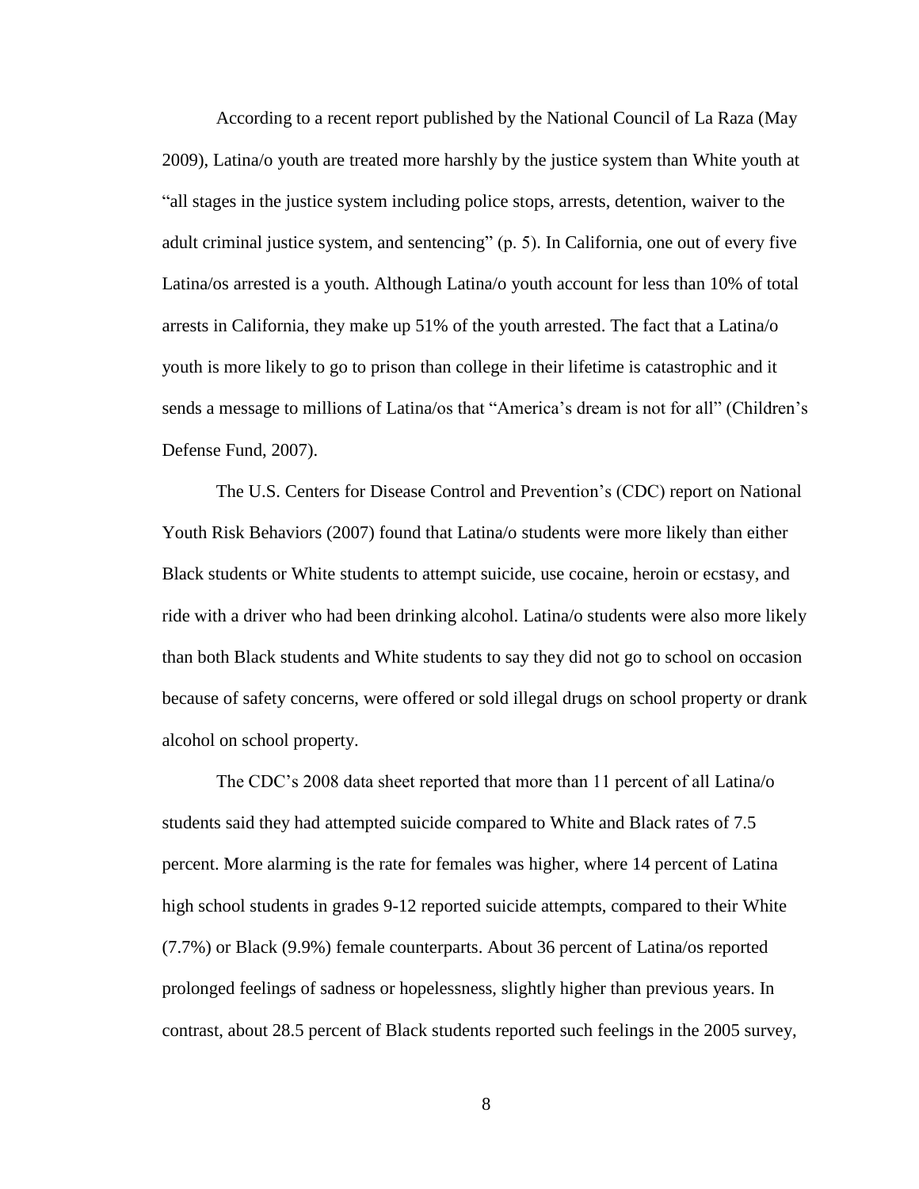According to a recent report published by the National Council of La Raza (May 2009), Latina/o youth are treated more harshly by the justice system than White youth at "all stages in the justice system including police stops, arrests, detention, waiver to the adult criminal justice system, and sentencing" (p. 5). In California, one out of every five Latina/os arrested is a youth. Although Latina/o youth account for less than 10% of total arrests in California, they make up 51% of the youth arrested. The fact that a Latina/o youth is more likely to go to prison than college in their lifetime is catastrophic and it sends a message to millions of Latina/os that "America's dream is not for all" (Children's Defense Fund, 2007).

The U.S. Centers for Disease Control and Prevention's (CDC) report on National Youth Risk Behaviors (2007) found that Latina/o students were more likely than either Black students or White students to attempt suicide, use cocaine, heroin or ecstasy, and ride with a driver who had been drinking alcohol. Latina/o students were also more likely than both Black students and White students to say they did not go to school on occasion because of safety concerns, were offered or sold illegal drugs on school property or drank alcohol on school property.

The CDC's 2008 data sheet reported that more than 11 percent of all Latina/o students said they had attempted suicide compared to White and Black rates of 7.5 percent. More alarming is the rate for females was higher, where 14 percent of Latina high school students in grades 9-12 reported suicide attempts, compared to their White (7.7%) or Black (9.9%) female counterparts. About 36 percent of Latina/os reported prolonged feelings of sadness or hopelessness, slightly higher than previous years. In contrast, about 28.5 percent of Black students reported such feelings in the 2005 survey,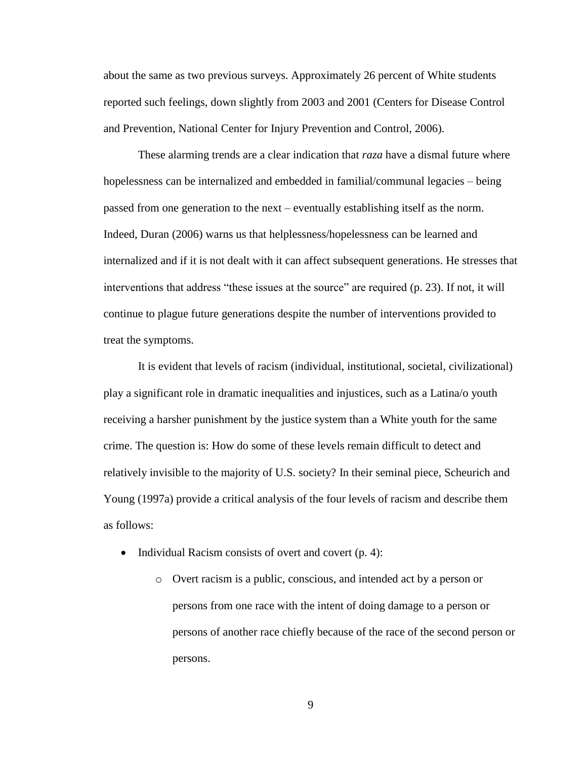about the same as two previous surveys. Approximately 26 percent of White students reported such feelings, down slightly from 2003 and 2001 (Centers for Disease Control and Prevention, National Center for Injury Prevention and Control, 2006).

These alarming trends are a clear indication that *raza* have a dismal future where hopelessness can be internalized and embedded in familial/communal legacies – being passed from one generation to the next – eventually establishing itself as the norm. Indeed, Duran (2006) warns us that helplessness/hopelessness can be learned and internalized and if it is not dealt with it can affect subsequent generations. He stresses that interventions that address "these issues at the source" are required (p. 23). If not, it will continue to plague future generations despite the number of interventions provided to treat the symptoms.

It is evident that levels of racism (individual, institutional, societal, civilizational) play a significant role in dramatic inequalities and injustices, such as a Latina/o youth receiving a harsher punishment by the justice system than a White youth for the same crime. The question is: How do some of these levels remain difficult to detect and relatively invisible to the majority of U.S. society? In their seminal piece, Scheurich and Young (1997a) provide a critical analysis of the four levels of racism and describe them as follows:

- Individual Racism consists of overt and covert (p. 4):
  - Overt racism is a public, conscious, and intended act by a person or persons from one race with the intent of doing damage to a person or persons of another race chiefly because of the race of the second person or persons.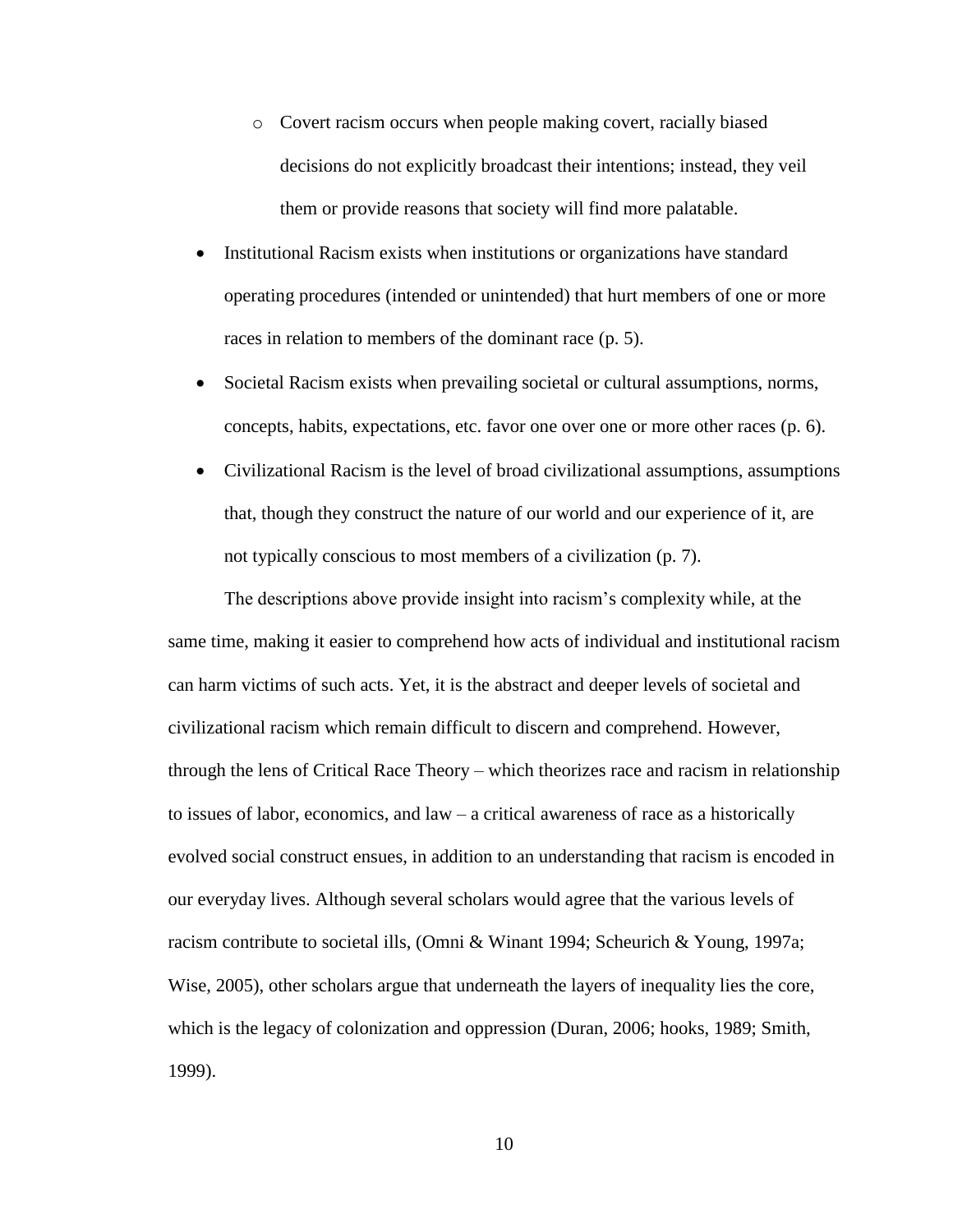- Covert racism occurs when people making covert, racially biased decisions do not explicitly broadcast their intentions; instead, they veil them or provide reasons that society will find more palatable.
- Institutional Racism exists when institutions or organizations have standard operating procedures (intended or unintended) that hurt members of one or more races in relation to members of the dominant race (p. 5).
- Societal Racism exists when prevailing societal or cultural assumptions, norms, concepts, habits, expectations, etc. favor one over one or more other races (p. 6).
- Civilizational Racism is the level of broad civilizational assumptions, assumptions that, though they construct the nature of our world and our experience of it, are not typically conscious to most members of a civilization (p. 7).

The descriptions above provide insight into racism's complexity while, at the same time, making it easier to comprehend how acts of individual and institutional racism can harm victims of such acts. Yet, it is the abstract and deeper levels of societal and civilizational racism which remain difficult to discern and comprehend. However, through the lens of Critical Race Theory – which theorizes race and racism in relationship to issues of labor, economics, and law – a critical awareness of race as a historically evolved social construct ensues, in addition to an understanding that racism is encoded in our everyday lives. Although several scholars would agree that the various levels of racism contribute to societal ills, (Omni & Winant 1994; Scheurich & Young, 1997a; Wise, 2005), other scholars argue that underneath the layers of inequality lies the core, which is the legacy of colonization and oppression (Duran, 2006; hooks, 1989; Smith, 1999).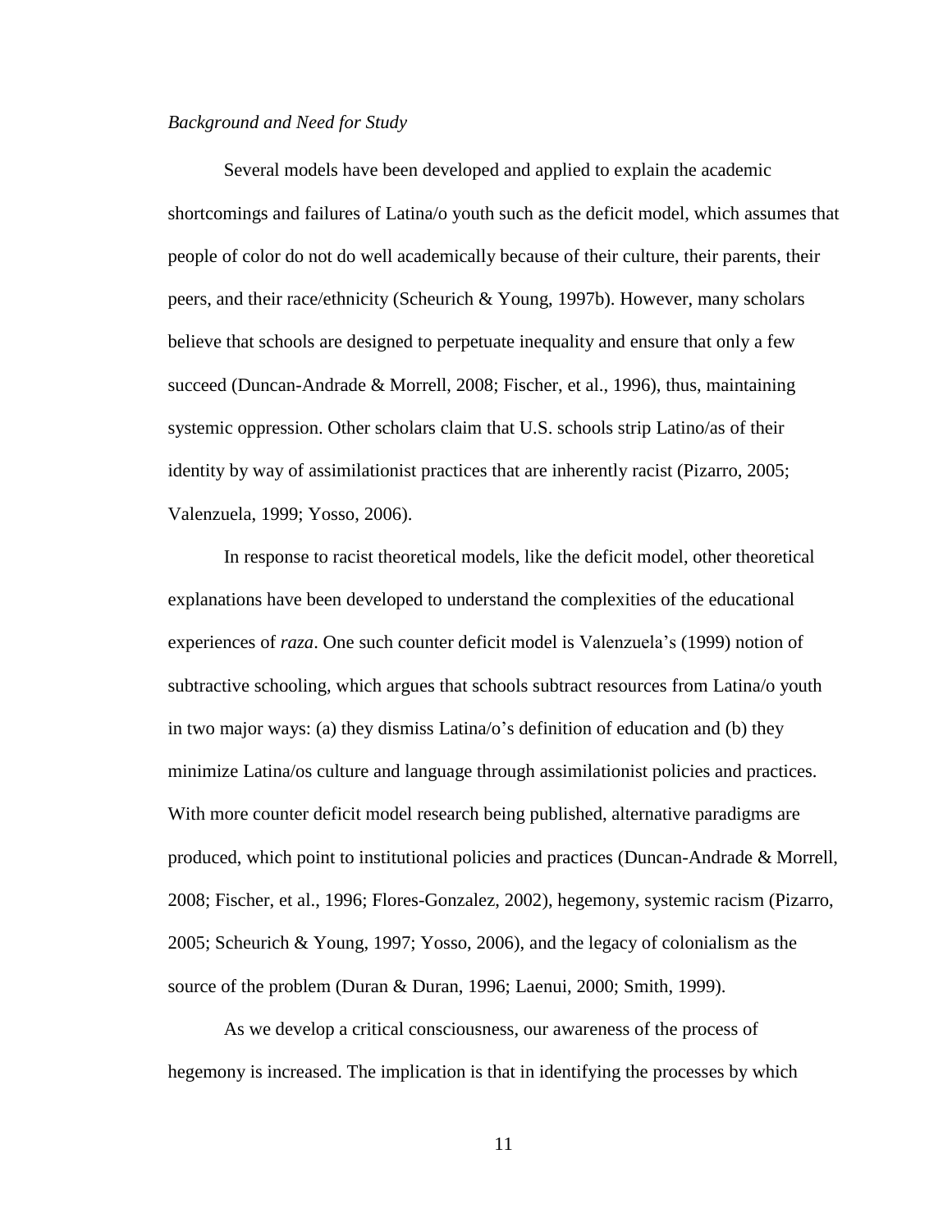*Background and Need for Study*

Several models have been developed and applied to explain the academic shortcomings and failures of Latina/o youth such as the deficit model, which assumes that people of color do not do well academically because of their culture, their parents, their peers, and their race/ethnicity (Scheurich & Young, 1997b). However, many scholars believe that schools are designed to perpetuate inequality and ensure that only a few succeed (Duncan-Andrade & Morrell, 2008; Fischer, et al., 1996), thus, maintaining systemic oppression. Other scholars claim that U.S. schools strip Latino/as of their identity by way of assimilationist practices that are inherently racist (Pizarro, 2005; Valenzuela, 1999; Yosso, 2006).

In response to racist theoretical models, like the deficit model, other theoretical explanations have been developed to understand the complexities of the educational experiences of *raza*. One such counter deficit model is Valenzuela's (1999) notion of subtractive schooling, which argues that schools subtract resources from Latina/o youth in two major ways: (a) they dismiss Latina/o's definition of education and (b) they minimize Latina/os culture and language through assimilationist policies and practices. With more counter deficit model research being published, alternative paradigms are produced, which point to institutional policies and practices (Duncan-Andrade & Morrell, 2008; Fischer, et al., 1996; Flores-Gonzalez, 2002), hegemony, systemic racism (Pizarro, 2005; Scheurich & Young, 1997; Yosso, 2006), and the legacy of colonialism as the source of the problem (Duran & Duran, 1996; Laenui, 2000; Smith, 1999).

As we develop a critical consciousness, our awareness of the process of hegemony is increased. The implication is that in identifying the processes by which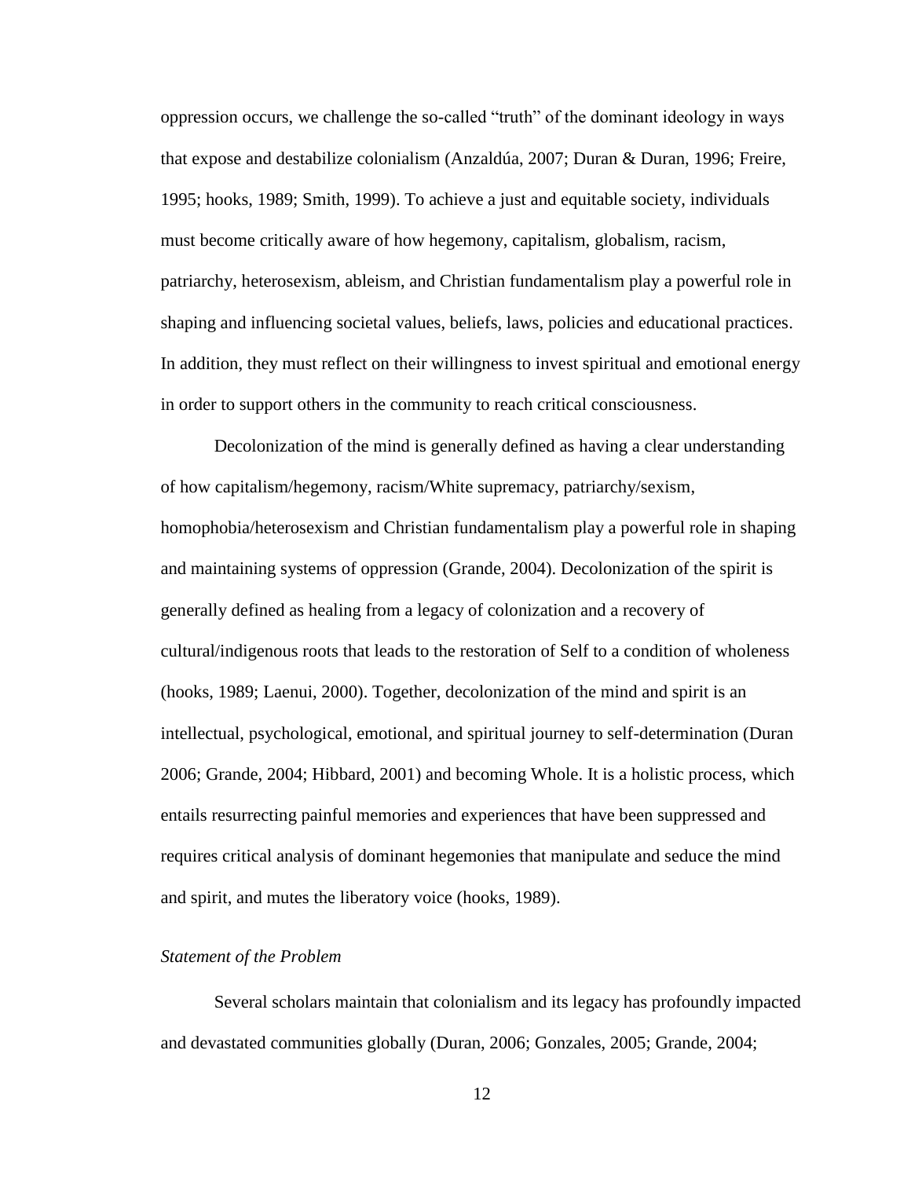oppression occurs, we challenge the so-called "truth" of the dominant ideology in ways that expose and destabilize colonialism (Anzaldúa, 2007; Duran & Duran, 1996; Freire, 1995; hooks, 1989; Smith, 1999). To achieve a just and equitable society, individuals must become critically aware of how hegemony, capitalism, globalism, racism, patriarchy, heterosexism, ableism, and Christian fundamentalism play a powerful role in shaping and influencing societal values, beliefs, laws, policies and educational practices. In addition, they must reflect on their willingness to invest spiritual and emotional energy in order to support others in the community to reach critical consciousness.

Decolonization of the mind is generally defined as having a clear understanding of how capitalism/hegemony, racism/White supremacy, patriarchy/sexism, homophobia/heterosexism and Christian fundamentalism play a powerful role in shaping and maintaining systems of oppression (Grande, 2004). Decolonization of the spirit is generally defined as healing from a legacy of colonization and a recovery of cultural/indigenous roots that leads to the restoration of Self to a condition of wholeness (hooks, 1989; Laenui, 2000). Together, decolonization of the mind and spirit is an intellectual, psychological, emotional, and spiritual journey to self-determination (Duran 2006; Grande, 2004; Hibbard, 2001) and becoming Whole. It is a holistic process, which entails resurrecting painful memories and experiences that have been suppressed and requires critical analysis of dominant hegemonies that manipulate and seduce the mind and spirit, and mutes the liberatory voice (hooks, 1989).

*Statement of the Problem*

Several scholars maintain that colonialism and its legacy has profoundly impacted and devastated communities globally (Duran, 2006; Gonzales, 2005; Grande, 2004;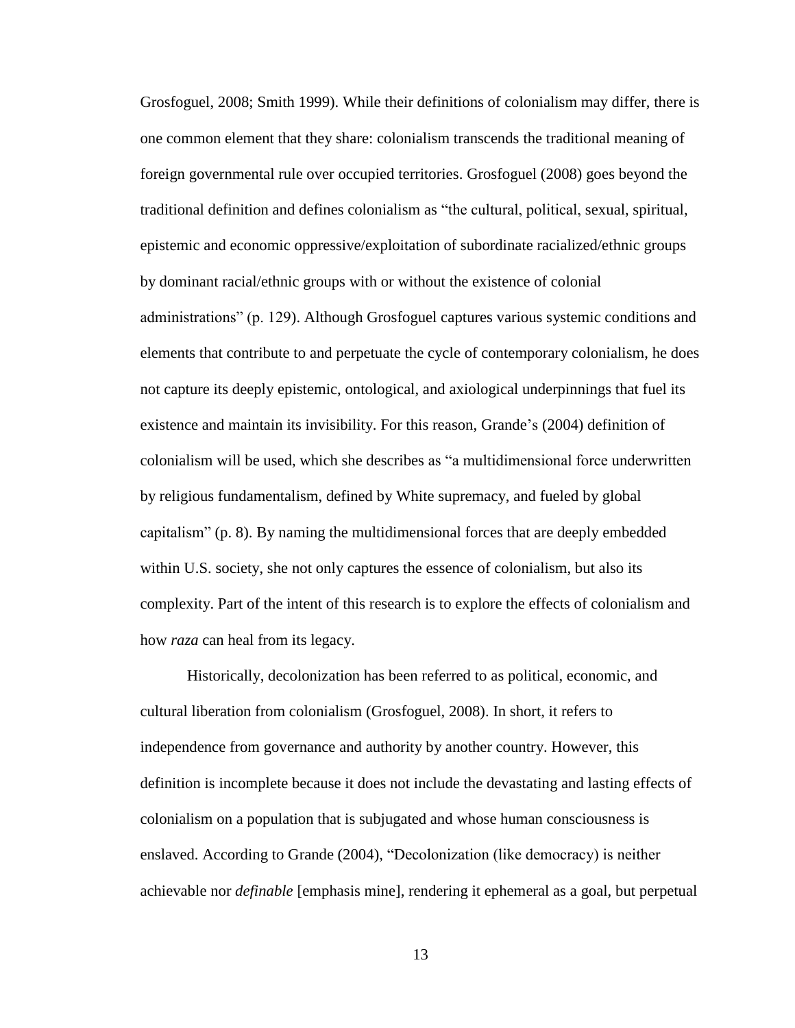Grosfoguel, 2008; Smith 1999). While their definitions of colonialism may differ, there is one common element that they share: colonialism transcends the traditional meaning of foreign governmental rule over occupied territories. Grosfoguel (2008) goes beyond the traditional definition and defines colonialism as "the cultural, political, sexual, spiritual, epistemic and economic oppressive/exploitation of subordinate racialized/ethnic groups by dominant racial/ethnic groups with or without the existence of colonial administrations" (p. 129). Although Grosfoguel captures various systemic conditions and elements that contribute to and perpetuate the cycle of contemporary colonialism, he does not capture its deeply epistemic, ontological, and axiological underpinnings that fuel its existence and maintain its invisibility. For this reason, Grande's (2004) definition of colonialism will be used, which she describes as "a multidimensional force underwritten by religious fundamentalism, defined by White supremacy, and fueled by global capitalism" (p. 8). By naming the multidimensional forces that are deeply embedded within U.S. society, she not only captures the essence of colonialism, but also its complexity. Part of the intent of this research is to explore the effects of colonialism and how *raza* can heal from its legacy.

Historically, decolonization has been referred to as political, economic, and cultural liberation from colonialism (Grosfoguel, 2008). In short, it refers to independence from governance and authority by another country. However, this definition is incomplete because it does not include the devastating and lasting effects of colonialism on a population that is subjugated and whose human consciousness is enslaved. According to Grande (2004), "Decolonization (like democracy) is neither achievable nor *definable* [emphasis mine], rendering it ephemeral as a goal, but perpetual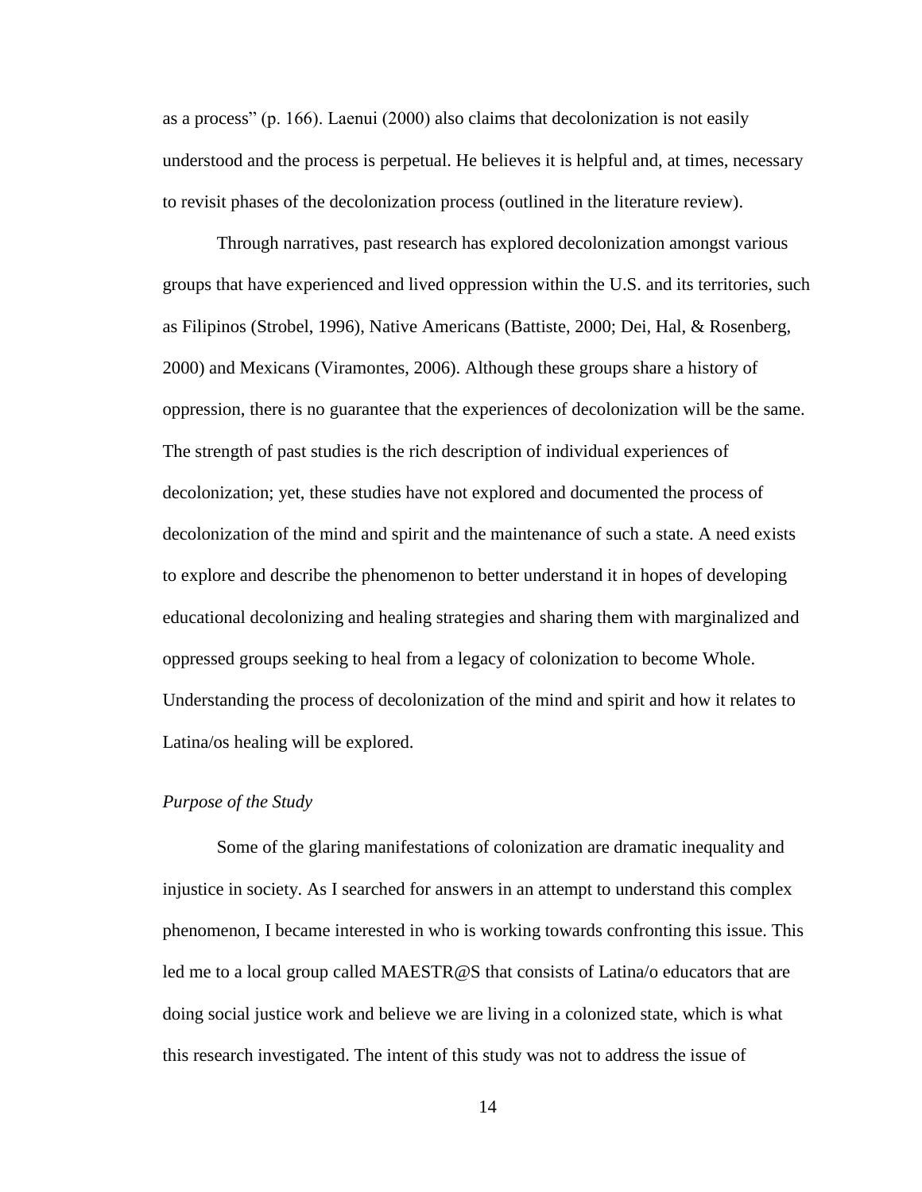as a process" (p. 166). Laenui (2000) also claims that decolonization is not easily understood and the process is perpetual. He believes it is helpful and, at times, necessary to revisit phases of the decolonization process (outlined in the literature review).

Through narratives, past research has explored decolonization amongst various groups that have experienced and lived oppression within the U.S. and its territories, such as Filipinos (Strobel, 1996), Native Americans (Battiste, 2000; Dei, Hal, & Rosenberg, 2000) and Mexicans (Viramontes, 2006). Although these groups share a history of oppression, there is no guarantee that the experiences of decolonization will be the same. The strength of past studies is the rich description of individual experiences of decolonization; yet, these studies have not explored and documented the process of decolonization of the mind and spirit and the maintenance of such a state. A need exists to explore and describe the phenomenon to better understand it in hopes of developing educational decolonizing and healing strategies and sharing them with marginalized and oppressed groups seeking to heal from a legacy of colonization to become Whole. Understanding the process of decolonization of the mind and spirit and how it relates to Latina/os healing will be explored.

*Purpose of the Study*

Some of the glaring manifestations of colonization are dramatic inequality and injustice in society. As I searched for answers in an attempt to understand this complex phenomenon, I became interested in who is working towards confronting this issue. This led me to a local group called MAESTR@S that consists of Latina/o educators that are doing social justice work and believe we are living in a colonized state, which is what this research investigated. The intent of this study was not to address the issue of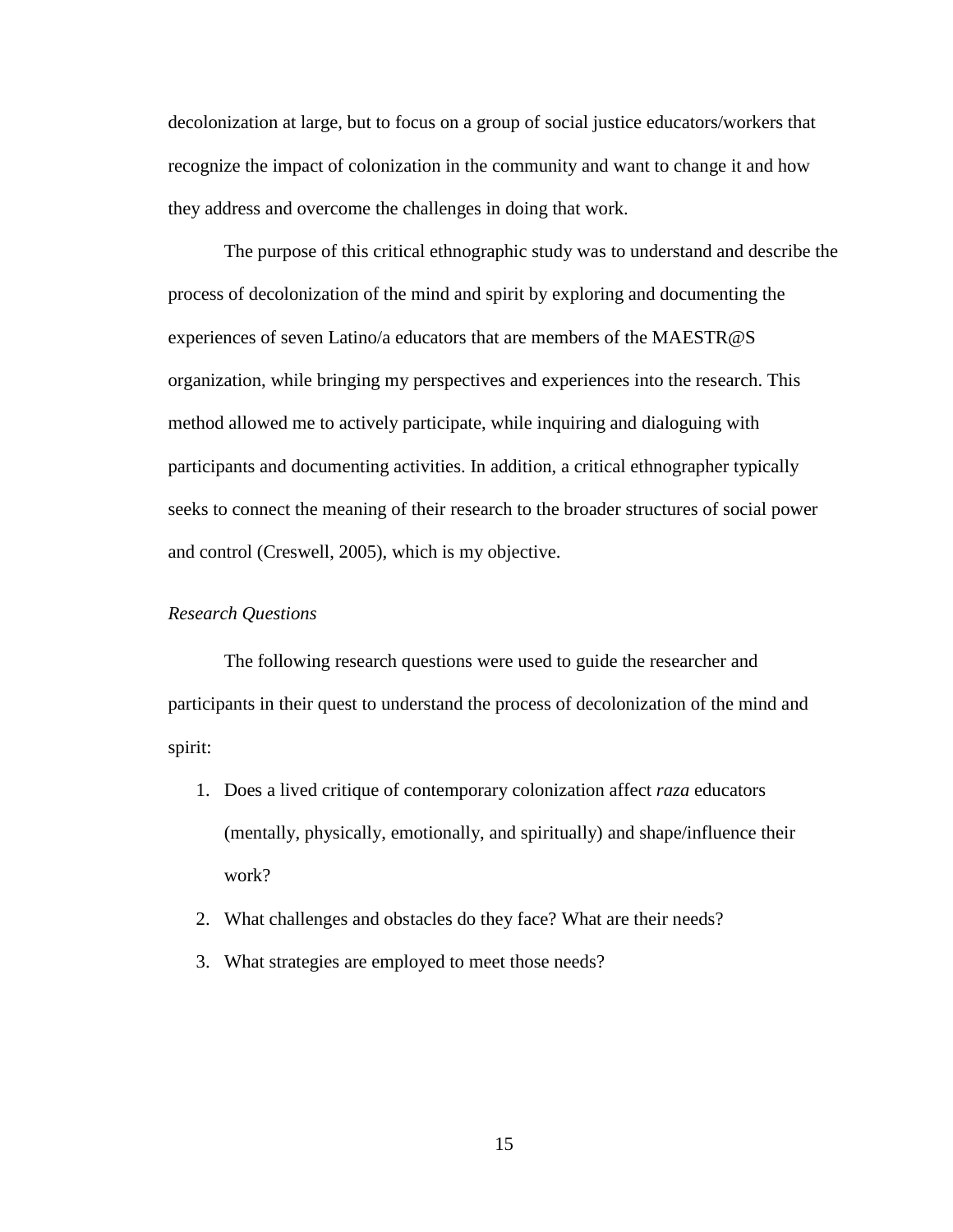decolonization at large, but to focus on a group of social justice educators/workers that recognize the impact of colonization in the community and want to change it and how they address and overcome the challenges in doing that work.

The purpose of this critical ethnographic study was to understand and describe the process of decolonization of the mind and spirit by exploring and documenting the experiences of seven Latino/a educators that are members of the MAESTR@S organization, while bringing my perspectives and experiences into the research. This method allowed me to actively participate, while inquiring and dialoguing with participants and documenting activities. In addition, a critical ethnographer typically seeks to connect the meaning of their research to the broader structures of social power and control (Creswell, 2005), which is my objective.

### *Research Questions*

The following research questions were used to guide the researcher and participants in their quest to understand the process of decolonization of the mind and spirit:

1. Does a lived critique of contemporary colonization affect *raza* educators (mentally, physically, emotionally, and spiritually) and shape/influence their work?
2. What challenges and obstacles do they face? What are their needs?
3. What strategies are employed to meet those needs?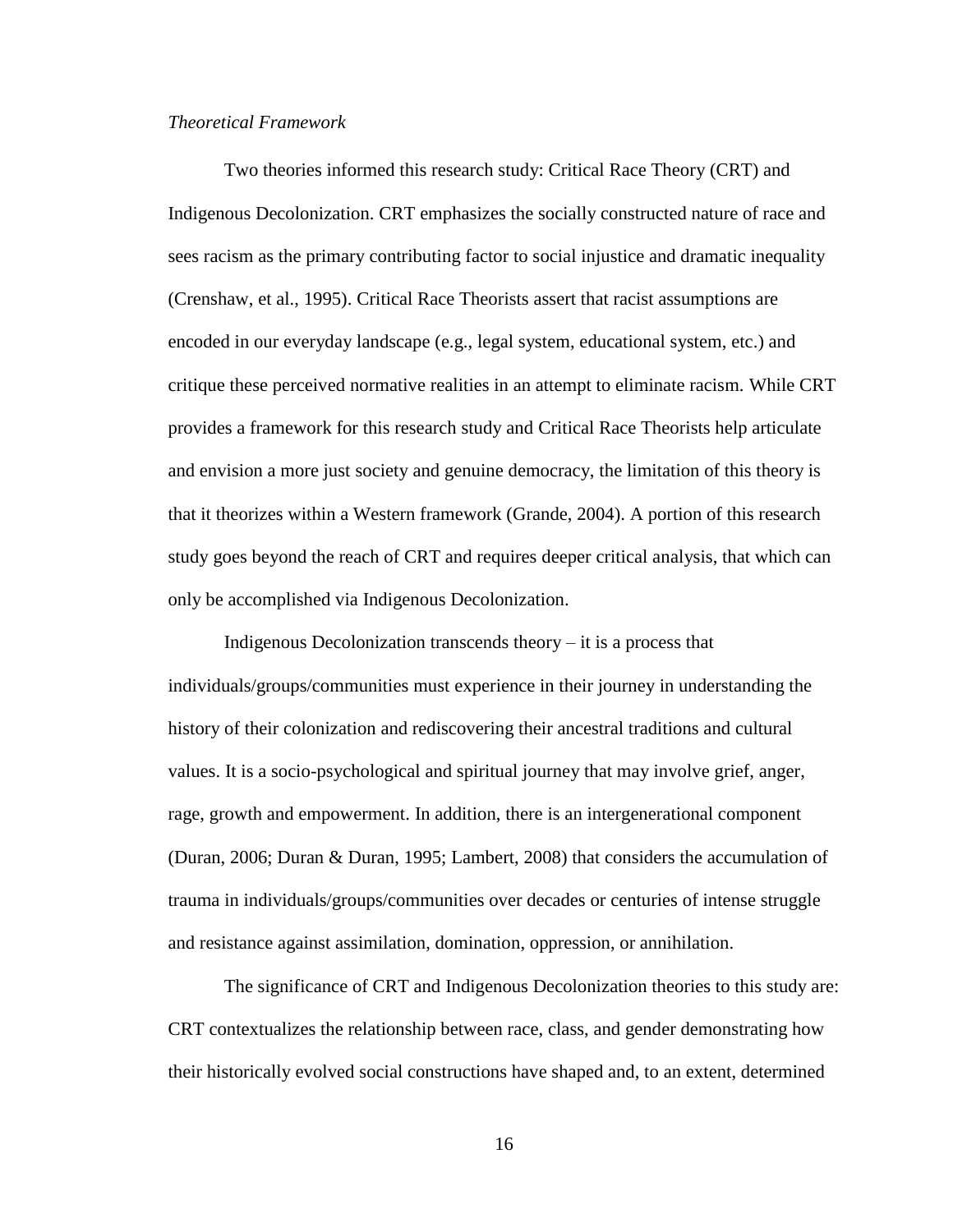*Theoretical Framework*

Two theories informed this research study: Critical Race Theory (CRT) and Indigenous Decolonization. CRT emphasizes the socially constructed nature of race and sees racism as the primary contributing factor to social injustice and dramatic inequality (Crenshaw, et al., 1995). Critical Race Theorists assert that racist assumptions are encoded in our everyday landscape (e.g., legal system, educational system, etc.) and critique these perceived normative realities in an attempt to eliminate racism. While CRT provides a framework for this research study and Critical Race Theorists help articulate and envision a more just society and genuine democracy, the limitation of this theory is that it theorizes within a Western framework (Grande, 2004). A portion of this research study goes beyond the reach of CRT and requires deeper critical analysis, that which can only be accomplished via Indigenous Decolonization.

Indigenous Decolonization transcends theory – it is a process that individuals/groups/communities must experience in their journey in understanding the history of their colonization and rediscovering their ancestral traditions and cultural values. It is a socio-psychological and spiritual journey that may involve grief, anger, rage, growth and empowerment. In addition, there is an intergenerational component (Duran, 2006; Duran & Duran, 1995; Lambert, 2008) that considers the accumulation of trauma in individuals/groups/communities over decades or centuries of intense struggle and resistance against assimilation, domination, oppression, or annihilation.

The significance of CRT and Indigenous Decolonization theories to this study are: CRT contextualizes the relationship between race, class, and gender demonstrating how their historically evolved social constructions have shaped and, to an extent, determined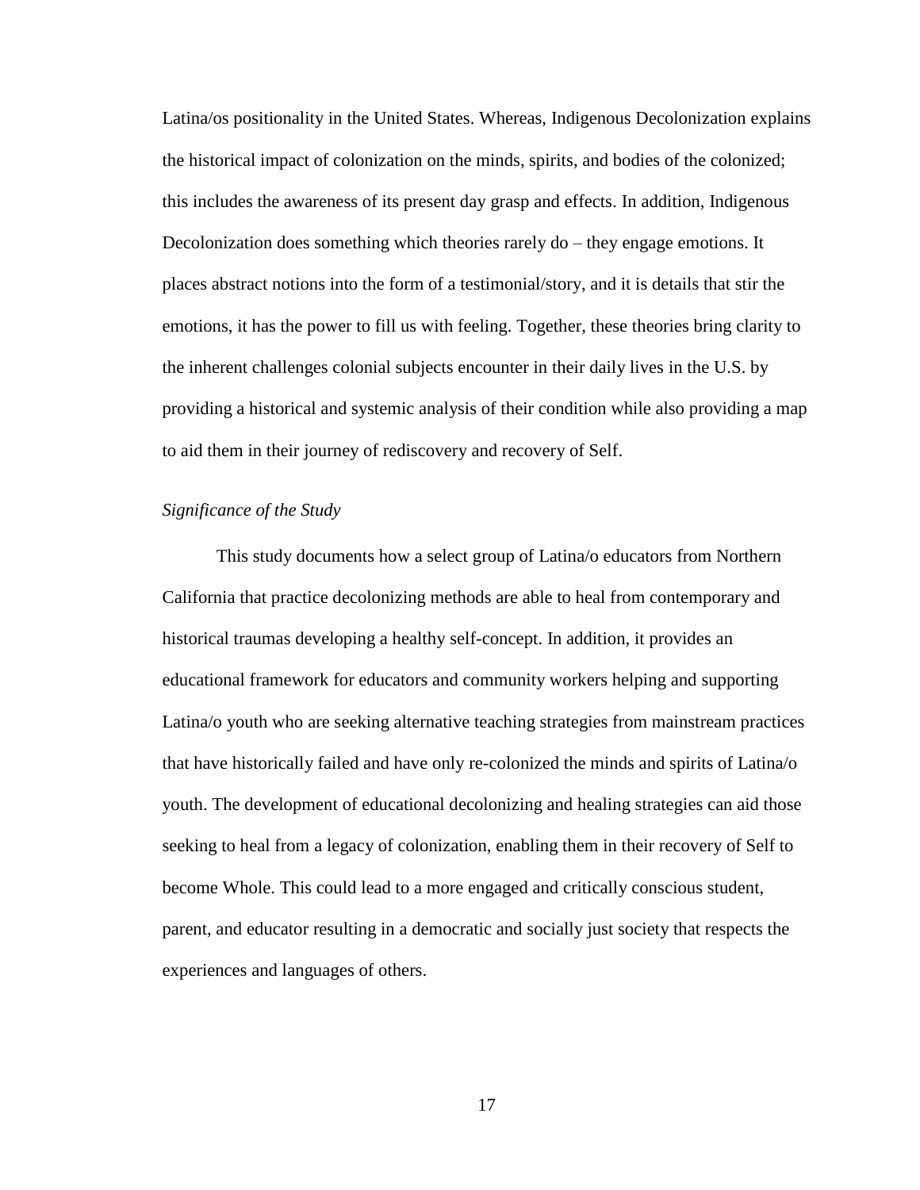Latina/os positionality in the United States. Whereas, Indigenous Decolonization explains the historical impact of colonization on the minds, spirits, and bodies of the colonized; this includes the awareness of its present day grasp and effects. In addition, Indigenous Decolonization does something which theories rarely do – they engage emotions. It places abstract notions into the form of a testimonial/story, and it is details that stir the emotions, it has the power to fill us with feeling. Together, these theories bring clarity to the inherent challenges colonial subjects encounter in their daily lives in the U.S. by providing a historical and systemic analysis of their condition while also providing a map to aid them in their journey of rediscovery and recovery of Self.

### *Significance of the Study*

This study documents how a select group of Latina/o educators from Northern California that practice decolonizing methods are able to heal from contemporary and historical traumas developing a healthy self-concept. In addition, it provides an educational framework for educators and community workers helping and supporting Latina/o youth who are seeking alternative teaching strategies from mainstream practices that have historically failed and have only re-colonized the minds and spirits of Latina/o youth. The development of educational decolonizing and healing strategies can aid those seeking to heal from a legacy of colonization, enabling them in their recovery of Self to become Whole. This could lead to a more engaged and critically conscious student, parent, and educator resulting in a democratic and socially just society that respects the experiences and languages of others.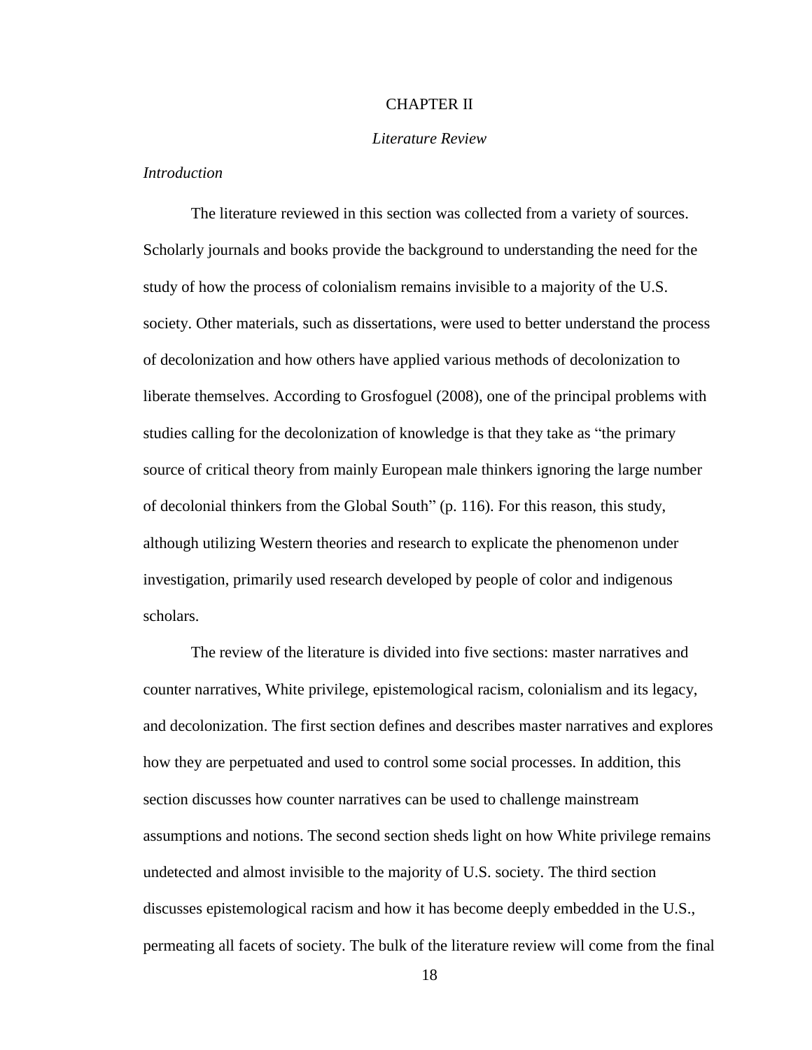# CHAPTER II

## *Literature Review*

### *Introduction*

The literature reviewed in this section was collected from a variety of sources. Scholarly journals and books provide the background to understanding the need for the study of how the process of colonialism remains invisible to a majority of the U.S. society. Other materials, such as dissertations, were used to better understand the process of decolonization and how others have applied various methods of decolonization to liberate themselves. According to Grosfoguel (2008), one of the principal problems with studies calling for the decolonization of knowledge is that they take as "the primary source of critical theory from mainly European male thinkers ignoring the large number of decolonial thinkers from the Global South" (p. 116). For this reason, this study, although utilizing Western theories and research to explicate the phenomenon under investigation, primarily used research developed by people of color and indigenous scholars.

The review of the literature is divided into five sections: master narratives and counter narratives, White privilege, epistemological racism, colonialism and its legacy, and decolonization. The first section defines and describes master narratives and explores how they are perpetuated and used to control some social processes. In addition, this section discusses how counter narratives can be used to challenge mainstream assumptions and notions. The second section sheds light on how White privilege remains undetected and almost invisible to the majority of U.S. society. The third section discusses epistemological racism and how it has become deeply embedded in the U.S., permeating all facets of society. The bulk of the literature review will come from the final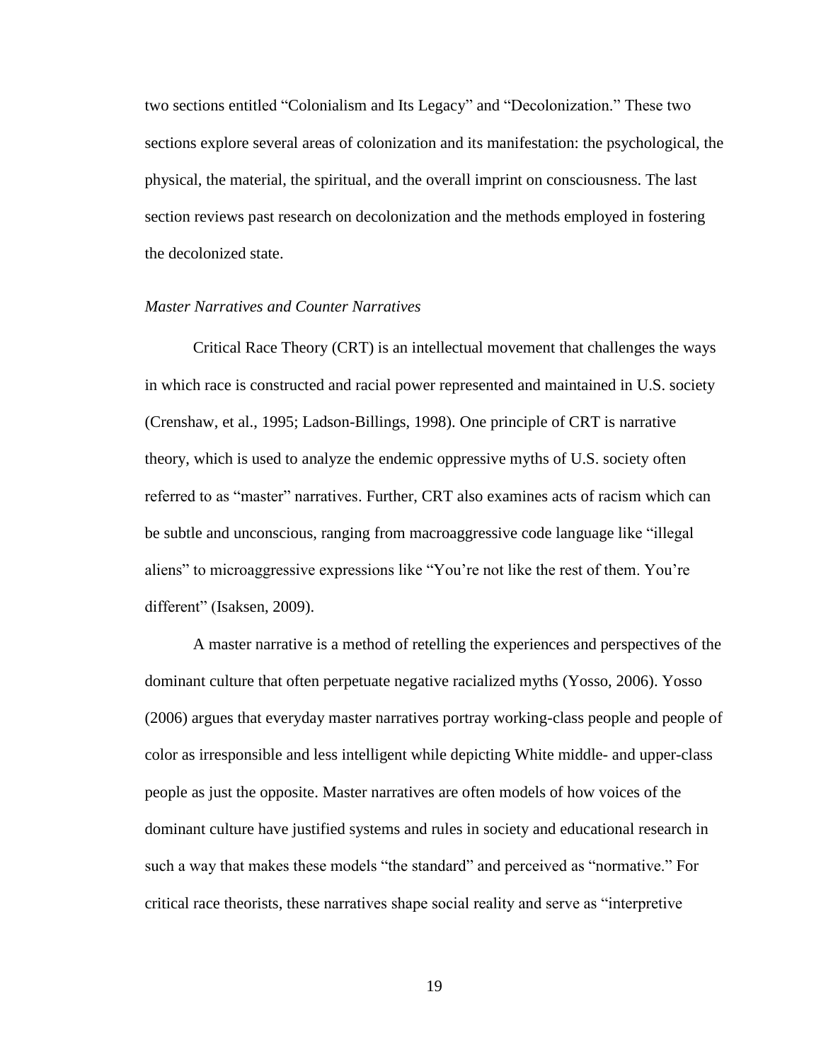two sections entitled "Colonialism and Its Legacy" and "Decolonization." These two sections explore several areas of colonization and its manifestation: the psychological, the physical, the material, the spiritual, and the overall imprint on consciousness. The last section reviews past research on decolonization and the methods employed in fostering the decolonized state.

### *Master Narratives and Counter Narratives*

Critical Race Theory (CRT) is an intellectual movement that challenges the ways in which race is constructed and racial power represented and maintained in U.S. society (Crenshaw, et al., 1995; Ladson-Billings, 1998). One principle of CRT is narrative theory, which is used to analyze the endemic oppressive myths of U.S. society often referred to as "master" narratives. Further, CRT also examines acts of racism which can be subtle and unconscious, ranging from macroaggressive code language like "illegal aliens" to microaggressive expressions like "You're not like the rest of them. You're different" (Isaksen, 2009).

A master narrative is a method of retelling the experiences and perspectives of the dominant culture that often perpetuate negative racialized myths (Yosso, 2006). Yosso (2006) argues that everyday master narratives portray working-class people and people of color as irresponsible and less intelligent while depicting White middle- and upper-class people as just the opposite. Master narratives are often models of how voices of the dominant culture have justified systems and rules in society and educational research in such a way that makes these models "the standard" and perceived as "normative." For critical race theorists, these narratives shape social reality and serve as "interpretive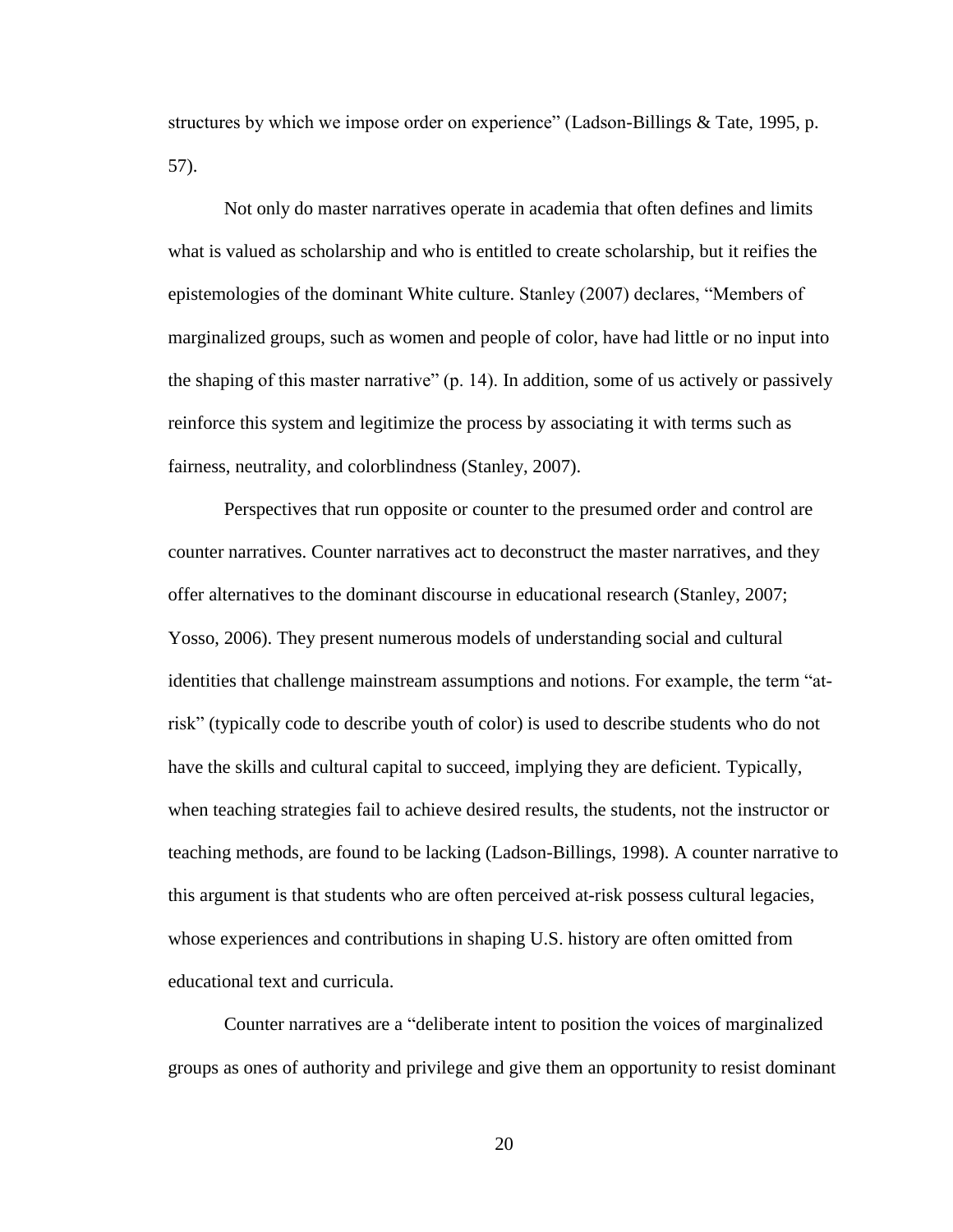structures by which we impose order on experience" (Ladson-Billings & Tate, 1995, p. 57).

Not only do master narratives operate in academia that often defines and limits what is valued as scholarship and who is entitled to create scholarship, but it reifies the epistemologies of the dominant White culture. Stanley (2007) declares, "Members of marginalized groups, such as women and people of color, have had little or no input into the shaping of this master narrative" (p. 14). In addition, some of us actively or passively reinforce this system and legitimize the process by associating it with terms such as fairness, neutrality, and colorblindness (Stanley, 2007).

Perspectives that run opposite or counter to the presumed order and control are counter narratives. Counter narratives act to deconstruct the master narratives, and they offer alternatives to the dominant discourse in educational research (Stanley, 2007; Yosso, 2006). They present numerous models of understanding social and cultural identities that challenge mainstream assumptions and notions. For example, the term "at-risk" (typically code to describe youth of color) is used to describe students who do not have the skills and cultural capital to succeed, implying they are deficient. Typically, when teaching strategies fail to achieve desired results, the students, not the instructor or teaching methods, are found to be lacking (Ladson-Billings, 1998). A counter narrative to this argument is that students who are often perceived at-risk possess cultural legacies, whose experiences and contributions in shaping U.S. history are often omitted from educational text and curricula.

Counter narratives are a "deliberate intent to position the voices of marginalized groups as ones of authority and privilege and give them an opportunity to resist dominant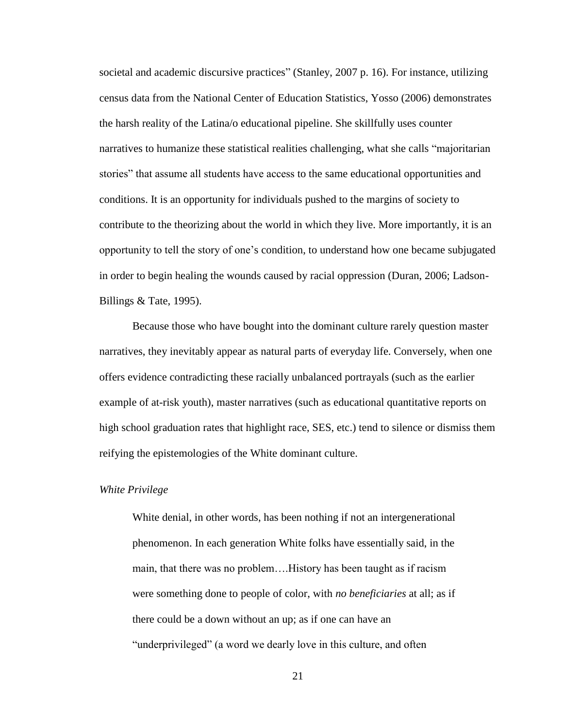societal and academic discursive practices" (Stanley, 2007 p. 16). For instance, utilizing census data from the National Center of Education Statistics, Yosso (2006) demonstrates the harsh reality of the Latina/o educational pipeline. She skillfully uses counter narratives to humanize these statistical realities challenging, what she calls "majoritarian stories" that assume all students have access to the same educational opportunities and conditions. It is an opportunity for individuals pushed to the margins of society to contribute to the theorizing about the world in which they live. More importantly, it is an opportunity to tell the story of one's condition, to understand how one became subjugated in order to begin healing the wounds caused by racial oppression (Duran, 2006; Ladson-Billings & Tate, 1995).

Because those who have bought into the dominant culture rarely question master narratives, they inevitably appear as natural parts of everyday life. Conversely, when one offers evidence contradicting these racially unbalanced portrayals (such as the earlier example of at-risk youth), master narratives (such as educational quantitative reports on high school graduation rates that highlight race, SES, etc.) tend to silence or dismiss them reifying the epistemologies of the White dominant culture.

*White Privilege*

> White denial, in other words, has been nothing if not an intergenerational phenomenon. In each generation White folks have essentially said, in the main, that there was no problem….History has been taught as if racism were something done to people of color, with *no beneficiaries* at all; as if there could be a down without an up; as if one can have an "underprivileged" (a word we dearly love in this culture, and often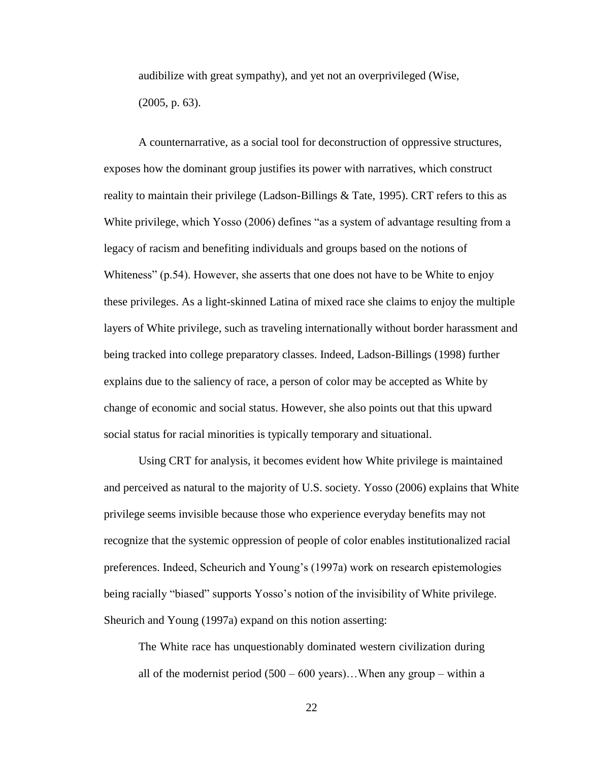audibilize with great sympathy), and yet not an overprivileged (Wise, (2005, p. 63).

A counternarrative, as a social tool for deconstruction of oppressive structures, exposes how the dominant group justifies its power with narratives, which construct reality to maintain their privilege (Ladson-Billings & Tate, 1995). CRT refers to this as White privilege, which Yosso (2006) defines "as a system of advantage resulting from a legacy of racism and benefiting individuals and groups based on the notions of Whiteness" (p.54). However, she asserts that one does not have to be White to enjoy these privileges. As a light-skinned Latina of mixed race she claims to enjoy the multiple layers of White privilege, such as traveling internationally without border harassment and being tracked into college preparatory classes. Indeed, Ladson-Billings (1998) further explains due to the saliency of race, a person of color may be accepted as White by change of economic and social status. However, she also points out that this upward social status for racial minorities is typically temporary and situational.

Using CRT for analysis, it becomes evident how White privilege is maintained and perceived as natural to the majority of U.S. society. Yosso (2006) explains that White privilege seems invisible because those who experience everyday benefits may not recognize that the systemic oppression of people of color enables institutionalized racial preferences. Indeed, Scheurich and Young's (1997a) work on research epistemologies being racially "biased" supports Yosso's notion of the invisibility of White privilege. Sheurich and Young (1997a) expand on this notion asserting:

> The White race has unquestionably dominated western civilization during all of the modernist period (500 – 600 years)…When any group – within a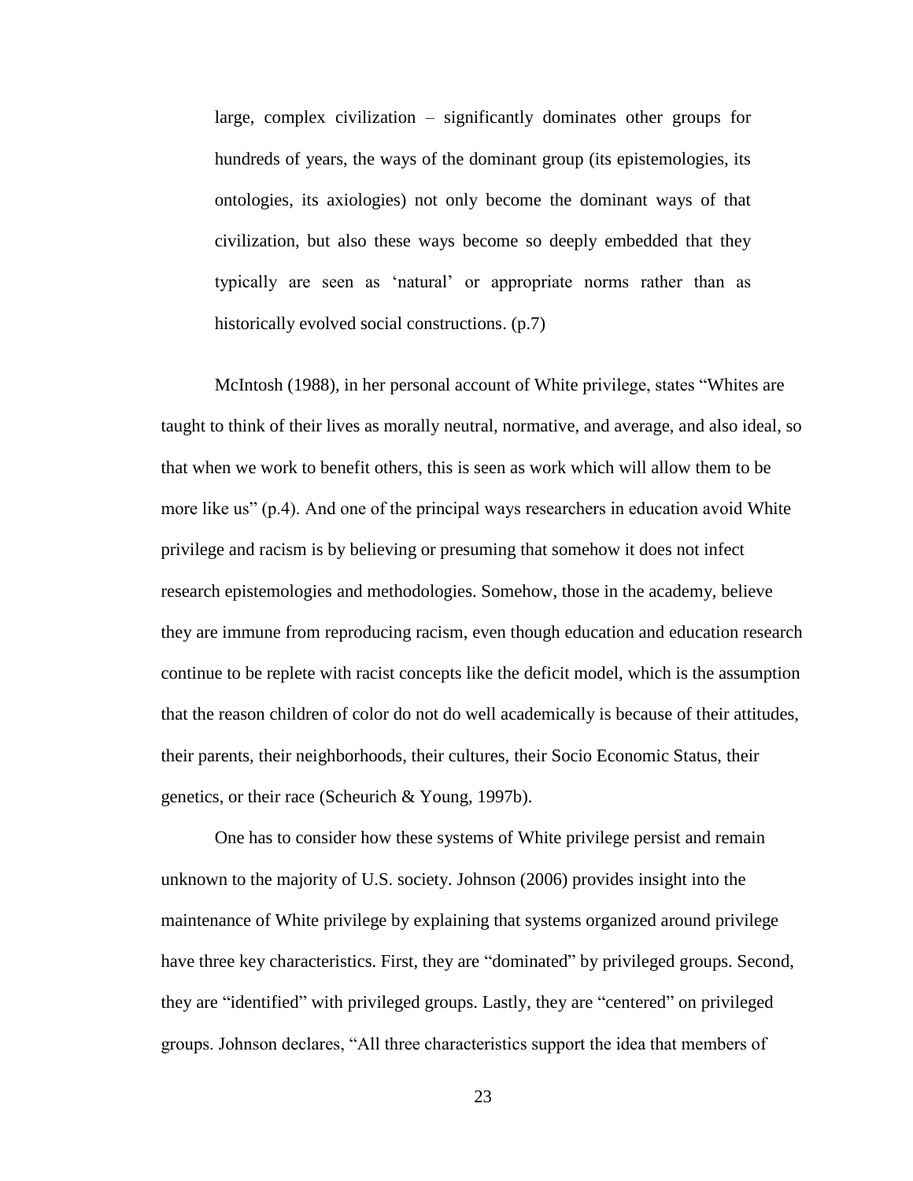> large, complex civilization – significantly dominates other groups for hundreds of years, the ways of the dominant group (its epistemologies, its ontologies, its axiologies) not only become the dominant ways of that civilization, but also these ways become so deeply embedded that they typically are seen as 'natural' or appropriate norms rather than as historically evolved social constructions. (p.7)

McIntosh (1988), in her personal account of White privilege, states "Whites are taught to think of their lives as morally neutral, normative, and average, and also ideal, so that when we work to benefit others, this is seen as work which will allow them to be more like us" (p.4). And one of the principal ways researchers in education avoid White privilege and racism is by believing or presuming that somehow it does not infect research epistemologies and methodologies. Somehow, those in the academy, believe they are immune from reproducing racism, even though education and education research continue to be replete with racist concepts like the deficit model, which is the assumption that the reason children of color do not do well academically is because of their attitudes, their parents, their neighborhoods, their cultures, their Socio Economic Status, their genetics, or their race (Scheurich & Young, 1997b).

One has to consider how these systems of White privilege persist and remain unknown to the majority of U.S. society. Johnson (2006) provides insight into the maintenance of White privilege by explaining that systems organized around privilege have three key characteristics. First, they are "dominated" by privileged groups. Second, they are "identified" with privileged groups. Lastly, they are "centered" on privileged groups. Johnson declares, "All three characteristics support the idea that members of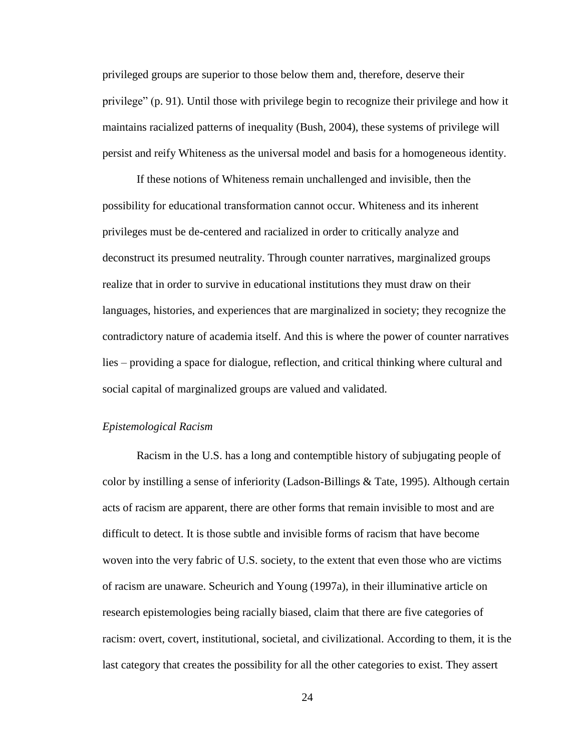privileged groups are superior to those below them and, therefore, deserve their privilege" (p. 91). Until those with privilege begin to recognize their privilege and how it maintains racialized patterns of inequality (Bush, 2004), these systems of privilege will persist and reify Whiteness as the universal model and basis for a homogeneous identity.

If these notions of Whiteness remain unchallenged and invisible, then the possibility for educational transformation cannot occur. Whiteness and its inherent privileges must be de-centered and racialized in order to critically analyze and deconstruct its presumed neutrality. Through counter narratives, marginalized groups realize that in order to survive in educational institutions they must draw on their languages, histories, and experiences that are marginalized in society; they recognize the contradictory nature of academia itself. And this is where the power of counter narratives lies – providing a space for dialogue, reflection, and critical thinking where cultural and social capital of marginalized groups are valued and validated.

### *Epistemological Racism*

Racism in the U.S. has a long and contemptible history of subjugating people of color by instilling a sense of inferiority (Ladson-Billings & Tate, 1995). Although certain acts of racism are apparent, there are other forms that remain invisible to most and are difficult to detect. It is those subtle and invisible forms of racism that have become woven into the very fabric of U.S. society, to the extent that even those who are victims of racism are unaware. Scheurich and Young (1997a), in their illuminative article on research epistemologies being racially biased, claim that there are five categories of racism: overt, covert, institutional, societal, and civilizational. According to them, it is the last category that creates the possibility for all the other categories to exist. They assert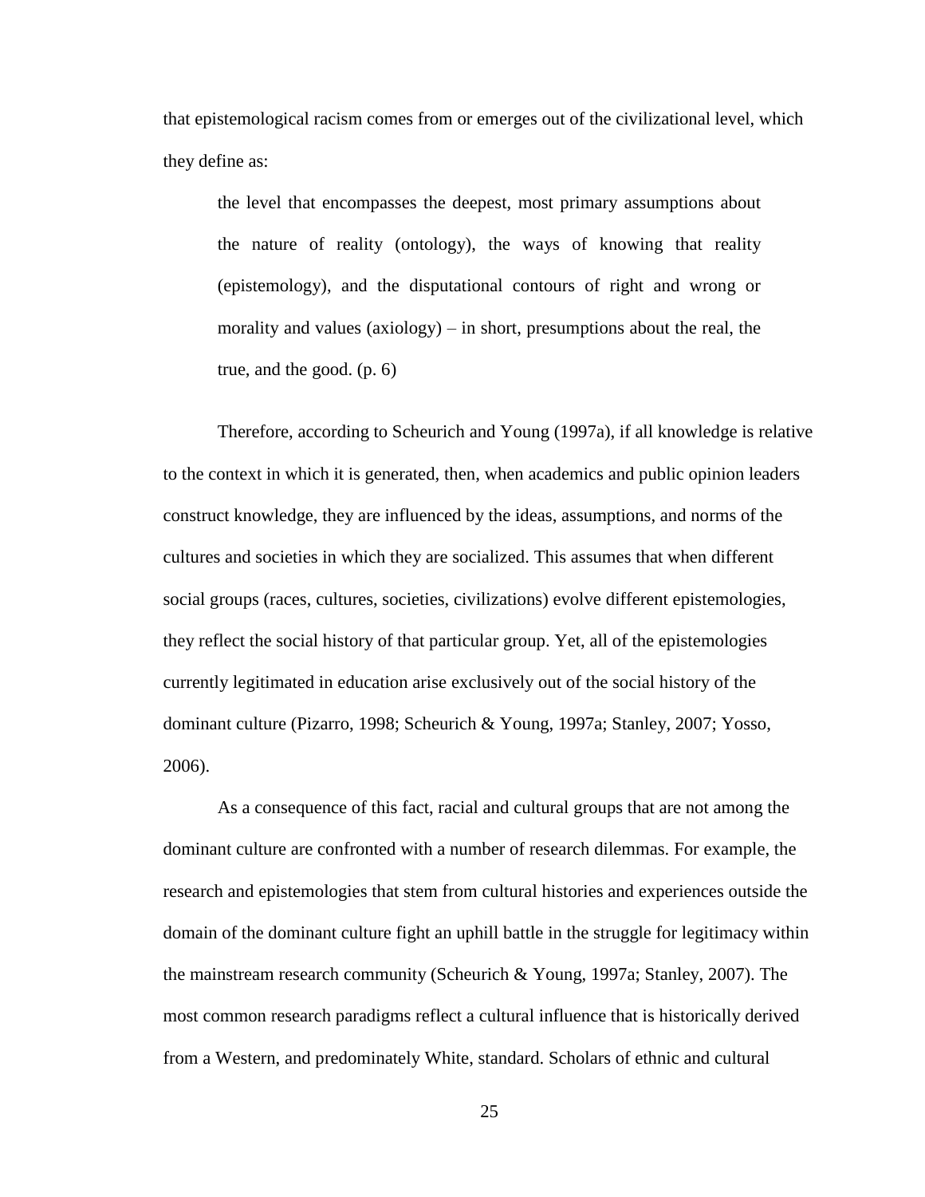that epistemological racism comes from or emerges out of the civilizational level, which they define as:

> the level that encompasses the deepest, most primary assumptions about the nature of reality (ontology), the ways of knowing that reality (epistemology), and the disputational contours of right and wrong or morality and values (axiology) – in short, presumptions about the real, the true, and the good. (p. 6)

Therefore, according to Scheurich and Young (1997a), if all knowledge is relative to the context in which it is generated, then, when academics and public opinion leaders construct knowledge, they are influenced by the ideas, assumptions, and norms of the cultures and societies in which they are socialized. This assumes that when different social groups (races, cultures, societies, civilizations) evolve different epistemologies, they reflect the social history of that particular group. Yet, all of the epistemologies currently legitimated in education arise exclusively out of the social history of the dominant culture (Pizarro, 1998; Scheurich & Young, 1997a; Stanley, 2007; Yosso, 2006).

As a consequence of this fact, racial and cultural groups that are not among the dominant culture are confronted with a number of research dilemmas. For example, the research and epistemologies that stem from cultural histories and experiences outside the domain of the dominant culture fight an uphill battle in the struggle for legitimacy within the mainstream research community (Scheurich & Young, 1997a; Stanley, 2007). The most common research paradigms reflect a cultural influence that is historically derived from a Western, and predominately White, standard. Scholars of ethnic and cultural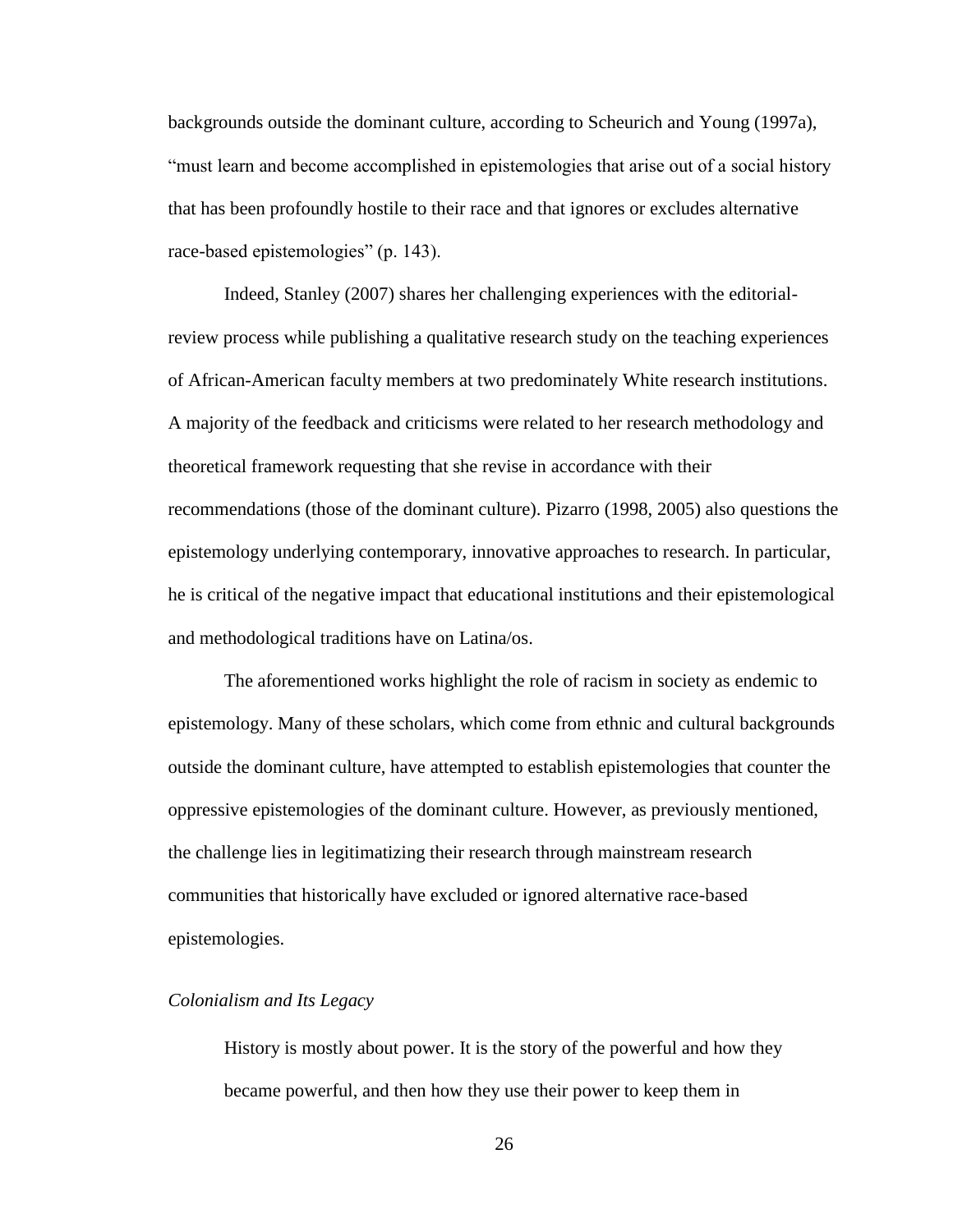backgrounds outside the dominant culture, according to Scheurich and Young (1997a), "must learn and become accomplished in epistemologies that arise out of a social history that has been profoundly hostile to their race and that ignores or excludes alternative race-based epistemologies" (p. 143).

Indeed, Stanley (2007) shares her challenging experiences with the editorial-review process while publishing a qualitative research study on the teaching experiences of African-American faculty members at two predominately White research institutions. A majority of the feedback and criticisms were related to her research methodology and theoretical framework requesting that she revise in accordance with their recommendations (those of the dominant culture). Pizarro (1998, 2005) also questions the epistemology underlying contemporary, innovative approaches to research. In particular, he is critical of the negative impact that educational institutions and their epistemological and methodological traditions have on Latina/os.

The aforementioned works highlight the role of racism in society as endemic to epistemology. Many of these scholars, which come from ethnic and cultural backgrounds outside the dominant culture, have attempted to establish epistemologies that counter the oppressive epistemologies of the dominant culture. However, as previously mentioned, the challenge lies in legitimatizing their research through mainstream research communities that historically have excluded or ignored alternative race-based epistemologies.

### *Colonialism and Its Legacy*

> History is mostly about power. It is the story of the powerful and how they became powerful, and then how they use their power to keep them in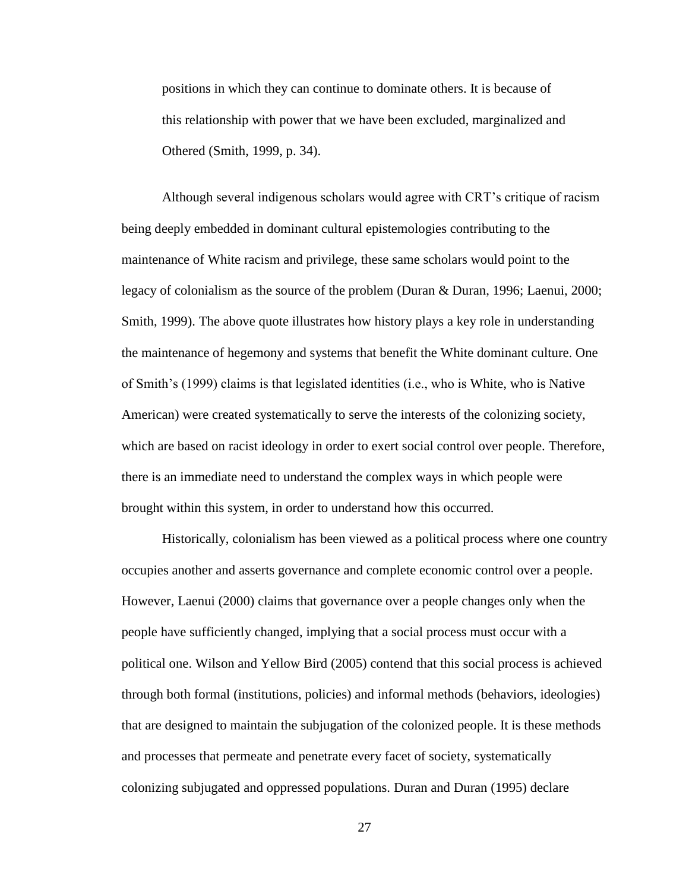> positions in which they can continue to dominate others. It is because of this relationship with power that we have been excluded, marginalized and Othered (Smith, 1999, p. 34).

Although several indigenous scholars would agree with CRT's critique of racism being deeply embedded in dominant cultural epistemologies contributing to the maintenance of White racism and privilege, these same scholars would point to the legacy of colonialism as the source of the problem (Duran & Duran, 1996; Laenui, 2000; Smith, 1999). The above quote illustrates how history plays a key role in understanding the maintenance of hegemony and systems that benefit the White dominant culture. One of Smith's (1999) claims is that legislated identities (i.e., who is White, who is Native American) were created systematically to serve the interests of the colonizing society, which are based on racist ideology in order to exert social control over people. Therefore, there is an immediate need to understand the complex ways in which people were brought within this system, in order to understand how this occurred.

Historically, colonialism has been viewed as a political process where one country occupies another and asserts governance and complete economic control over a people. However, Laenui (2000) claims that governance over a people changes only when the people have sufficiently changed, implying that a social process must occur with a political one. Wilson and Yellow Bird (2005) contend that this social process is achieved through both formal (institutions, policies) and informal methods (behaviors, ideologies) that are designed to maintain the subjugation of the colonized people. It is these methods and processes that permeate and penetrate every facet of society, systematically colonizing subjugated and oppressed populations. Duran and Duran (1995) declare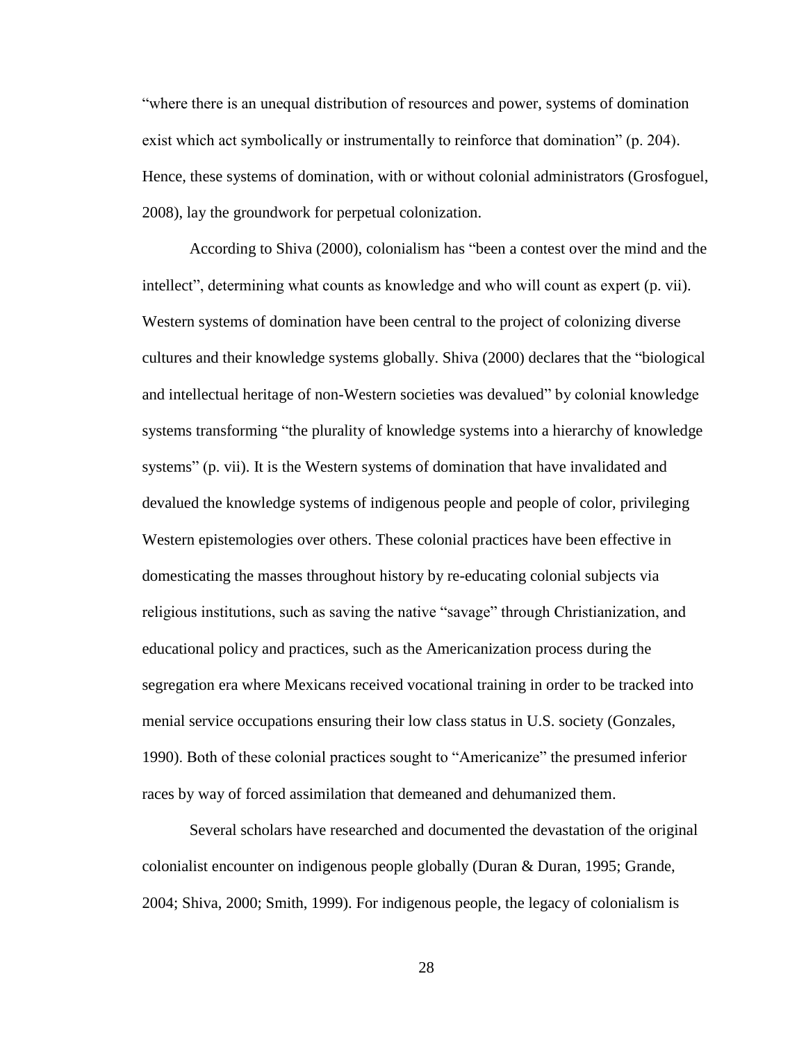"where there is an unequal distribution of resources and power, systems of domination exist which act symbolically or instrumentally to reinforce that domination" (p. 204). Hence, these systems of domination, with or without colonial administrators (Grosfoguel, 2008), lay the groundwork for perpetual colonization.

According to Shiva (2000), colonialism has "been a contest over the mind and the intellect", determining what counts as knowledge and who will count as expert (p. vii). Western systems of domination have been central to the project of colonizing diverse cultures and their knowledge systems globally. Shiva (2000) declares that the "biological and intellectual heritage of non-Western societies was devalued" by colonial knowledge systems transforming "the plurality of knowledge systems into a hierarchy of knowledge systems" (p. vii). It is the Western systems of domination that have invalidated and devalued the knowledge systems of indigenous people and people of color, privileging Western epistemologies over others. These colonial practices have been effective in domesticating the masses throughout history by re-educating colonial subjects via religious institutions, such as saving the native "savage" through Christianization, and educational policy and practices, such as the Americanization process during the segregation era where Mexicans received vocational training in order to be tracked into menial service occupations ensuring their low class status in U.S. society (Gonzales, 1990). Both of these colonial practices sought to "Americanize" the presumed inferior races by way of forced assimilation that demeaned and dehumanized them.

Several scholars have researched and documented the devastation of the original colonialist encounter on indigenous people globally (Duran & Duran, 1995; Grande, 2004; Shiva, 2000; Smith, 1999). For indigenous people, the legacy of colonialism is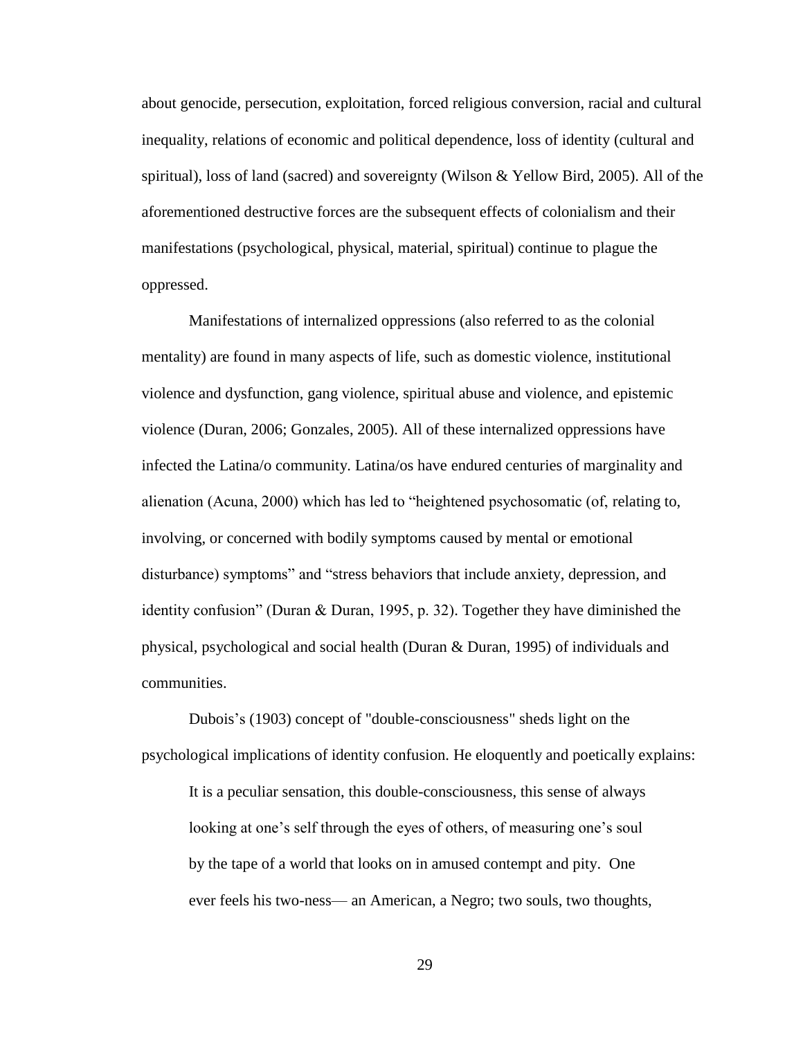about genocide, persecution, exploitation, forced religious conversion, racial and cultural inequality, relations of economic and political dependence, loss of identity (cultural and spiritual), loss of land (sacred) and sovereignty (Wilson & Yellow Bird, 2005). All of the aforementioned destructive forces are the subsequent effects of colonialism and their manifestations (psychological, physical, material, spiritual) continue to plague the oppressed.

Manifestations of internalized oppressions (also referred to as the colonial mentality) are found in many aspects of life, such as domestic violence, institutional violence and dysfunction, gang violence, spiritual abuse and violence, and epistemic violence (Duran, 2006; Gonzales, 2005). All of these internalized oppressions have infected the Latina/o community. Latina/os have endured centuries of marginality and alienation (Acuna, 2000) which has led to "heightened psychosomatic (of, relating to, involving, or concerned with bodily symptoms caused by mental or emotional disturbance) symptoms" and "stress behaviors that include anxiety, depression, and identity confusion" (Duran & Duran, 1995, p. 32). Together they have diminished the physical, psychological and social health (Duran & Duran, 1995) of individuals and communities.

Dubois's (1903) concept of "double-consciousness" sheds light on the psychological implications of identity confusion. He eloquently and poetically explains:

> It is a peculiar sensation, this double-consciousness, this sense of always looking at one's self through the eyes of others, of measuring one's soul by the tape of a world that looks on in amused contempt and pity. One ever feels his two-ness— an American, a Negro; two souls, two thoughts,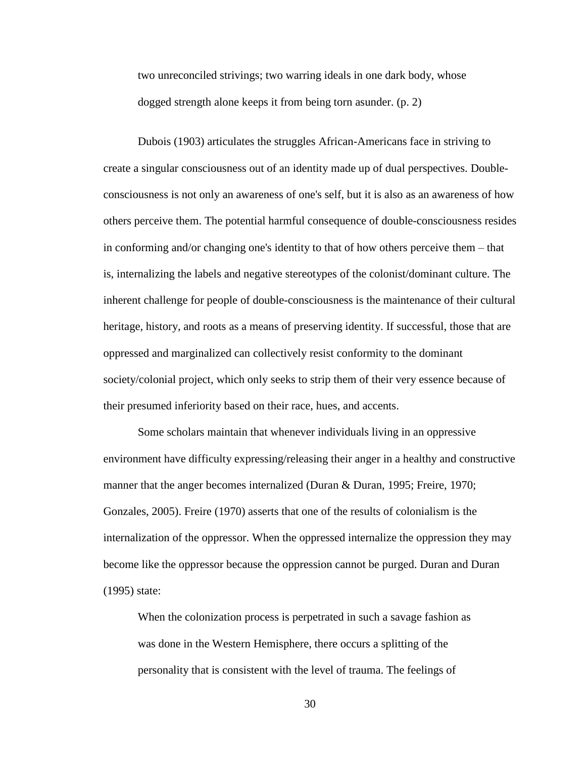> two unreconciled strivings; two warring ideals in one dark body, whose dogged strength alone keeps it from being torn asunder. (p. 2)

Dubois (1903) articulates the struggles African-Americans face in striving to create a singular consciousness out of an identity made up of dual perspectives. Double-consciousness is not only an awareness of one's self, but it is also as an awareness of how others perceive them. The potential harmful consequence of double-consciousness resides in conforming and/or changing one's identity to that of how others perceive them – that is, internalizing the labels and negative stereotypes of the colonist/dominant culture. The inherent challenge for people of double-consciousness is the maintenance of their cultural heritage, history, and roots as a means of preserving identity. If successful, those that are oppressed and marginalized can collectively resist conformity to the dominant society/colonial project, which only seeks to strip them of their very essence because of their presumed inferiority based on their race, hues, and accents.

Some scholars maintain that whenever individuals living in an oppressive environment have difficulty expressing/releasing their anger in a healthy and constructive manner that the anger becomes internalized (Duran & Duran, 1995; Freire, 1970; Gonzales, 2005). Freire (1970) asserts that one of the results of colonialism is the internalization of the oppressor. When the oppressed internalize the oppression they may become like the oppressor because the oppression cannot be purged. Duran and Duran (1995) state:

> When the colonization process is perpetrated in such a savage fashion as was done in the Western Hemisphere, there occurs a splitting of the personality that is consistent with the level of trauma. The feelings of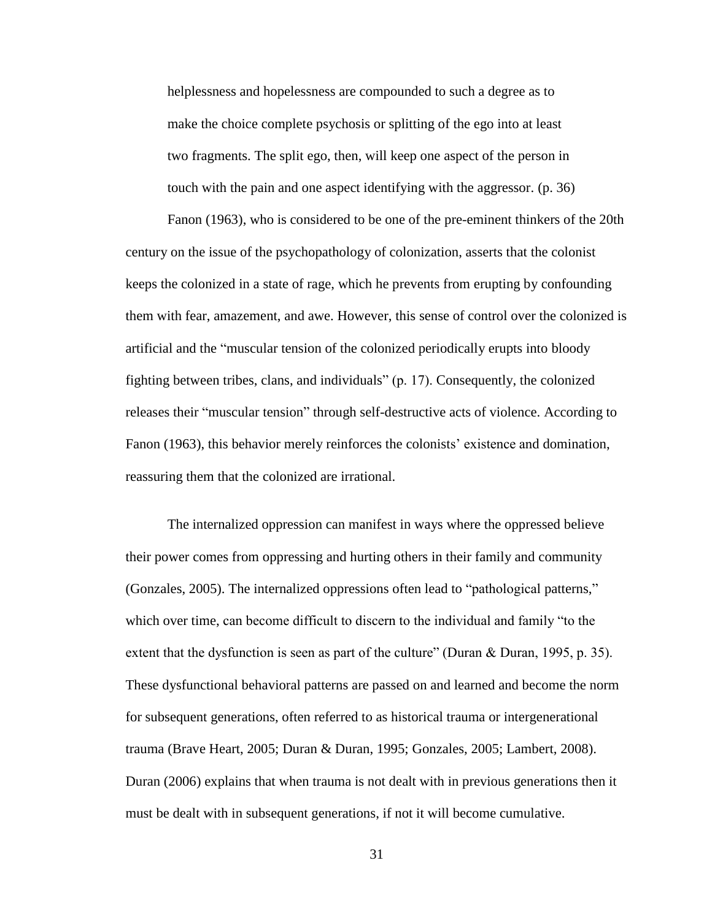> helplessness and hopelessness are compounded to such a degree as to make the choice complete psychosis or splitting of the ego into at least two fragments. The split ego, then, will keep one aspect of the person in touch with the pain and one aspect identifying with the aggressor. (p. 36)

Fanon (1963), who is considered to be one of the pre-eminent thinkers of the 20th century on the issue of the psychopathology of colonization, asserts that the colonist keeps the colonized in a state of rage, which he prevents from erupting by confounding them with fear, amazement, and awe. However, this sense of control over the colonized is artificial and the "muscular tension of the colonized periodically erupts into bloody fighting between tribes, clans, and individuals" (p. 17). Consequently, the colonized releases their "muscular tension" through self-destructive acts of violence. According to Fanon (1963), this behavior merely reinforces the colonists' existence and domination, reassuring them that the colonized are irrational.

The internalized oppression can manifest in ways where the oppressed believe their power comes from oppressing and hurting others in their family and community (Gonzales, 2005). The internalized oppressions often lead to "pathological patterns," which over time, can become difficult to discern to the individual and family "to the extent that the dysfunction is seen as part of the culture" (Duran & Duran, 1995, p. 35). These dysfunctional behavioral patterns are passed on and learned and become the norm for subsequent generations, often referred to as historical trauma or intergenerational trauma (Brave Heart, 2005; Duran & Duran, 1995; Gonzales, 2005; Lambert, 2008). Duran (2006) explains that when trauma is not dealt with in previous generations then it must be dealt with in subsequent generations, if not it will become cumulative.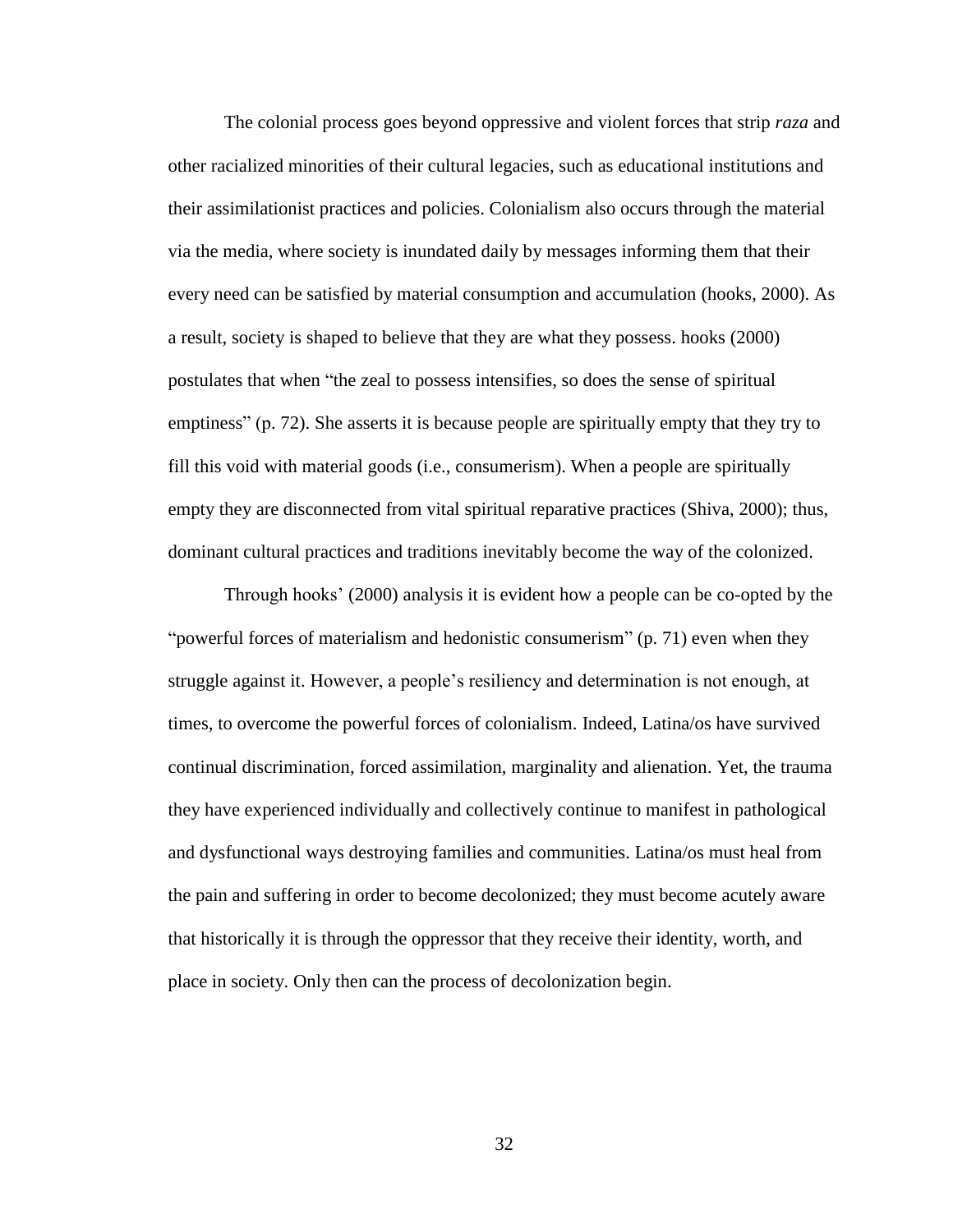The colonial process goes beyond oppressive and violent forces that strip *raza* and other racialized minorities of their cultural legacies, such as educational institutions and their assimilationist practices and policies. Colonialism also occurs through the material via the media, where society is inundated daily by messages informing them that their every need can be satisfied by material consumption and accumulation (hooks, 2000). As a result, society is shaped to believe that they are what they possess. hooks (2000) postulates that when "the zeal to possess intensifies, so does the sense of spiritual emptiness" (p. 72). She asserts it is because people are spiritually empty that they try to fill this void with material goods (i.e., consumerism). When a people are spiritually empty they are disconnected from vital spiritual reparative practices (Shiva, 2000); thus, dominant cultural practices and traditions inevitably become the way of the colonized.

Through hooks' (2000) analysis it is evident how a people can be co-opted by the "powerful forces of materialism and hedonistic consumerism" (p. 71) even when they struggle against it. However, a people's resiliency and determination is not enough, at times, to overcome the powerful forces of colonialism. Indeed, Latina/os have survived continual discrimination, forced assimilation, marginality and alienation. Yet, the trauma they have experienced individually and collectively continue to manifest in pathological and dysfunctional ways destroying families and communities. Latina/os must heal from the pain and suffering in order to become decolonized; they must become acutely aware that historically it is through the oppressor that they receive their identity, worth, and place in society. Only then can the process of decolonization begin.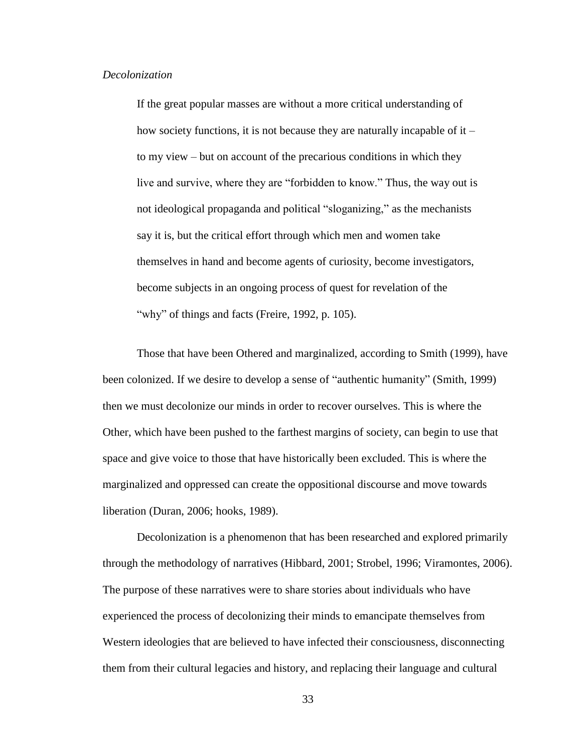*Decolonization*

> If the great popular masses are without a more critical understanding of how society functions, it is not because they are naturally incapable of it – to my view – but on account of the precarious conditions in which they live and survive, where they are "forbidden to know." Thus, the way out is not ideological propaganda and political "sloganizing," as the mechanists say it is, but the critical effort through which men and women take themselves in hand and become agents of curiosity, become investigators, become subjects in an ongoing process of quest for revelation of the "why" of things and facts (Freire, 1992, p. 105).

Those that have been Othered and marginalized, according to Smith (1999), have been colonized. If we desire to develop a sense of "authentic humanity" (Smith, 1999) then we must decolonize our minds in order to recover ourselves. This is where the Other, which have been pushed to the farthest margins of society, can begin to use that space and give voice to those that have historically been excluded. This is where the marginalized and oppressed can create the oppositional discourse and move towards liberation (Duran, 2006; hooks, 1989).

Decolonization is a phenomenon that has been researched and explored primarily through the methodology of narratives (Hibbard, 2001; Strobel, 1996; Viramontes, 2006). The purpose of these narratives were to share stories about individuals who have experienced the process of decolonizing their minds to emancipate themselves from Western ideologies that are believed to have infected their consciousness, disconnecting them from their cultural legacies and history, and replacing their language and cultural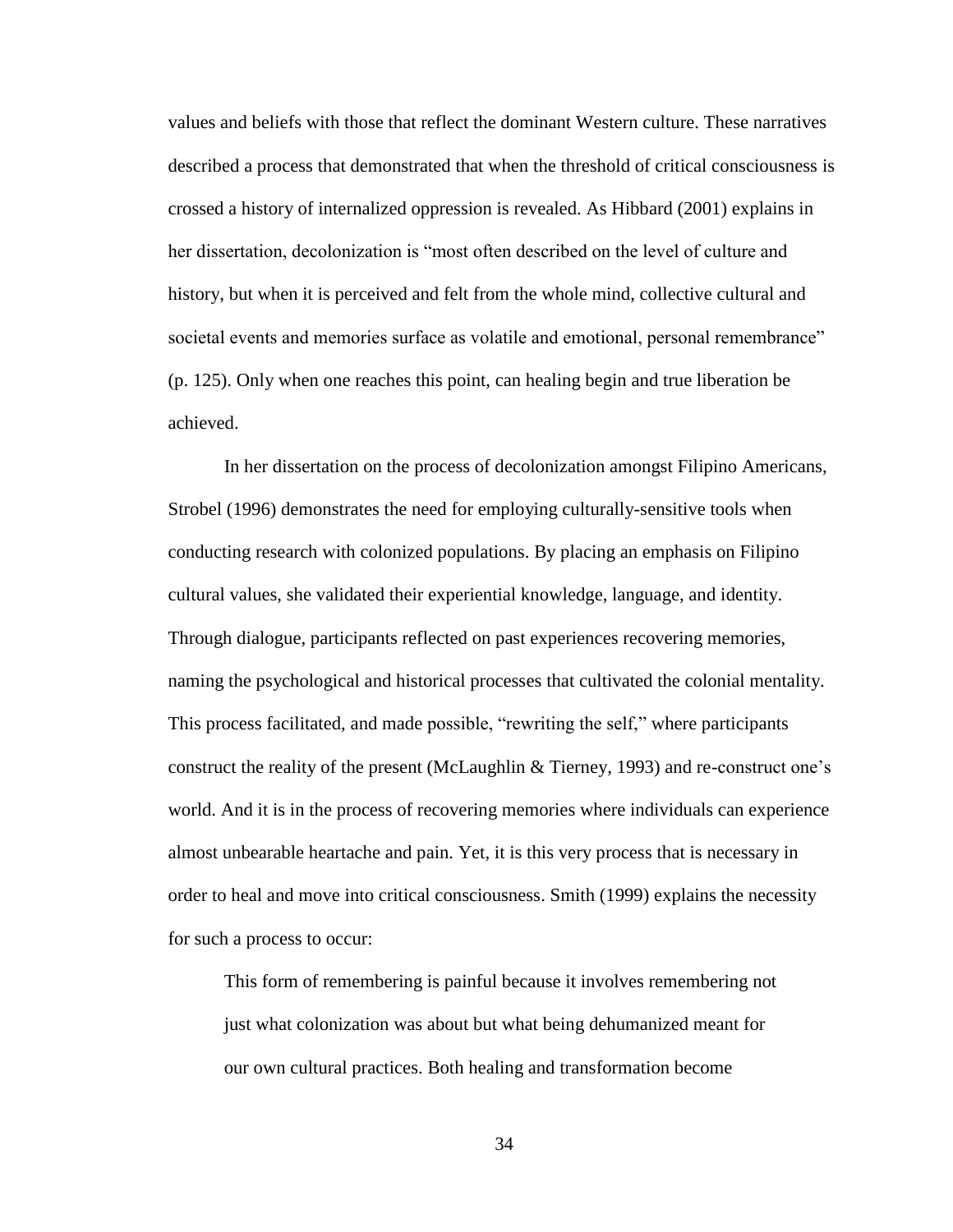values and beliefs with those that reflect the dominant Western culture. These narratives described a process that demonstrated that when the threshold of critical consciousness is crossed a history of internalized oppression is revealed. As Hibbard (2001) explains in her dissertation, decolonization is "most often described on the level of culture and history, but when it is perceived and felt from the whole mind, collective cultural and societal events and memories surface as volatile and emotional, personal remembrance" (p. 125). Only when one reaches this point, can healing begin and true liberation be achieved.

In her dissertation on the process of decolonization amongst Filipino Americans, Strobel (1996) demonstrates the need for employing culturally-sensitive tools when conducting research with colonized populations. By placing an emphasis on Filipino cultural values, she validated their experiential knowledge, language, and identity. Through dialogue, participants reflected on past experiences recovering memories, naming the psychological and historical processes that cultivated the colonial mentality. This process facilitated, and made possible, "rewriting the self," where participants construct the reality of the present (McLaughlin & Tierney, 1993) and re-construct one's world. And it is in the process of recovering memories where individuals can experience almost unbearable heartache and pain. Yet, it is this very process that is necessary in order to heal and move into critical consciousness. Smith (1999) explains the necessity for such a process to occur:

> This form of remembering is painful because it involves remembering not just what colonization was about but what being dehumanized meant for our own cultural practices. Both healing and transformation become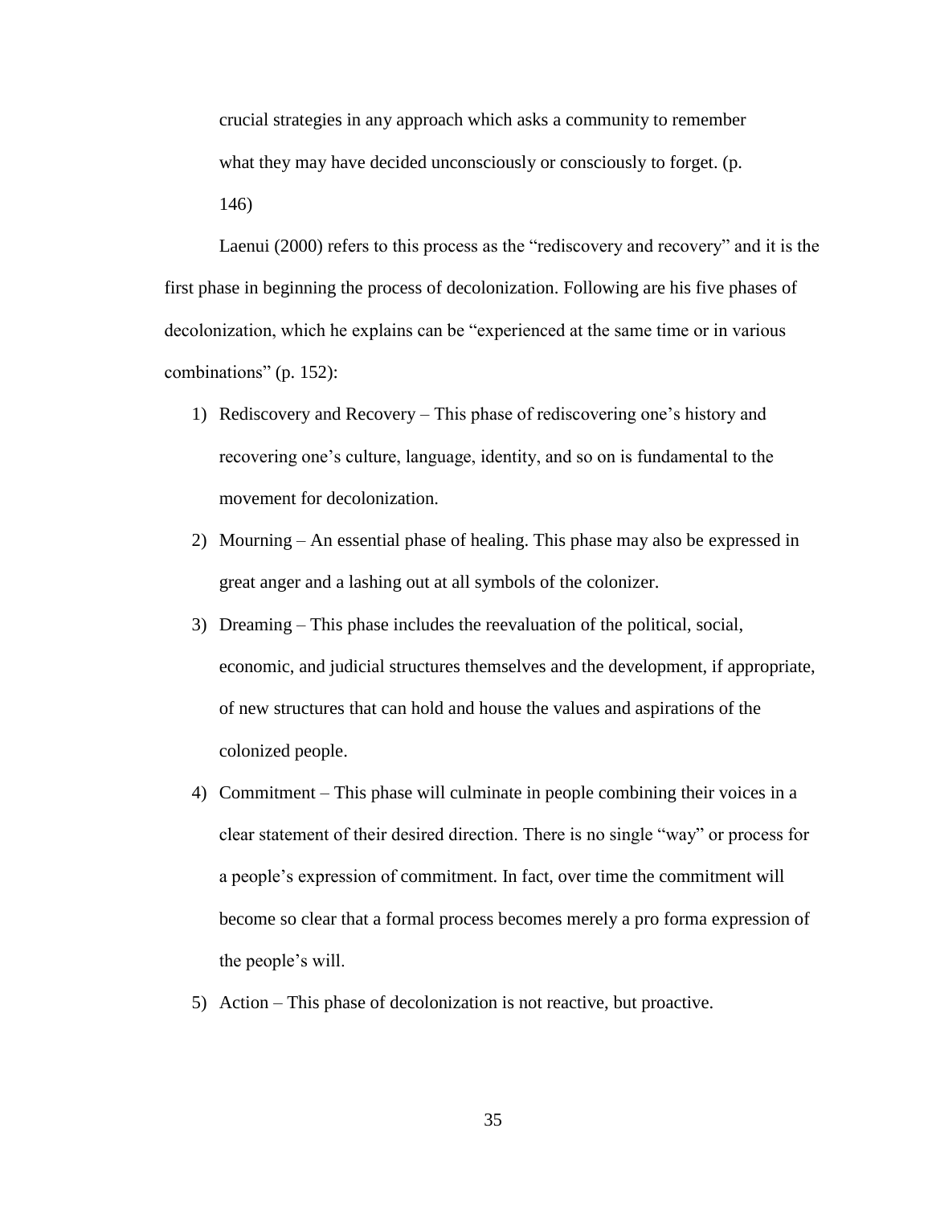> crucial strategies in any approach which asks a community to remember what they may have decided unconsciously or consciously to forget. (p. 146)

Laenui (2000) refers to this process as the "rediscovery and recovery" and it is the first phase in beginning the process of decolonization. Following are his five phases of decolonization, which he explains can be "experienced at the same time or in various combinations" (p. 152):

1) Rediscovery and Recovery – This phase of rediscovering one's history and recovering one's culture, language, identity, and so on is fundamental to the movement for decolonization.
2) Mourning – An essential phase of healing. This phase may also be expressed in great anger and a lashing out at all symbols of the colonizer.
3) Dreaming – This phase includes the reevaluation of the political, social, economic, and judicial structures themselves and the development, if appropriate, of new structures that can hold and house the values and aspirations of the colonized people.
4) Commitment – This phase will culminate in people combining their voices in a clear statement of their desired direction. There is no single "way" or process for a people's expression of commitment. In fact, over time the commitment will become so clear that a formal process becomes merely a pro forma expression of the people's will.
5) Action – This phase of decolonization is not reactive, but proactive.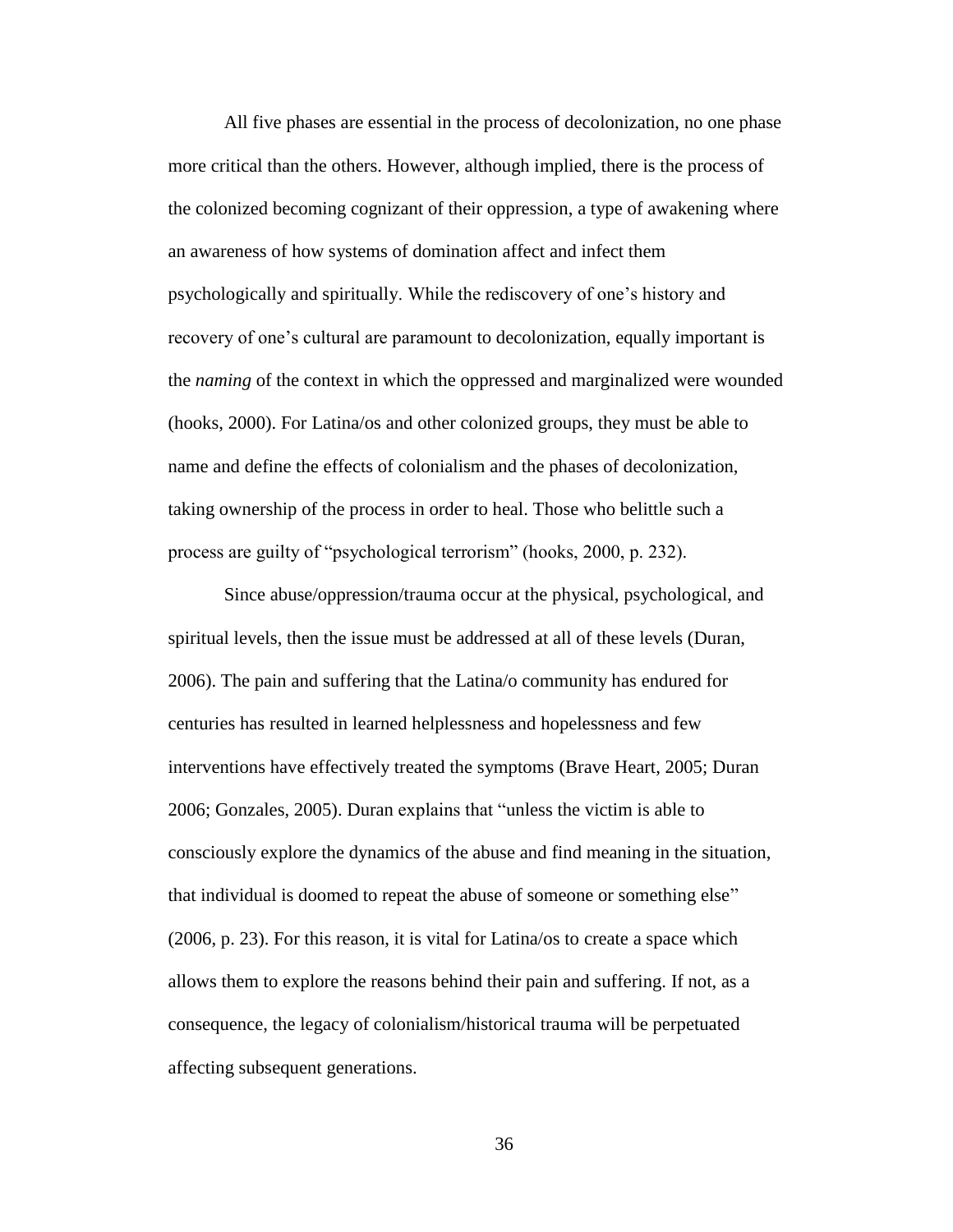All five phases are essential in the process of decolonization, no one phase more critical than the others. However, although implied, there is the process of the colonized becoming cognizant of their oppression, a type of awakening where an awareness of how systems of domination affect and infect them psychologically and spiritually. While the rediscovery of one's history and recovery of one's cultural are paramount to decolonization, equally important is the *naming* of the context in which the oppressed and marginalized were wounded (hooks, 2000). For Latina/os and other colonized groups, they must be able to name and define the effects of colonialism and the phases of decolonization, taking ownership of the process in order to heal. Those who belittle such a process are guilty of "psychological terrorism" (hooks, 2000, p. 232).

Since abuse/oppression/trauma occur at the physical, psychological, and spiritual levels, then the issue must be addressed at all of these levels (Duran, 2006). The pain and suffering that the Latina/o community has endured for centuries has resulted in learned helplessness and hopelessness and few interventions have effectively treated the symptoms (Brave Heart, 2005; Duran 2006; Gonzales, 2005). Duran explains that "unless the victim is able to consciously explore the dynamics of the abuse and find meaning in the situation, that individual is doomed to repeat the abuse of someone or something else" (2006, p. 23). For this reason, it is vital for Latina/os to create a space which allows them to explore the reasons behind their pain and suffering. If not, as a consequence, the legacy of colonialism/historical trauma will be perpetuated affecting subsequent generations.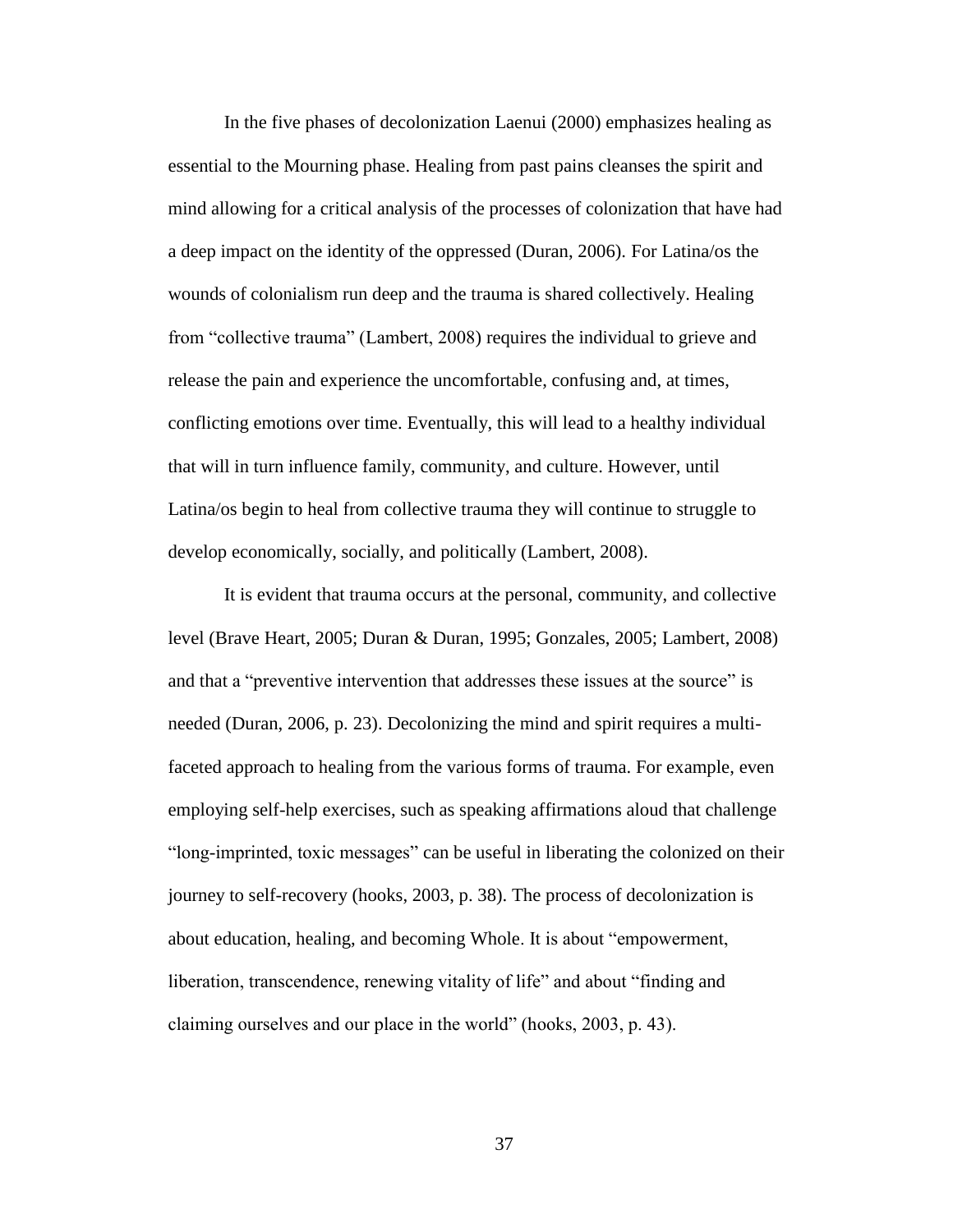In the five phases of decolonization Laenui (2000) emphasizes healing as essential to the Mourning phase. Healing from past pains cleanses the spirit and mind allowing for a critical analysis of the processes of colonization that have had a deep impact on the identity of the oppressed (Duran, 2006). For Latina/os the wounds of colonialism run deep and the trauma is shared collectively. Healing from "collective trauma" (Lambert, 2008) requires the individual to grieve and release the pain and experience the uncomfortable, confusing and, at times, conflicting emotions over time. Eventually, this will lead to a healthy individual that will in turn influence family, community, and culture. However, until Latina/os begin to heal from collective trauma they will continue to struggle to develop economically, socially, and politically (Lambert, 2008).

It is evident that trauma occurs at the personal, community, and collective level (Brave Heart, 2005; Duran & Duran, 1995; Gonzales, 2005; Lambert, 2008) and that a "preventive intervention that addresses these issues at the source" is needed (Duran, 2006, p. 23). Decolonizing the mind and spirit requires a multi-faceted approach to healing from the various forms of trauma. For example, even employing self-help exercises, such as speaking affirmations aloud that challenge "long-imprinted, toxic messages" can be useful in liberating the colonized on their journey to self-recovery (hooks, 2003, p. 38). The process of decolonization is about education, healing, and becoming Whole. It is about "empowerment, liberation, transcendence, renewing vitality of life" and about "finding and claiming ourselves and our place in the world" (hooks, 2003, p. 43).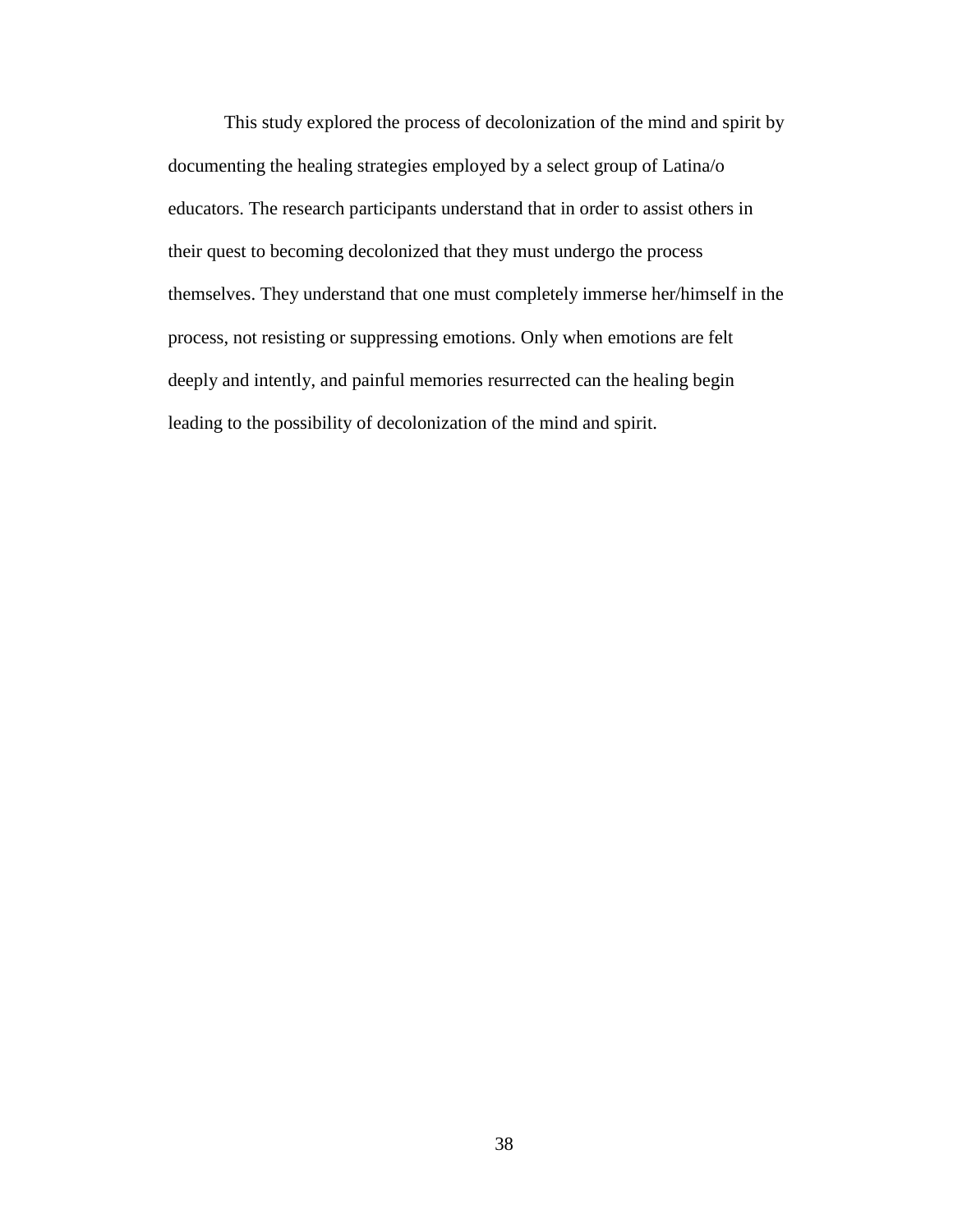This study explored the process of decolonization of the mind and spirit by documenting the healing strategies employed by a select group of Latina/o educators. The research participants understand that in order to assist others in their quest to becoming decolonized that they must undergo the process themselves. They understand that one must completely immerse her/himself in the process, not resisting or suppressing emotions. Only when emotions are felt deeply and intently, and painful memories resurrected can the healing begin leading to the possibility of decolonization of the mind and spirit.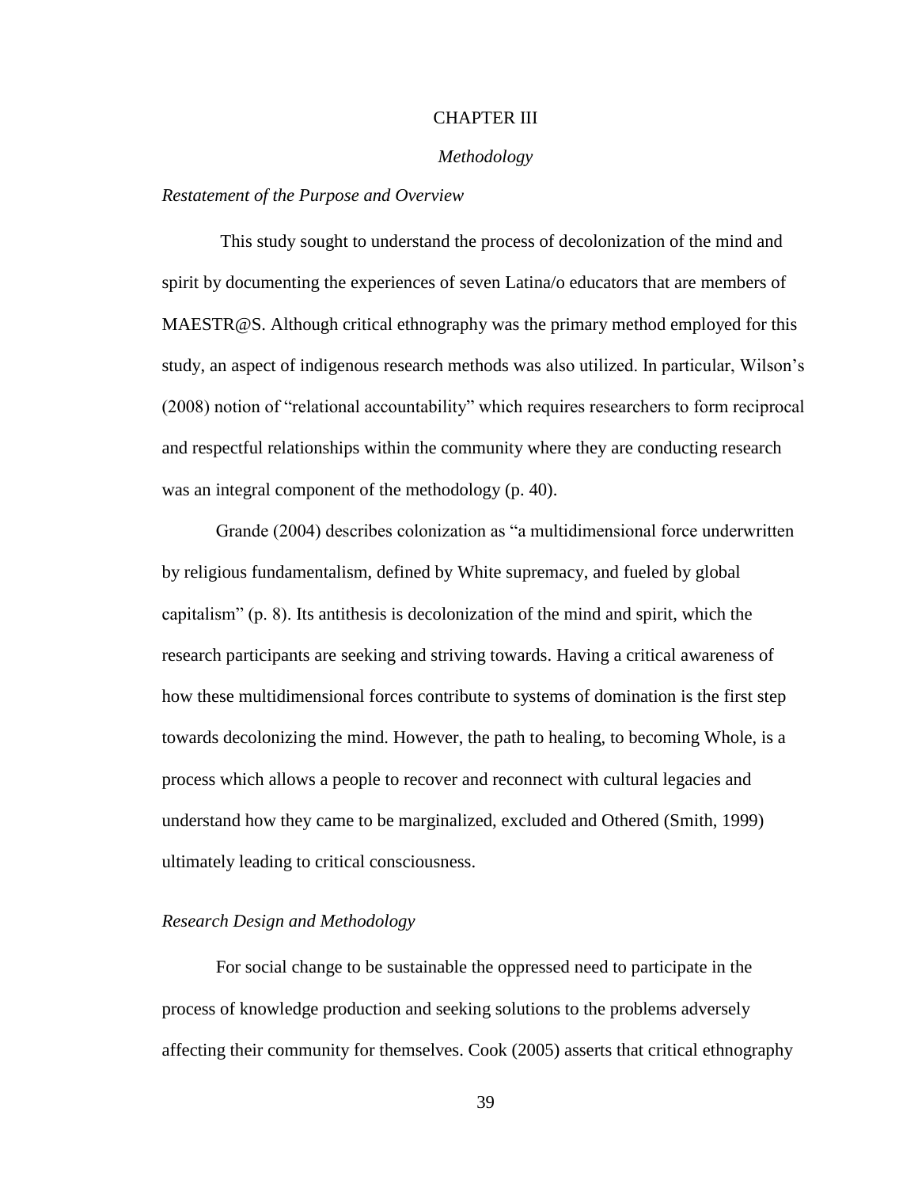# CHAPTER III

## *Methodology*

### *Restatement of the Purpose and Overview*

This study sought to understand the process of decolonization of the mind and spirit by documenting the experiences of seven Latina/o educators that are members of MAESTR@S. Although critical ethnography was the primary method employed for this study, an aspect of indigenous research methods was also utilized. In particular, Wilson's (2008) notion of "relational accountability" which requires researchers to form reciprocal and respectful relationships within the community where they are conducting research was an integral component of the methodology (p. 40).

Grande (2004) describes colonization as "a multidimensional force underwritten by religious fundamentalism, defined by White supremacy, and fueled by global capitalism" (p. 8). Its antithesis is decolonization of the mind and spirit, which the research participants are seeking and striving towards. Having a critical awareness of how these multidimensional forces contribute to systems of domination is the first step towards decolonizing the mind. However, the path to healing, to becoming Whole, is a process which allows a people to recover and reconnect with cultural legacies and understand how they came to be marginalized, excluded and Othered (Smith, 1999) ultimately leading to critical consciousness.

### *Research Design and Methodology*

For social change to be sustainable the oppressed need to participate in the process of knowledge production and seeking solutions to the problems adversely affecting their community for themselves. Cook (2005) asserts that critical ethnography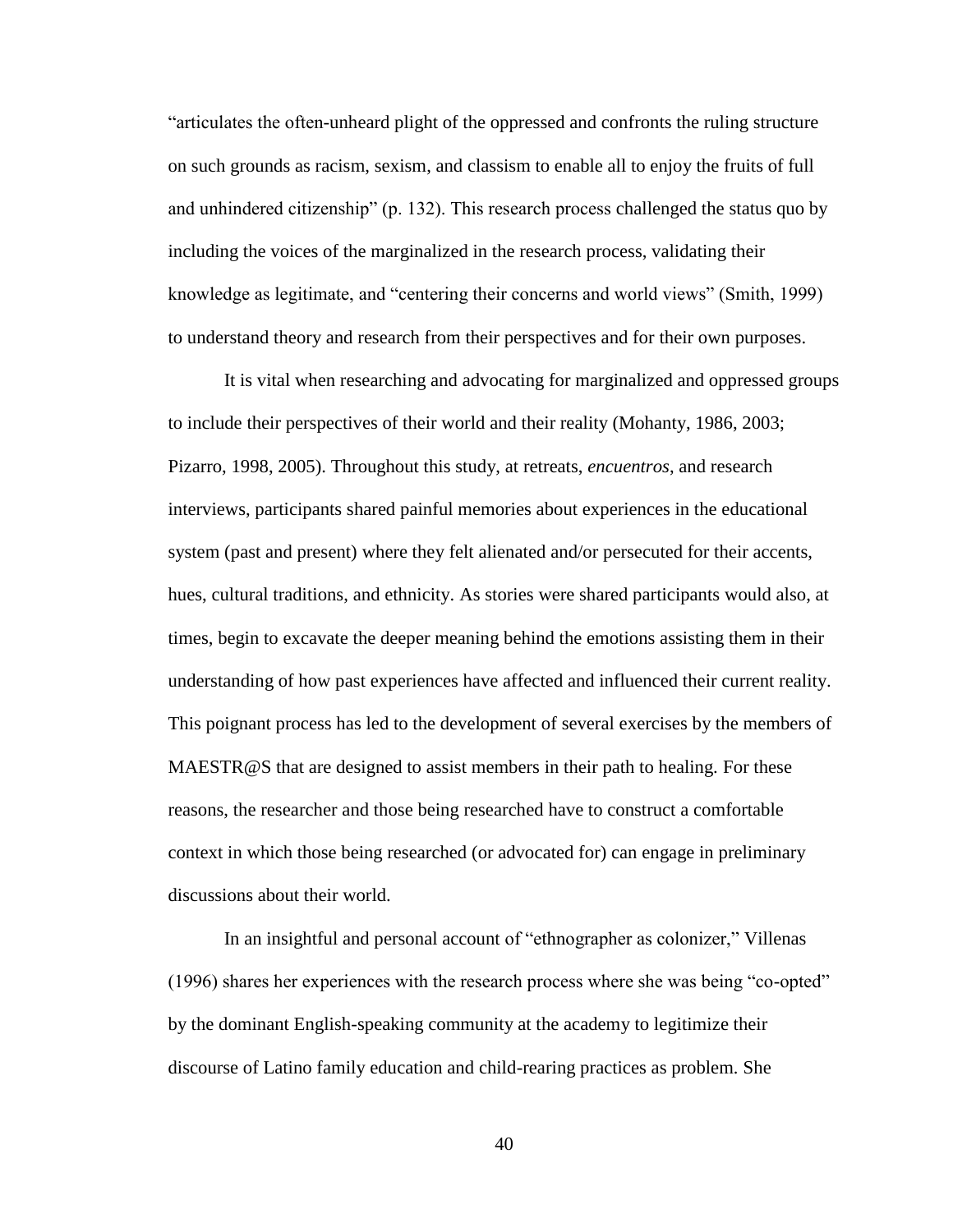"articulates the often-unheard plight of the oppressed and confronts the ruling structure on such grounds as racism, sexism, and classism to enable all to enjoy the fruits of full and unhindered citizenship" (p. 132). This research process challenged the status quo by including the voices of the marginalized in the research process, validating their knowledge as legitimate, and "centering their concerns and world views" (Smith, 1999) to understand theory and research from their perspectives and for their own purposes.

It is vital when researching and advocating for marginalized and oppressed groups to include their perspectives of their world and their reality (Mohanty, 1986, 2003; Pizarro, 1998, 2005). Throughout this study, at retreats, *encuentros*, and research interviews, participants shared painful memories about experiences in the educational system (past and present) where they felt alienated and/or persecuted for their accents, hues, cultural traditions, and ethnicity. As stories were shared participants would also, at times, begin to excavate the deeper meaning behind the emotions assisting them in their understanding of how past experiences have affected and influenced their current reality. This poignant process has led to the development of several exercises by the members of MAESTR@S that are designed to assist members in their path to healing. For these reasons, the researcher and those being researched have to construct a comfortable context in which those being researched (or advocated for) can engage in preliminary discussions about their world.

In an insightful and personal account of "ethnographer as colonizer," Villenas (1996) shares her experiences with the research process where she was being "co-opted" by the dominant English-speaking community at the academy to legitimize their discourse of Latino family education and child-rearing practices as problem. She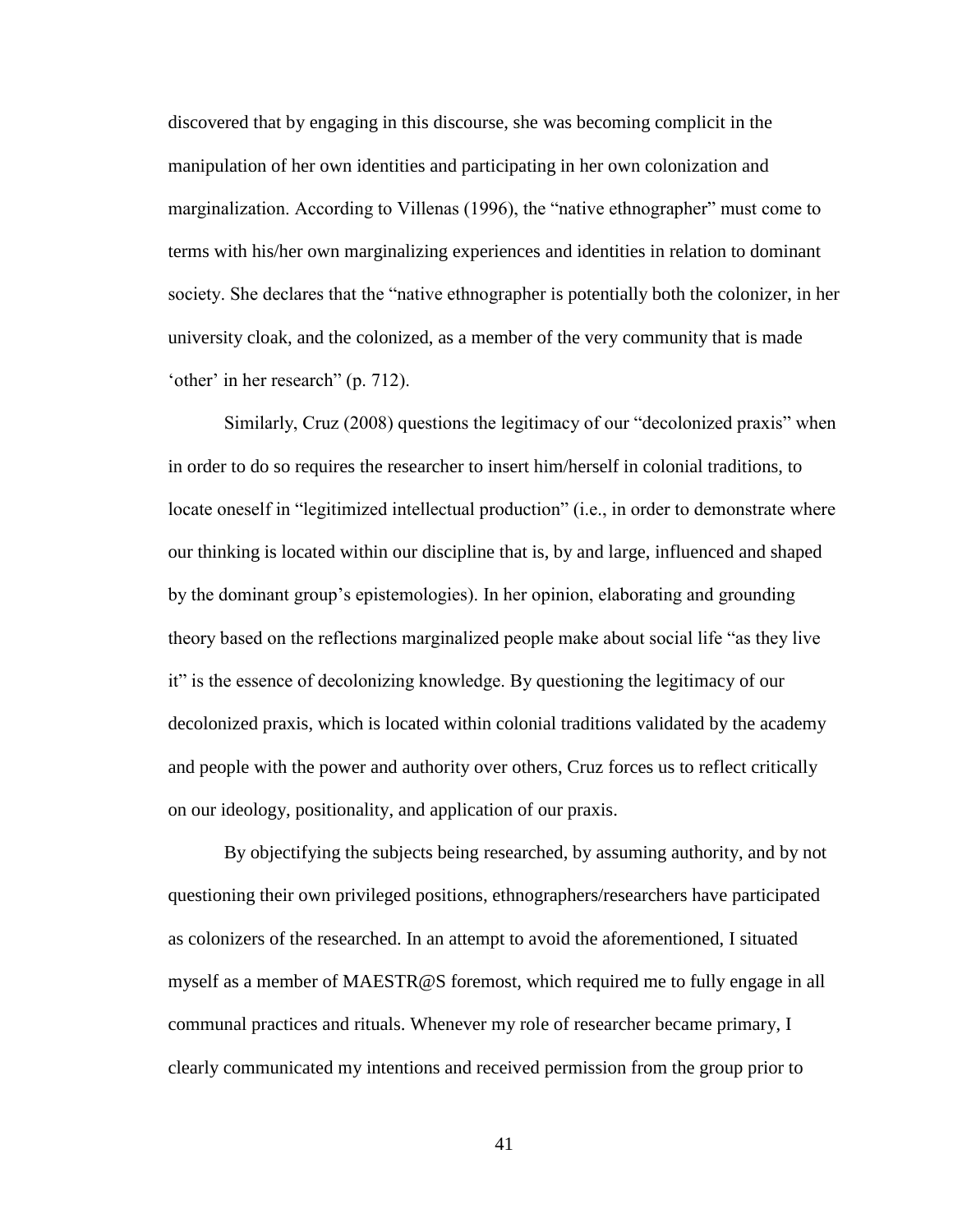discovered that by engaging in this discourse, she was becoming complicit in the manipulation of her own identities and participating in her own colonization and marginalization. According to Villenas (1996), the "native ethnographer" must come to terms with his/her own marginalizing experiences and identities in relation to dominant society. She declares that the "native ethnographer is potentially both the colonizer, in her university cloak, and the colonized, as a member of the very community that is made 'other' in her research" (p. 712).

Similarly, Cruz (2008) questions the legitimacy of our "decolonized praxis" when in order to do so requires the researcher to insert him/herself in colonial traditions, to locate oneself in "legitimized intellectual production" (i.e., in order to demonstrate where our thinking is located within our discipline that is, by and large, influenced and shaped by the dominant group's epistemologies). In her opinion, elaborating and grounding theory based on the reflections marginalized people make about social life "as they live it" is the essence of decolonizing knowledge. By questioning the legitimacy of our decolonized praxis, which is located within colonial traditions validated by the academy and people with the power and authority over others, Cruz forces us to reflect critically on our ideology, positionality, and application of our praxis.

By objectifying the subjects being researched, by assuming authority, and by not questioning their own privileged positions, ethnographers/researchers have participated as colonizers of the researched. In an attempt to avoid the aforementioned, I situated myself as a member of MAESTR@S foremost, which required me to fully engage in all communal practices and rituals. Whenever my role of researcher became primary, I clearly communicated my intentions and received permission from the group prior to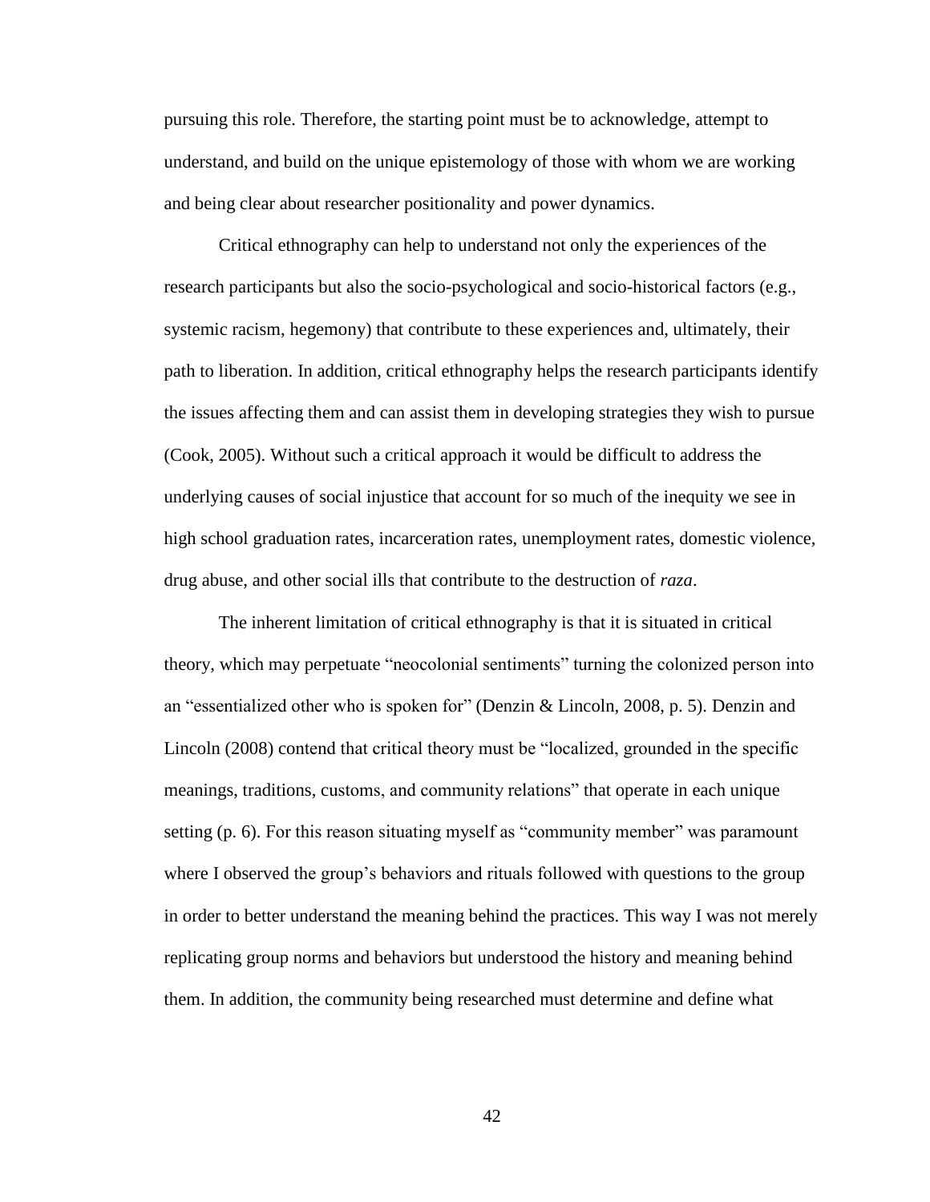pursuing this role. Therefore, the starting point must be to acknowledge, attempt to understand, and build on the unique epistemology of those with whom we are working and being clear about researcher positionality and power dynamics.

Critical ethnography can help to understand not only the experiences of the research participants but also the socio-psychological and socio-historical factors (e.g., systemic racism, hegemony) that contribute to these experiences and, ultimately, their path to liberation. In addition, critical ethnography helps the research participants identify the issues affecting them and can assist them in developing strategies they wish to pursue (Cook, 2005). Without such a critical approach it would be difficult to address the underlying causes of social injustice that account for so much of the inequity we see in high school graduation rates, incarceration rates, unemployment rates, domestic violence, drug abuse, and other social ills that contribute to the destruction of *raza*.

The inherent limitation of critical ethnography is that it is situated in critical theory, which may perpetuate "neocolonial sentiments" turning the colonized person into an "essentialized other who is spoken for" (Denzin & Lincoln, 2008, p. 5). Denzin and Lincoln (2008) contend that critical theory must be "localized, grounded in the specific meanings, traditions, customs, and community relations" that operate in each unique setting (p. 6). For this reason situating myself as "community member" was paramount where I observed the group's behaviors and rituals followed with questions to the group in order to better understand the meaning behind the practices. This way I was not merely replicating group norms and behaviors but understood the history and meaning behind them. In addition, the community being researched must determine and define what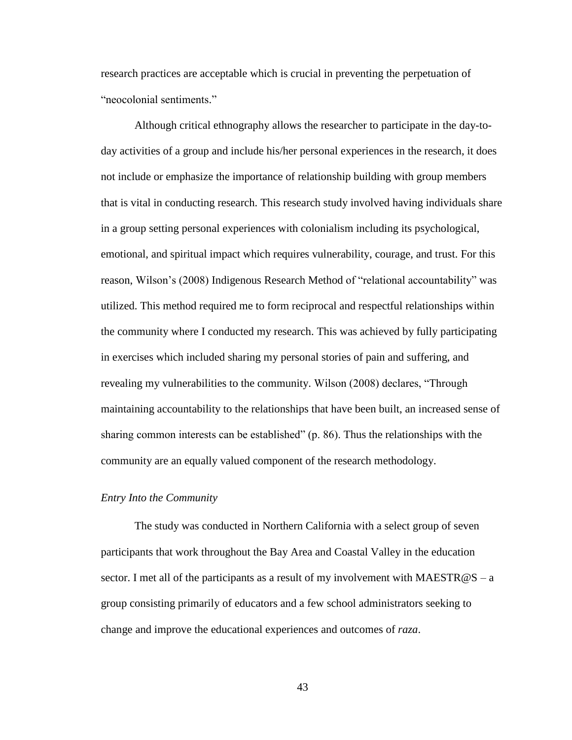research practices are acceptable which is crucial in preventing the perpetuation of "neocolonial sentiments."

Although critical ethnography allows the researcher to participate in the day-to-day activities of a group and include his/her personal experiences in the research, it does not include or emphasize the importance of relationship building with group members that is vital in conducting research. This research study involved having individuals share in a group setting personal experiences with colonialism including its psychological, emotional, and spiritual impact which requires vulnerability, courage, and trust. For this reason, Wilson's (2008) Indigenous Research Method of "relational accountability" was utilized. This method required me to form reciprocal and respectful relationships within the community where I conducted my research. This was achieved by fully participating in exercises which included sharing my personal stories of pain and suffering, and revealing my vulnerabilities to the community. Wilson (2008) declares, "Through maintaining accountability to the relationships that have been built, an increased sense of sharing common interests can be established" (p. 86). Thus the relationships with the community are an equally valued component of the research methodology.

*Entry Into the Community*

The study was conducted in Northern California with a select group of seven participants that work throughout the Bay Area and Coastal Valley in the education sector. I met all of the participants as a result of my involvement with MAESTR@S – a group consisting primarily of educators and a few school administrators seeking to change and improve the educational experiences and outcomes of *raza*.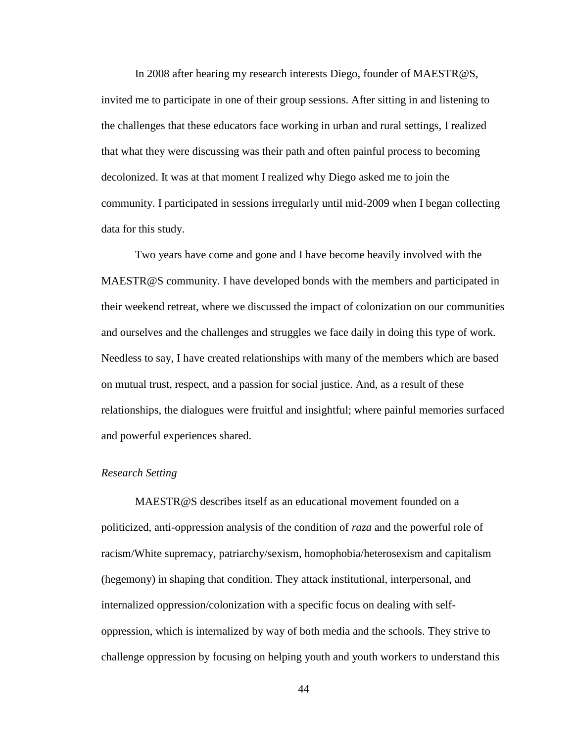In 2008 after hearing my research interests Diego, founder of MAESTR@S, invited me to participate in one of their group sessions. After sitting in and listening to the challenges that these educators face working in urban and rural settings, I realized that what they were discussing was their path and often painful process to becoming decolonized. It was at that moment I realized why Diego asked me to join the community. I participated in sessions irregularly until mid-2009 when I began collecting data for this study.

Two years have come and gone and I have become heavily involved with the MAESTR@S community. I have developed bonds with the members and participated in their weekend retreat, where we discussed the impact of colonization on our communities and ourselves and the challenges and struggles we face daily in doing this type of work. Needless to say, I have created relationships with many of the members which are based on mutual trust, respect, and a passion for social justice. And, as a result of these relationships, the dialogues were fruitful and insightful; where painful memories surfaced and powerful experiences shared.

*Research Setting*

MAESTR@S describes itself as an educational movement founded on a politicized, anti-oppression analysis of the condition of *raza* and the powerful role of racism/White supremacy, patriarchy/sexism, homophobia/heterosexism and capitalism (hegemony) in shaping that condition. They attack institutional, interpersonal, and internalized oppression/colonization with a specific focus on dealing with self-oppression, which is internalized by way of both media and the schools. They strive to challenge oppression by focusing on helping youth and youth workers to understand this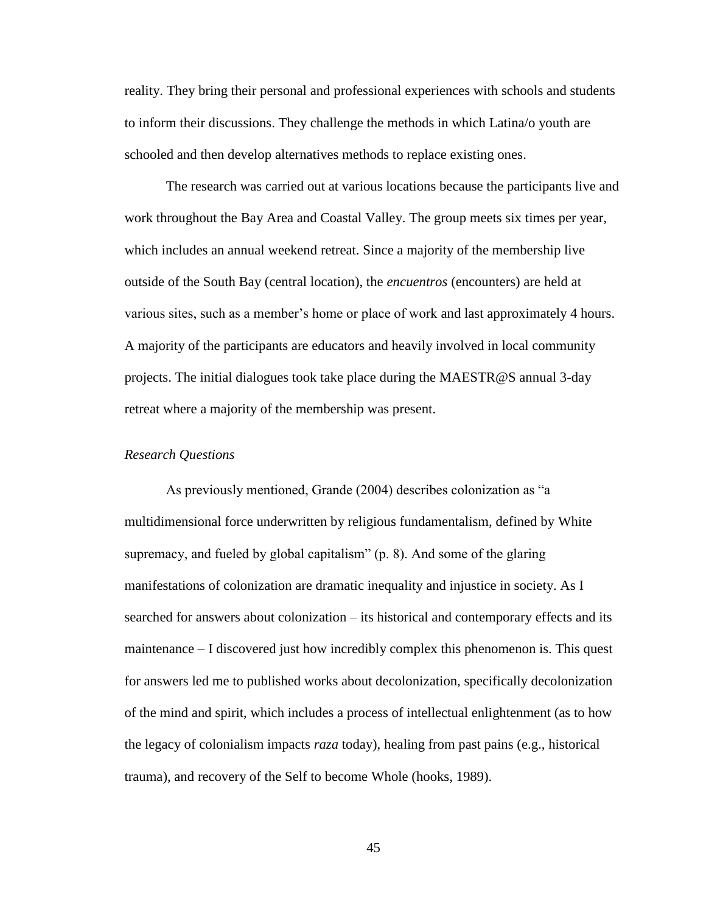reality. They bring their personal and professional experiences with schools and students to inform their discussions. They challenge the methods in which Latina/o youth are schooled and then develop alternatives methods to replace existing ones.

The research was carried out at various locations because the participants live and work throughout the Bay Area and Coastal Valley. The group meets six times per year, which includes an annual weekend retreat. Since a majority of the membership live outside of the South Bay (central location), the *encuentros* (encounters) are held at various sites, such as a member's home or place of work and last approximately 4 hours. A majority of the participants are educators and heavily involved in local community projects. The initial dialogues took take place during the MAESTR@S annual 3-day retreat where a majority of the membership was present.

### *Research Questions*

As previously mentioned, Grande (2004) describes colonization as "a multidimensional force underwritten by religious fundamentalism, defined by White supremacy, and fueled by global capitalism" (p. 8). And some of the glaring manifestations of colonization are dramatic inequality and injustice in society. As I searched for answers about colonization – its historical and contemporary effects and its maintenance – I discovered just how incredibly complex this phenomenon is. This quest for answers led me to published works about decolonization, specifically decolonization of the mind and spirit, which includes a process of intellectual enlightenment (as to how the legacy of colonialism impacts *raza* today), healing from past pains (e.g., historical trauma), and recovery of the Self to become Whole (hooks, 1989).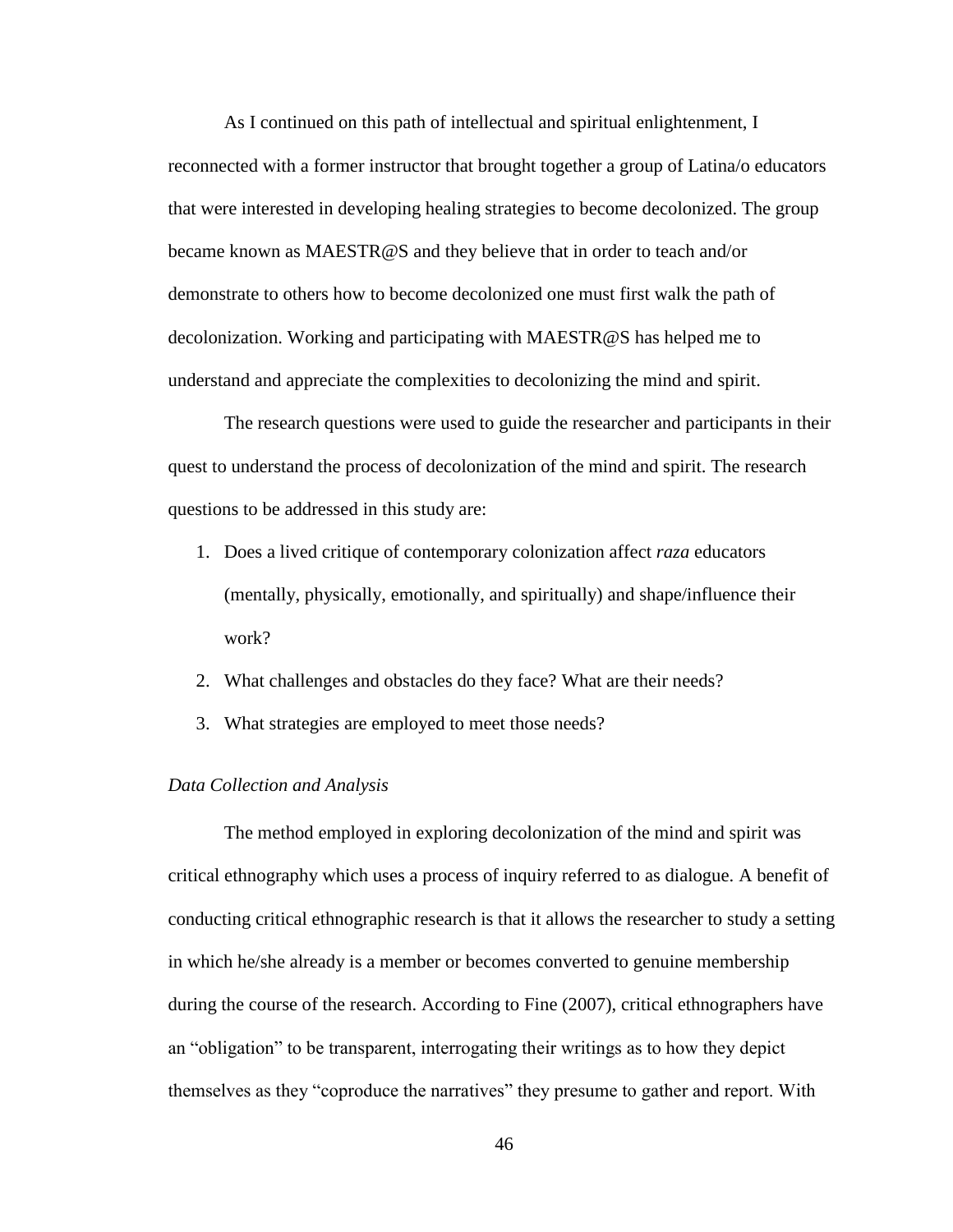As I continued on this path of intellectual and spiritual enlightenment, I reconnected with a former instructor that brought together a group of Latina/o educators that were interested in developing healing strategies to become decolonized. The group became known as MAESTR@S and they believe that in order to teach and/or demonstrate to others how to become decolonized one must first walk the path of decolonization. Working and participating with MAESTR@S has helped me to understand and appreciate the complexities to decolonizing the mind and spirit.

The research questions were used to guide the researcher and participants in their quest to understand the process of decolonization of the mind and spirit. The research questions to be addressed in this study are:

1. Does a lived critique of contemporary colonization affect *raza* educators (mentally, physically, emotionally, and spiritually) and shape/influence their work?
2. What challenges and obstacles do they face? What are their needs?
3. What strategies are employed to meet those needs?

*Data Collection and Analysis*

The method employed in exploring decolonization of the mind and spirit was critical ethnography which uses a process of inquiry referred to as dialogue. A benefit of conducting critical ethnographic research is that it allows the researcher to study a setting in which he/she already is a member or becomes converted to genuine membership during the course of the research. According to Fine (2007), critical ethnographers have an "obligation" to be transparent, interrogating their writings as to how they depict themselves as they "coproduce the narratives" they presume to gather and report. With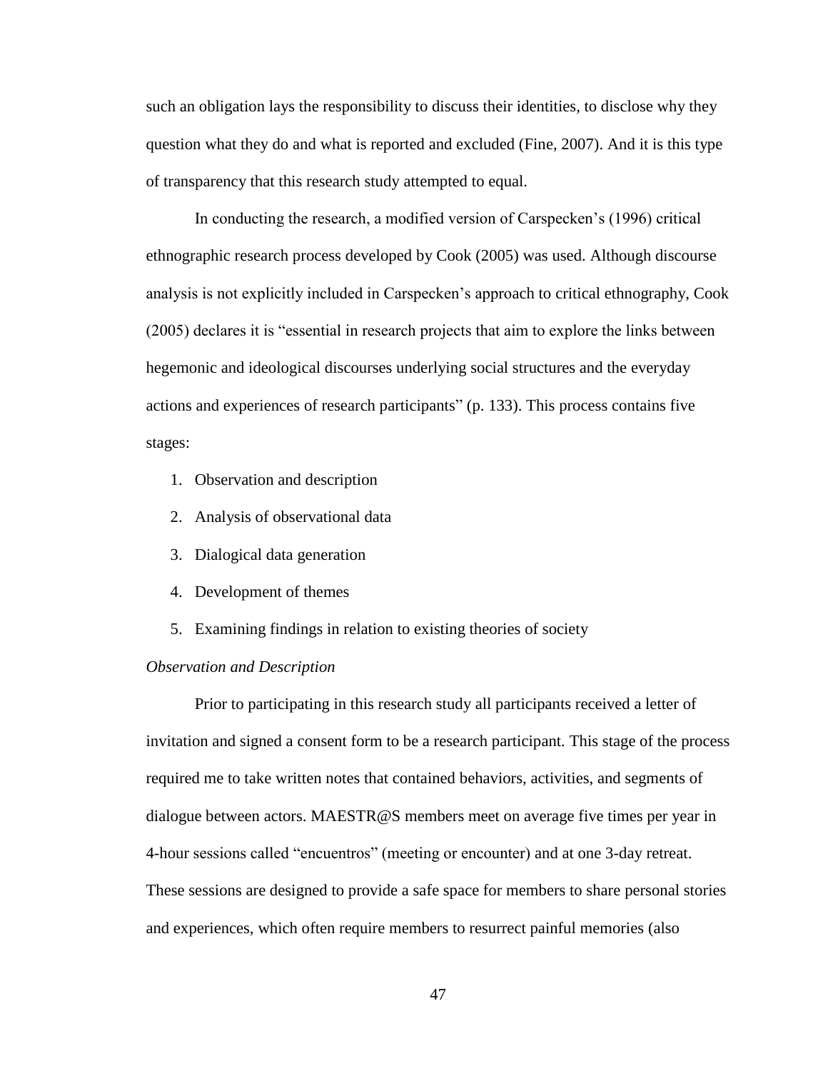such an obligation lays the responsibility to discuss their identities, to disclose why they question what they do and what is reported and excluded (Fine, 2007). And it is this type of transparency that this research study attempted to equal.

In conducting the research, a modified version of Carspecken's (1996) critical ethnographic research process developed by Cook (2005) was used. Although discourse analysis is not explicitly included in Carspecken's approach to critical ethnography, Cook (2005) declares it is "essential in research projects that aim to explore the links between hegemonic and ideological discourses underlying social structures and the everyday actions and experiences of research participants" (p. 133). This process contains five stages:

1. Observation and description
2. Analysis of observational data
3. Dialogical data generation
4. Development of themes
5. Examining findings in relation to existing theories of society

*Observation and Description*

Prior to participating in this research study all participants received a letter of invitation and signed a consent form to be a research participant. This stage of the process required me to take written notes that contained behaviors, activities, and segments of dialogue between actors. MAESTR@S members meet on average five times per year in 4-hour sessions called "encuentros" (meeting or encounter) and at one 3-day retreat. These sessions are designed to provide a safe space for members to share personal stories and experiences, which often require members to resurrect painful memories (also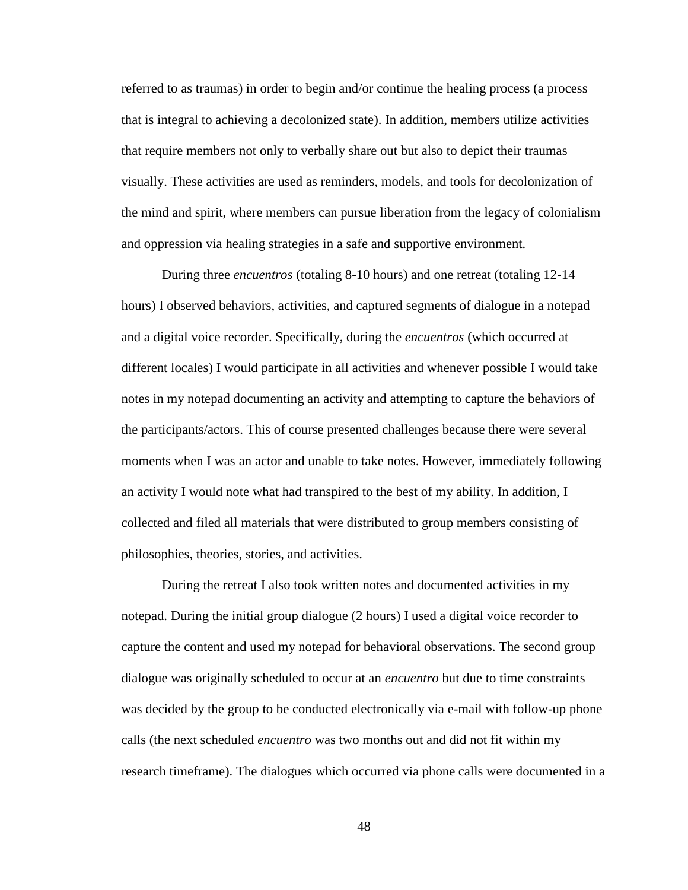referred to as traumas) in order to begin and/or continue the healing process (a process that is integral to achieving a decolonized state). In addition, members utilize activities that require members not only to verbally share out but also to depict their traumas visually. These activities are used as reminders, models, and tools for decolonization of the mind and spirit, where members can pursue liberation from the legacy of colonialism and oppression via healing strategies in a safe and supportive environment.

During three *encuentros* (totaling 8-10 hours) and one retreat (totaling 12-14 hours) I observed behaviors, activities, and captured segments of dialogue in a notepad and a digital voice recorder. Specifically, during the *encuentros* (which occurred at different locales) I would participate in all activities and whenever possible I would take notes in my notepad documenting an activity and attempting to capture the behaviors of the participants/actors. This of course presented challenges because there were several moments when I was an actor and unable to take notes. However, immediately following an activity I would note what had transpired to the best of my ability. In addition, I collected and filed all materials that were distributed to group members consisting of philosophies, theories, stories, and activities.

During the retreat I also took written notes and documented activities in my notepad. During the initial group dialogue (2 hours) I used a digital voice recorder to capture the content and used my notepad for behavioral observations. The second group dialogue was originally scheduled to occur at an *encuentro* but due to time constraints was decided by the group to be conducted electronically via e-mail with follow-up phone calls (the next scheduled *encuentro* was two months out and did not fit within my research timeframe). The dialogues which occurred via phone calls were documented in a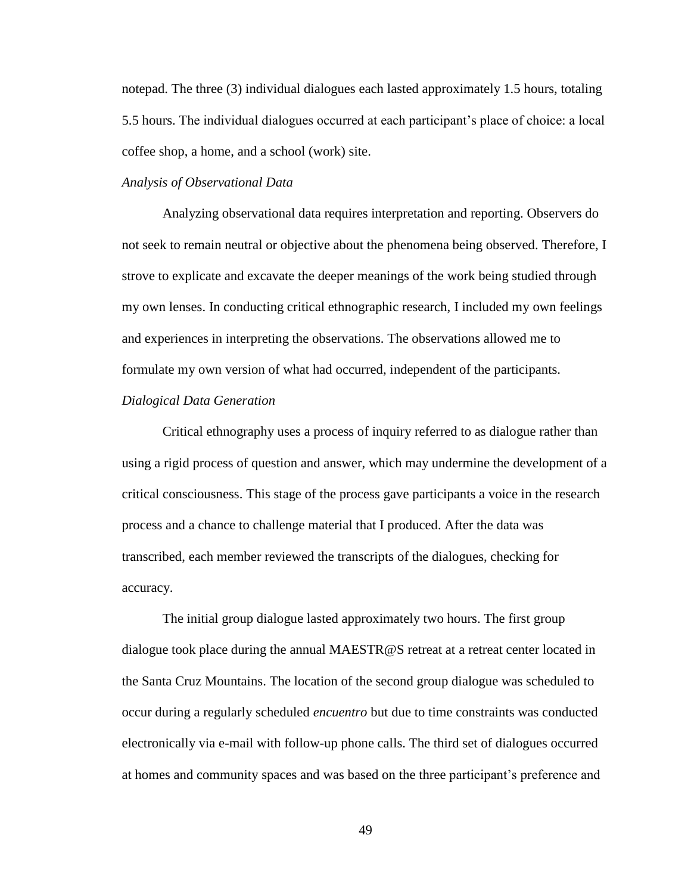notepad. The three (3) individual dialogues each lasted approximately 1.5 hours, totaling 5.5 hours. The individual dialogues occurred at each participant's place of choice: a local coffee shop, a home, and a school (work) site.

*Analysis of Observational Data*

Analyzing observational data requires interpretation and reporting. Observers do not seek to remain neutral or objective about the phenomena being observed. Therefore, I strove to explicate and excavate the deeper meanings of the work being studied through my own lenses. In conducting critical ethnographic research, I included my own feelings and experiences in interpreting the observations. The observations allowed me to formulate my own version of what had occurred, independent of the participants.

*Dialogical Data Generation*

Critical ethnography uses a process of inquiry referred to as dialogue rather than using a rigid process of question and answer, which may undermine the development of a critical consciousness. This stage of the process gave participants a voice in the research process and a chance to challenge material that I produced. After the data was transcribed, each member reviewed the transcripts of the dialogues, checking for accuracy.

The initial group dialogue lasted approximately two hours. The first group dialogue took place during the annual MAESTR@S retreat at a retreat center located in the Santa Cruz Mountains. The location of the second group dialogue was scheduled to occur during a regularly scheduled *encuentro* but due to time constraints was conducted electronically via e-mail with follow-up phone calls. The third set of dialogues occurred at homes and community spaces and was based on the three participant's preference and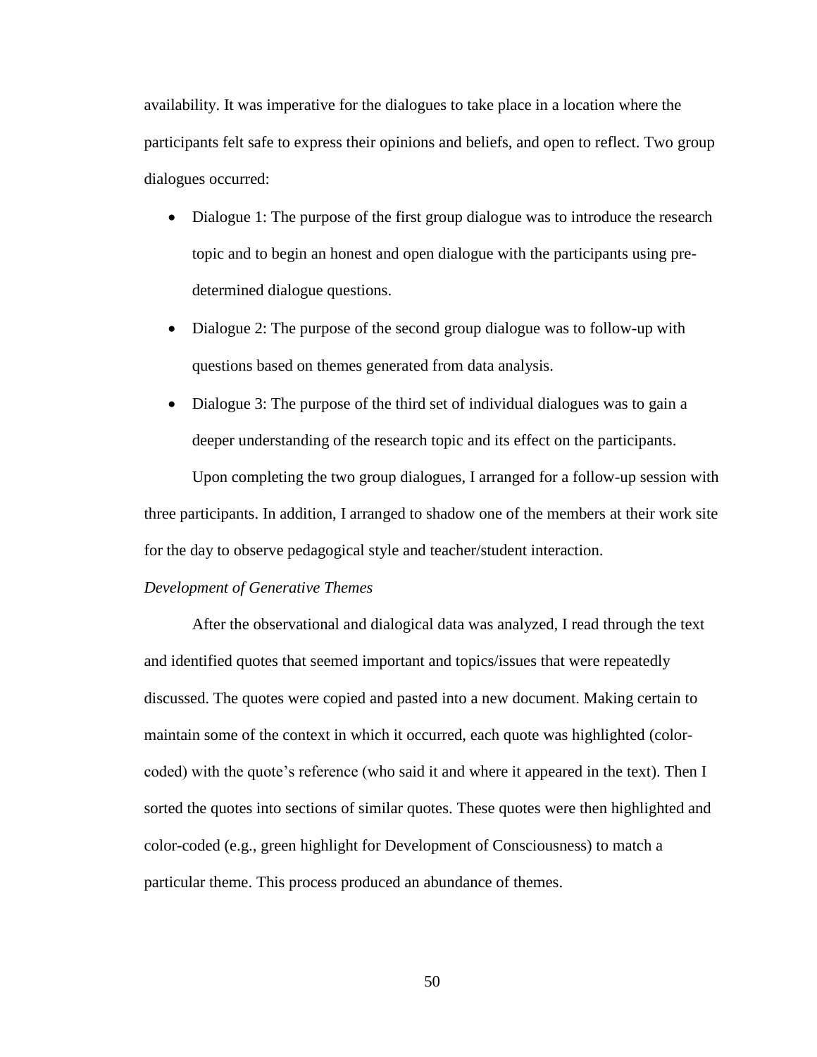availability. It was imperative for the dialogues to take place in a location where the participants felt safe to express their opinions and beliefs, and open to reflect. Two group dialogues occurred:

- Dialogue 1: The purpose of the first group dialogue was to introduce the research topic and to begin an honest and open dialogue with the participants using pre-determined dialogue questions.
- Dialogue 2: The purpose of the second group dialogue was to follow-up with questions based on themes generated from data analysis.
- Dialogue 3: The purpose of the third set of individual dialogues was to gain a deeper understanding of the research topic and its effect on the participants.

Upon completing the two group dialogues, I arranged for a follow-up session with three participants. In addition, I arranged to shadow one of the members at their work site for the day to observe pedagogical style and teacher/student interaction.

*Development of Generative Themes*

After the observational and dialogical data was analyzed, I read through the text and identified quotes that seemed important and topics/issues that were repeatedly discussed. The quotes were copied and pasted into a new document. Making certain to maintain some of the context in which it occurred, each quote was highlighted (color-coded) with the quote's reference (who said it and where it appeared in the text). Then I sorted the quotes into sections of similar quotes. These quotes were then highlighted and color-coded (e.g., green highlight for Development of Consciousness) to match a particular theme. This process produced an abundance of themes.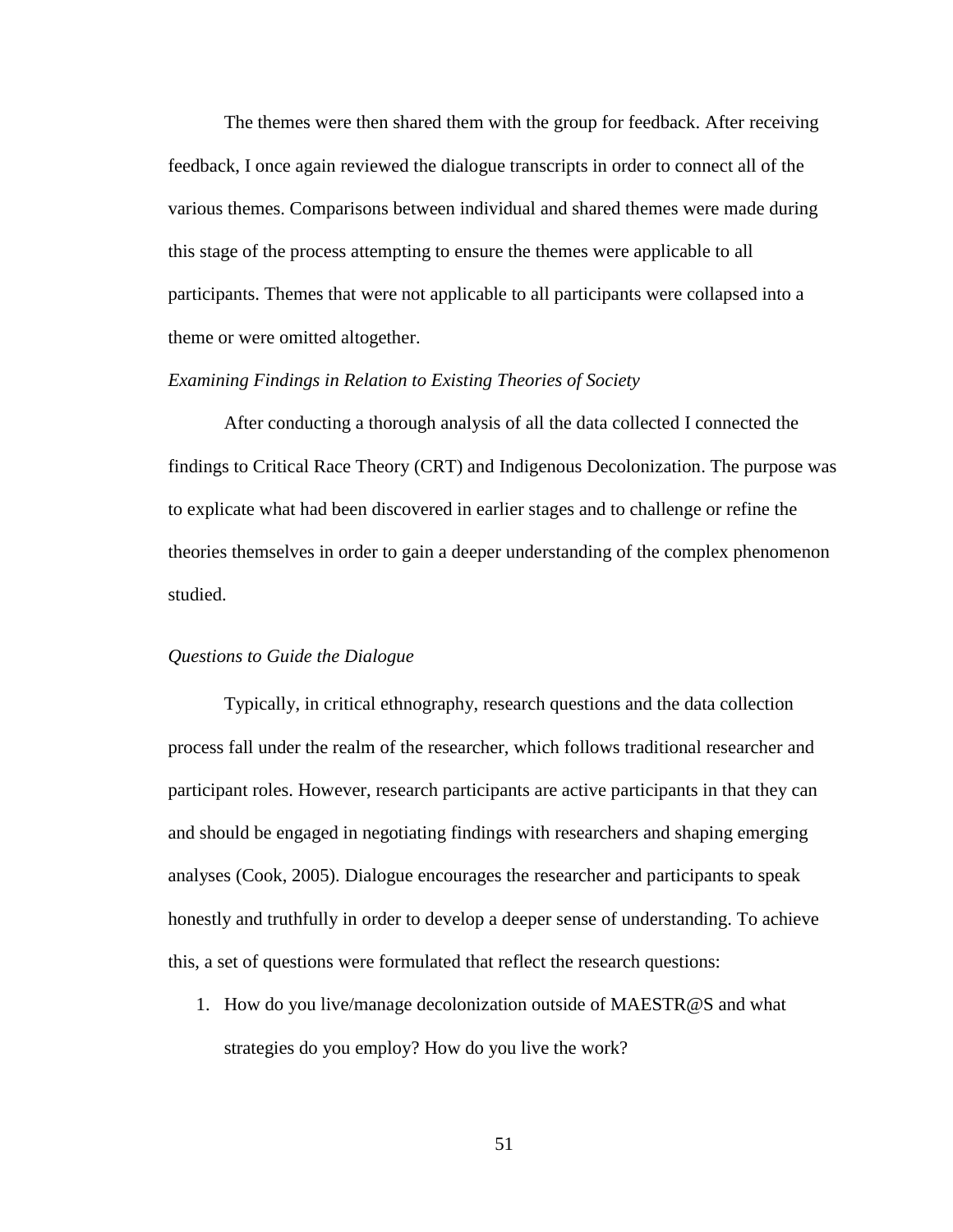The themes were then shared them with the group for feedback. After receiving feedback, I once again reviewed the dialogue transcripts in order to connect all of the various themes. Comparisons between individual and shared themes were made during this stage of the process attempting to ensure the themes were applicable to all participants. Themes that were not applicable to all participants were collapsed into a theme or were omitted altogether.

*Examining Findings in Relation to Existing Theories of Society*

After conducting a thorough analysis of all the data collected I connected the findings to Critical Race Theory (CRT) and Indigenous Decolonization. The purpose was to explicate what had been discovered in earlier stages and to challenge or refine the theories themselves in order to gain a deeper understanding of the complex phenomenon studied.

*Questions to Guide the Dialogue*

Typically, in critical ethnography, research questions and the data collection process fall under the realm of the researcher, which follows traditional researcher and participant roles. However, research participants are active participants in that they can and should be engaged in negotiating findings with researchers and shaping emerging analyses (Cook, 2005). Dialogue encourages the researcher and participants to speak honestly and truthfully in order to develop a deeper sense of understanding. To achieve this, a set of questions were formulated that reflect the research questions:

1. How do you live/manage decolonization outside of MAESTR@S and what strategies do you employ? How do you live the work?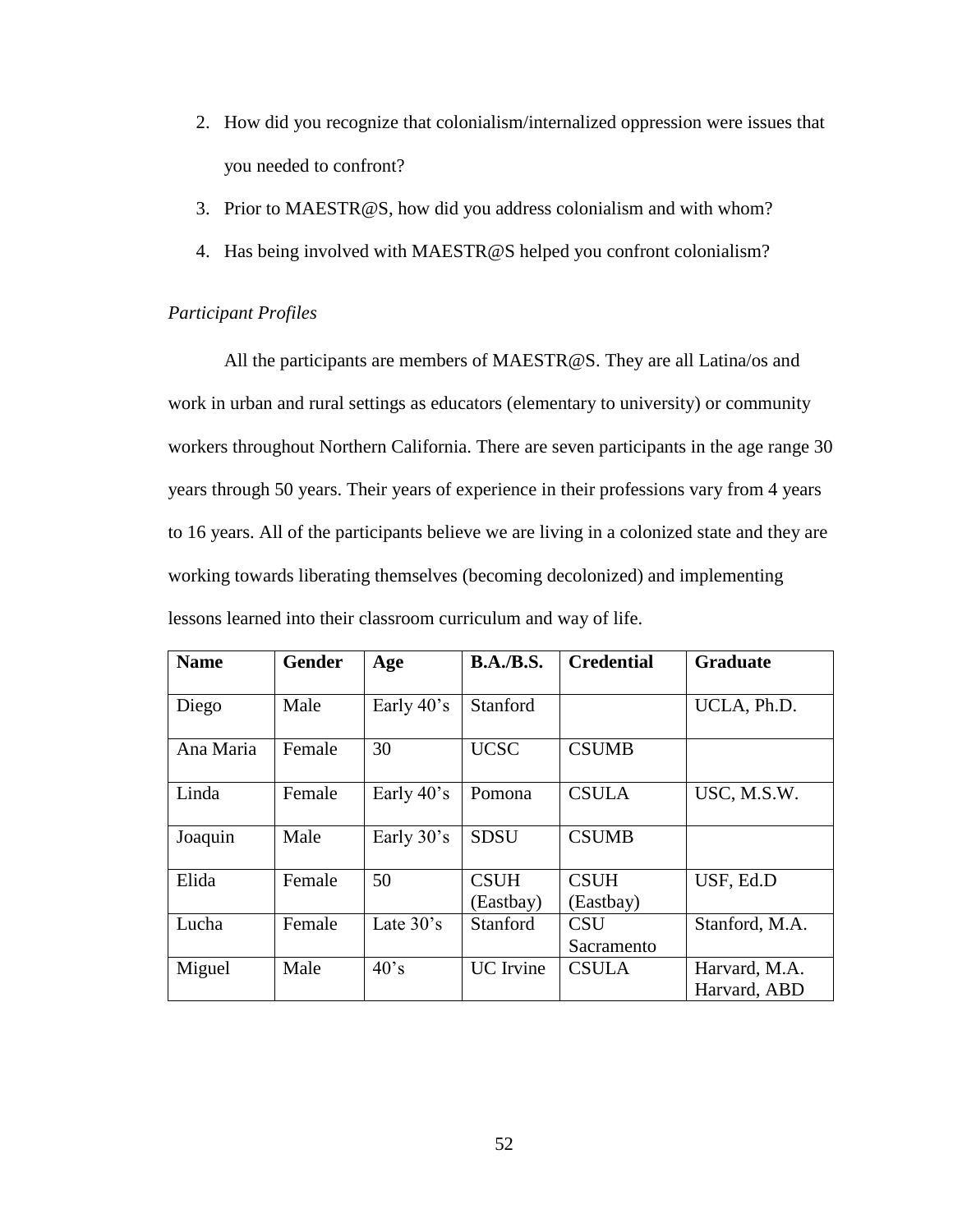2. How did you recognize that colonialism/internalized oppression were issues that you needed to confront?
3. Prior to MAESTR@S, how did you address colonialism and with whom?
4. Has being involved with MAESTR@S helped you confront colonialism?

*Participant Profiles*

All the participants are members of MAESTR@S. They are all Latina/os and work in urban and rural settings as educators (elementary to university) or community workers throughout Northern California. There are seven participants in the age range 30 years through 50 years. Their years of experience in their professions vary from 4 years to 16 years. All of the participants believe we are living in a colonized state and they are working towards liberating themselves (becoming decolonized) and implementing lessons learned into their classroom curriculum and way of life.

| Name | Gender | Age | B.A./B.S. | Credential | Graduate |
|---|---|---|---|---|---|
| Diego | Male | Early 40's | Stanford | | UCLA, Ph.D. |
| Ana Maria | Female | 30 | UCSC | CSUMB | |
| Linda | Female | Early 40's | Pomona | CSULA | USC, M.S.W. |
| Joaquin | Male | Early 30's | SDSU | CSUMB | |
| Elida | Female | 50 | CSUH (Eastbay) | CSUH (Eastbay) | USF, Ed.D |
| Lucha | Female | Late 30's | Stanford | CSU Sacramento | Stanford, M.A. |
| Miguel | Male | 40's | UC Irvine | CSULA | Harvard, M.A. Harvard, ABD |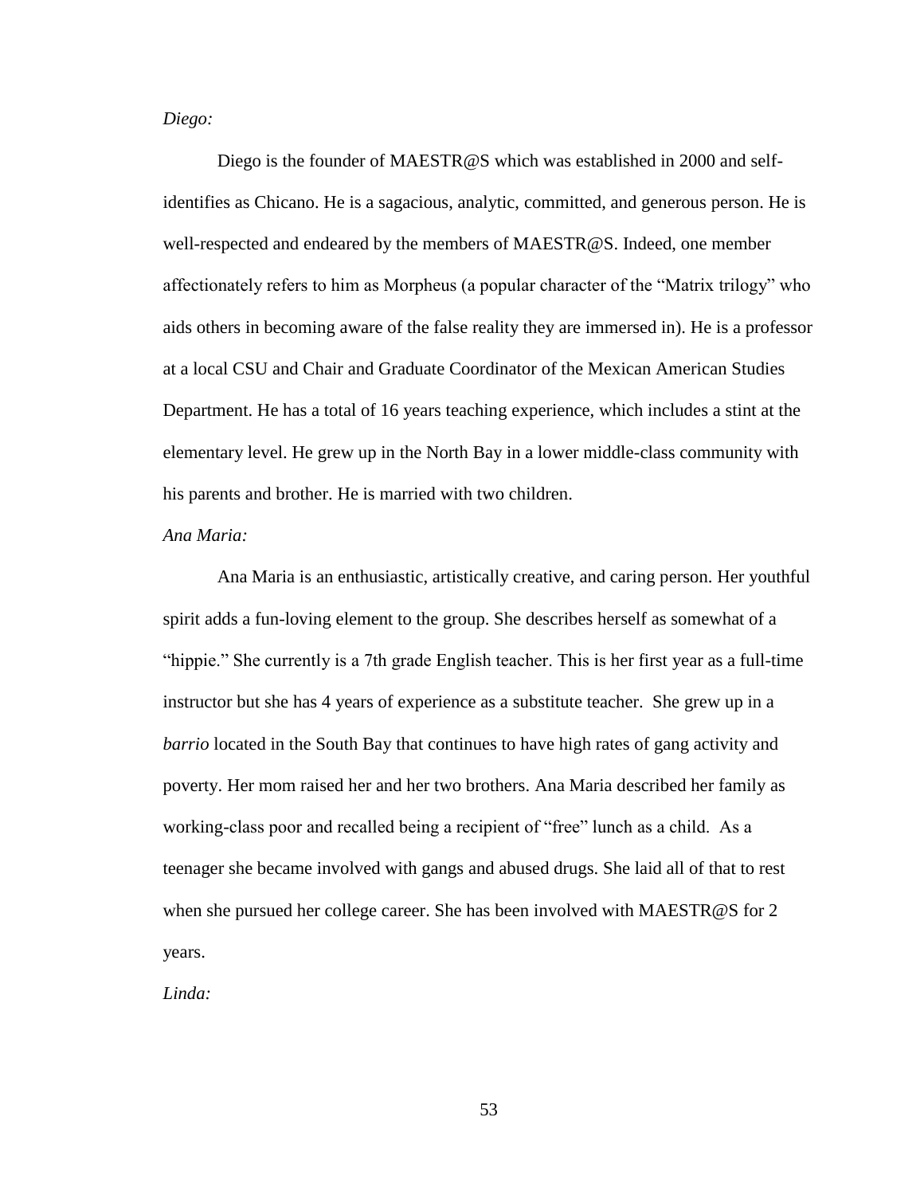*Diego:*

Diego is the founder of MAESTR@S which was established in 2000 and self-identifies as Chicano. He is a sagacious, analytic, committed, and generous person. He is well-respected and endeared by the members of MAESTR@S. Indeed, one member affectionately refers to him as Morpheus (a popular character of the "Matrix trilogy" who aids others in becoming aware of the false reality they are immersed in). He is a professor at a local CSU and Chair and Graduate Coordinator of the Mexican American Studies Department. He has a total of 16 years teaching experience, which includes a stint at the elementary level. He grew up in the North Bay in a lower middle-class community with his parents and brother. He is married with two children.

*Ana Maria:*

Ana Maria is an enthusiastic, artistically creative, and caring person. Her youthful spirit adds a fun-loving element to the group. She describes herself as somewhat of a "hippie." She currently is a 7th grade English teacher. This is her first year as a full-time instructor but she has 4 years of experience as a substitute teacher. She grew up in a *barrio* located in the South Bay that continues to have high rates of gang activity and poverty. Her mom raised her and her two brothers. Ana Maria described her family as working-class poor and recalled being a recipient of "free" lunch as a child. As a teenager she became involved with gangs and abused drugs. She laid all of that to rest when she pursued her college career. She has been involved with MAESTR@S for 2 years.

*Linda:*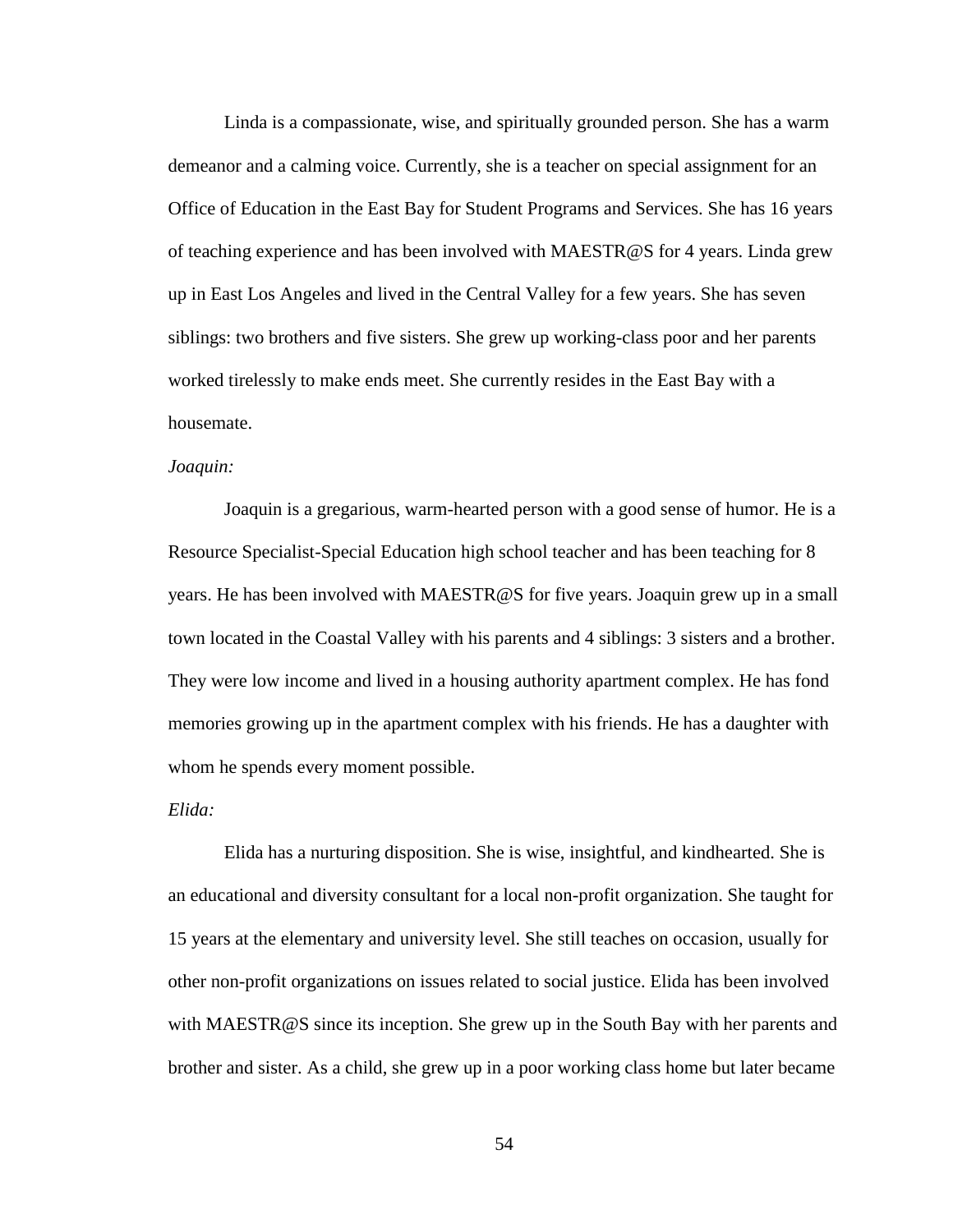Linda is a compassionate, wise, and spiritually grounded person. She has a warm demeanor and a calming voice. Currently, she is a teacher on special assignment for an Office of Education in the East Bay for Student Programs and Services. She has 16 years of teaching experience and has been involved with MAESTR@S for 4 years. Linda grew up in East Los Angeles and lived in the Central Valley for a few years. She has seven siblings: two brothers and five sisters. She grew up working-class poor and her parents worked tirelessly to make ends meet. She currently resides in the East Bay with a housemate.

*Joaquin:*

Joaquin is a gregarious, warm-hearted person with a good sense of humor. He is a Resource Specialist-Special Education high school teacher and has been teaching for 8 years. He has been involved with MAESTR@S for five years. Joaquin grew up in a small town located in the Coastal Valley with his parents and 4 siblings: 3 sisters and a brother. They were low income and lived in a housing authority apartment complex. He has fond memories growing up in the apartment complex with his friends. He has a daughter with whom he spends every moment possible.

*Elida:*

Elida has a nurturing disposition. She is wise, insightful, and kindhearted. She is an educational and diversity consultant for a local non-profit organization. She taught for 15 years at the elementary and university level. She still teaches on occasion, usually for other non-profit organizations on issues related to social justice. Elida has been involved with MAESTR@S since its inception. She grew up in the South Bay with her parents and brother and sister. As a child, she grew up in a poor working class home but later became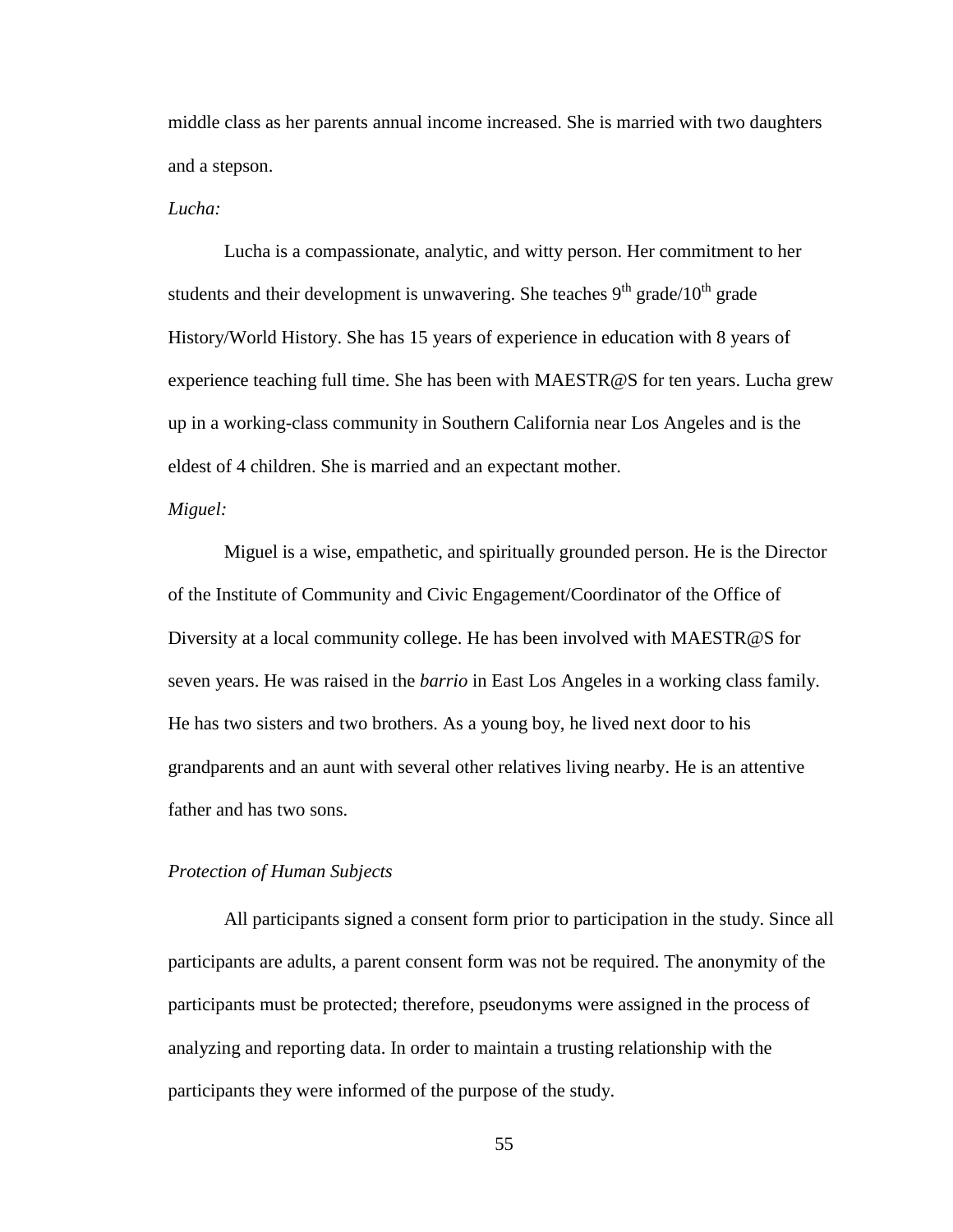middle class as her parents annual income increased. She is married with two daughters and a stepson.

*Lucha:*

Lucha is a compassionate, analytic, and witty person. Her commitment to her students and their development is unwavering. She teaches 9th grade/10th grade History/World History. She has 15 years of experience in education with 8 years of experience teaching full time. She has been with MAESTR@S for ten years. Lucha grew up in a working-class community in Southern California near Los Angeles and is the eldest of 4 children. She is married and an expectant mother.

*Miguel:*

Miguel is a wise, empathetic, and spiritually grounded person. He is the Director of the Institute of Community and Civic Engagement/Coordinator of the Office of Diversity at a local community college. He has been involved with MAESTR@S for seven years. He was raised in the *barrio* in East Los Angeles in a working class family. He has two sisters and two brothers. As a young boy, he lived next door to his grandparents and an aunt with several other relatives living nearby. He is an attentive father and has two sons.

*Protection of Human Subjects*

All participants signed a consent form prior to participation in the study. Since all participants are adults, a parent consent form was not be required. The anonymity of the participants must be protected; therefore, pseudonyms were assigned in the process of analyzing and reporting data. In order to maintain a trusting relationship with the participants they were informed of the purpose of the study.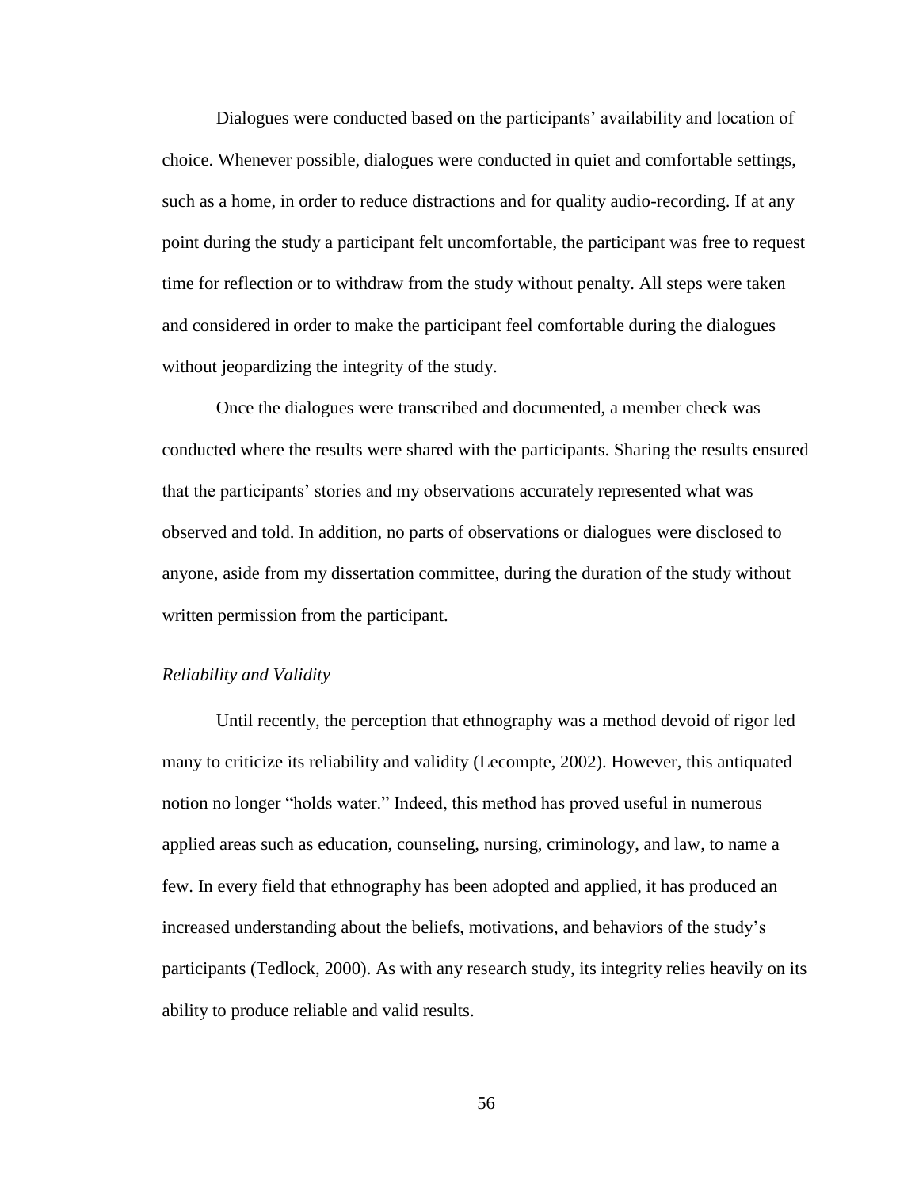Dialogues were conducted based on the participants' availability and location of choice. Whenever possible, dialogues were conducted in quiet and comfortable settings, such as a home, in order to reduce distractions and for quality audio-recording. If at any point during the study a participant felt uncomfortable, the participant was free to request time for reflection or to withdraw from the study without penalty. All steps were taken and considered in order to make the participant feel comfortable during the dialogues without jeopardizing the integrity of the study.

Once the dialogues were transcribed and documented, a member check was conducted where the results were shared with the participants. Sharing the results ensured that the participants' stories and my observations accurately represented what was observed and told. In addition, no parts of observations or dialogues were disclosed to anyone, aside from my dissertation committee, during the duration of the study without written permission from the participant.

### *Reliability and Validity*

Until recently, the perception that ethnography was a method devoid of rigor led many to criticize its reliability and validity (Lecompte, 2002). However, this antiquated notion no longer "holds water." Indeed, this method has proved useful in numerous applied areas such as education, counseling, nursing, criminology, and law, to name a few. In every field that ethnography has been adopted and applied, it has produced an increased understanding about the beliefs, motivations, and behaviors of the study's participants (Tedlock, 2000). As with any research study, its integrity relies heavily on its ability to produce reliable and valid results.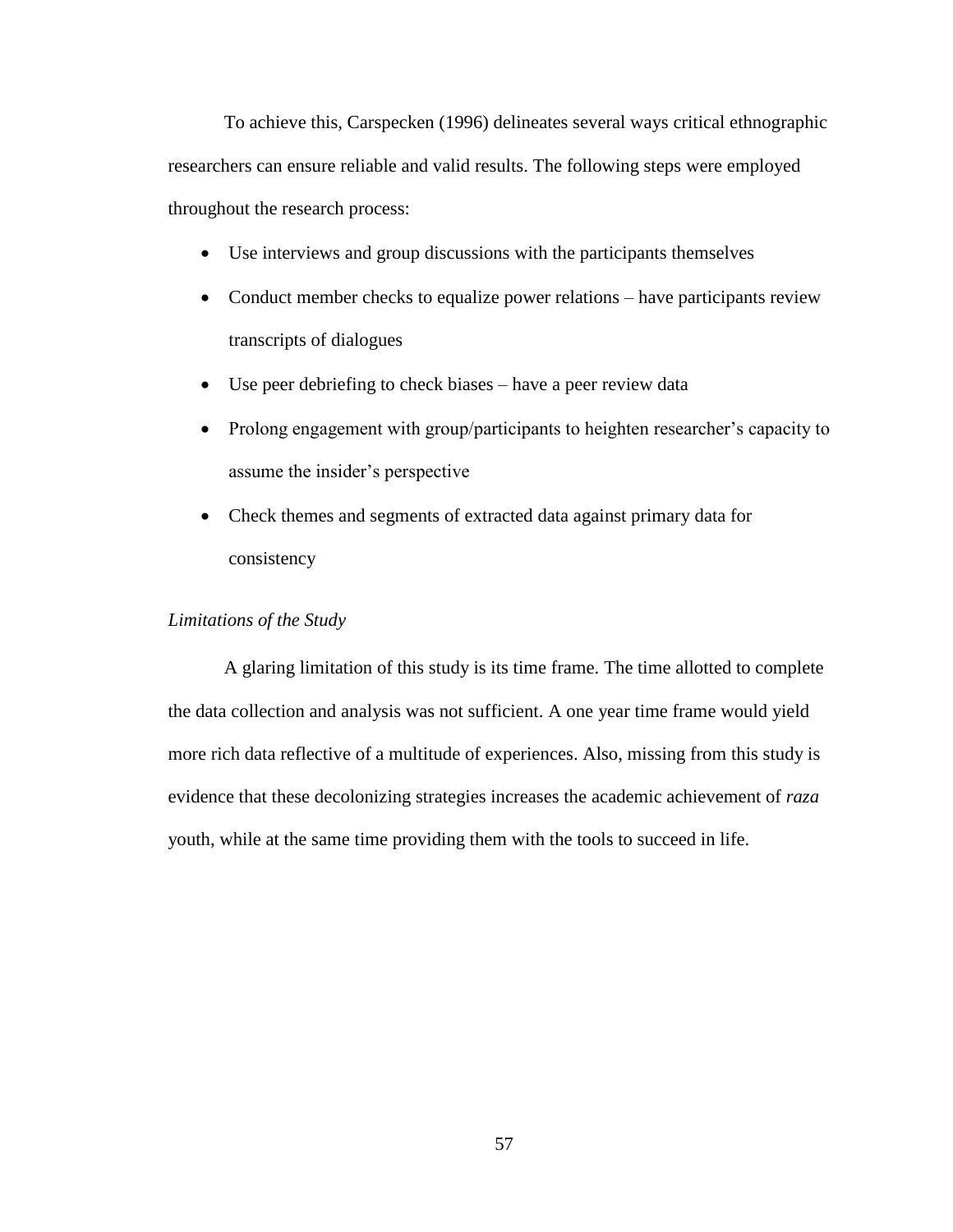To achieve this, Carspecken (1996) delineates several ways critical ethnographic researchers can ensure reliable and valid results. The following steps were employed throughout the research process:

- Use interviews and group discussions with the participants themselves
- Conduct member checks to equalize power relations – have participants review transcripts of dialogues
- Use peer debriefing to check biases – have a peer review data
- Prolong engagement with group/participants to heighten researcher's capacity to assume the insider's perspective
- Check themes and segments of extracted data against primary data for consistency

### *Limitations of the Study*

A glaring limitation of this study is its time frame. The time allotted to complete the data collection and analysis was not sufficient. A one year time frame would yield more rich data reflective of a multitude of experiences. Also, missing from this study is evidence that these decolonizing strategies increases the academic achievement of *raza* youth, while at the same time providing them with the tools to succeed in life.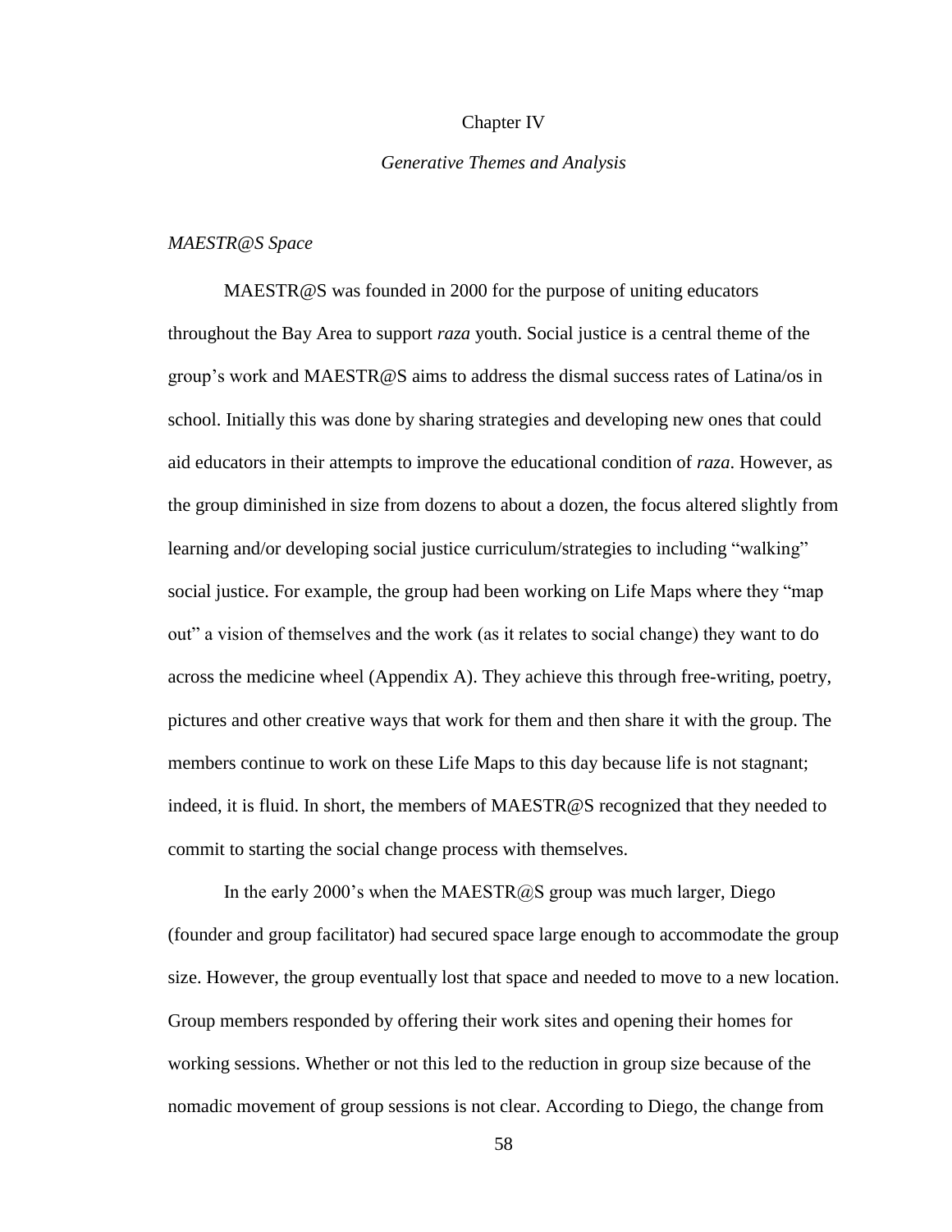# Chapter IV

## *Generative Themes and Analysis*

### *MAESTR@S Space*

MAESTR@S was founded in 2000 for the purpose of uniting educators throughout the Bay Area to support *raza* youth. Social justice is a central theme of the group's work and MAESTR@S aims to address the dismal success rates of Latina/os in school. Initially this was done by sharing strategies and developing new ones that could aid educators in their attempts to improve the educational condition of *raza*. However, as the group diminished in size from dozens to about a dozen, the focus altered slightly from learning and/or developing social justice curriculum/strategies to including "walking" social justice. For example, the group had been working on Life Maps where they "map out" a vision of themselves and the work (as it relates to social change) they want to do across the medicine wheel (Appendix A). They achieve this through free-writing, poetry, pictures and other creative ways that work for them and then share it with the group. The members continue to work on these Life Maps to this day because life is not stagnant; indeed, it is fluid. In short, the members of MAESTR@S recognized that they needed to commit to starting the social change process with themselves.

In the early 2000's when the MAESTR@S group was much larger, Diego (founder and group facilitator) had secured space large enough to accommodate the group size. However, the group eventually lost that space and needed to move to a new location. Group members responded by offering their work sites and opening their homes for working sessions. Whether or not this led to the reduction in group size because of the nomadic movement of group sessions is not clear. According to Diego, the change from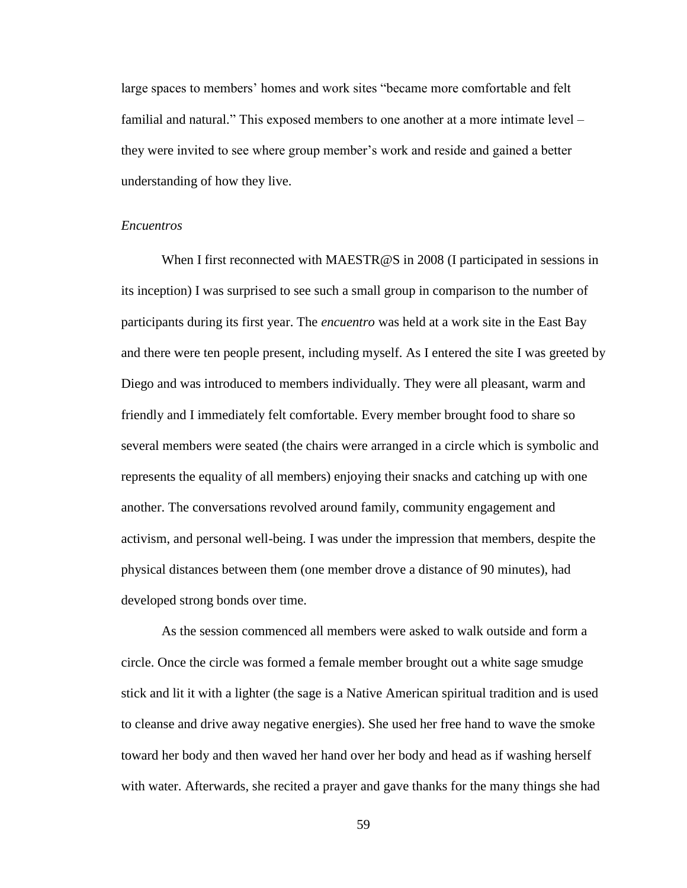large spaces to members' homes and work sites "became more comfortable and felt familial and natural." This exposed members to one another at a more intimate level – they were invited to see where group member's work and reside and gained a better understanding of how they live.

### *Encuentros*

When I first reconnected with MAESTR@S in 2008 (I participated in sessions in its inception) I was surprised to see such a small group in comparison to the number of participants during its first year. The *encuentro* was held at a work site in the East Bay and there were ten people present, including myself. As I entered the site I was greeted by Diego and was introduced to members individually. They were all pleasant, warm and friendly and I immediately felt comfortable. Every member brought food to share so several members were seated (the chairs were arranged in a circle which is symbolic and represents the equality of all members) enjoying their snacks and catching up with one another. The conversations revolved around family, community engagement and activism, and personal well-being. I was under the impression that members, despite the physical distances between them (one member drove a distance of 90 minutes), had developed strong bonds over time.

As the session commenced all members were asked to walk outside and form a circle. Once the circle was formed a female member brought out a white sage smudge stick and lit it with a lighter (the sage is a Native American spiritual tradition and is used to cleanse and drive away negative energies). She used her free hand to wave the smoke toward her body and then waved her hand over her body and head as if washing herself with water. Afterwards, she recited a prayer and gave thanks for the many things she had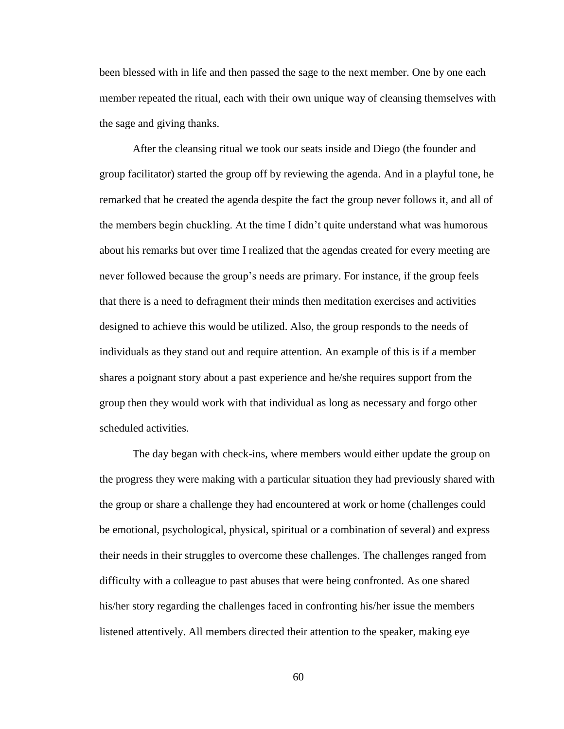been blessed with in life and then passed the sage to the next member. One by one each member repeated the ritual, each with their own unique way of cleansing themselves with the sage and giving thanks.

After the cleansing ritual we took our seats inside and Diego (the founder and group facilitator) started the group off by reviewing the agenda. And in a playful tone, he remarked that he created the agenda despite the fact the group never follows it, and all of the members begin chuckling. At the time I didn't quite understand what was humorous about his remarks but over time I realized that the agendas created for every meeting are never followed because the group's needs are primary. For instance, if the group feels that there is a need to defragment their minds then meditation exercises and activities designed to achieve this would be utilized. Also, the group responds to the needs of individuals as they stand out and require attention. An example of this is if a member shares a poignant story about a past experience and he/she requires support from the group then they would work with that individual as long as necessary and forgo other scheduled activities.

The day began with check-ins, where members would either update the group on the progress they were making with a particular situation they had previously shared with the group or share a challenge they had encountered at work or home (challenges could be emotional, psychological, physical, spiritual or a combination of several) and express their needs in their struggles to overcome these challenges. The challenges ranged from difficulty with a colleague to past abuses that were being confronted. As one shared his/her story regarding the challenges faced in confronting his/her issue the members listened attentively. All members directed their attention to the speaker, making eye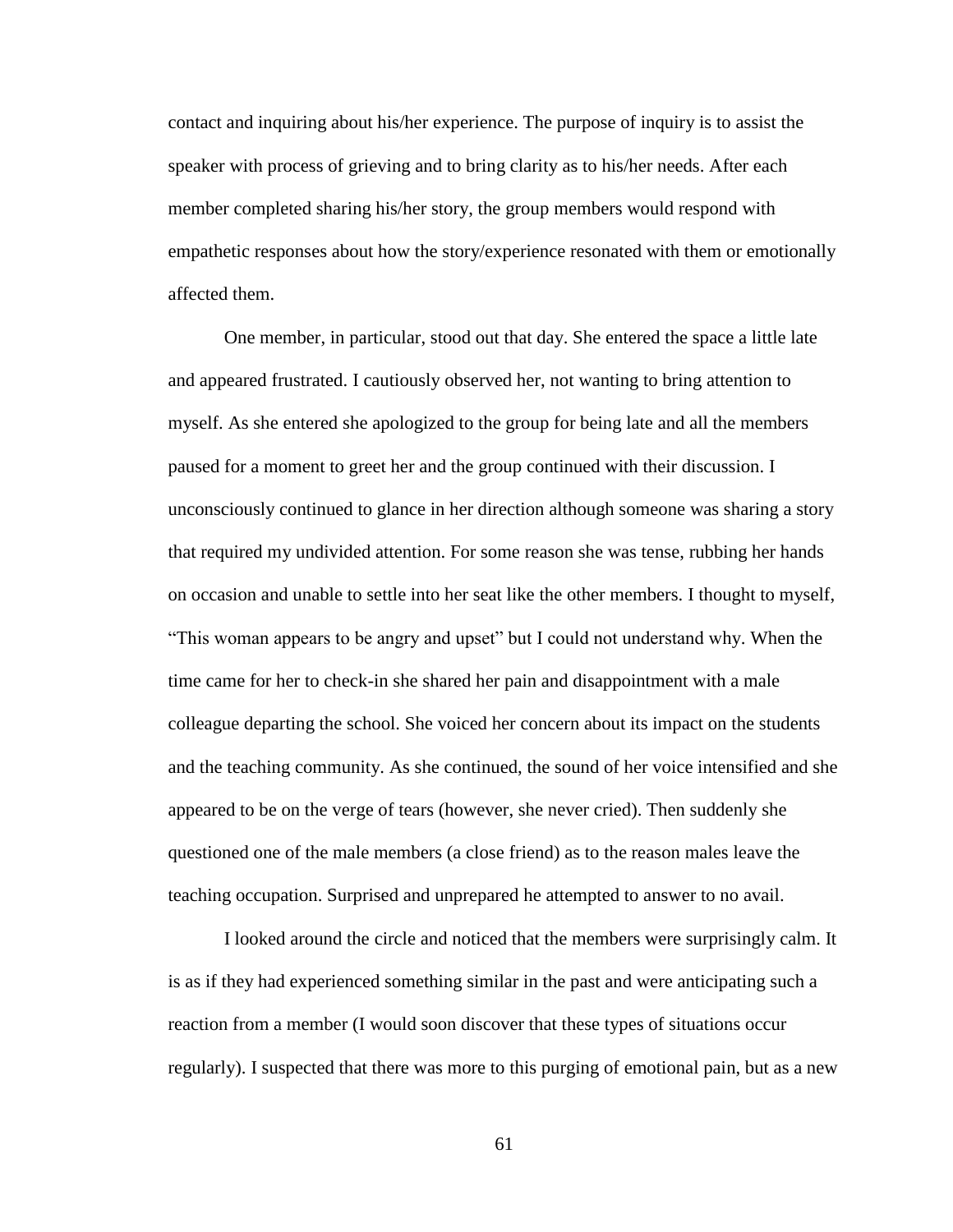contact and inquiring about his/her experience. The purpose of inquiry is to assist the speaker with process of grieving and to bring clarity as to his/her needs. After each member completed sharing his/her story, the group members would respond with empathetic responses about how the story/experience resonated with them or emotionally affected them.

One member, in particular, stood out that day. She entered the space a little late and appeared frustrated. I cautiously observed her, not wanting to bring attention to myself. As she entered she apologized to the group for being late and all the members paused for a moment to greet her and the group continued with their discussion. I unconsciously continued to glance in her direction although someone was sharing a story that required my undivided attention. For some reason she was tense, rubbing her hands on occasion and unable to settle into her seat like the other members. I thought to myself, "This woman appears to be angry and upset" but I could not understand why. When the time came for her to check-in she shared her pain and disappointment with a male colleague departing the school. She voiced her concern about its impact on the students and the teaching community. As she continued, the sound of her voice intensified and she appeared to be on the verge of tears (however, she never cried). Then suddenly she questioned one of the male members (a close friend) as to the reason males leave the teaching occupation. Surprised and unprepared he attempted to answer to no avail.

I looked around the circle and noticed that the members were surprisingly calm. It is as if they had experienced something similar in the past and were anticipating such a reaction from a member (I would soon discover that these types of situations occur regularly). I suspected that there was more to this purging of emotional pain, but as a new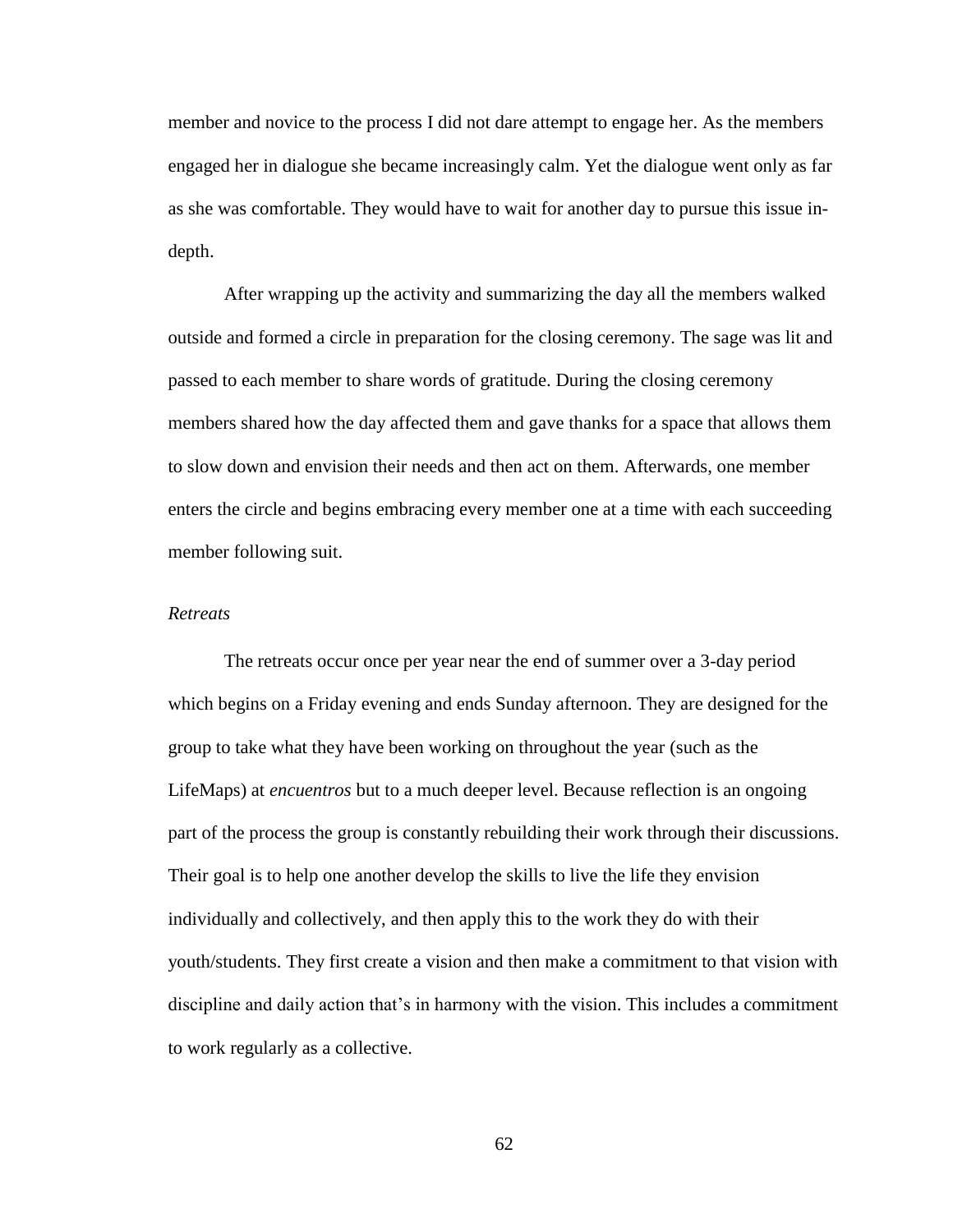member and novice to the process I did not dare attempt to engage her. As the members engaged her in dialogue she became increasingly calm. Yet the dialogue went only as far as she was comfortable. They would have to wait for another day to pursue this issue in-depth.

After wrapping up the activity and summarizing the day all the members walked outside and formed a circle in preparation for the closing ceremony. The sage was lit and passed to each member to share words of gratitude. During the closing ceremony members shared how the day affected them and gave thanks for a space that allows them to slow down and envision their needs and then act on them. Afterwards, one member enters the circle and begins embracing every member one at a time with each succeeding member following suit.

### *Retreats*

The retreats occur once per year near the end of summer over a 3-day period which begins on a Friday evening and ends Sunday afternoon. They are designed for the group to take what they have been working on throughout the year (such as the LifeMaps) at *encuentros* but to a much deeper level. Because reflection is an ongoing part of the process the group is constantly rebuilding their work through their discussions. Their goal is to help one another develop the skills to live the life they envision individually and collectively, and then apply this to the work they do with their youth/students. They first create a vision and then make a commitment to that vision with discipline and daily action that's in harmony with the vision. This includes a commitment to work regularly as a collective.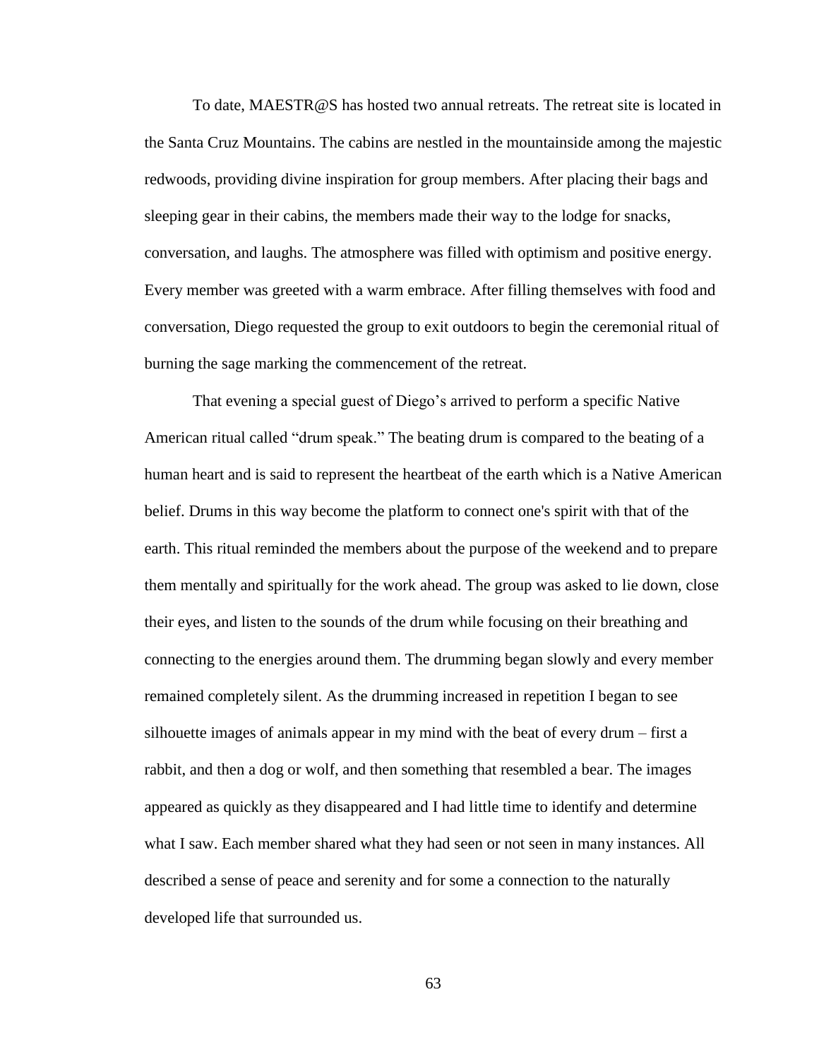To date, MAESTR@S has hosted two annual retreats. The retreat site is located in the Santa Cruz Mountains. The cabins are nestled in the mountainside among the majestic redwoods, providing divine inspiration for group members. After placing their bags and sleeping gear in their cabins, the members made their way to the lodge for snacks, conversation, and laughs. The atmosphere was filled with optimism and positive energy. Every member was greeted with a warm embrace. After filling themselves with food and conversation, Diego requested the group to exit outdoors to begin the ceremonial ritual of burning the sage marking the commencement of the retreat.

That evening a special guest of Diego's arrived to perform a specific Native American ritual called "drum speak." The beating drum is compared to the beating of a human heart and is said to represent the heartbeat of the earth which is a Native American belief. Drums in this way become the platform to connect one's spirit with that of the earth. This ritual reminded the members about the purpose of the weekend and to prepare them mentally and spiritually for the work ahead. The group was asked to lie down, close their eyes, and listen to the sounds of the drum while focusing on their breathing and connecting to the energies around them. The drumming began slowly and every member remained completely silent. As the drumming increased in repetition I began to see silhouette images of animals appear in my mind with the beat of every drum – first a rabbit, and then a dog or wolf, and then something that resembled a bear. The images appeared as quickly as they disappeared and I had little time to identify and determine what I saw. Each member shared what they had seen or not seen in many instances. All described a sense of peace and serenity and for some a connection to the naturally developed life that surrounded us.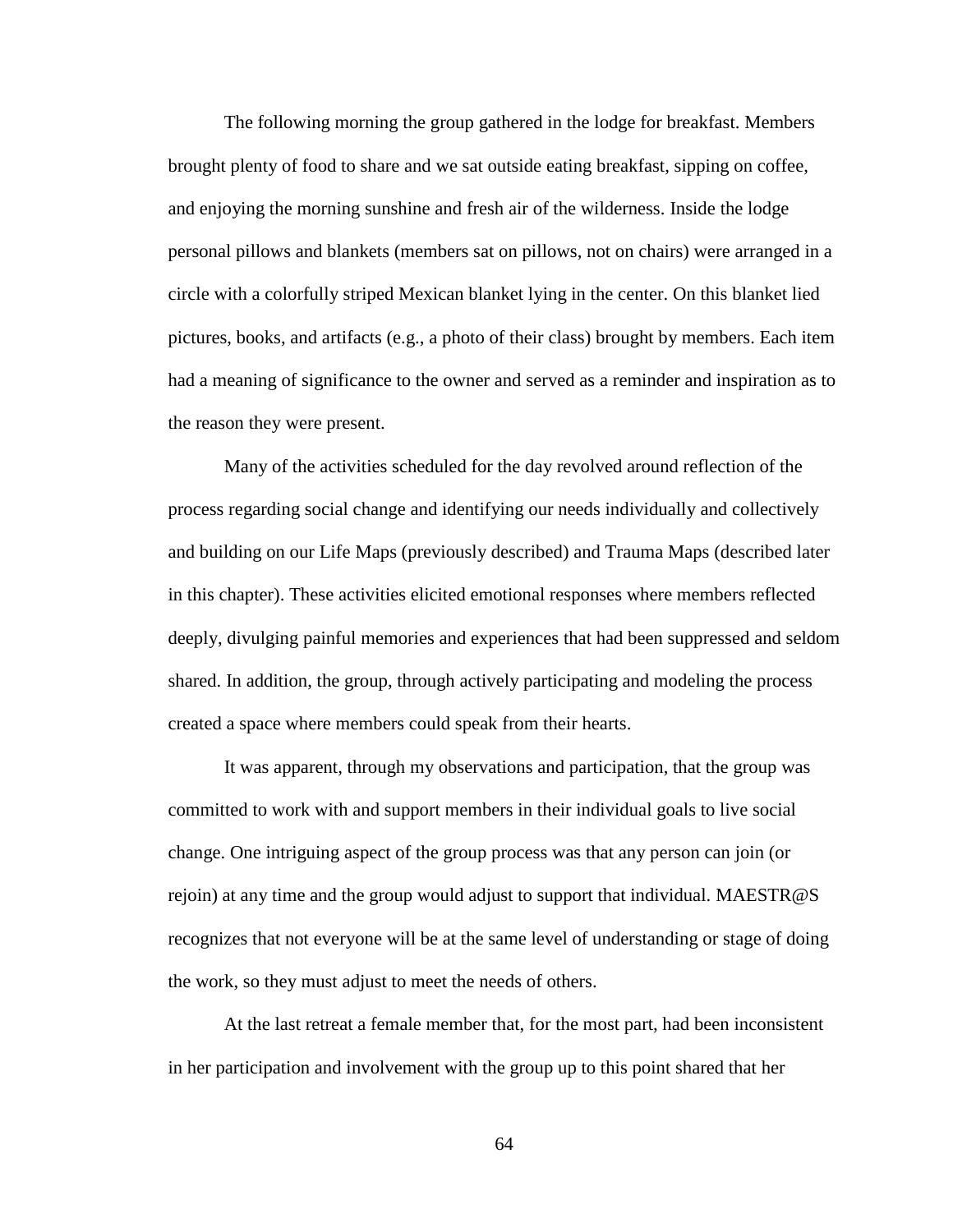The following morning the group gathered in the lodge for breakfast. Members brought plenty of food to share and we sat outside eating breakfast, sipping on coffee, and enjoying the morning sunshine and fresh air of the wilderness. Inside the lodge personal pillows and blankets (members sat on pillows, not on chairs) were arranged in a circle with a colorfully striped Mexican blanket lying in the center. On this blanket lied pictures, books, and artifacts (e.g., a photo of their class) brought by members. Each item had a meaning of significance to the owner and served as a reminder and inspiration as to the reason they were present.

Many of the activities scheduled for the day revolved around reflection of the process regarding social change and identifying our needs individually and collectively and building on our Life Maps (previously described) and Trauma Maps (described later in this chapter). These activities elicited emotional responses where members reflected deeply, divulging painful memories and experiences that had been suppressed and seldom shared. In addition, the group, through actively participating and modeling the process created a space where members could speak from their hearts.

It was apparent, through my observations and participation, that the group was committed to work with and support members in their individual goals to live social change. One intriguing aspect of the group process was that any person can join (or rejoin) at any time and the group would adjust to support that individual. MAESTR@S recognizes that not everyone will be at the same level of understanding or stage of doing the work, so they must adjust to meet the needs of others.

At the last retreat a female member that, for the most part, had been inconsistent in her participation and involvement with the group up to this point shared that her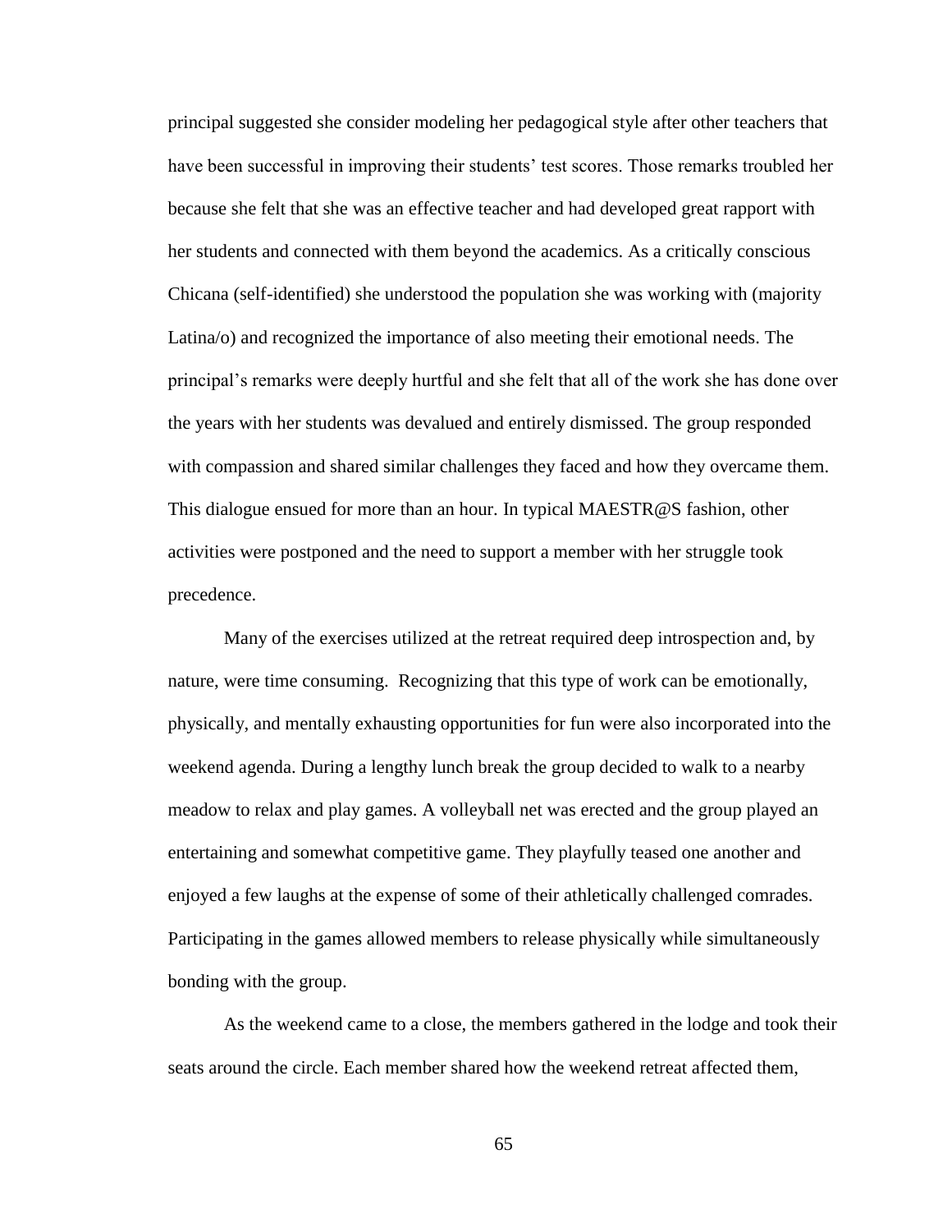principal suggested she consider modeling her pedagogical style after other teachers that have been successful in improving their students' test scores. Those remarks troubled her because she felt that she was an effective teacher and had developed great rapport with her students and connected with them beyond the academics. As a critically conscious Chicana (self-identified) she understood the population she was working with (majority Latina/o) and recognized the importance of also meeting their emotional needs. The principal's remarks were deeply hurtful and she felt that all of the work she has done over the years with her students was devalued and entirely dismissed. The group responded with compassion and shared similar challenges they faced and how they overcame them. This dialogue ensued for more than an hour. In typical MAESTR@S fashion, other activities were postponed and the need to support a member with her struggle took precedence.

Many of the exercises utilized at the retreat required deep introspection and, by nature, were time consuming. Recognizing that this type of work can be emotionally, physically, and mentally exhausting opportunities for fun were also incorporated into the weekend agenda. During a lengthy lunch break the group decided to walk to a nearby meadow to relax and play games. A volleyball net was erected and the group played an entertaining and somewhat competitive game. They playfully teased one another and enjoyed a few laughs at the expense of some of their athletically challenged comrades. Participating in the games allowed members to release physically while simultaneously bonding with the group.

As the weekend came to a close, the members gathered in the lodge and took their seats around the circle. Each member shared how the weekend retreat affected them,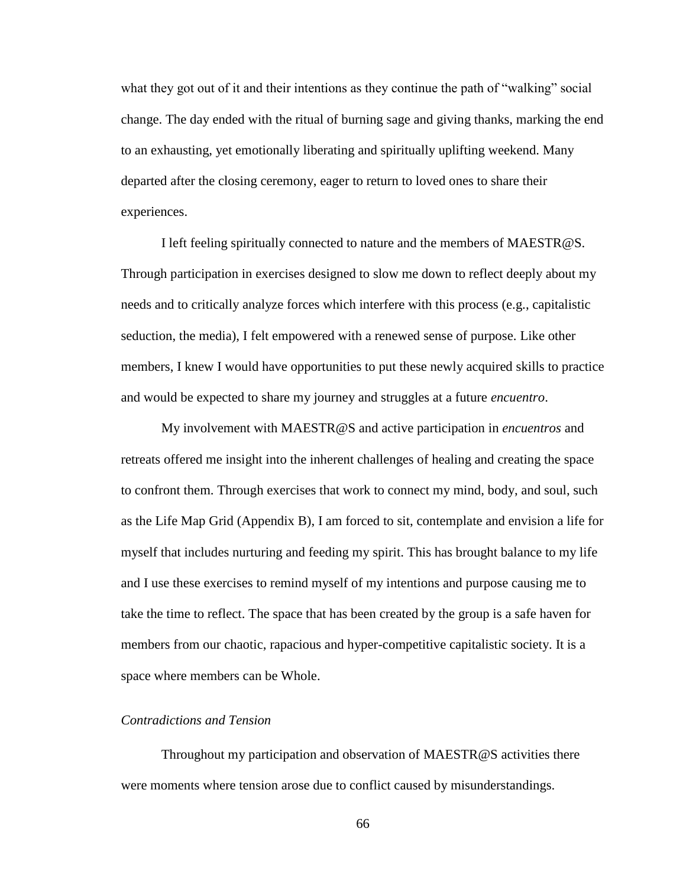what they got out of it and their intentions as they continue the path of "walking" social change. The day ended with the ritual of burning sage and giving thanks, marking the end to an exhausting, yet emotionally liberating and spiritually uplifting weekend. Many departed after the closing ceremony, eager to return to loved ones to share their experiences.

I left feeling spiritually connected to nature and the members of MAESTR@S. Through participation in exercises designed to slow me down to reflect deeply about my needs and to critically analyze forces which interfere with this process (e.g., capitalistic seduction, the media), I felt empowered with a renewed sense of purpose. Like other members, I knew I would have opportunities to put these newly acquired skills to practice and would be expected to share my journey and struggles at a future *encuentro*.

My involvement with MAESTR@S and active participation in *encuentros* and retreats offered me insight into the inherent challenges of healing and creating the space to confront them. Through exercises that work to connect my mind, body, and soul, such as the Life Map Grid (Appendix B), I am forced to sit, contemplate and envision a life for myself that includes nurturing and feeding my spirit. This has brought balance to my life and I use these exercises to remind myself of my intentions and purpose causing me to take the time to reflect. The space that has been created by the group is a safe haven for members from our chaotic, rapacious and hyper-competitive capitalistic society. It is a space where members can be Whole.

### *Contradictions and Tension*

Throughout my participation and observation of MAESTR@S activities there were moments where tension arose due to conflict caused by misunderstandings.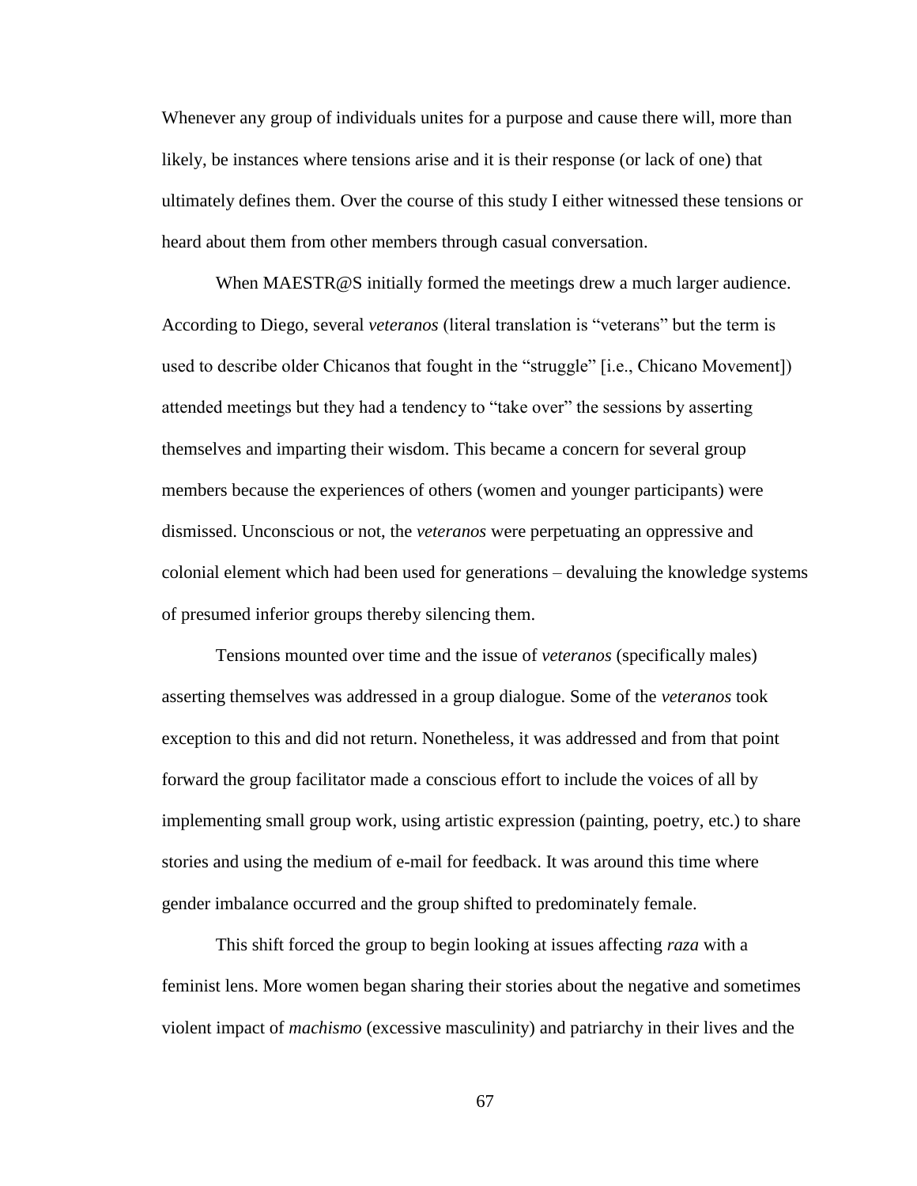Whenever any group of individuals unites for a purpose and cause there will, more than likely, be instances where tensions arise and it is their response (or lack of one) that ultimately defines them. Over the course of this study I either witnessed these tensions or heard about them from other members through casual conversation.

When MAESTR@S initially formed the meetings drew a much larger audience. According to Diego, several *veteranos* (literal translation is "veterans" but the term is used to describe older Chicanos that fought in the "struggle" [i.e., Chicano Movement]) attended meetings but they had a tendency to "take over" the sessions by asserting themselves and imparting their wisdom. This became a concern for several group members because the experiences of others (women and younger participants) were dismissed. Unconscious or not, the *veteranos* were perpetuating an oppressive and colonial element which had been used for generations – devaluing the knowledge systems of presumed inferior groups thereby silencing them.

Tensions mounted over time and the issue of *veteranos* (specifically males) asserting themselves was addressed in a group dialogue. Some of the *veteranos* took exception to this and did not return. Nonetheless, it was addressed and from that point forward the group facilitator made a conscious effort to include the voices of all by implementing small group work, using artistic expression (painting, poetry, etc.) to share stories and using the medium of e-mail for feedback. It was around this time where gender imbalance occurred and the group shifted to predominately female.

This shift forced the group to begin looking at issues affecting *raza* with a feminist lens. More women began sharing their stories about the negative and sometimes violent impact of *machismo* (excessive masculinity) and patriarchy in their lives and the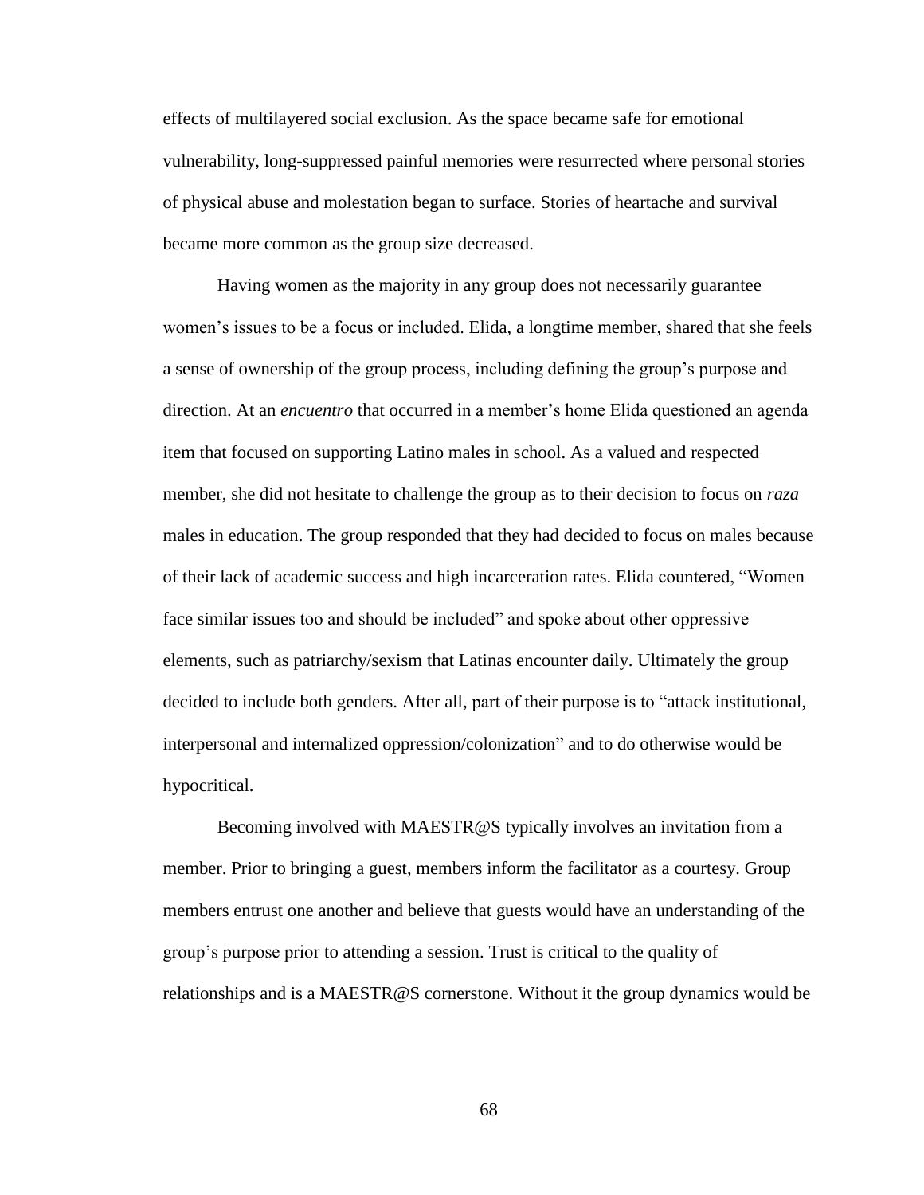effects of multilayered social exclusion. As the space became safe for emotional vulnerability, long-suppressed painful memories were resurrected where personal stories of physical abuse and molestation began to surface. Stories of heartache and survival became more common as the group size decreased.

Having women as the majority in any group does not necessarily guarantee women's issues to be a focus or included. Elida, a longtime member, shared that she feels a sense of ownership of the group process, including defining the group's purpose and direction. At an *encuentro* that occurred in a member's home Elida questioned an agenda item that focused on supporting Latino males in school. As a valued and respected member, she did not hesitate to challenge the group as to their decision to focus on *raza* males in education. The group responded that they had decided to focus on males because of their lack of academic success and high incarceration rates. Elida countered, "Women face similar issues too and should be included" and spoke about other oppressive elements, such as patriarchy/sexism that Latinas encounter daily. Ultimately the group decided to include both genders. After all, part of their purpose is to "attack institutional, interpersonal and internalized oppression/colonization" and to do otherwise would be hypocritical.

Becoming involved with MAESTR@S typically involves an invitation from a member. Prior to bringing a guest, members inform the facilitator as a courtesy. Group members entrust one another and believe that guests would have an understanding of the group's purpose prior to attending a session. Trust is critical to the quality of relationships and is a MAESTR@S cornerstone. Without it the group dynamics would be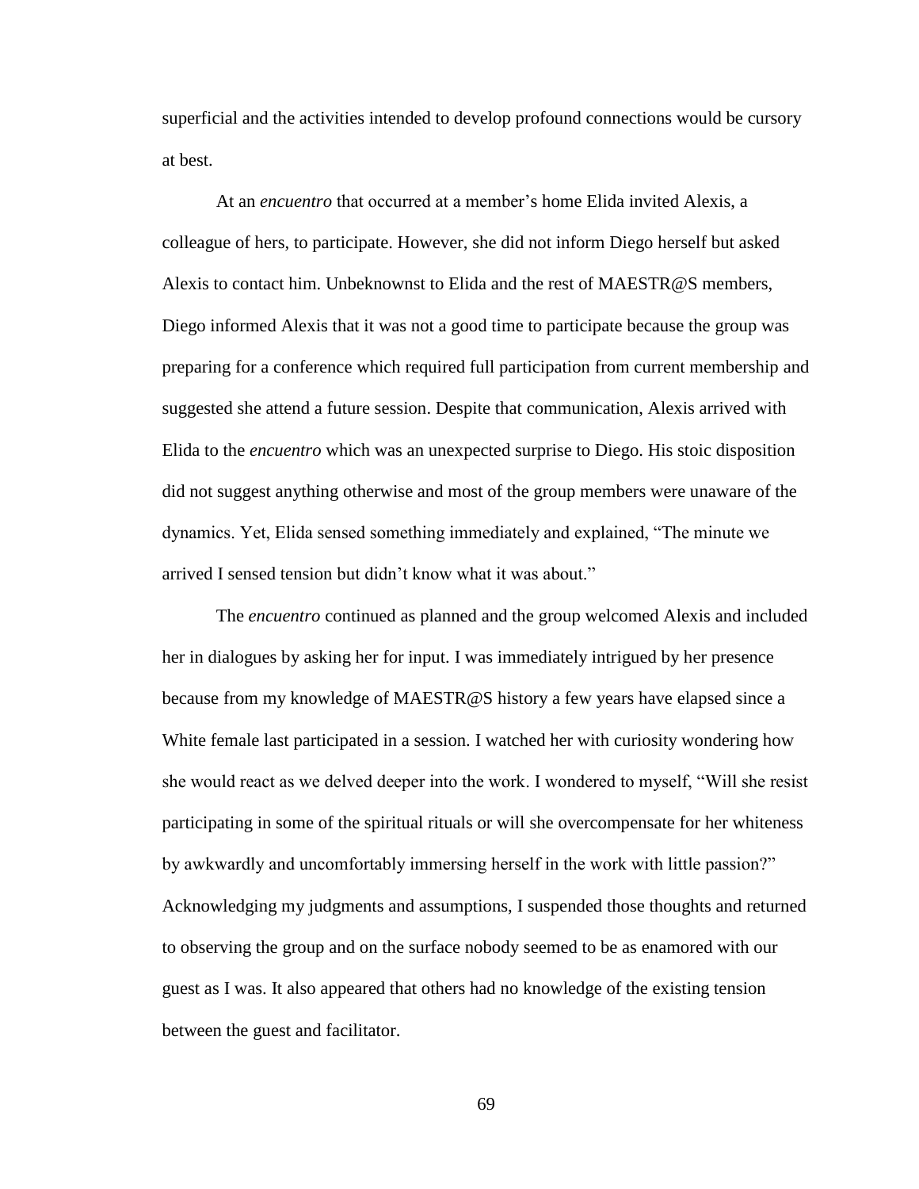superficial and the activities intended to develop profound connections would be cursory at best.

At an *encuentro* that occurred at a member's home Elida invited Alexis, a colleague of hers, to participate. However, she did not inform Diego herself but asked Alexis to contact him. Unbeknownst to Elida and the rest of MAESTR@S members, Diego informed Alexis that it was not a good time to participate because the group was preparing for a conference which required full participation from current membership and suggested she attend a future session. Despite that communication, Alexis arrived with Elida to the *encuentro* which was an unexpected surprise to Diego. His stoic disposition did not suggest anything otherwise and most of the group members were unaware of the dynamics. Yet, Elida sensed something immediately and explained, "The minute we arrived I sensed tension but didn't know what it was about."

The *encuentro* continued as planned and the group welcomed Alexis and included her in dialogues by asking her for input. I was immediately intrigued by her presence because from my knowledge of MAESTR@S history a few years have elapsed since a White female last participated in a session. I watched her with curiosity wondering how she would react as we delved deeper into the work. I wondered to myself, "Will she resist participating in some of the spiritual rituals or will she overcompensate for her whiteness by awkwardly and uncomfortably immersing herself in the work with little passion?" Acknowledging my judgments and assumptions, I suspended those thoughts and returned to observing the group and on the surface nobody seemed to be as enamored with our guest as I was. It also appeared that others had no knowledge of the existing tension between the guest and facilitator.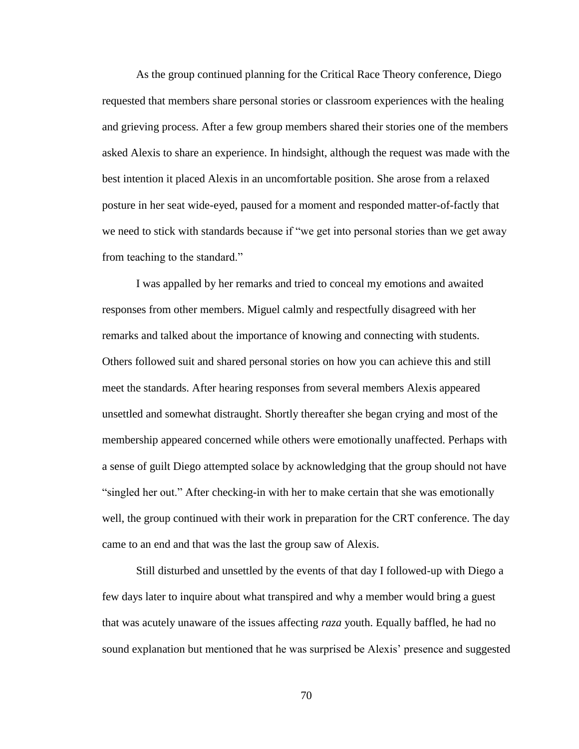As the group continued planning for the Critical Race Theory conference, Diego requested that members share personal stories or classroom experiences with the healing and grieving process. After a few group members shared their stories one of the members asked Alexis to share an experience. In hindsight, although the request was made with the best intention it placed Alexis in an uncomfortable position. She arose from a relaxed posture in her seat wide-eyed, paused for a moment and responded matter-of-factly that we need to stick with standards because if "we get into personal stories than we get away from teaching to the standard."

I was appalled by her remarks and tried to conceal my emotions and awaited responses from other members. Miguel calmly and respectfully disagreed with her remarks and talked about the importance of knowing and connecting with students. Others followed suit and shared personal stories on how you can achieve this and still meet the standards. After hearing responses from several members Alexis appeared unsettled and somewhat distraught. Shortly thereafter she began crying and most of the membership appeared concerned while others were emotionally unaffected. Perhaps with a sense of guilt Diego attempted solace by acknowledging that the group should not have "singled her out." After checking-in with her to make certain that she was emotionally well, the group continued with their work in preparation for the CRT conference. The day came to an end and that was the last the group saw of Alexis.

Still disturbed and unsettled by the events of that day I followed-up with Diego a few days later to inquire about what transpired and why a member would bring a guest that was acutely unaware of the issues affecting *raza* youth. Equally baffled, he had no sound explanation but mentioned that he was surprised be Alexis' presence and suggested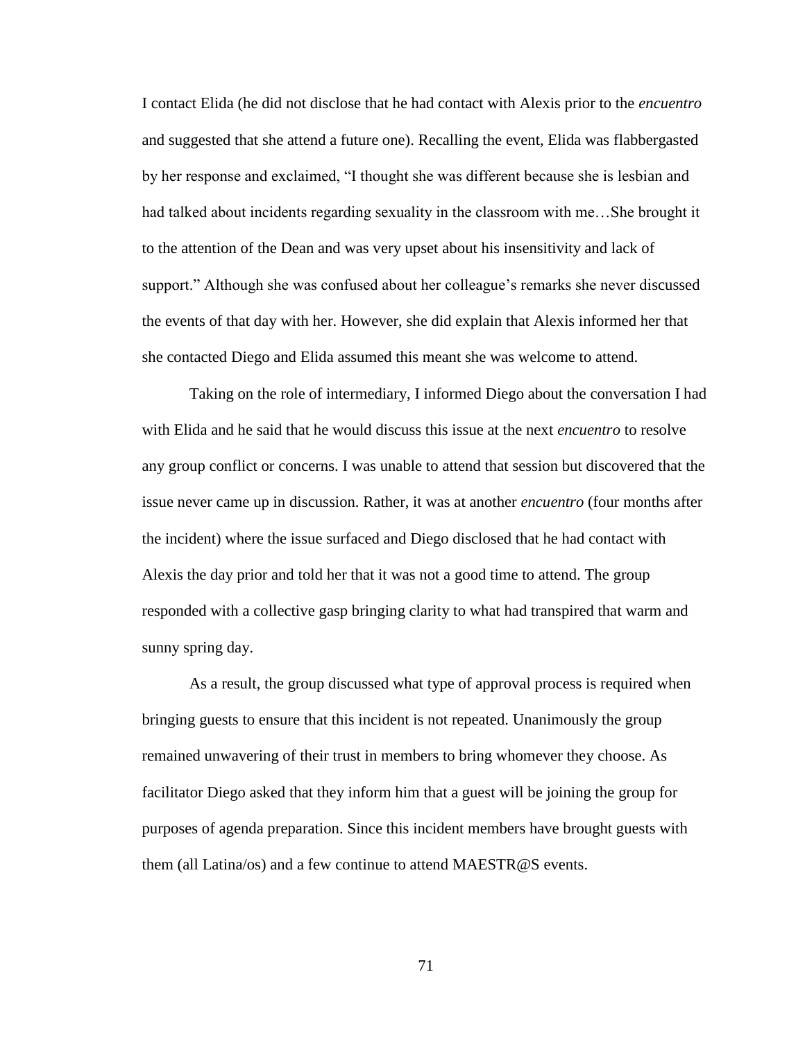I contact Elida (he did not disclose that he had contact with Alexis prior to the *encuentro* and suggested that she attend a future one). Recalling the event, Elida was flabbergasted by her response and exclaimed, "I thought she was different because she is lesbian and had talked about incidents regarding sexuality in the classroom with me…She brought it to the attention of the Dean and was very upset about his insensitivity and lack of support." Although she was confused about her colleague's remarks she never discussed the events of that day with her. However, she did explain that Alexis informed her that she contacted Diego and Elida assumed this meant she was welcome to attend.

Taking on the role of intermediary, I informed Diego about the conversation I had with Elida and he said that he would discuss this issue at the next *encuentro* to resolve any group conflict or concerns. I was unable to attend that session but discovered that the issue never came up in discussion. Rather, it was at another *encuentro* (four months after the incident) where the issue surfaced and Diego disclosed that he had contact with Alexis the day prior and told her that it was not a good time to attend. The group responded with a collective gasp bringing clarity to what had transpired that warm and sunny spring day.

As a result, the group discussed what type of approval process is required when bringing guests to ensure that this incident is not repeated. Unanimously the group remained unwavering of their trust in members to bring whomever they choose. As facilitator Diego asked that they inform him that a guest will be joining the group for purposes of agenda preparation. Since this incident members have brought guests with them (all Latina/os) and a few continue to attend MAESTR@S events.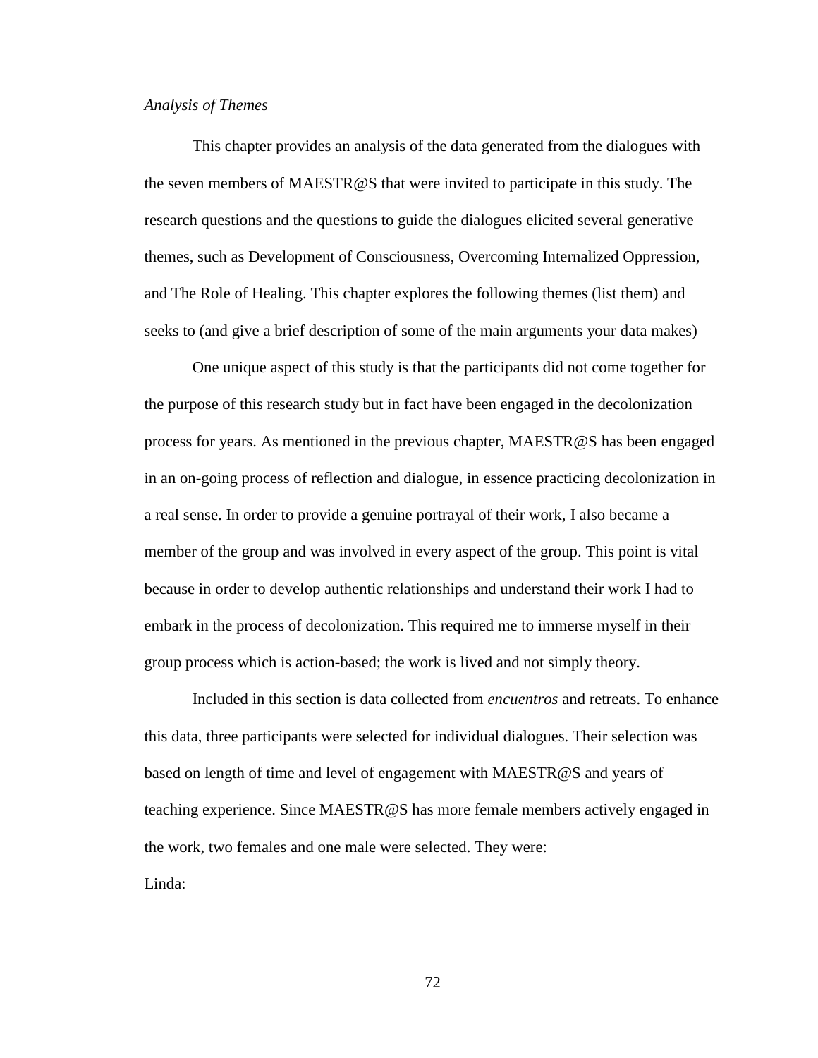*Analysis of Themes*

This chapter provides an analysis of the data generated from the dialogues with the seven members of MAESTR@S that were invited to participate in this study. The research questions and the questions to guide the dialogues elicited several generative themes, such as Development of Consciousness, Overcoming Internalized Oppression, and The Role of Healing. This chapter explores the following themes (list them) and seeks to (and give a brief description of some of the main arguments your data makes)

One unique aspect of this study is that the participants did not come together for the purpose of this research study but in fact have been engaged in the decolonization process for years. As mentioned in the previous chapter, MAESTR@S has been engaged in an on-going process of reflection and dialogue, in essence practicing decolonization in a real sense. In order to provide a genuine portrayal of their work, I also became a member of the group and was involved in every aspect of the group. This point is vital because in order to develop authentic relationships and understand their work I had to embark in the process of decolonization. This required me to immerse myself in their group process which is action-based; the work is lived and not simply theory.

Included in this section is data collected from *encuentros* and retreats. To enhance this data, three participants were selected for individual dialogues. Their selection was based on length of time and level of engagement with MAESTR@S and years of teaching experience. Since MAESTR@S has more female members actively engaged in the work, two females and one male were selected. They were:

Linda: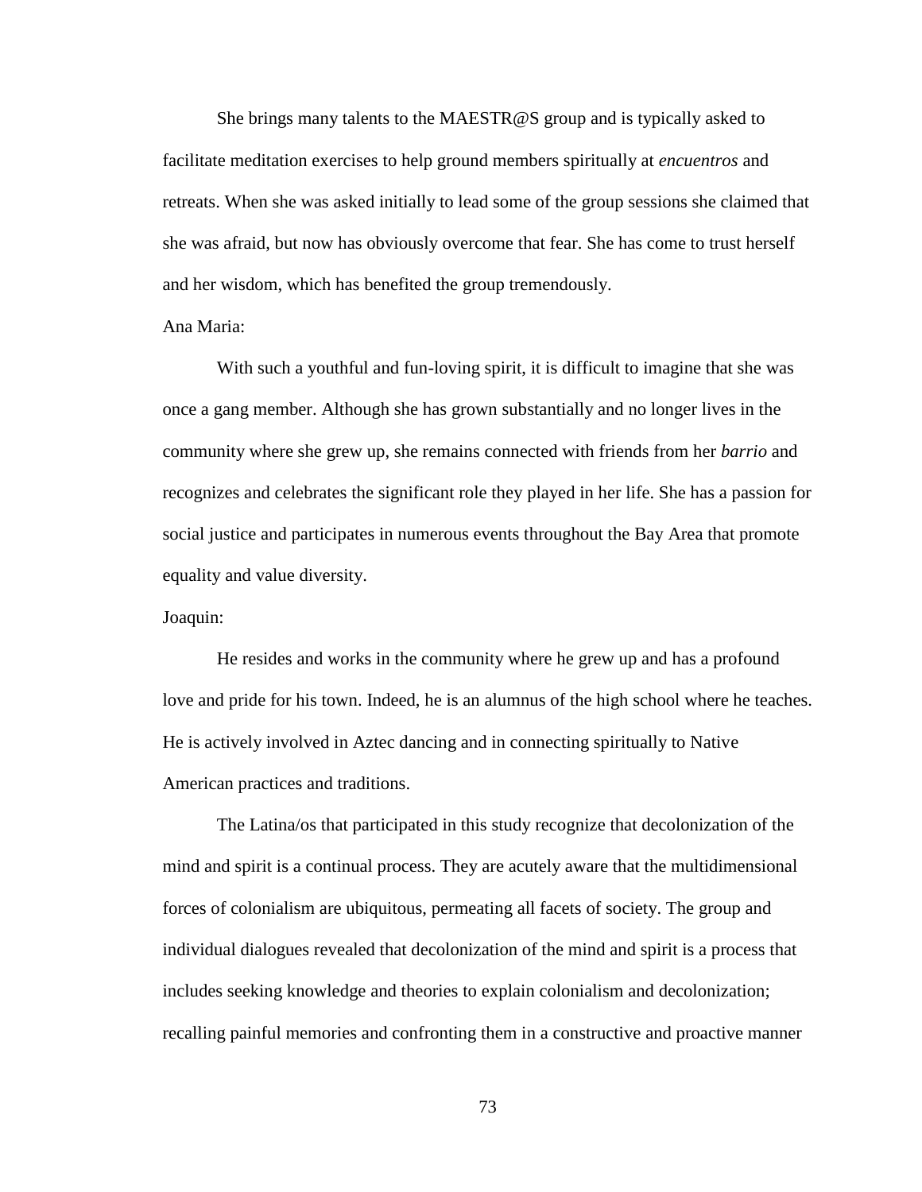She brings many talents to the MAESTR@S group and is typically asked to facilitate meditation exercises to help ground members spiritually at *encuentros* and retreats. When she was asked initially to lead some of the group sessions she claimed that she was afraid, but now has obviously overcome that fear. She has come to trust herself and her wisdom, which has benefited the group tremendously.

Ana Maria:

With such a youthful and fun-loving spirit, it is difficult to imagine that she was once a gang member. Although she has grown substantially and no longer lives in the community where she grew up, she remains connected with friends from her *barrio* and recognizes and celebrates the significant role they played in her life. She has a passion for social justice and participates in numerous events throughout the Bay Area that promote equality and value diversity.

Joaquin:

He resides and works in the community where he grew up and has a profound love and pride for his town. Indeed, he is an alumnus of the high school where he teaches. He is actively involved in Aztec dancing and in connecting spiritually to Native American practices and traditions.

The Latina/os that participated in this study recognize that decolonization of the mind and spirit is a continual process. They are acutely aware that the multidimensional forces of colonialism are ubiquitous, permeating all facets of society. The group and individual dialogues revealed that decolonization of the mind and spirit is a process that includes seeking knowledge and theories to explain colonialism and decolonization; recalling painful memories and confronting them in a constructive and proactive manner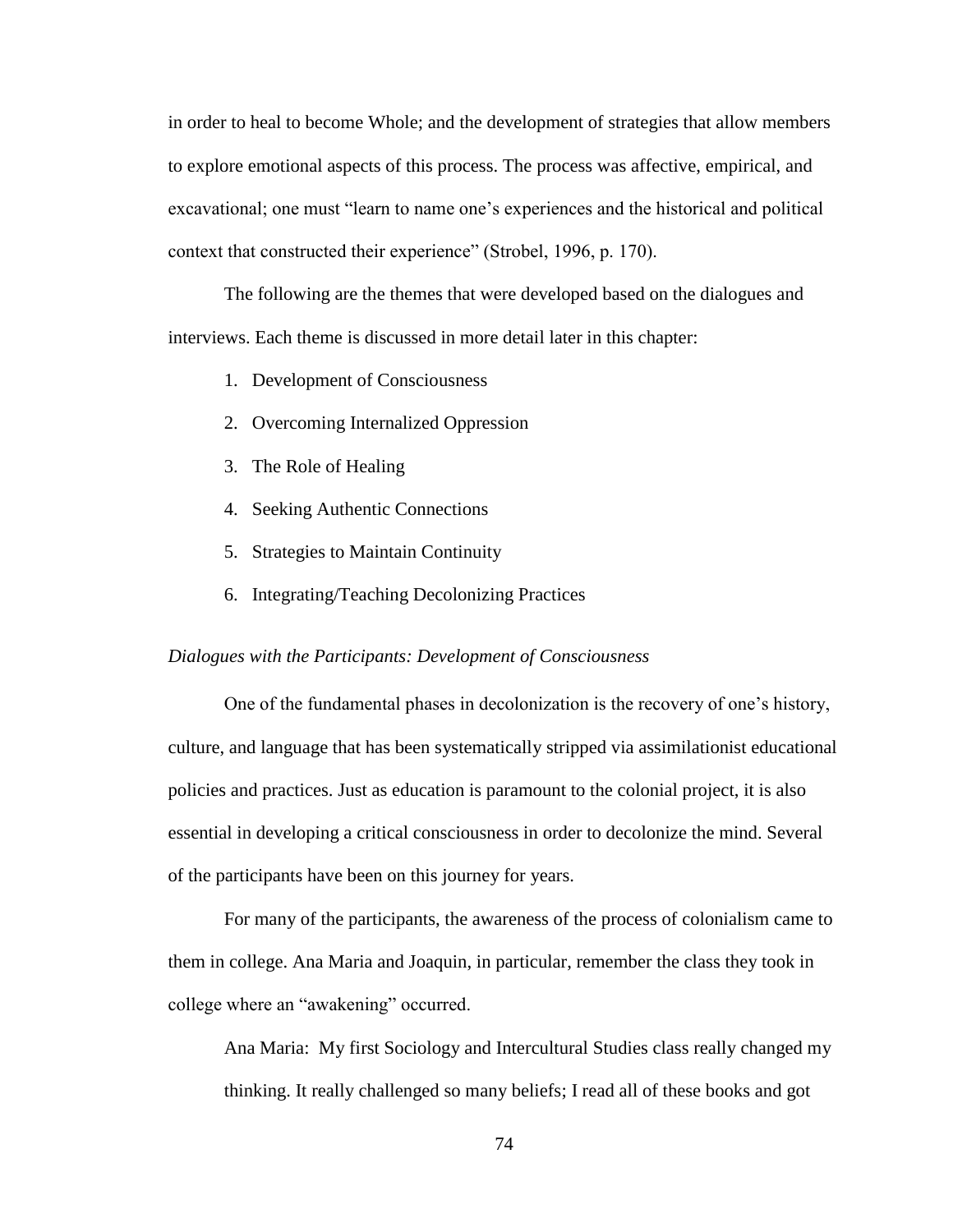in order to heal to become Whole; and the development of strategies that allow members to explore emotional aspects of this process. The process was affective, empirical, and excavational; one must "learn to name one's experiences and the historical and political context that constructed their experience" (Strobel, 1996, p. 170).

The following are the themes that were developed based on the dialogues and interviews. Each theme is discussed in more detail later in this chapter:

1. Development of Consciousness
2. Overcoming Internalized Oppression
3. The Role of Healing
4. Seeking Authentic Connections
5. Strategies to Maintain Continuity
6. Integrating/Teaching Decolonizing Practices

*Dialogues with the Participants: Development of Consciousness*

One of the fundamental phases in decolonization is the recovery of one's history, culture, and language that has been systematically stripped via assimilationist educational policies and practices. Just as education is paramount to the colonial project, it is also essential in developing a critical consciousness in order to decolonize the mind. Several of the participants have been on this journey for years.

For many of the participants, the awareness of the process of colonialism came to them in college. Ana Maria and Joaquin, in particular, remember the class they took in college where an "awakening" occurred.

> Ana Maria: My first Sociology and Intercultural Studies class really changed my thinking. It really challenged so many beliefs; I read all of these books and got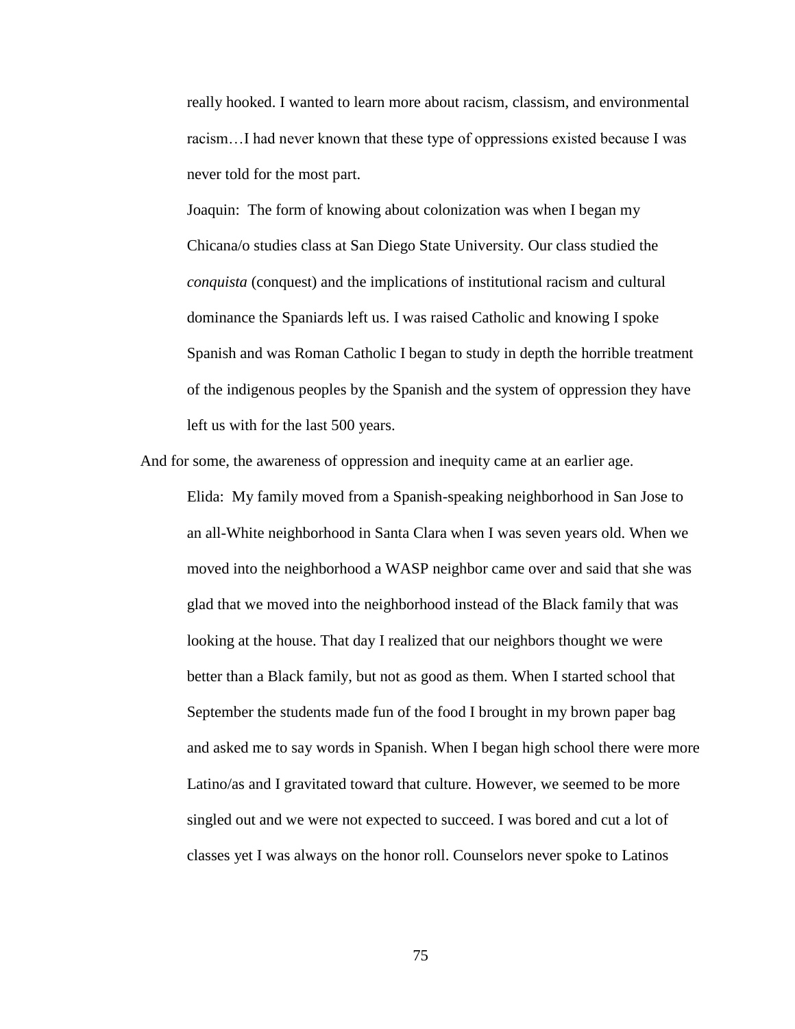really hooked. I wanted to learn more about racism, classism, and environmental racism…I had never known that these type of oppressions existed because I was never told for the most part.

> Joaquin: The form of knowing about colonization was when I began my Chicana/o studies class at San Diego State University. Our class studied the *conquista* (conquest) and the implications of institutional racism and cultural dominance the Spaniards left us. I was raised Catholic and knowing I spoke Spanish and was Roman Catholic I began to study in depth the horrible treatment of the indigenous peoples by the Spanish and the system of oppression they have left us with for the last 500 years.

And for some, the awareness of oppression and inequity came at an earlier age.

> Elida: My family moved from a Spanish-speaking neighborhood in San Jose to an all-White neighborhood in Santa Clara when I was seven years old. When we moved into the neighborhood a WASP neighbor came over and said that she was glad that we moved into the neighborhood instead of the Black family that was looking at the house. That day I realized that our neighbors thought we were better than a Black family, but not as good as them. When I started school that September the students made fun of the food I brought in my brown paper bag and asked me to say words in Spanish. When I began high school there were more Latino/as and I gravitated toward that culture. However, we seemed to be more singled out and we were not expected to succeed. I was bored and cut a lot of classes yet I was always on the honor roll. Counselors never spoke to Latinos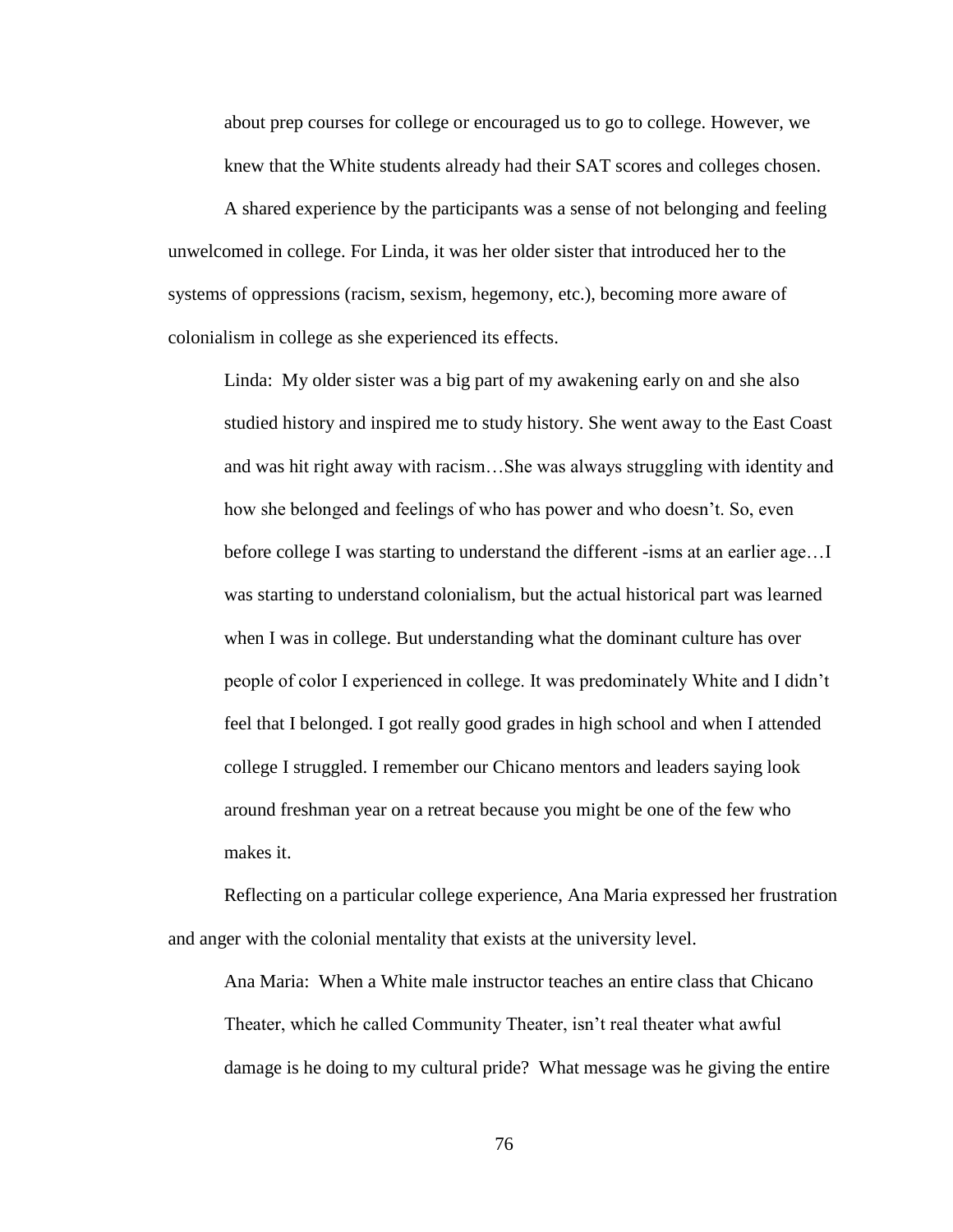about prep courses for college or encouraged us to go to college. However, we knew that the White students already had their SAT scores and colleges chosen.

A shared experience by the participants was a sense of not belonging and feeling unwelcomed in college. For Linda, it was her older sister that introduced her to the systems of oppressions (racism, sexism, hegemony, etc.), becoming more aware of colonialism in college as she experienced its effects.

> Linda: My older sister was a big part of my awakening early on and she also studied history and inspired me to study history. She went away to the East Coast and was hit right away with racism…She was always struggling with identity and how she belonged and feelings of who has power and who doesn't. So, even before college I was starting to understand the different -isms at an earlier age…I was starting to understand colonialism, but the actual historical part was learned when I was in college. But understanding what the dominant culture has over people of color I experienced in college. It was predominately White and I didn't feel that I belonged. I got really good grades in high school and when I attended college I struggled. I remember our Chicano mentors and leaders saying look around freshman year on a retreat because you might be one of the few who makes it.

Reflecting on a particular college experience, Ana Maria expressed her frustration and anger with the colonial mentality that exists at the university level.

> Ana Maria: When a White male instructor teaches an entire class that Chicano Theater, which he called Community Theater, isn't real theater what awful damage is he doing to my cultural pride? What message was he giving the entire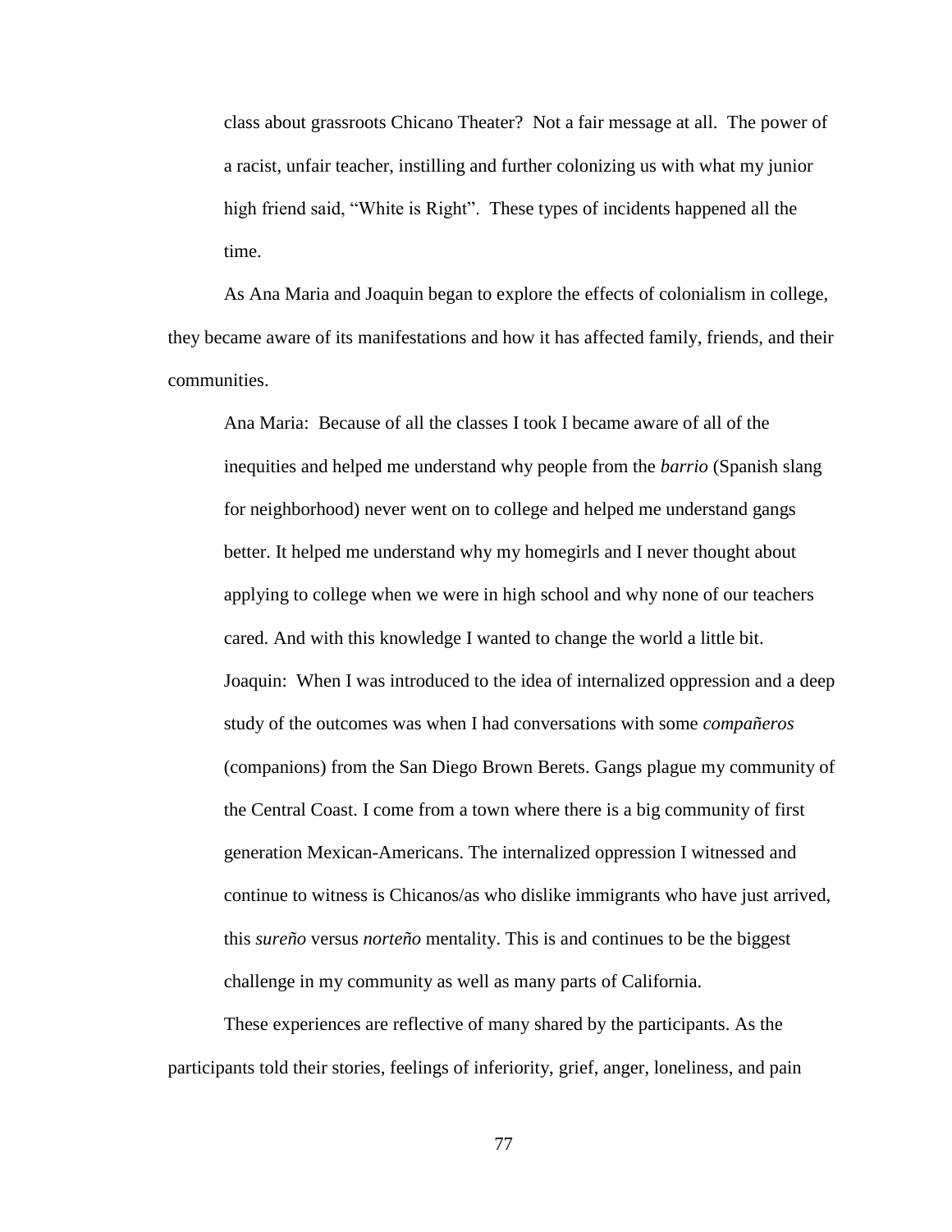class about grassroots Chicano Theater? Not a fair message at all. The power of a racist, unfair teacher, instilling and further colonizing us with what my junior high friend said, "White is Right". These types of incidents happened all the time.

As Ana Maria and Joaquin began to explore the effects of colonialism in college, they became aware of its manifestations and how it has affected family, friends, and their communities.

> Ana Maria: Because of all the classes I took I became aware of all of the inequities and helped me understand why people from the *barrio* (Spanish slang for neighborhood) never went on to college and helped me understand gangs better. It helped me understand why my homegirls and I never thought about applying to college when we were in high school and why none of our teachers cared. And with this knowledge I wanted to change the world a little bit.
>
> Joaquin: When I was introduced to the idea of internalized oppression and a deep study of the outcomes was when I had conversations with some *compañeros* (companions) from the San Diego Brown Berets. Gangs plague my community of the Central Coast. I come from a town where there is a big community of first generation Mexican-Americans. The internalized oppression I witnessed and continue to witness is Chicanos/as who dislike immigrants who have just arrived, this *sureño* versus *norteño* mentality. This is and continues to be the biggest challenge in my community as well as many parts of California.

These experiences are reflective of many shared by the participants. As the participants told their stories, feelings of inferiority, grief, anger, loneliness, and pain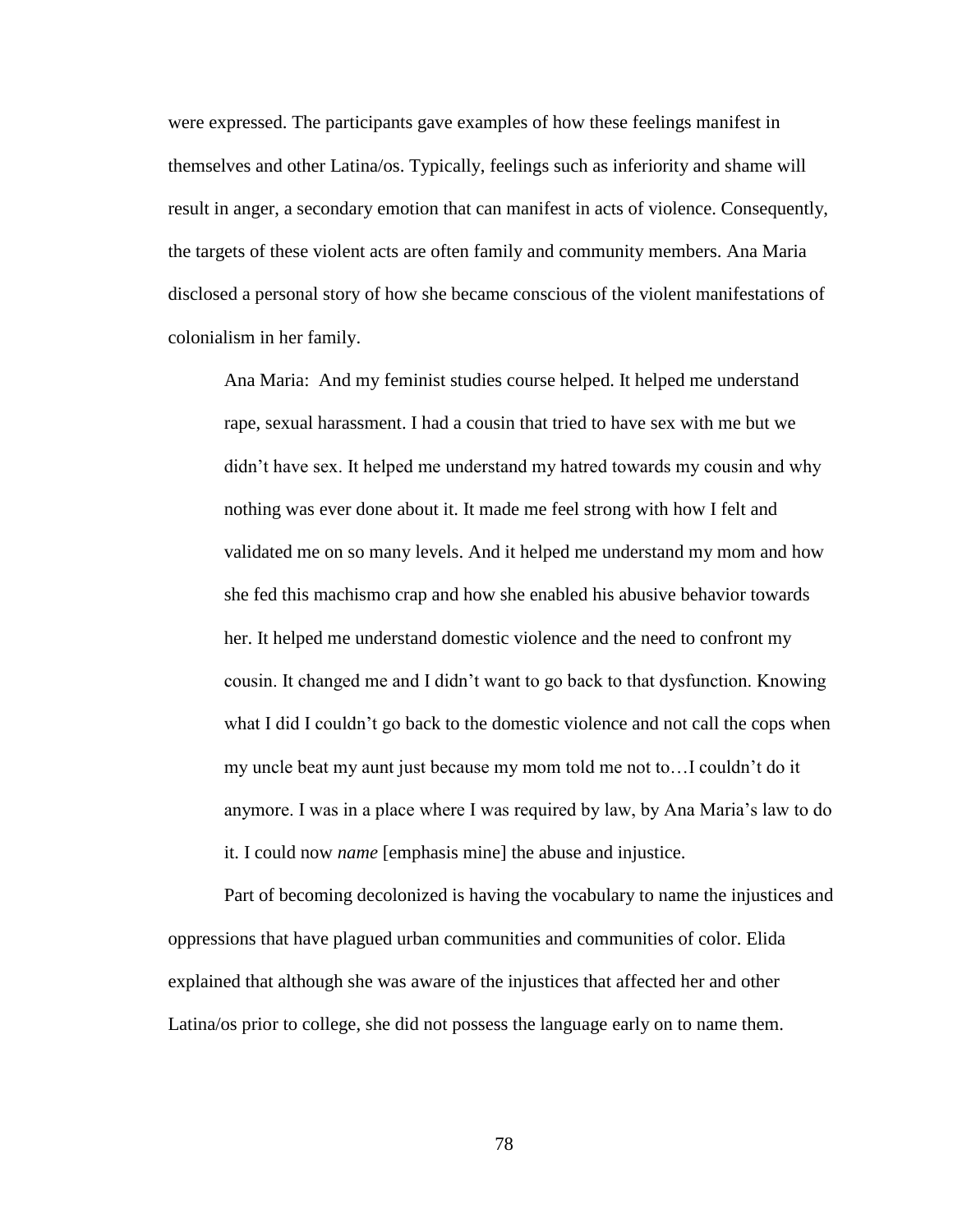were expressed. The participants gave examples of how these feelings manifest in themselves and other Latina/os. Typically, feelings such as inferiority and shame will result in anger, a secondary emotion that can manifest in acts of violence. Consequently, the targets of these violent acts are often family and community members. Ana Maria disclosed a personal story of how she became conscious of the violent manifestations of colonialism in her family.

> Ana Maria: And my feminist studies course helped. It helped me understand rape, sexual harassment. I had a cousin that tried to have sex with me but we didn't have sex. It helped me understand my hatred towards my cousin and why nothing was ever done about it. It made me feel strong with how I felt and validated me on so many levels. And it helped me understand my mom and how she fed this machismo crap and how she enabled his abusive behavior towards her. It helped me understand domestic violence and the need to confront my cousin. It changed me and I didn't want to go back to that dysfunction. Knowing what I did I couldn't go back to the domestic violence and not call the cops when my uncle beat my aunt just because my mom told me not to…I couldn't do it anymore. I was in a place where I was required by law, by Ana Maria's law to do it. I could now *name* [emphasis mine] the abuse and injustice.

Part of becoming decolonized is having the vocabulary to name the injustices and oppressions that have plagued urban communities and communities of color. Elida explained that although she was aware of the injustices that affected her and other Latina/os prior to college, she did not possess the language early on to name them.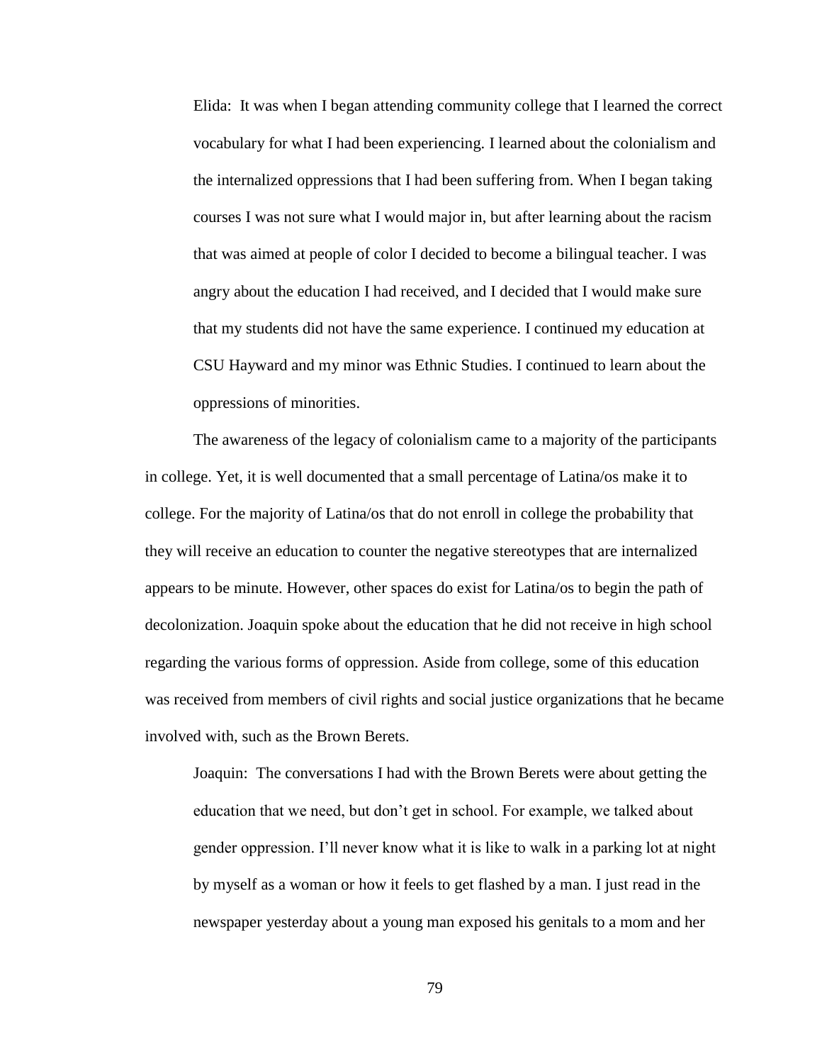> Elida: It was when I began attending community college that I learned the correct vocabulary for what I had been experiencing. I learned about the colonialism and the internalized oppressions that I had been suffering from. When I began taking courses I was not sure what I would major in, but after learning about the racism that was aimed at people of color I decided to become a bilingual teacher. I was angry about the education I had received, and I decided that I would make sure that my students did not have the same experience. I continued my education at CSU Hayward and my minor was Ethnic Studies. I continued to learn about the oppressions of minorities.

The awareness of the legacy of colonialism came to a majority of the participants in college. Yet, it is well documented that a small percentage of Latina/os make it to college. For the majority of Latina/os that do not enroll in college the probability that they will receive an education to counter the negative stereotypes that are internalized appears to be minute. However, other spaces do exist for Latina/os to begin the path of decolonization. Joaquin spoke about the education that he did not receive in high school regarding the various forms of oppression. Aside from college, some of this education was received from members of civil rights and social justice organizations that he became involved with, such as the Brown Berets.

> Joaquin: The conversations I had with the Brown Berets were about getting the education that we need, but don't get in school. For example, we talked about gender oppression. I'll never know what it is like to walk in a parking lot at night by myself as a woman or how it feels to get flashed by a man. I just read in the newspaper yesterday about a young man exposed his genitals to a mom and her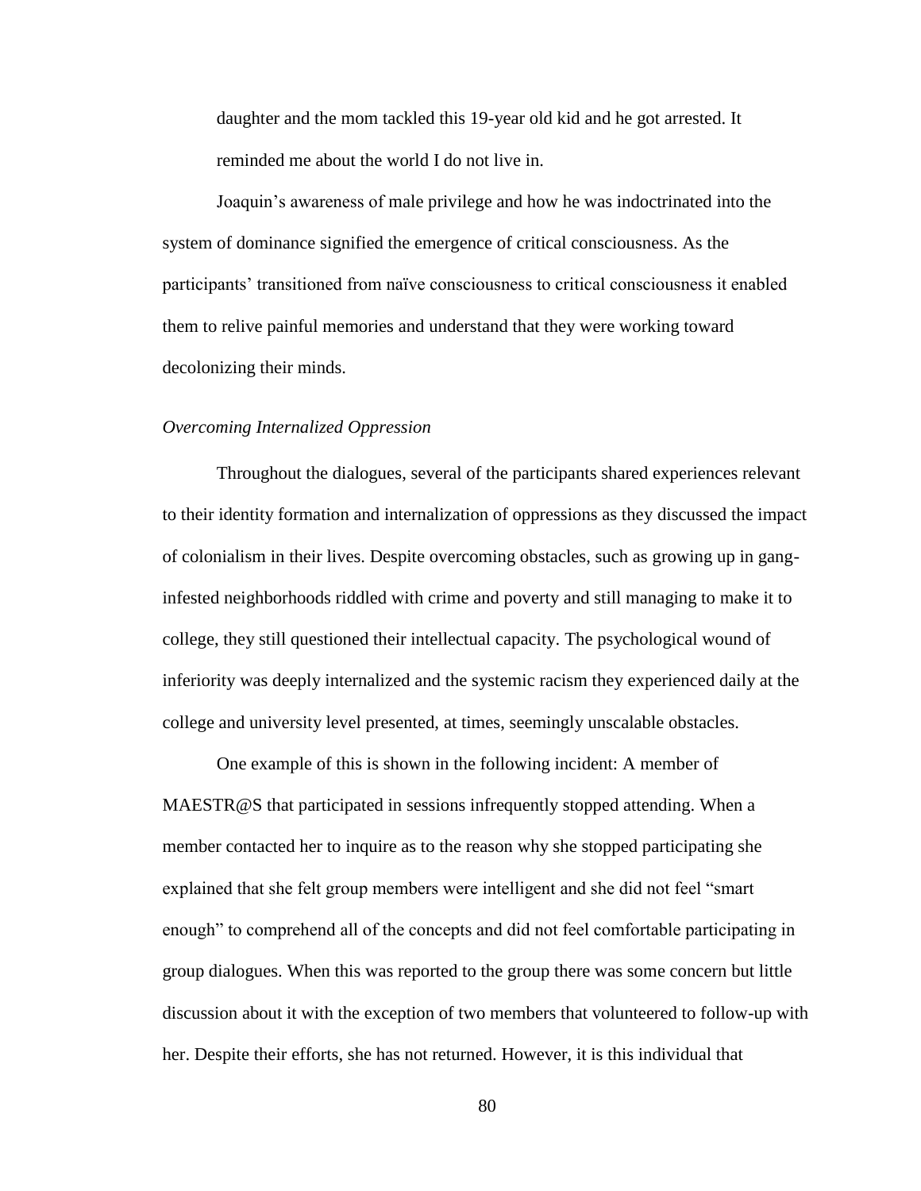daughter and the mom tackled this 19-year old kid and he got arrested. It reminded me about the world I do not live in.

Joaquin's awareness of male privilege and how he was indoctrinated into the system of dominance signified the emergence of critical consciousness. As the participants' transitioned from naïve consciousness to critical consciousness it enabled them to relive painful memories and understand that they were working toward decolonizing their minds.

*Overcoming Internalized Oppression*

Throughout the dialogues, several of the participants shared experiences relevant to their identity formation and internalization of oppressions as they discussed the impact of colonialism in their lives. Despite overcoming obstacles, such as growing up in gang-infested neighborhoods riddled with crime and poverty and still managing to make it to college, they still questioned their intellectual capacity. The psychological wound of inferiority was deeply internalized and the systemic racism they experienced daily at the college and university level presented, at times, seemingly unscalable obstacles.

One example of this is shown in the following incident: A member of MAESTR@S that participated in sessions infrequently stopped attending. When a member contacted her to inquire as to the reason why she stopped participating she explained that she felt group members were intelligent and she did not feel "smart enough" to comprehend all of the concepts and did not feel comfortable participating in group dialogues. When this was reported to the group there was some concern but little discussion about it with the exception of two members that volunteered to follow-up with her. Despite their efforts, she has not returned. However, it is this individual that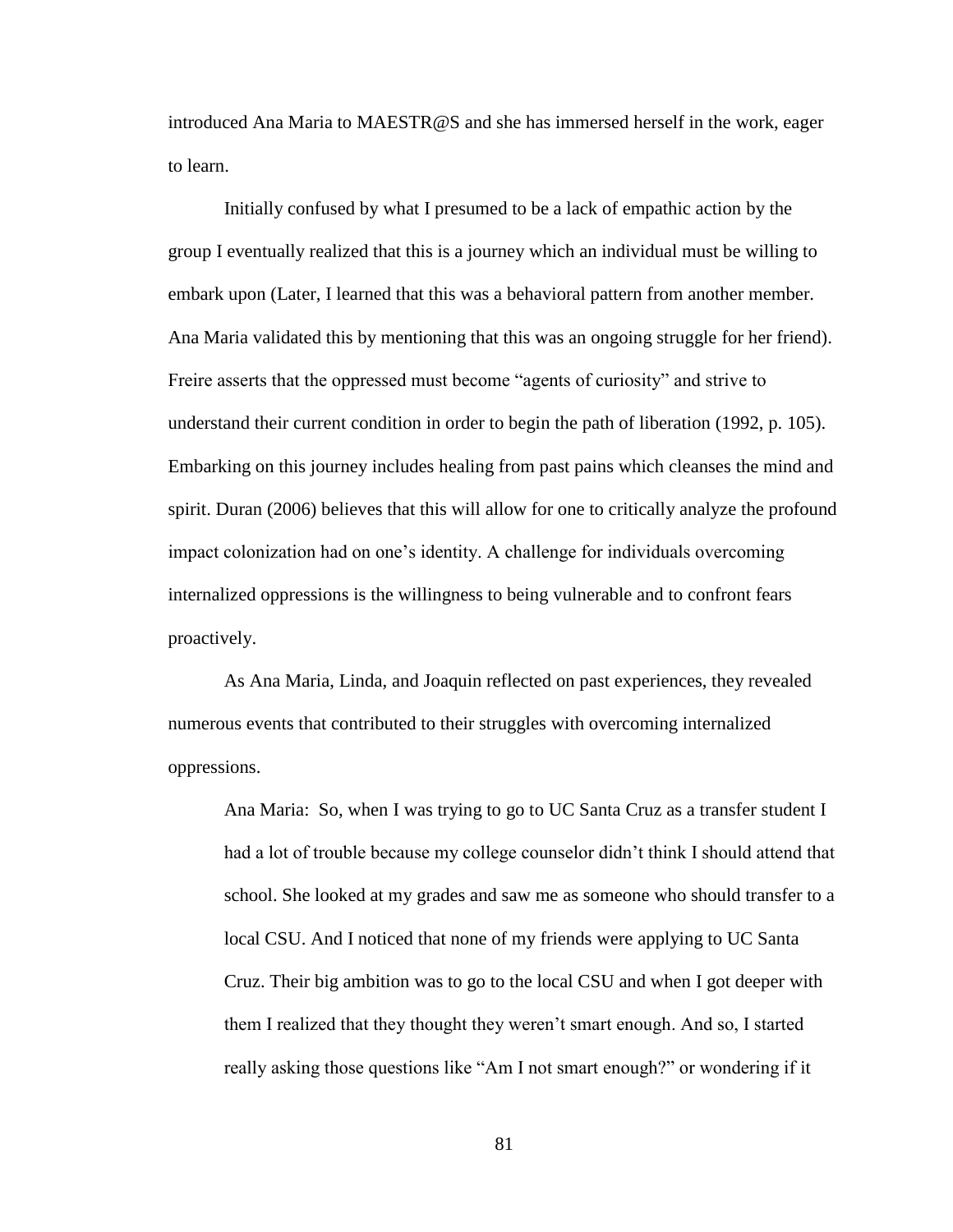introduced Ana Maria to MAESTR@S and she has immersed herself in the work, eager to learn.

Initially confused by what I presumed to be a lack of empathic action by the group I eventually realized that this is a journey which an individual must be willing to embark upon (Later, I learned that this was a behavioral pattern from another member. Ana Maria validated this by mentioning that this was an ongoing struggle for her friend). Freire asserts that the oppressed must become "agents of curiosity" and strive to understand their current condition in order to begin the path of liberation (1992, p. 105). Embarking on this journey includes healing from past pains which cleanses the mind and spirit. Duran (2006) believes that this will allow for one to critically analyze the profound impact colonization had on one's identity. A challenge for individuals overcoming internalized oppressions is the willingness to being vulnerable and to confront fears proactively.

As Ana Maria, Linda, and Joaquin reflected on past experiences, they revealed numerous events that contributed to their struggles with overcoming internalized oppressions.

> Ana Maria: So, when I was trying to go to UC Santa Cruz as a transfer student I had a lot of trouble because my college counselor didn't think I should attend that school. She looked at my grades and saw me as someone who should transfer to a local CSU. And I noticed that none of my friends were applying to UC Santa Cruz. Their big ambition was to go to the local CSU and when I got deeper with them I realized that they thought they weren't smart enough. And so, I started really asking those questions like "Am I not smart enough?" or wondering if it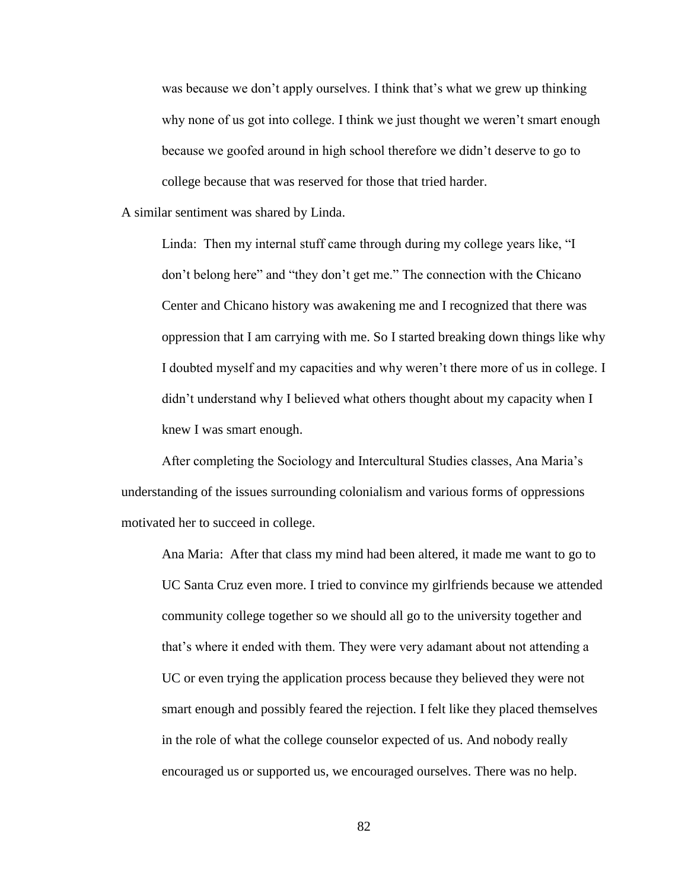> was because we don't apply ourselves. I think that's what we grew up thinking why none of us got into college. I think we just thought we weren't smart enough because we goofed around in high school therefore we didn't deserve to go to college because that was reserved for those that tried harder.

A similar sentiment was shared by Linda.

> Linda: Then my internal stuff came through during my college years like, "I don't belong here" and "they don't get me." The connection with the Chicano Center and Chicano history was awakening me and I recognized that there was oppression that I am carrying with me. So I started breaking down things like why I doubted myself and my capacities and why weren't there more of us in college. I didn't understand why I believed what others thought about my capacity when I knew I was smart enough.

After completing the Sociology and Intercultural Studies classes, Ana Maria's understanding of the issues surrounding colonialism and various forms of oppressions motivated her to succeed in college.

> Ana Maria: After that class my mind had been altered, it made me want to go to UC Santa Cruz even more. I tried to convince my girlfriends because we attended community college together so we should all go to the university together and that's where it ended with them. They were very adamant about not attending a UC or even trying the application process because they believed they were not smart enough and possibly feared the rejection. I felt like they placed themselves in the role of what the college counselor expected of us. And nobody really encouraged us or supported us, we encouraged ourselves. There was no help.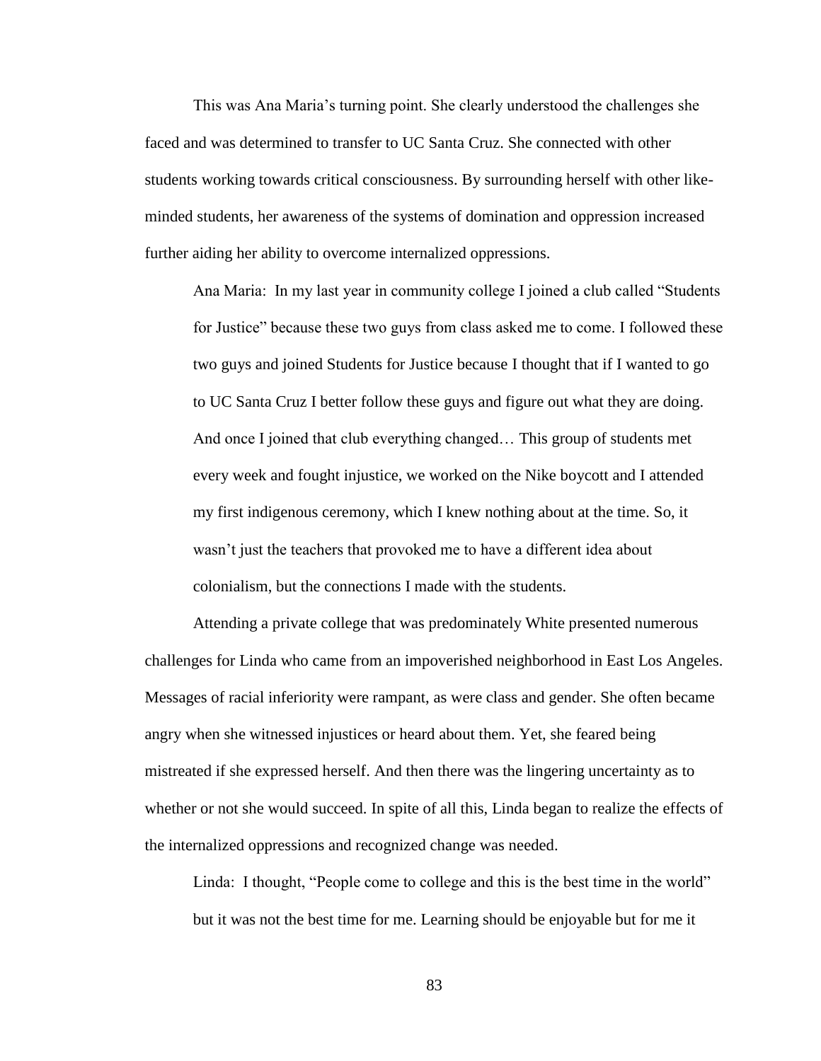This was Ana Maria's turning point. She clearly understood the challenges she faced and was determined to transfer to UC Santa Cruz. She connected with other students working towards critical consciousness. By surrounding herself with other like-minded students, her awareness of the systems of domination and oppression increased further aiding her ability to overcome internalized oppressions.

> Ana Maria: In my last year in community college I joined a club called "Students for Justice" because these two guys from class asked me to come. I followed these two guys and joined Students for Justice because I thought that if I wanted to go to UC Santa Cruz I better follow these guys and figure out what they are doing. And once I joined that club everything changed… This group of students met every week and fought injustice, we worked on the Nike boycott and I attended my first indigenous ceremony, which I knew nothing about at the time. So, it wasn't just the teachers that provoked me to have a different idea about colonialism, but the connections I made with the students.

Attending a private college that was predominately White presented numerous challenges for Linda who came from an impoverished neighborhood in East Los Angeles. Messages of racial inferiority were rampant, as were class and gender. She often became angry when she witnessed injustices or heard about them. Yet, she feared being mistreated if she expressed herself. And then there was the lingering uncertainty as to whether or not she would succeed. In spite of all this, Linda began to realize the effects of the internalized oppressions and recognized change was needed.

> Linda: I thought, "People come to college and this is the best time in the world" but it was not the best time for me. Learning should be enjoyable but for me it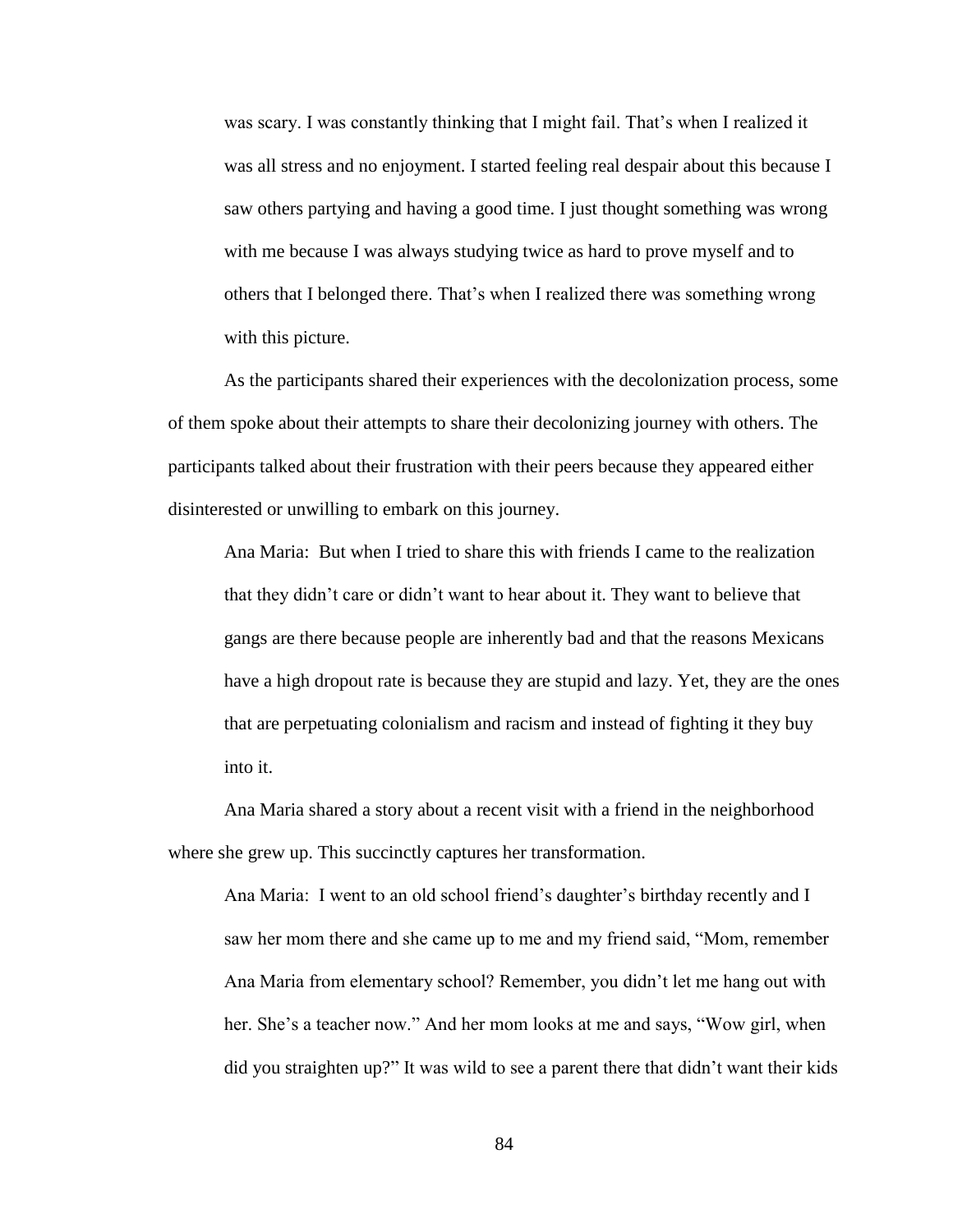> was scary. I was constantly thinking that I might fail. That's when I realized it was all stress and no enjoyment. I started feeling real despair about this because I saw others partying and having a good time. I just thought something was wrong with me because I was always studying twice as hard to prove myself and to others that I belonged there. That's when I realized there was something wrong with this picture.

As the participants shared their experiences with the decolonization process, some of them spoke about their attempts to share their decolonizing journey with others. The participants talked about their frustration with their peers because they appeared either disinterested or unwilling to embark on this journey.

> Ana Maria: But when I tried to share this with friends I came to the realization that they didn't care or didn't want to hear about it. They want to believe that gangs are there because people are inherently bad and that the reasons Mexicans have a high dropout rate is because they are stupid and lazy. Yet, they are the ones that are perpetuating colonialism and racism and instead of fighting it they buy into it.

Ana Maria shared a story about a recent visit with a friend in the neighborhood where she grew up. This succinctly captures her transformation.

> Ana Maria: I went to an old school friend's daughter's birthday recently and I saw her mom there and she came up to me and my friend said, "Mom, remember Ana Maria from elementary school? Remember, you didn't let me hang out with her. She's a teacher now." And her mom looks at me and says, "Wow girl, when did you straighten up?" It was wild to see a parent there that didn't want their kids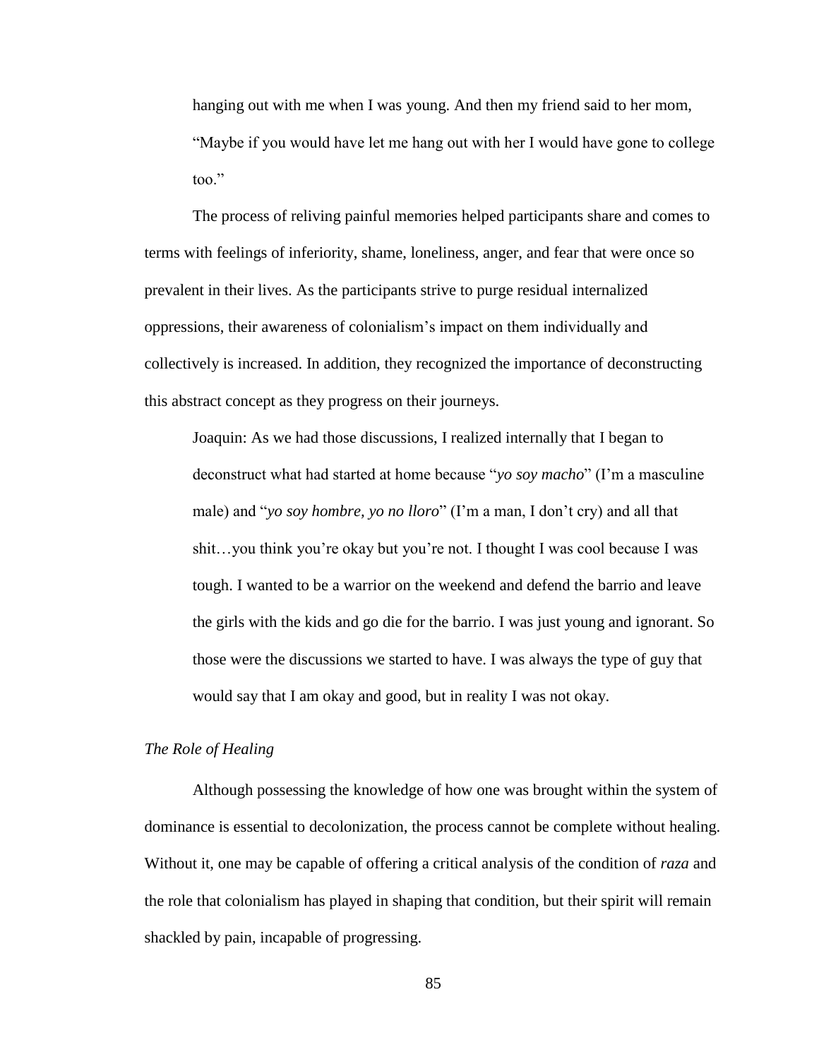hanging out with me when I was young. And then my friend said to her mom, "Maybe if you would have let me hang out with her I would have gone to college too."

The process of reliving painful memories helped participants share and comes to terms with feelings of inferiority, shame, loneliness, anger, and fear that were once so prevalent in their lives. As the participants strive to purge residual internalized oppressions, their awareness of colonialism's impact on them individually and collectively is increased. In addition, they recognized the importance of deconstructing this abstract concept as they progress on their journeys.

> Joaquin: As we had those discussions, I realized internally that I began to deconstruct what had started at home because "*yo soy macho*" (I'm a masculine male) and "*yo soy hombre, yo no lloro*" (I'm a man, I don't cry) and all that shit…you think you're okay but you're not. I thought I was cool because I was tough. I wanted to be a warrior on the weekend and defend the barrio and leave the girls with the kids and go die for the barrio. I was just young and ignorant. So those were the discussions we started to have. I was always the type of guy that would say that I am okay and good, but in reality I was not okay.

*The Role of Healing*

Although possessing the knowledge of how one was brought within the system of dominance is essential to decolonization, the process cannot be complete without healing. Without it, one may be capable of offering a critical analysis of the condition of *raza* and the role that colonialism has played in shaping that condition, but their spirit will remain shackled by pain, incapable of progressing.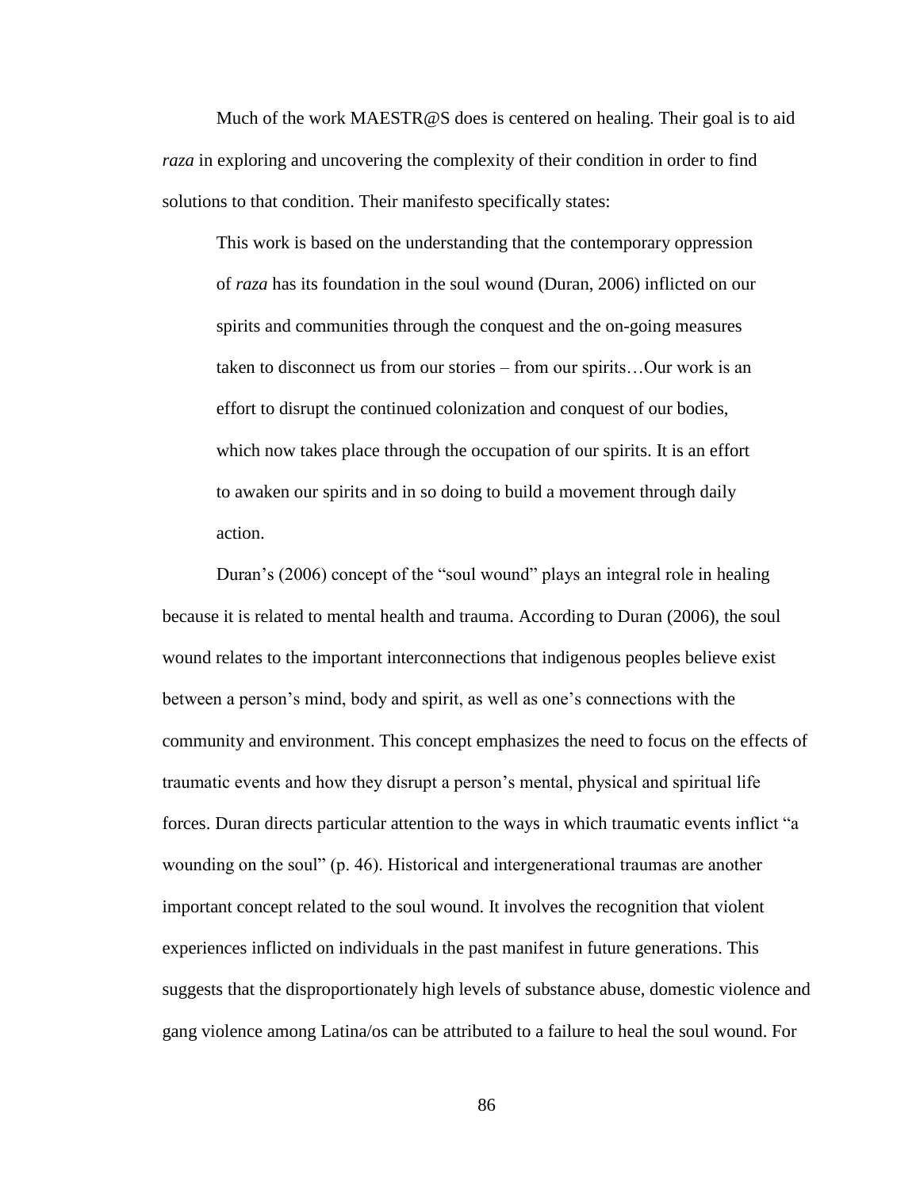Much of the work MAESTR@S does is centered on healing. Their goal is to aid *raza* in exploring and uncovering the complexity of their condition in order to find solutions to that condition. Their manifesto specifically states:

> This work is based on the understanding that the contemporary oppression of *raza* has its foundation in the soul wound (Duran, 2006) inflicted on our spirits and communities through the conquest and the on-going measures taken to disconnect us from our stories – from our spirits…Our work is an effort to disrupt the continued colonization and conquest of our bodies, which now takes place through the occupation of our spirits. It is an effort to awaken our spirits and in so doing to build a movement through daily action.

Duran's (2006) concept of the "soul wound" plays an integral role in healing because it is related to mental health and trauma. According to Duran (2006), the soul wound relates to the important interconnections that indigenous peoples believe exist between a person's mind, body and spirit, as well as one's connections with the community and environment. This concept emphasizes the need to focus on the effects of traumatic events and how they disrupt a person's mental, physical and spiritual life forces. Duran directs particular attention to the ways in which traumatic events inflict "a wounding on the soul" (p. 46). Historical and intergenerational traumas are another important concept related to the soul wound. It involves the recognition that violent experiences inflicted on individuals in the past manifest in future generations. This suggests that the disproportionately high levels of substance abuse, domestic violence and gang violence among Latina/os can be attributed to a failure to heal the soul wound. For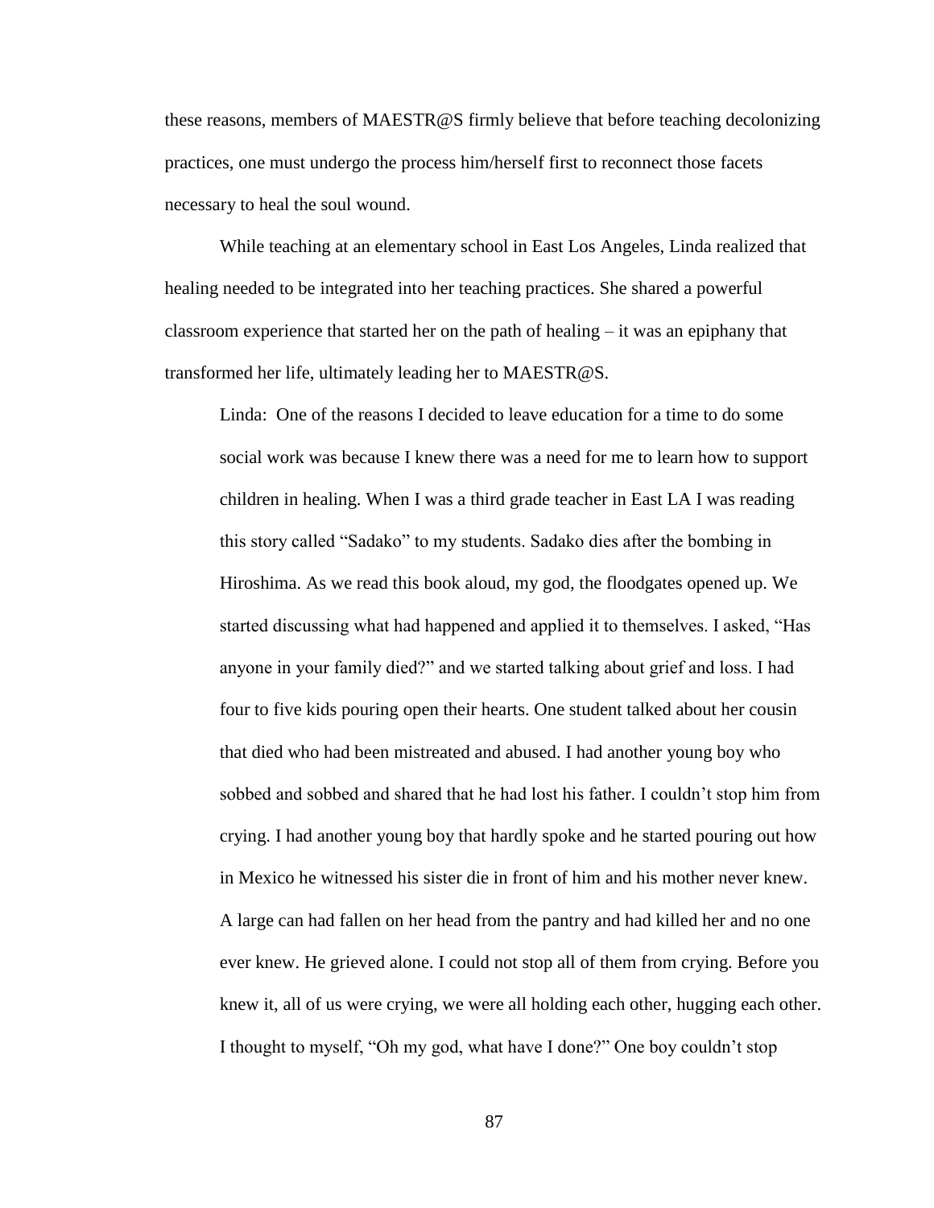these reasons, members of MAESTR@S firmly believe that before teaching decolonizing practices, one must undergo the process him/herself first to reconnect those facets necessary to heal the soul wound.

While teaching at an elementary school in East Los Angeles, Linda realized that healing needed to be integrated into her teaching practices. She shared a powerful classroom experience that started her on the path of healing – it was an epiphany that transformed her life, ultimately leading her to MAESTR@S.

> Linda: One of the reasons I decided to leave education for a time to do some social work was because I knew there was a need for me to learn how to support children in healing. When I was a third grade teacher in East LA I was reading this story called "Sadako" to my students. Sadako dies after the bombing in Hiroshima. As we read this book aloud, my god, the floodgates opened up. We started discussing what had happened and applied it to themselves. I asked, "Has anyone in your family died?" and we started talking about grief and loss. I had four to five kids pouring open their hearts. One student talked about her cousin that died who had been mistreated and abused. I had another young boy who sobbed and sobbed and shared that he had lost his father. I couldn't stop him from crying. I had another young boy that hardly spoke and he started pouring out how in Mexico he witnessed his sister die in front of him and his mother never knew. A large can had fallen on her head from the pantry and had killed her and no one ever knew. He grieved alone. I could not stop all of them from crying. Before you knew it, all of us were crying, we were all holding each other, hugging each other. I thought to myself, "Oh my god, what have I done?" One boy couldn't stop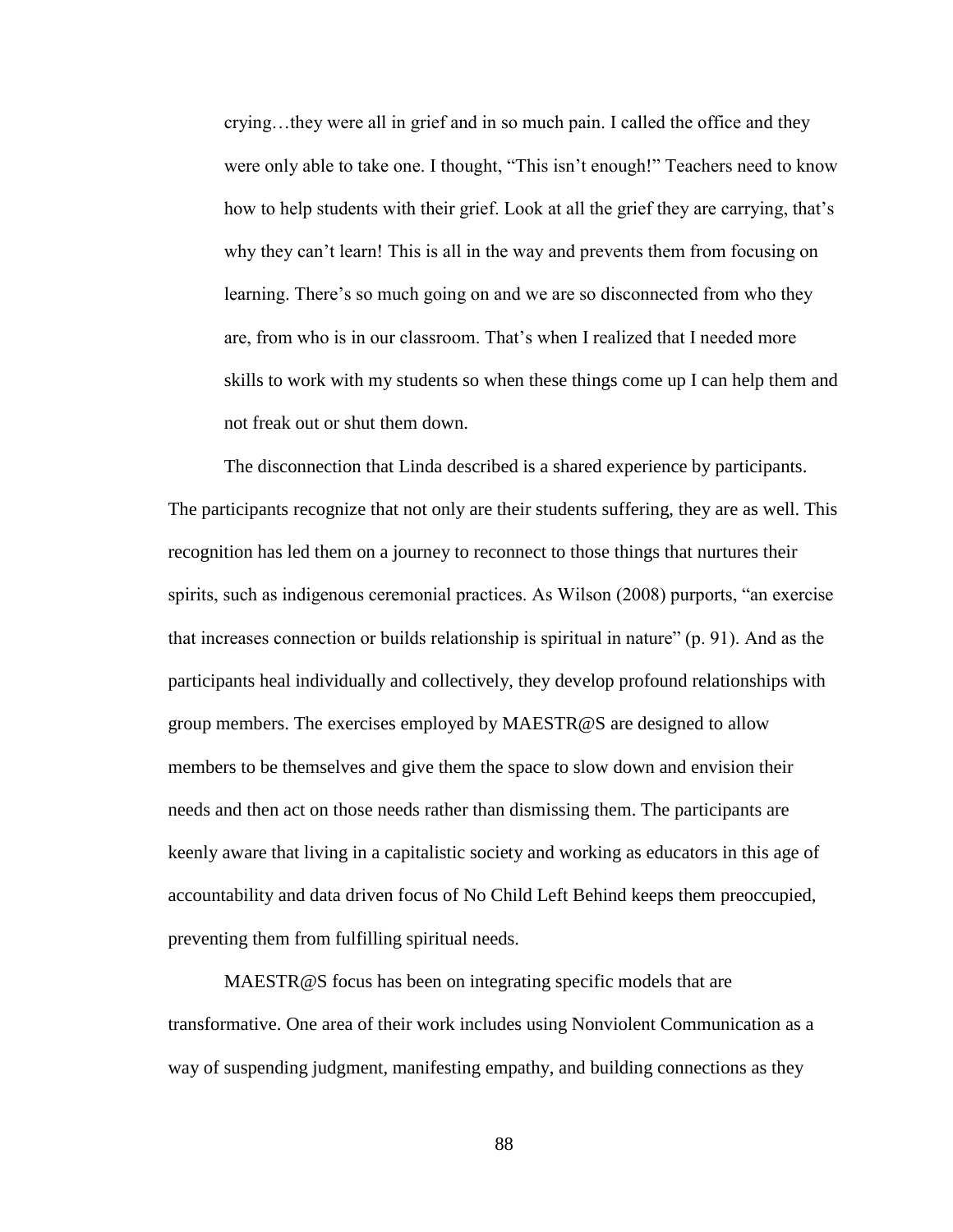> crying…they were all in grief and in so much pain. I called the office and they were only able to take one. I thought, "This isn't enough!" Teachers need to know how to help students with their grief. Look at all the grief they are carrying, that's why they can't learn! This is all in the way and prevents them from focusing on learning. There's so much going on and we are so disconnected from who they are, from who is in our classroom. That's when I realized that I needed more skills to work with my students so when these things come up I can help them and not freak out or shut them down.

The disconnection that Linda described is a shared experience by participants. The participants recognize that not only are their students suffering, they are as well. This recognition has led them on a journey to reconnect to those things that nurtures their spirits, such as indigenous ceremonial practices. As Wilson (2008) purports, "an exercise that increases connection or builds relationship is spiritual in nature" (p. 91). And as the participants heal individually and collectively, they develop profound relationships with group members. The exercises employed by MAESTR@S are designed to allow members to be themselves and give them the space to slow down and envision their needs and then act on those needs rather than dismissing them. The participants are keenly aware that living in a capitalistic society and working as educators in this age of accountability and data driven focus of No Child Left Behind keeps them preoccupied, preventing them from fulfilling spiritual needs.

MAESTR@S focus has been on integrating specific models that are transformative. One area of their work includes using Nonviolent Communication as a way of suspending judgment, manifesting empathy, and building connections as they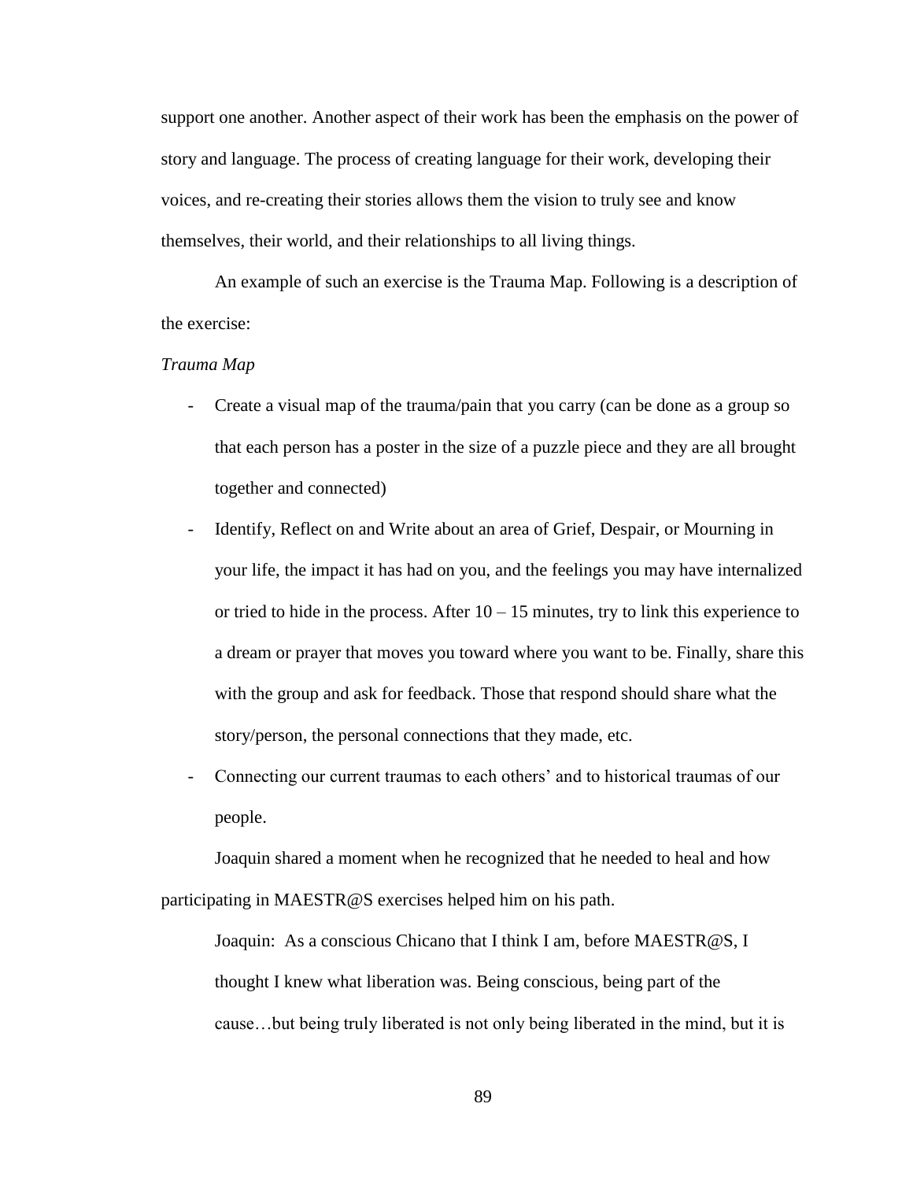support one another. Another aspect of their work has been the emphasis on the power of story and language. The process of creating language for their work, developing their voices, and re-creating their stories allows them the vision to truly see and know themselves, their world, and their relationships to all living things.

An example of such an exercise is the Trauma Map. Following is a description of the exercise:

*Trauma Map*

- Create a visual map of the trauma/pain that you carry (can be done as a group so that each person has a poster in the size of a puzzle piece and they are all brought together and connected)
- Identify, Reflect on and Write about an area of Grief, Despair, or Mourning in your life, the impact it has had on you, and the feelings you may have internalized or tried to hide in the process. After 10 – 15 minutes, try to link this experience to a dream or prayer that moves you toward where you want to be. Finally, share this with the group and ask for feedback. Those that respond should share what the story/person, the personal connections that they made, etc.
- Connecting our current traumas to each others' and to historical traumas of our people.

Joaquin shared a moment when he recognized that he needed to heal and how participating in MAESTR@S exercises helped him on his path.

> Joaquin: As a conscious Chicano that I think I am, before MAESTR@S, I thought I knew what liberation was. Being conscious, being part of the cause…but being truly liberated is not only being liberated in the mind, but it is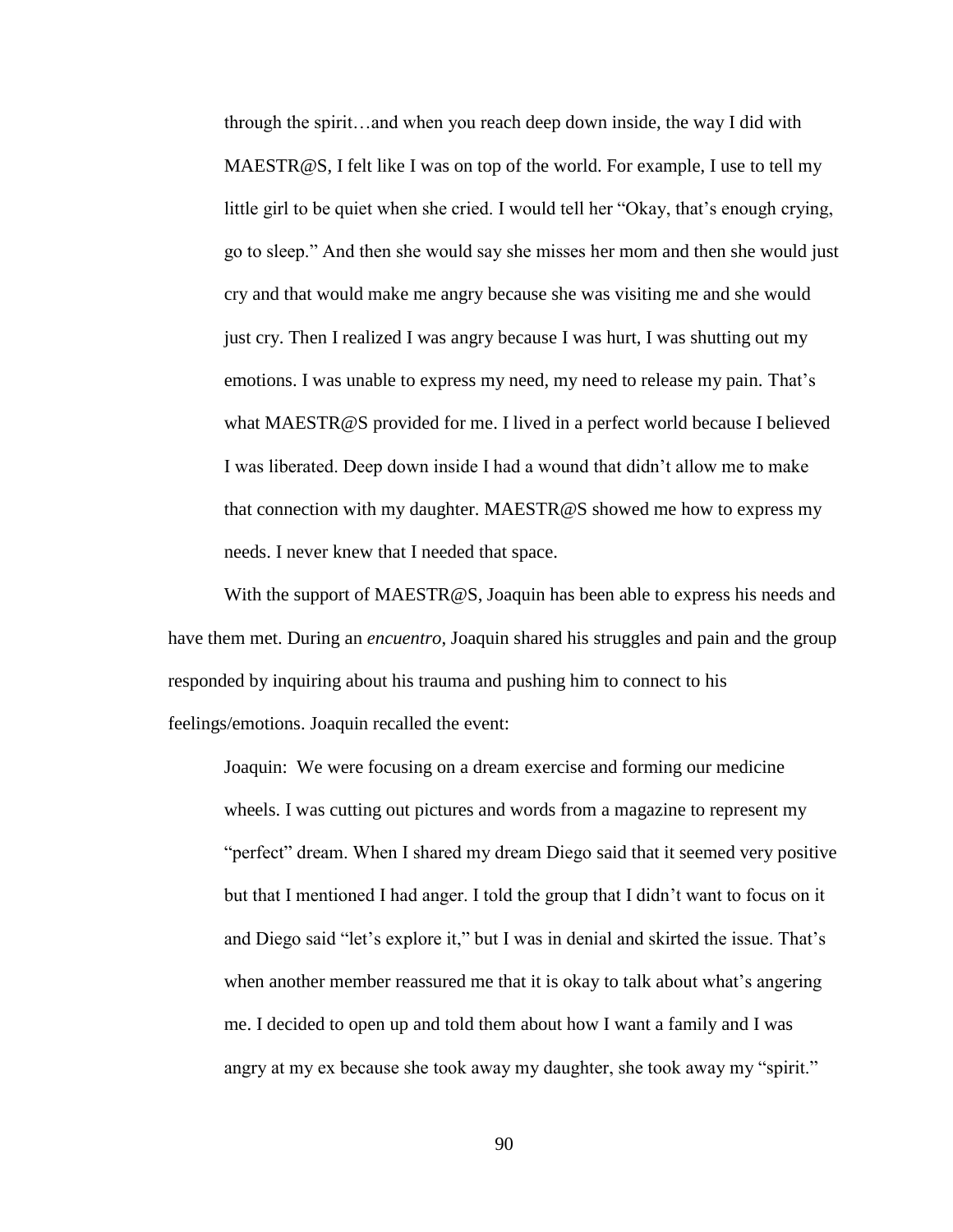through the spirit…and when you reach deep down inside, the way I did with MAESTR@S, I felt like I was on top of the world. For example, I use to tell my little girl to be quiet when she cried. I would tell her "Okay, that's enough crying, go to sleep." And then she would say she misses her mom and then she would just cry and that would make me angry because she was visiting me and she would just cry. Then I realized I was angry because I was hurt, I was shutting out my emotions. I was unable to express my need, my need to release my pain. That's what MAESTR@S provided for me. I lived in a perfect world because I believed I was liberated. Deep down inside I had a wound that didn't allow me to make that connection with my daughter. MAESTR@S showed me how to express my needs. I never knew that I needed that space.

With the support of MAESTR@S, Joaquin has been able to express his needs and have them met. During an *encuentro,* Joaquin shared his struggles and pain and the group responded by inquiring about his trauma and pushing him to connect to his feelings/emotions. Joaquin recalled the event:

> Joaquin: We were focusing on a dream exercise and forming our medicine wheels. I was cutting out pictures and words from a magazine to represent my "perfect" dream. When I shared my dream Diego said that it seemed very positive but that I mentioned I had anger. I told the group that I didn't want to focus on it and Diego said "let's explore it," but I was in denial and skirted the issue. That's when another member reassured me that it is okay to talk about what's angering me. I decided to open up and told them about how I want a family and I was angry at my ex because she took away my daughter, she took away my "spirit."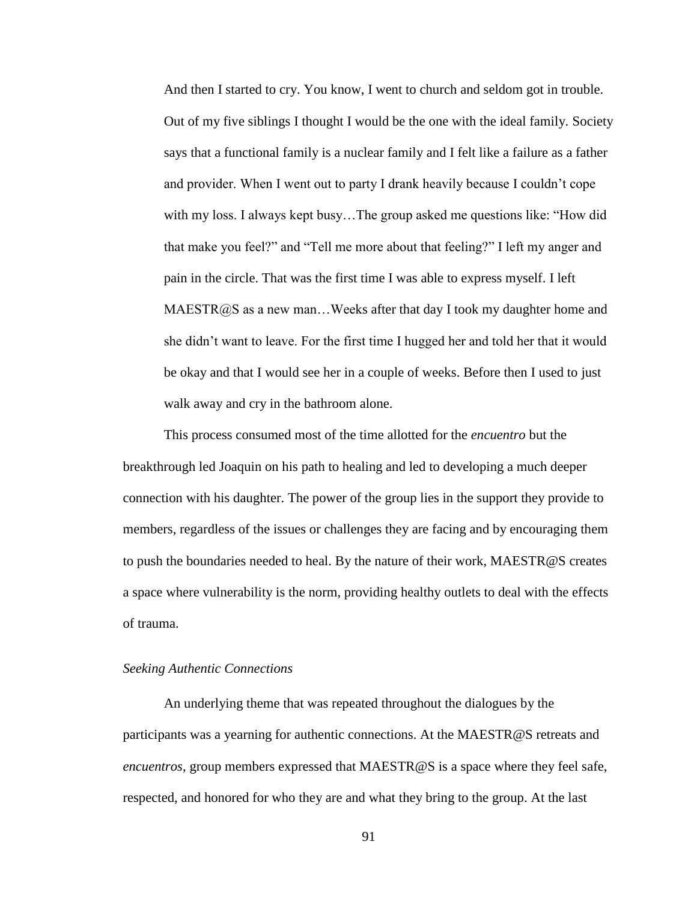> And then I started to cry. You know, I went to church and seldom got in trouble. Out of my five siblings I thought I would be the one with the ideal family. Society says that a functional family is a nuclear family and I felt like a failure as a father and provider. When I went out to party I drank heavily because I couldn't cope with my loss. I always kept busy…The group asked me questions like: "How did that make you feel?" and "Tell me more about that feeling?" I left my anger and pain in the circle. That was the first time I was able to express myself. I left MAESTR@S as a new man…Weeks after that day I took my daughter home and she didn't want to leave. For the first time I hugged her and told her that it would be okay and that I would see her in a couple of weeks. Before then I used to just walk away and cry in the bathroom alone.

This process consumed most of the time allotted for the *encuentro* but the breakthrough led Joaquin on his path to healing and led to developing a much deeper connection with his daughter. The power of the group lies in the support they provide to members, regardless of the issues or challenges they are facing and by encouraging them to push the boundaries needed to heal. By the nature of their work, MAESTR@S creates a space where vulnerability is the norm, providing healthy outlets to deal with the effects of trauma.

*Seeking Authentic Connections*

An underlying theme that was repeated throughout the dialogues by the participants was a yearning for authentic connections. At the MAESTR@S retreats and *encuentros*, group members expressed that MAESTR@S is a space where they feel safe, respected, and honored for who they are and what they bring to the group. At the last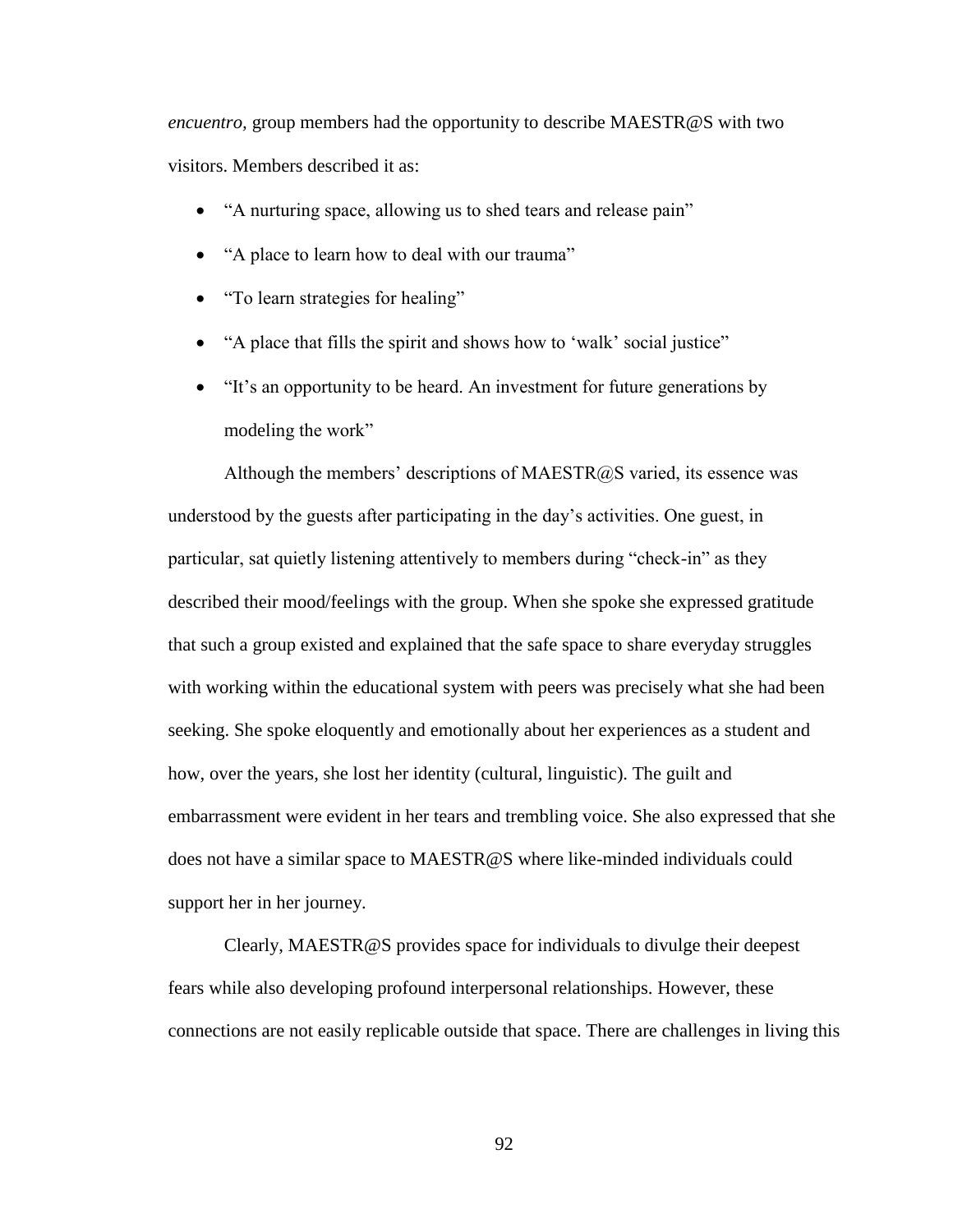*encuentro,* group members had the opportunity to describe MAESTR@S with two visitors. Members described it as:

- "A nurturing space, allowing us to shed tears and release pain"
- "A place to learn how to deal with our trauma"
- "To learn strategies for healing"
- "A place that fills the spirit and shows how to 'walk' social justice"
- "It's an opportunity to be heard. An investment for future generations by modeling the work"

Although the members' descriptions of MAESTR@S varied, its essence was understood by the guests after participating in the day's activities. One guest, in particular, sat quietly listening attentively to members during "check-in" as they described their mood/feelings with the group. When she spoke she expressed gratitude that such a group existed and explained that the safe space to share everyday struggles with working within the educational system with peers was precisely what she had been seeking. She spoke eloquently and emotionally about her experiences as a student and how, over the years, she lost her identity (cultural, linguistic). The guilt and embarrassment were evident in her tears and trembling voice. She also expressed that she does not have a similar space to MAESTR@S where like-minded individuals could support her in her journey.

Clearly, MAESTR@S provides space for individuals to divulge their deepest fears while also developing profound interpersonal relationships. However, these connections are not easily replicable outside that space. There are challenges in living this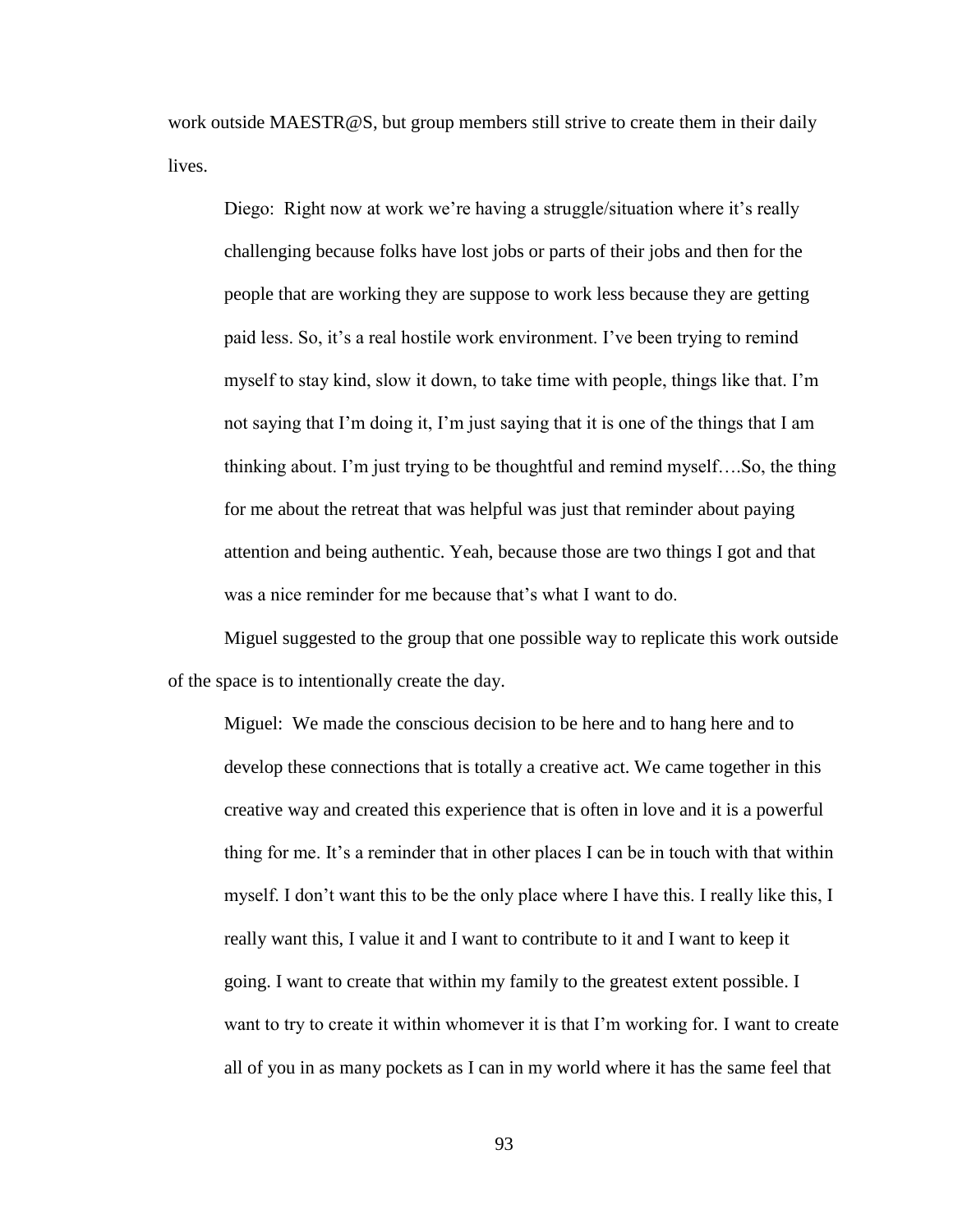work outside MAESTR@S, but group members still strive to create them in their daily lives.

> Diego: Right now at work we're having a struggle/situation where it's really challenging because folks have lost jobs or parts of their jobs and then for the people that are working they are suppose to work less because they are getting paid less. So, it's a real hostile work environment. I've been trying to remind myself to stay kind, slow it down, to take time with people, things like that. I'm not saying that I'm doing it, I'm just saying that it is one of the things that I am thinking about. I'm just trying to be thoughtful and remind myself….So, the thing for me about the retreat that was helpful was just that reminder about paying attention and being authentic. Yeah, because those are two things I got and that was a nice reminder for me because that's what I want to do.

Miguel suggested to the group that one possible way to replicate this work outside of the space is to intentionally create the day.

> Miguel: We made the conscious decision to be here and to hang here and to develop these connections that is totally a creative act. We came together in this creative way and created this experience that is often in love and it is a powerful thing for me. It's a reminder that in other places I can be in touch with that within myself. I don't want this to be the only place where I have this. I really like this, I really want this, I value it and I want to contribute to it and I want to keep it going. I want to create that within my family to the greatest extent possible. I want to try to create it within whomever it is that I'm working for. I want to create all of you in as many pockets as I can in my world where it has the same feel that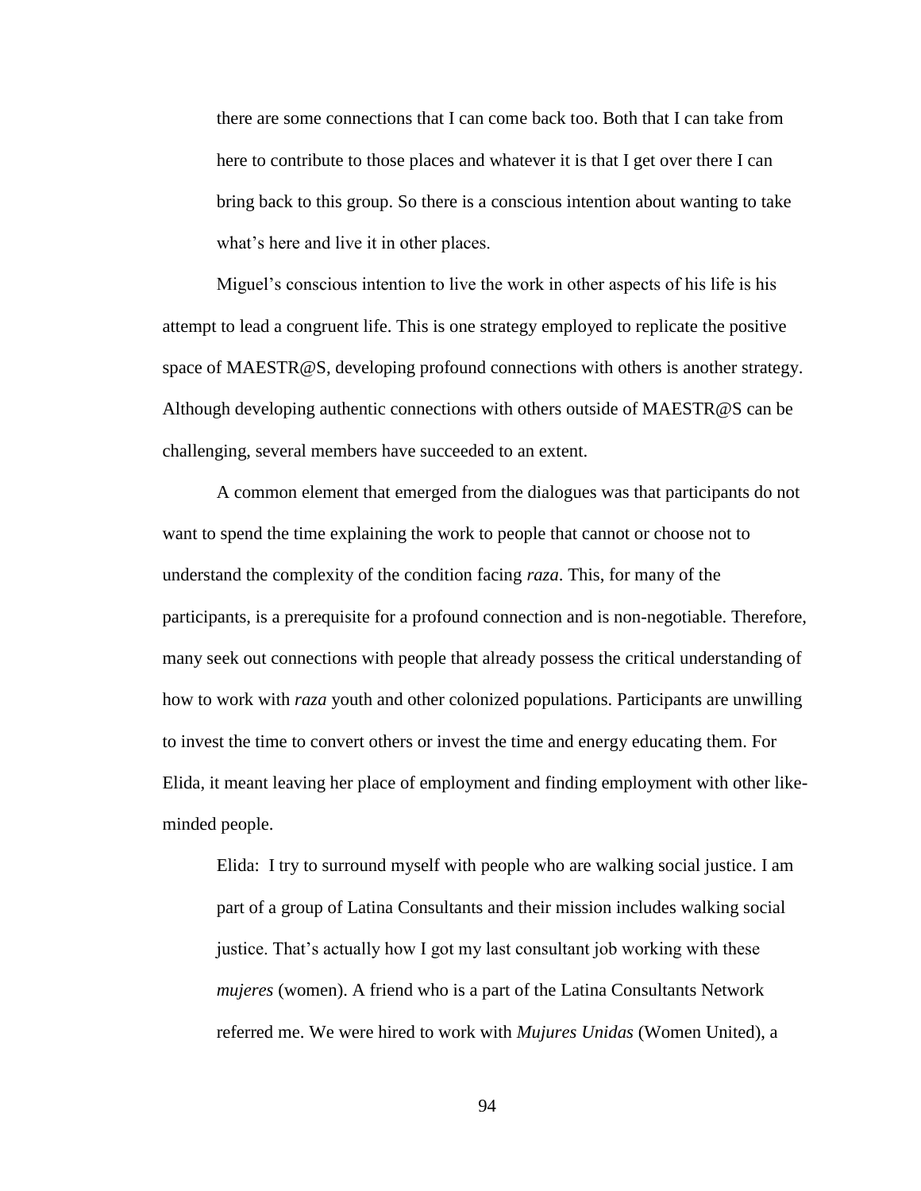> there are some connections that I can come back too. Both that I can take from here to contribute to those places and whatever it is that I get over there I can bring back to this group. So there is a conscious intention about wanting to take what's here and live it in other places.

Miguel's conscious intention to live the work in other aspects of his life is his attempt to lead a congruent life. This is one strategy employed to replicate the positive space of MAESTR@S, developing profound connections with others is another strategy. Although developing authentic connections with others outside of MAESTR@S can be challenging, several members have succeeded to an extent.

A common element that emerged from the dialogues was that participants do not want to spend the time explaining the work to people that cannot or choose not to understand the complexity of the condition facing *raza*. This, for many of the participants, is a prerequisite for a profound connection and is non-negotiable. Therefore, many seek out connections with people that already possess the critical understanding of how to work with *raza* youth and other colonized populations. Participants are unwilling to invest the time to convert others or invest the time and energy educating them. For Elida, it meant leaving her place of employment and finding employment with other like-minded people.

> Elida: I try to surround myself with people who are walking social justice. I am part of a group of Latina Consultants and their mission includes walking social justice. That's actually how I got my last consultant job working with these *mujeres* (women). A friend who is a part of the Latina Consultants Network referred me. We were hired to work with *Mujures Unidas* (Women United), a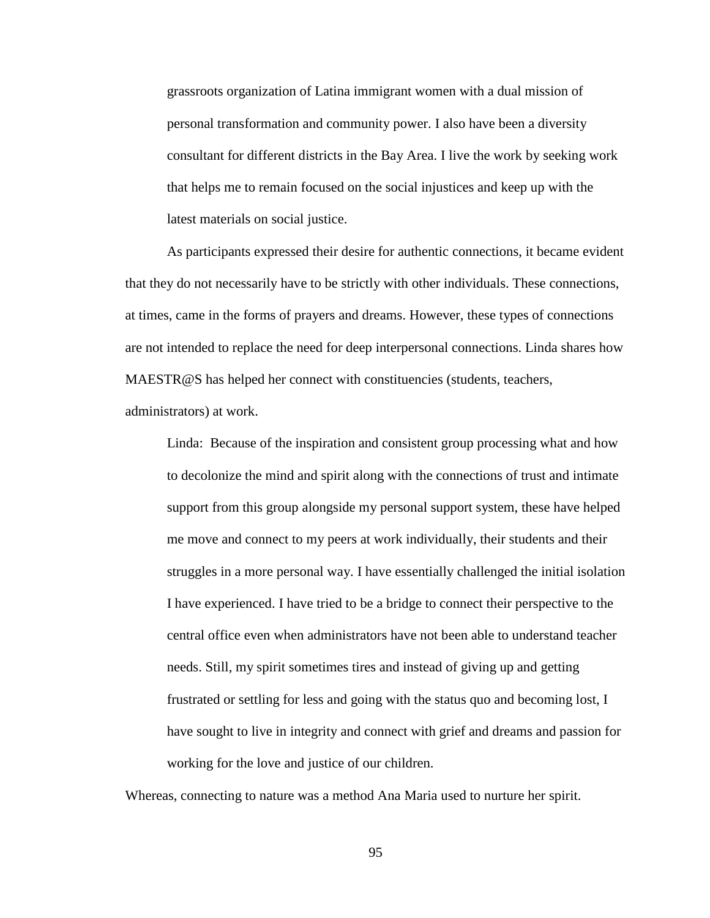> grassroots organization of Latina immigrant women with a dual mission of personal transformation and community power. I also have been a diversity consultant for different districts in the Bay Area. I live the work by seeking work that helps me to remain focused on the social injustices and keep up with the latest materials on social justice.

As participants expressed their desire for authentic connections, it became evident that they do not necessarily have to be strictly with other individuals. These connections, at times, came in the forms of prayers and dreams. However, these types of connections are not intended to replace the need for deep interpersonal connections. Linda shares how MAESTR@S has helped her connect with constituencies (students, teachers, administrators) at work.

> Linda: Because of the inspiration and consistent group processing what and how to decolonize the mind and spirit along with the connections of trust and intimate support from this group alongside my personal support system, these have helped me move and connect to my peers at work individually, their students and their struggles in a more personal way. I have essentially challenged the initial isolation I have experienced. I have tried to be a bridge to connect their perspective to the central office even when administrators have not been able to understand teacher needs. Still, my spirit sometimes tires and instead of giving up and getting frustrated or settling for less and going with the status quo and becoming lost, I have sought to live in integrity and connect with grief and dreams and passion for working for the love and justice of our children.

Whereas, connecting to nature was a method Ana Maria used to nurture her spirit.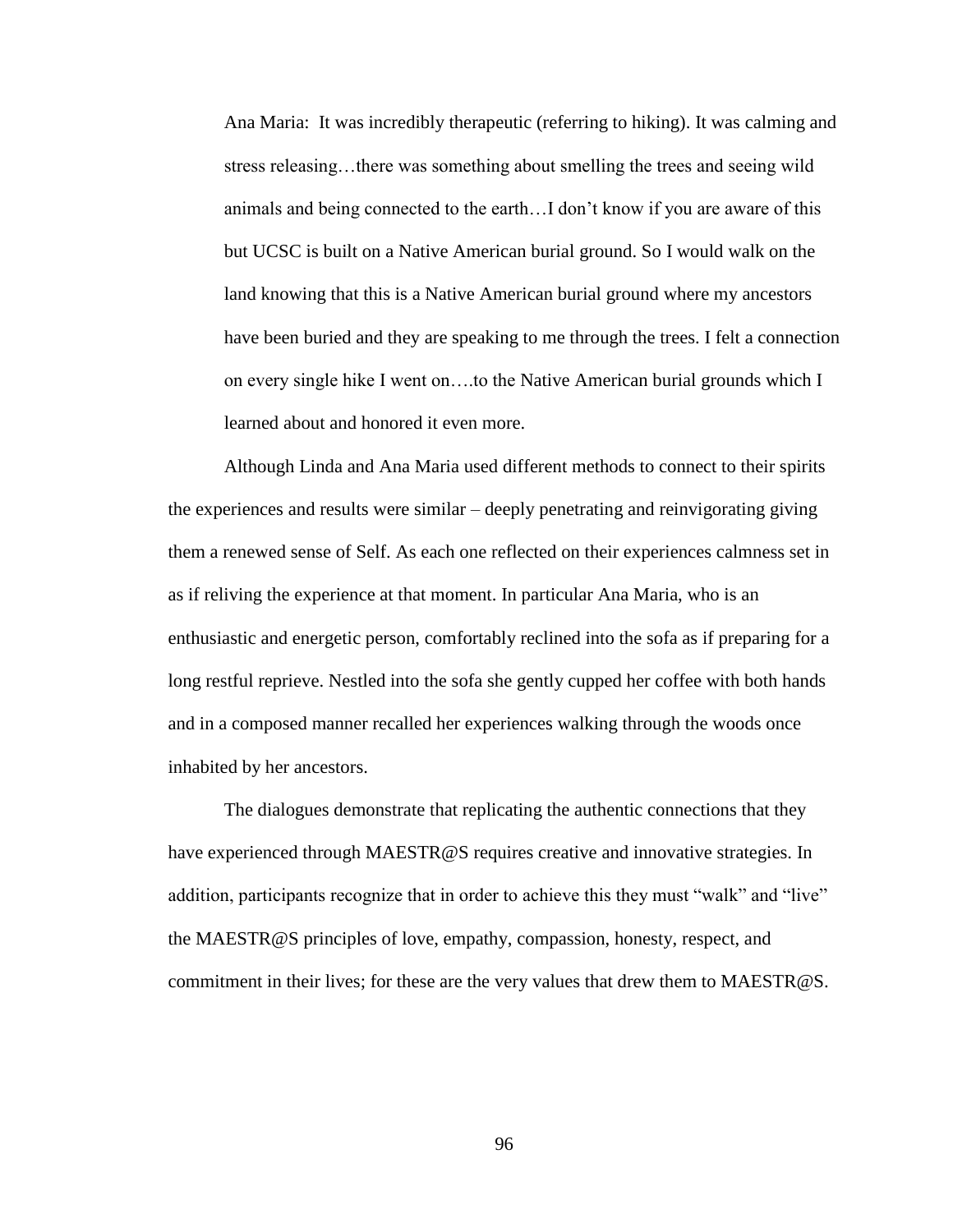> Ana Maria: It was incredibly therapeutic (referring to hiking). It was calming and stress releasing…there was something about smelling the trees and seeing wild animals and being connected to the earth…I don't know if you are aware of this but UCSC is built on a Native American burial ground. So I would walk on the land knowing that this is a Native American burial ground where my ancestors have been buried and they are speaking to me through the trees. I felt a connection on every single hike I went on….to the Native American burial grounds which I learned about and honored it even more.

Although Linda and Ana Maria used different methods to connect to their spirits the experiences and results were similar – deeply penetrating and reinvigorating giving them a renewed sense of Self. As each one reflected on their experiences calmness set in as if reliving the experience at that moment. In particular Ana Maria, who is an enthusiastic and energetic person, comfortably reclined into the sofa as if preparing for a long restful reprieve. Nestled into the sofa she gently cupped her coffee with both hands and in a composed manner recalled her experiences walking through the woods once inhabited by her ancestors.

The dialogues demonstrate that replicating the authentic connections that they have experienced through MAESTR@S requires creative and innovative strategies. In addition, participants recognize that in order to achieve this they must "walk" and "live" the MAESTR@S principles of love, empathy, compassion, honesty, respect, and commitment in their lives; for these are the very values that drew them to MAESTR@S.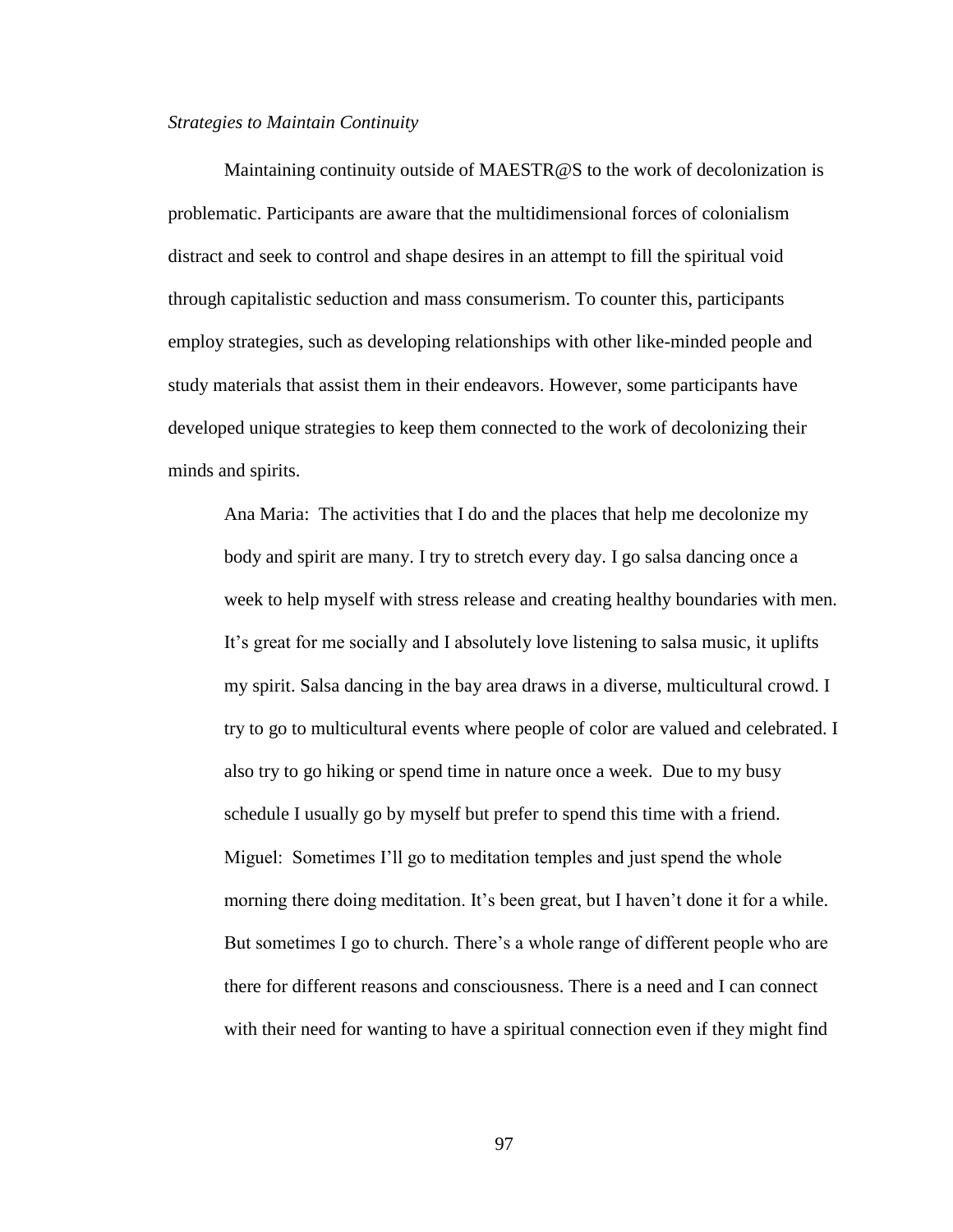*Strategies to Maintain Continuity*

Maintaining continuity outside of MAESTR@S to the work of decolonization is problematic. Participants are aware that the multidimensional forces of colonialism distract and seek to control and shape desires in an attempt to fill the spiritual void through capitalistic seduction and mass consumerism. To counter this, participants employ strategies, such as developing relationships with other like-minded people and study materials that assist them in their endeavors. However, some participants have developed unique strategies to keep them connected to the work of decolonizing their minds and spirits.

> Ana Maria: The activities that I do and the places that help me decolonize my body and spirit are many. I try to stretch every day. I go salsa dancing once a week to help myself with stress release and creating healthy boundaries with men. It's great for me socially and I absolutely love listening to salsa music, it uplifts my spirit. Salsa dancing in the bay area draws in a diverse, multicultural crowd. I try to go to multicultural events where people of color are valued and celebrated. I also try to go hiking or spend time in nature once a week. Due to my busy schedule I usually go by myself but prefer to spend this time with a friend.
>
> Miguel: Sometimes I'll go to meditation temples and just spend the whole morning there doing meditation. It's been great, but I haven't done it for a while. But sometimes I go to church. There's a whole range of different people who are there for different reasons and consciousness. There is a need and I can connect with their need for wanting to have a spiritual connection even if they might find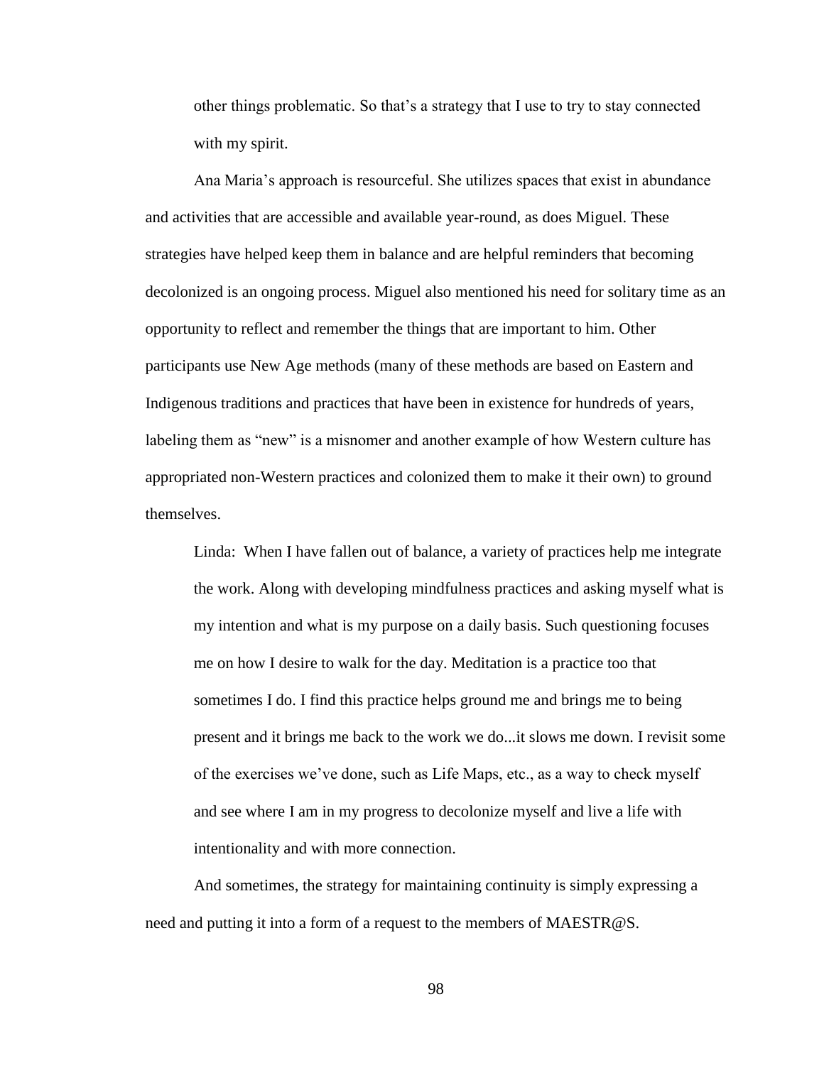other things problematic. So that's a strategy that I use to try to stay connected with my spirit.

Ana Maria's approach is resourceful. She utilizes spaces that exist in abundance and activities that are accessible and available year-round, as does Miguel. These strategies have helped keep them in balance and are helpful reminders that becoming decolonized is an ongoing process. Miguel also mentioned his need for solitary time as an opportunity to reflect and remember the things that are important to him. Other participants use New Age methods (many of these methods are based on Eastern and Indigenous traditions and practices that have been in existence for hundreds of years, labeling them as "new" is a misnomer and another example of how Western culture has appropriated non-Western practices and colonized them to make it their own) to ground themselves.

> Linda: When I have fallen out of balance, a variety of practices help me integrate the work. Along with developing mindfulness practices and asking myself what is my intention and what is my purpose on a daily basis. Such questioning focuses me on how I desire to walk for the day. Meditation is a practice too that sometimes I do. I find this practice helps ground me and brings me to being present and it brings me back to the work we do...it slows me down. I revisit some of the exercises we've done, such as Life Maps, etc., as a way to check myself and see where I am in my progress to decolonize myself and live a life with intentionality and with more connection.

And sometimes, the strategy for maintaining continuity is simply expressing a need and putting it into a form of a request to the members of MAESTR@S.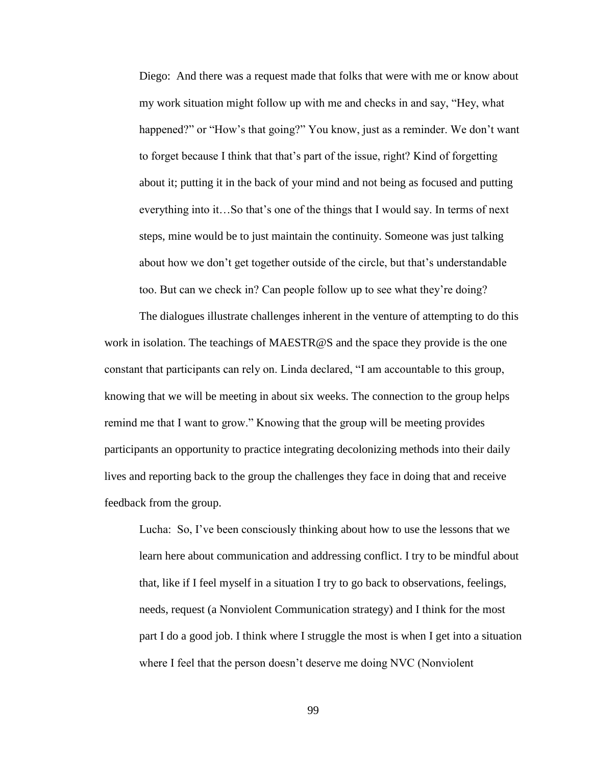> Diego: And there was a request made that folks that were with me or know about my work situation might follow up with me and checks in and say, "Hey, what happened?" or "How's that going?" You know, just as a reminder. We don't want to forget because I think that that's part of the issue, right? Kind of forgetting about it; putting it in the back of your mind and not being as focused and putting everything into it…So that's one of the things that I would say. In terms of next steps, mine would be to just maintain the continuity. Someone was just talking about how we don't get together outside of the circle, but that's understandable too. But can we check in? Can people follow up to see what they're doing?

The dialogues illustrate challenges inherent in the venture of attempting to do this work in isolation. The teachings of MAESTR@S and the space they provide is the one constant that participants can rely on. Linda declared, "I am accountable to this group, knowing that we will be meeting in about six weeks. The connection to the group helps remind me that I want to grow." Knowing that the group will be meeting provides participants an opportunity to practice integrating decolonizing methods into their daily lives and reporting back to the group the challenges they face in doing that and receive feedback from the group.

> Lucha: So, I've been consciously thinking about how to use the lessons that we learn here about communication and addressing conflict. I try to be mindful about that, like if I feel myself in a situation I try to go back to observations, feelings, needs, request (a Nonviolent Communication strategy) and I think for the most part I do a good job. I think where I struggle the most is when I get into a situation where I feel that the person doesn't deserve me doing NVC (Nonviolent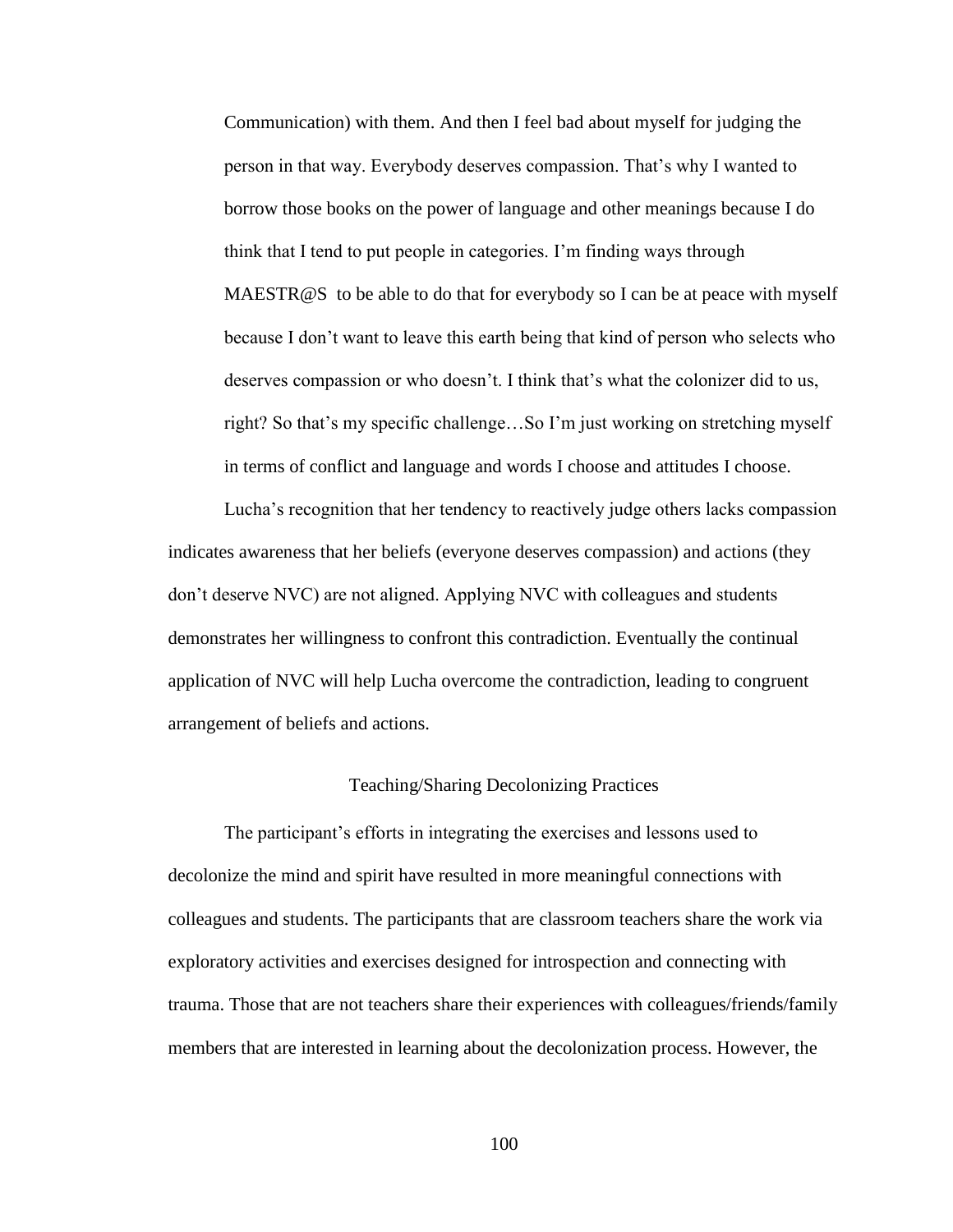> Communication) with them. And then I feel bad about myself for judging the person in that way. Everybody deserves compassion. That's why I wanted to borrow those books on the power of language and other meanings because I do think that I tend to put people in categories. I'm finding ways through MAESTR@S to be able to do that for everybody so I can be at peace with myself because I don't want to leave this earth being that kind of person who selects who deserves compassion or who doesn't. I think that's what the colonizer did to us, right? So that's my specific challenge…So I'm just working on stretching myself in terms of conflict and language and words I choose and attitudes I choose.

Lucha's recognition that her tendency to reactively judge others lacks compassion indicates awareness that her beliefs (everyone deserves compassion) and actions (they don't deserve NVC) are not aligned. Applying NVC with colleagues and students demonstrates her willingness to confront this contradiction. Eventually the continual application of NVC will help Lucha overcome the contradiction, leading to congruent arrangement of beliefs and actions.

## Teaching/Sharing Decolonizing Practices

The participant's efforts in integrating the exercises and lessons used to decolonize the mind and spirit have resulted in more meaningful connections with colleagues and students. The participants that are classroom teachers share the work via exploratory activities and exercises designed for introspection and connecting with trauma. Those that are not teachers share their experiences with colleagues/friends/family members that are interested in learning about the decolonization process. However, the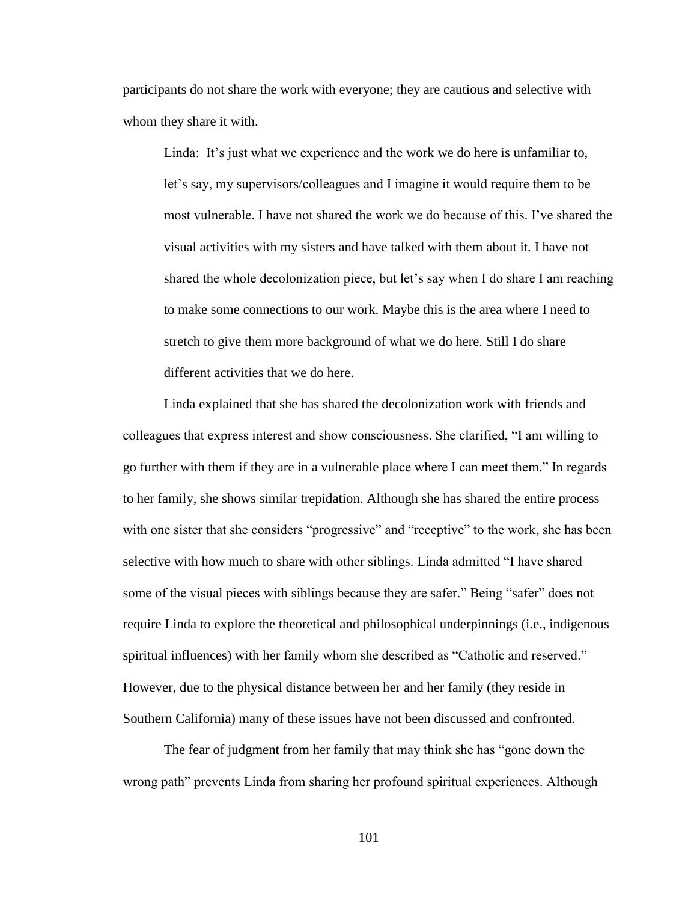participants do not share the work with everyone; they are cautious and selective with whom they share it with.

> Linda: It's just what we experience and the work we do here is unfamiliar to, let's say, my supervisors/colleagues and I imagine it would require them to be most vulnerable. I have not shared the work we do because of this. I've shared the visual activities with my sisters and have talked with them about it. I have not shared the whole decolonization piece, but let's say when I do share I am reaching to make some connections to our work. Maybe this is the area where I need to stretch to give them more background of what we do here. Still I do share different activities that we do here.

Linda explained that she has shared the decolonization work with friends and colleagues that express interest and show consciousness. She clarified, "I am willing to go further with them if they are in a vulnerable place where I can meet them." In regards to her family, she shows similar trepidation. Although she has shared the entire process with one sister that she considers "progressive" and "receptive" to the work, she has been selective with how much to share with other siblings. Linda admitted "I have shared some of the visual pieces with siblings because they are safer." Being "safer" does not require Linda to explore the theoretical and philosophical underpinnings (i.e., indigenous spiritual influences) with her family whom she described as "Catholic and reserved." However, due to the physical distance between her and her family (they reside in Southern California) many of these issues have not been discussed and confronted.

The fear of judgment from her family that may think she has "gone down the wrong path" prevents Linda from sharing her profound spiritual experiences. Although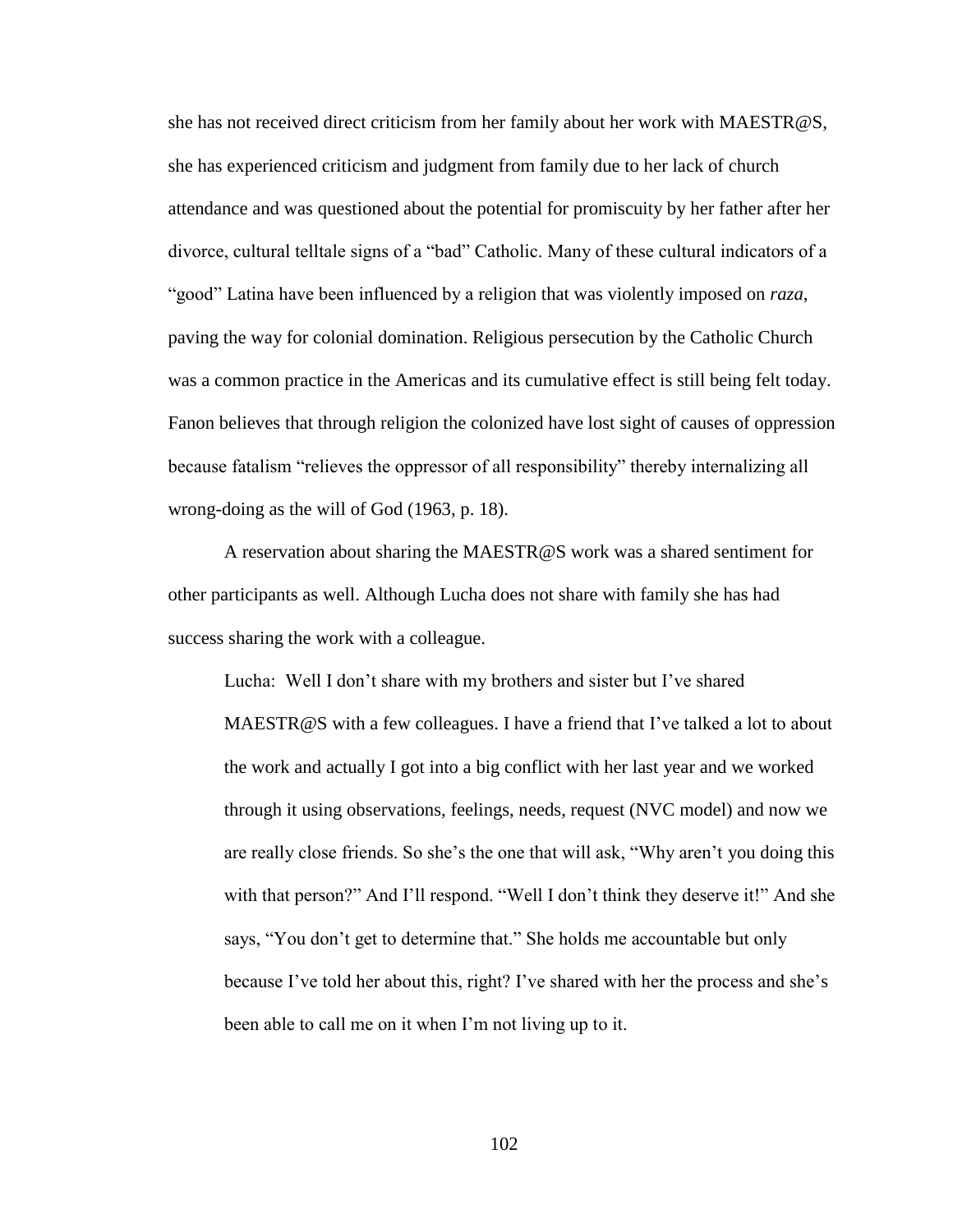she has not received direct criticism from her family about her work with MAESTR@S, she has experienced criticism and judgment from family due to her lack of church attendance and was questioned about the potential for promiscuity by her father after her divorce, cultural telltale signs of a "bad" Catholic. Many of these cultural indicators of a "good" Latina have been influenced by a religion that was violently imposed on *raza*, paving the way for colonial domination. Religious persecution by the Catholic Church was a common practice in the Americas and its cumulative effect is still being felt today. Fanon believes that through religion the colonized have lost sight of causes of oppression because fatalism "relieves the oppressor of all responsibility" thereby internalizing all wrong-doing as the will of God (1963, p. 18).

A reservation about sharing the MAESTR@S work was a shared sentiment for other participants as well. Although Lucha does not share with family she has had success sharing the work with a colleague.

> Lucha: Well I don't share with my brothers and sister but I've shared MAESTR@S with a few colleagues. I have a friend that I've talked a lot to about the work and actually I got into a big conflict with her last year and we worked through it using observations, feelings, needs, request (NVC model) and now we are really close friends. So she's the one that will ask, "Why aren't you doing this with that person?" And I'll respond. "Well I don't think they deserve it!" And she says, "You don't get to determine that." She holds me accountable but only because I've told her about this, right? I've shared with her the process and she's been able to call me on it when I'm not living up to it.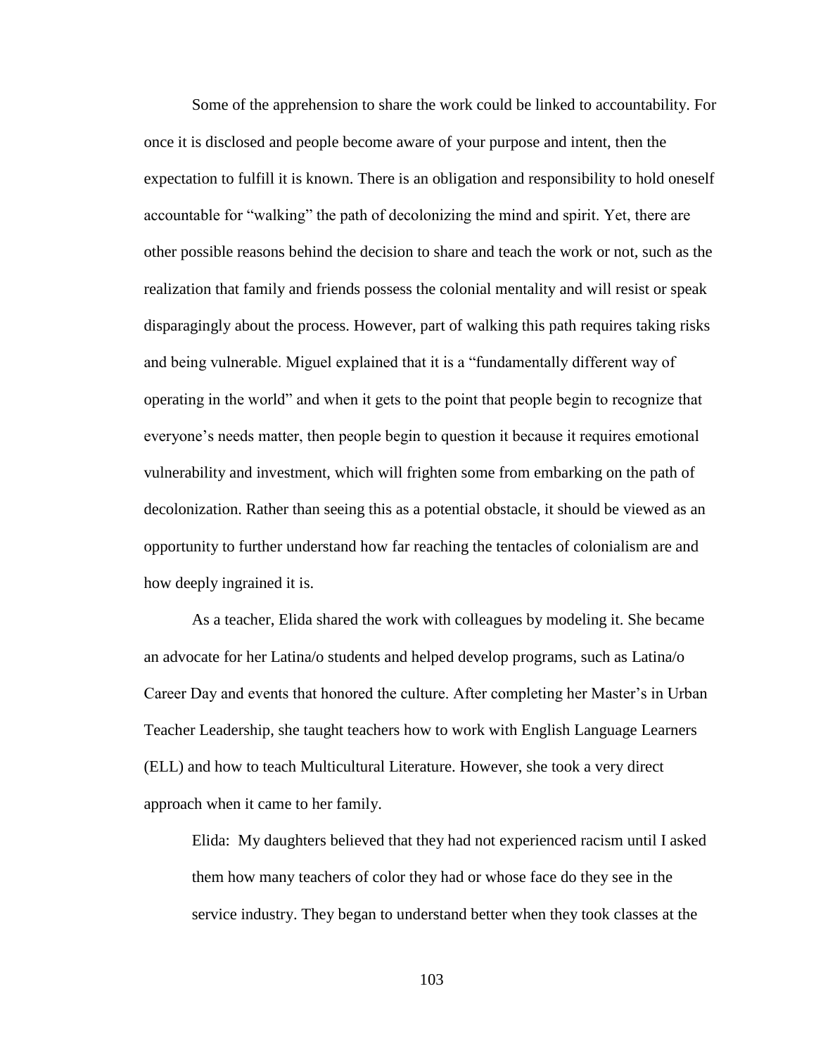Some of the apprehension to share the work could be linked to accountability. For once it is disclosed and people become aware of your purpose and intent, then the expectation to fulfill it is known. There is an obligation and responsibility to hold oneself accountable for "walking" the path of decolonizing the mind and spirit. Yet, there are other possible reasons behind the decision to share and teach the work or not, such as the realization that family and friends possess the colonial mentality and will resist or speak disparagingly about the process. However, part of walking this path requires taking risks and being vulnerable. Miguel explained that it is a "fundamentally different way of operating in the world" and when it gets to the point that people begin to recognize that everyone's needs matter, then people begin to question it because it requires emotional vulnerability and investment, which will frighten some from embarking on the path of decolonization. Rather than seeing this as a potential obstacle, it should be viewed as an opportunity to further understand how far reaching the tentacles of colonialism are and how deeply ingrained it is.

As a teacher, Elida shared the work with colleagues by modeling it. She became an advocate for her Latina/o students and helped develop programs, such as Latina/o Career Day and events that honored the culture. After completing her Master's in Urban Teacher Leadership, she taught teachers how to work with English Language Learners (ELL) and how to teach Multicultural Literature. However, she took a very direct approach when it came to her family.

> Elida: My daughters believed that they had not experienced racism until I asked them how many teachers of color they had or whose face do they see in the service industry. They began to understand better when they took classes at the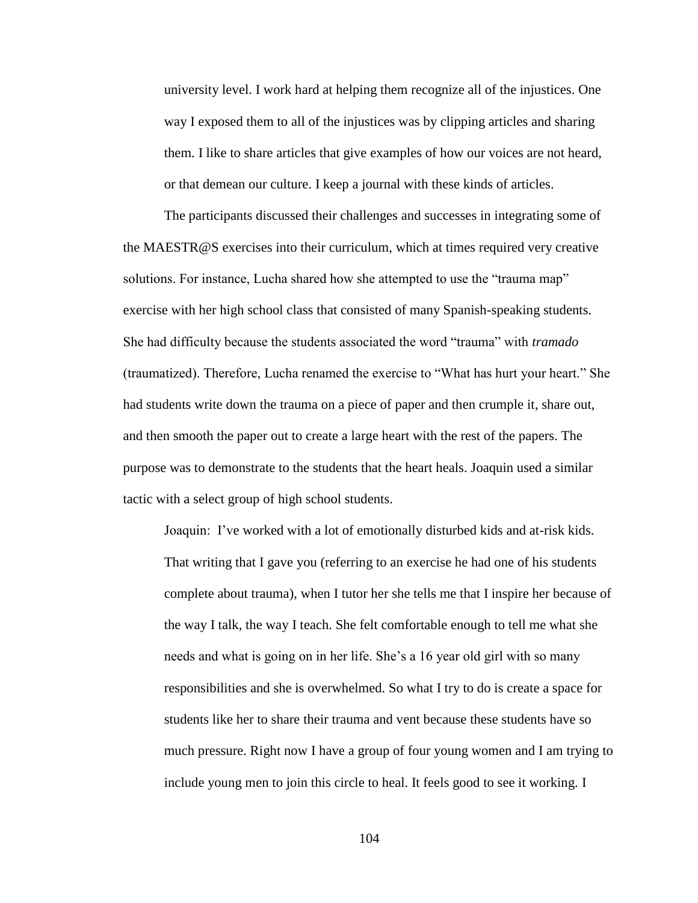> university level. I work hard at helping them recognize all of the injustices. One way I exposed them to all of the injustices was by clipping articles and sharing them. I like to share articles that give examples of how our voices are not heard, or that demean our culture. I keep a journal with these kinds of articles.

The participants discussed their challenges and successes in integrating some of the MAESTR@S exercises into their curriculum, which at times required very creative solutions. For instance, Lucha shared how she attempted to use the "trauma map" exercise with her high school class that consisted of many Spanish-speaking students. She had difficulty because the students associated the word "trauma" with *tramado* (traumatized). Therefore, Lucha renamed the exercise to "What has hurt your heart." She had students write down the trauma on a piece of paper and then crumple it, share out, and then smooth the paper out to create a large heart with the rest of the papers. The purpose was to demonstrate to the students that the heart heals. Joaquin used a similar tactic with a select group of high school students.

> Joaquin: I've worked with a lot of emotionally disturbed kids and at-risk kids. That writing that I gave you (referring to an exercise he had one of his students complete about trauma), when I tutor her she tells me that I inspire her because of the way I talk, the way I teach. She felt comfortable enough to tell me what she needs and what is going on in her life. She's a 16 year old girl with so many responsibilities and she is overwhelmed. So what I try to do is create a space for students like her to share their trauma and vent because these students have so much pressure. Right now I have a group of four young women and I am trying to include young men to join this circle to heal. It feels good to see it working. I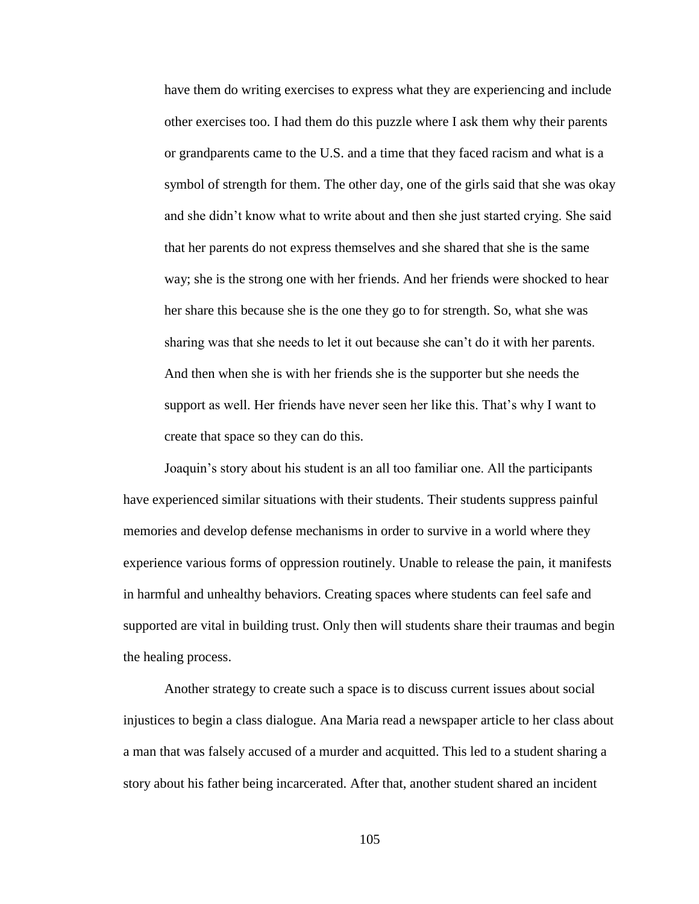> have them do writing exercises to express what they are experiencing and include other exercises too. I had them do this puzzle where I ask them why their parents or grandparents came to the U.S. and a time that they faced racism and what is a symbol of strength for them. The other day, one of the girls said that she was okay and she didn't know what to write about and then she just started crying. She said that her parents do not express themselves and she shared that she is the same way; she is the strong one with her friends. And her friends were shocked to hear her share this because she is the one they go to for strength. So, what she was sharing was that she needs to let it out because she can't do it with her parents. And then when she is with her friends she is the supporter but she needs the support as well. Her friends have never seen her like this. That's why I want to create that space so they can do this.

Joaquin's story about his student is an all too familiar one. All the participants have experienced similar situations with their students. Their students suppress painful memories and develop defense mechanisms in order to survive in a world where they experience various forms of oppression routinely. Unable to release the pain, it manifests in harmful and unhealthy behaviors. Creating spaces where students can feel safe and supported are vital in building trust. Only then will students share their traumas and begin the healing process.

Another strategy to create such a space is to discuss current issues about social injustices to begin a class dialogue. Ana Maria read a newspaper article to her class about a man that was falsely accused of a murder and acquitted. This led to a student sharing a story about his father being incarcerated. After that, another student shared an incident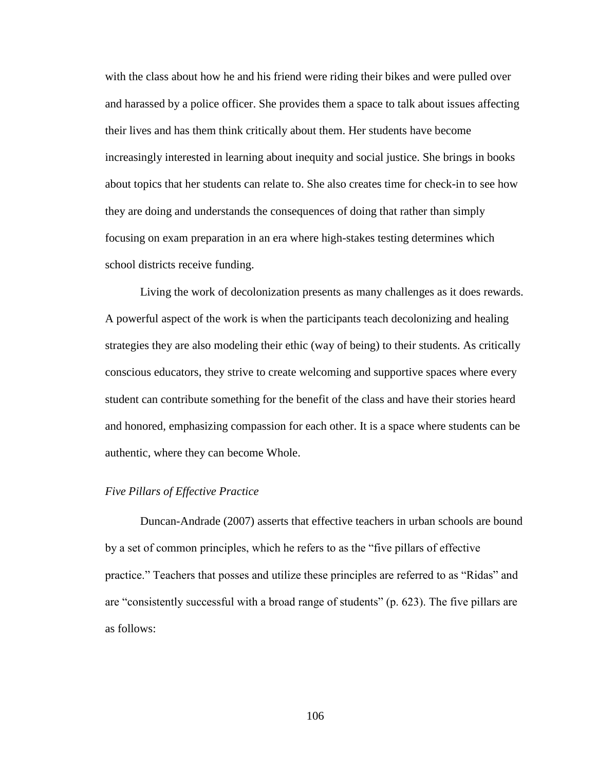with the class about how he and his friend were riding their bikes and were pulled over and harassed by a police officer. She provides them a space to talk about issues affecting their lives and has them think critically about them. Her students have become increasingly interested in learning about inequity and social justice. She brings in books about topics that her students can relate to. She also creates time for check-in to see how they are doing and understands the consequences of doing that rather than simply focusing on exam preparation in an era where high-stakes testing determines which school districts receive funding.

Living the work of decolonization presents as many challenges as it does rewards. A powerful aspect of the work is when the participants teach decolonizing and healing strategies they are also modeling their ethic (way of being) to their students. As critically conscious educators, they strive to create welcoming and supportive spaces where every student can contribute something for the benefit of the class and have their stories heard and honored, emphasizing compassion for each other. It is a space where students can be authentic, where they can become Whole.

### *Five Pillars of Effective Practice*

Duncan-Andrade (2007) asserts that effective teachers in urban schools are bound by a set of common principles, which he refers to as the "five pillars of effective practice." Teachers that posses and utilize these principles are referred to as "Ridas" and are "consistently successful with a broad range of students" (p. 623). The five pillars are as follows: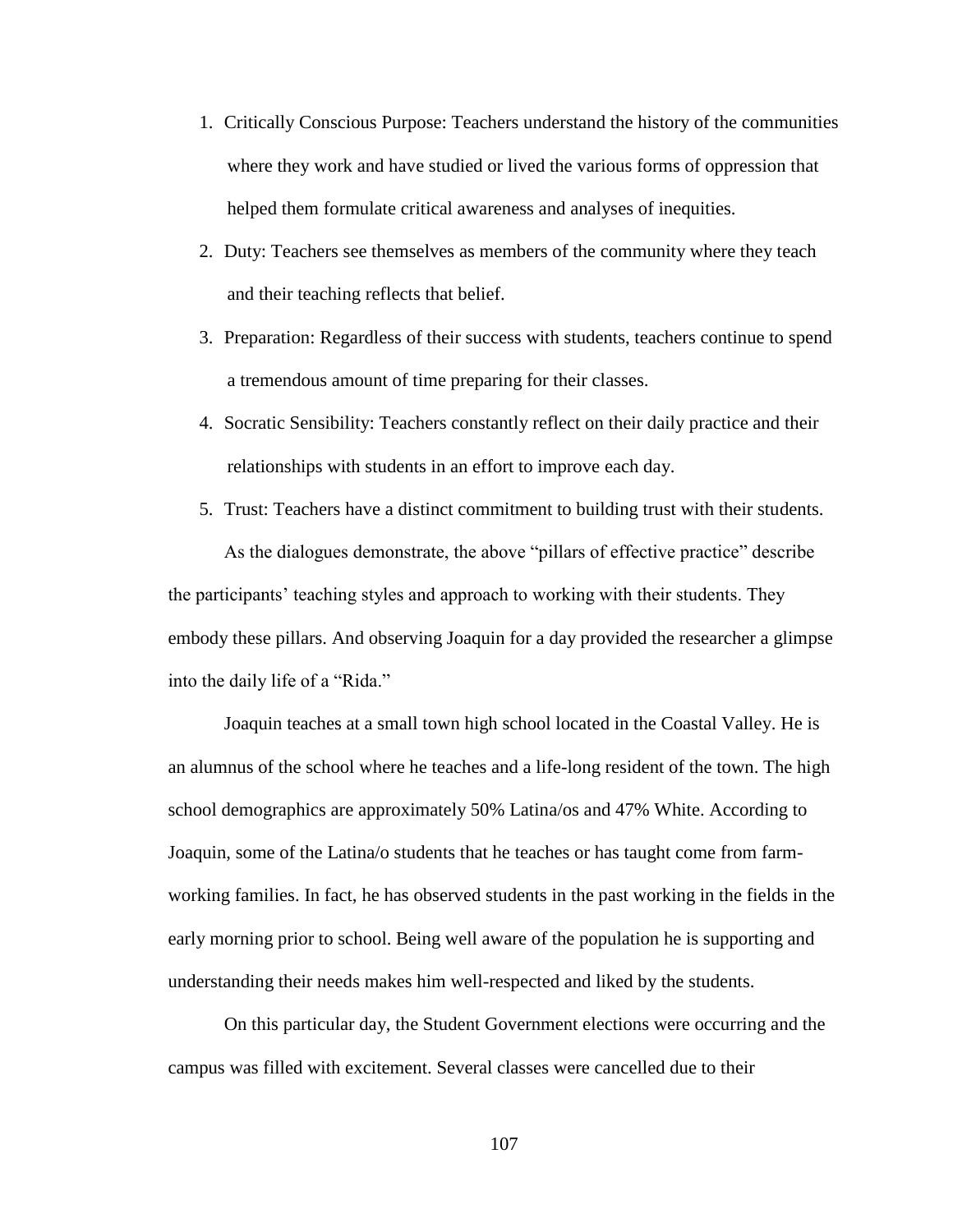1. Critically Conscious Purpose: Teachers understand the history of the communities where they work and have studied or lived the various forms of oppression that helped them formulate critical awareness and analyses of inequities.
2. Duty: Teachers see themselves as members of the community where they teach and their teaching reflects that belief.
3. Preparation: Regardless of their success with students, teachers continue to spend a tremendous amount of time preparing for their classes.
4. Socratic Sensibility: Teachers constantly reflect on their daily practice and their relationships with students in an effort to improve each day.
5. Trust: Teachers have a distinct commitment to building trust with their students.

As the dialogues demonstrate, the above "pillars of effective practice" describe the participants' teaching styles and approach to working with their students. They embody these pillars. And observing Joaquin for a day provided the researcher a glimpse into the daily life of a "Rida."

Joaquin teaches at a small town high school located in the Coastal Valley. He is an alumnus of the school where he teaches and a life-long resident of the town. The high school demographics are approximately 50% Latina/os and 47% White. According to Joaquin, some of the Latina/o students that he teaches or has taught come from farm-working families. In fact, he has observed students in the past working in the fields in the early morning prior to school. Being well aware of the population he is supporting and understanding their needs makes him well-respected and liked by the students.

On this particular day, the Student Government elections were occurring and the campus was filled with excitement. Several classes were cancelled due to their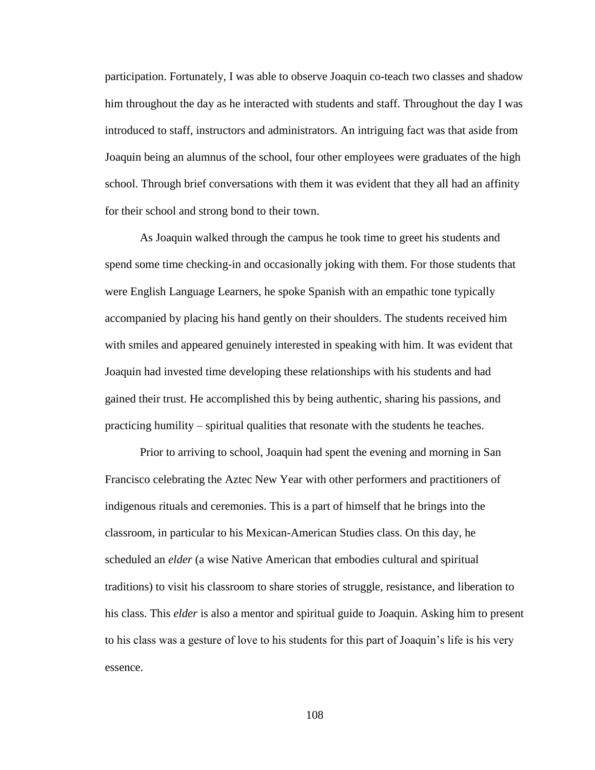participation. Fortunately, I was able to observe Joaquin co-teach two classes and shadow him throughout the day as he interacted with students and staff. Throughout the day I was introduced to staff, instructors and administrators. An intriguing fact was that aside from Joaquin being an alumnus of the school, four other employees were graduates of the high school. Through brief conversations with them it was evident that they all had an affinity for their school and strong bond to their town.

As Joaquin walked through the campus he took time to greet his students and spend some time checking-in and occasionally joking with them. For those students that were English Language Learners, he spoke Spanish with an empathic tone typically accompanied by placing his hand gently on their shoulders. The students received him with smiles and appeared genuinely interested in speaking with him. It was evident that Joaquin had invested time developing these relationships with his students and had gained their trust. He accomplished this by being authentic, sharing his passions, and practicing humility – spiritual qualities that resonate with the students he teaches.

Prior to arriving to school, Joaquin had spent the evening and morning in San Francisco celebrating the Aztec New Year with other performers and practitioners of indigenous rituals and ceremonies. This is a part of himself that he brings into the classroom, in particular to his Mexican-American Studies class. On this day, he scheduled an *elder* (a wise Native American that embodies cultural and spiritual traditions) to visit his classroom to share stories of struggle, resistance, and liberation to his class. This *elder* is also a mentor and spiritual guide to Joaquin. Asking him to present to his class was a gesture of love to his students for this part of Joaquin's life is his very essence.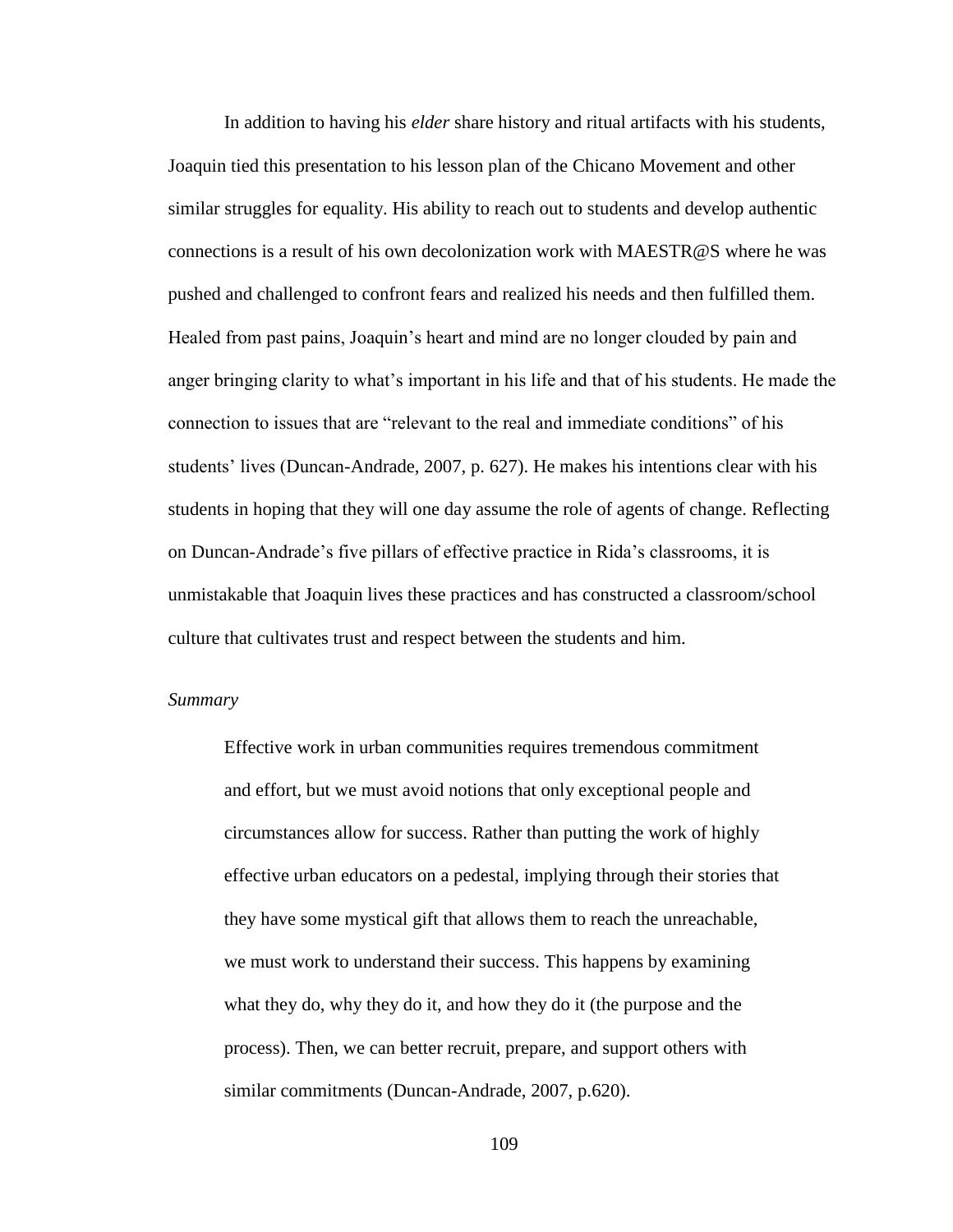In addition to having his *elder* share history and ritual artifacts with his students, Joaquin tied this presentation to his lesson plan of the Chicano Movement and other similar struggles for equality. His ability to reach out to students and develop authentic connections is a result of his own decolonization work with MAESTR@S where he was pushed and challenged to confront fears and realized his needs and then fulfilled them. Healed from past pains, Joaquin's heart and mind are no longer clouded by pain and anger bringing clarity to what's important in his life and that of his students. He made the connection to issues that are "relevant to the real and immediate conditions" of his students' lives (Duncan-Andrade, 2007, p. 627). He makes his intentions clear with his students in hoping that they will one day assume the role of agents of change. Reflecting on Duncan-Andrade's five pillars of effective practice in Rida's classrooms, it is unmistakable that Joaquin lives these practices and has constructed a classroom/school culture that cultivates trust and respect between the students and him.

*Summary*

> Effective work in urban communities requires tremendous commitment and effort, but we must avoid notions that only exceptional people and circumstances allow for success. Rather than putting the work of highly effective urban educators on a pedestal, implying through their stories that they have some mystical gift that allows them to reach the unreachable, we must work to understand their success. This happens by examining what they do, why they do it, and how they do it (the purpose and the process). Then, we can better recruit, prepare, and support others with similar commitments (Duncan-Andrade, 2007, p.620).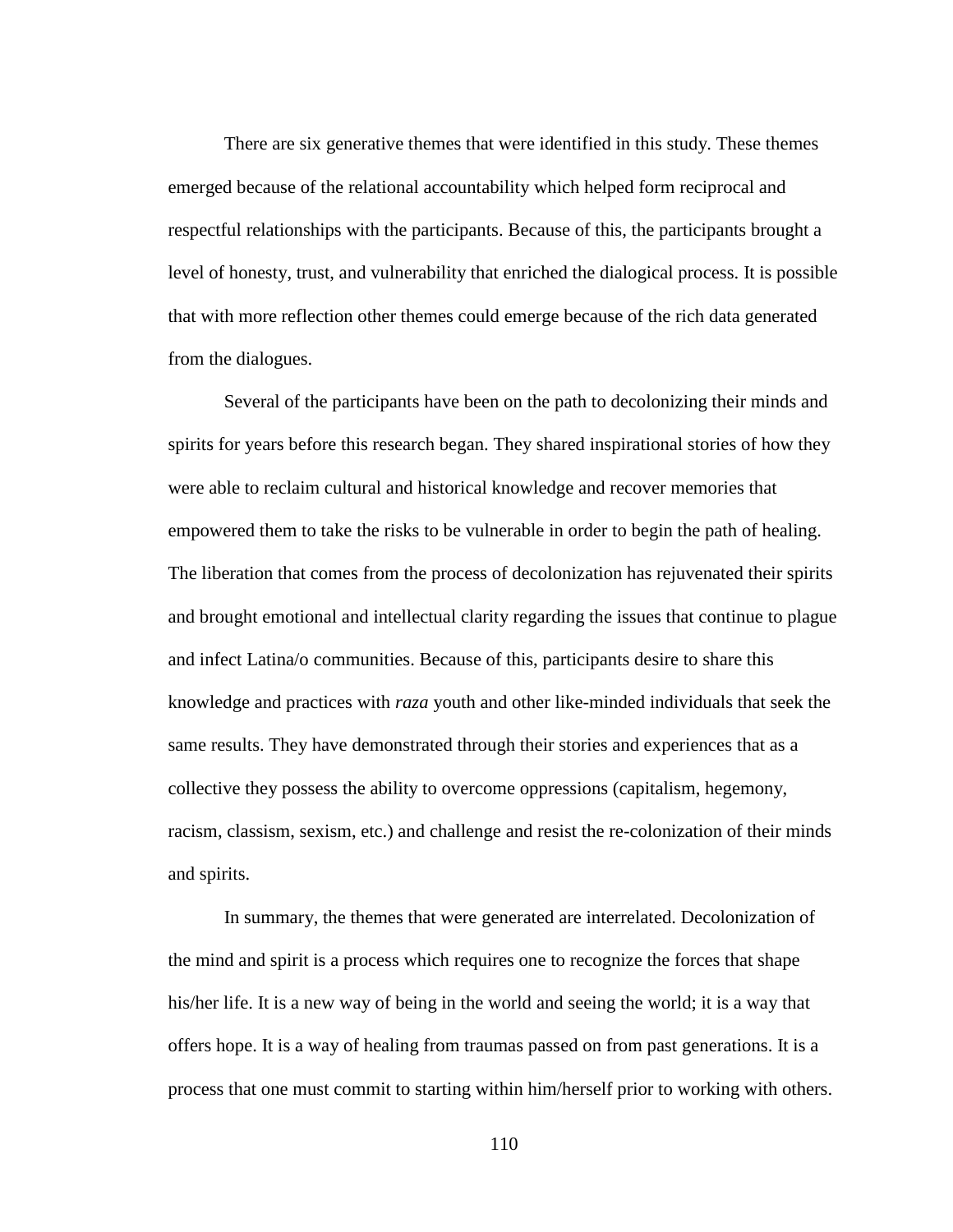There are six generative themes that were identified in this study. These themes emerged because of the relational accountability which helped form reciprocal and respectful relationships with the participants. Because of this, the participants brought a level of honesty, trust, and vulnerability that enriched the dialogical process. It is possible that with more reflection other themes could emerge because of the rich data generated from the dialogues.

Several of the participants have been on the path to decolonizing their minds and spirits for years before this research began. They shared inspirational stories of how they were able to reclaim cultural and historical knowledge and recover memories that empowered them to take the risks to be vulnerable in order to begin the path of healing. The liberation that comes from the process of decolonization has rejuvenated their spirits and brought emotional and intellectual clarity regarding the issues that continue to plague and infect Latina/o communities. Because of this, participants desire to share this knowledge and practices with *raza* youth and other like-minded individuals that seek the same results. They have demonstrated through their stories and experiences that as a collective they possess the ability to overcome oppressions (capitalism, hegemony, racism, classism, sexism, etc.) and challenge and resist the re-colonization of their minds and spirits.

In summary, the themes that were generated are interrelated. Decolonization of the mind and spirit is a process which requires one to recognize the forces that shape his/her life. It is a new way of being in the world and seeing the world; it is a way that offers hope. It is a way of healing from traumas passed on from past generations. It is a process that one must commit to starting within him/herself prior to working with others.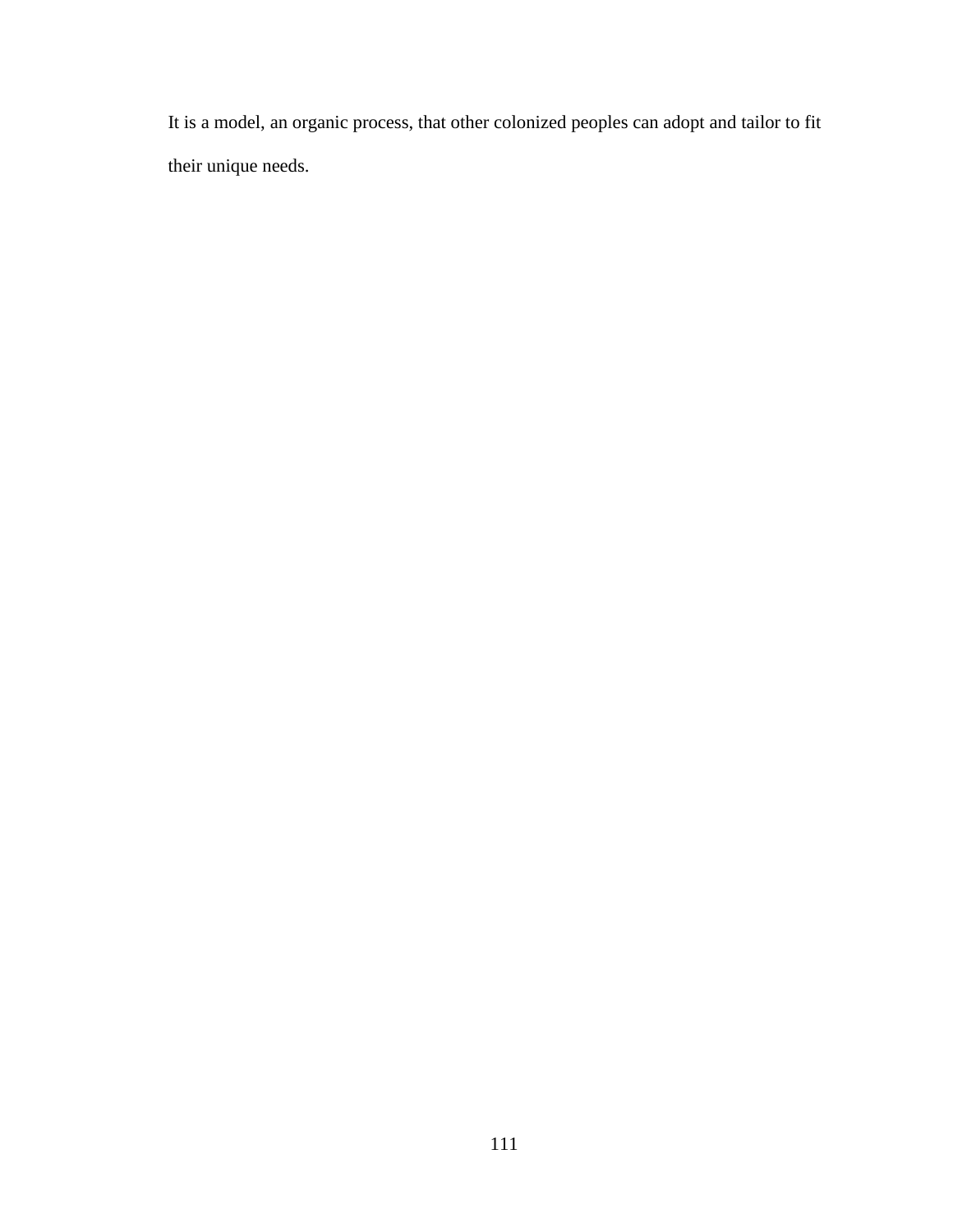It is a model, an organic process, that other colonized peoples can adopt and tailor to fit their unique needs.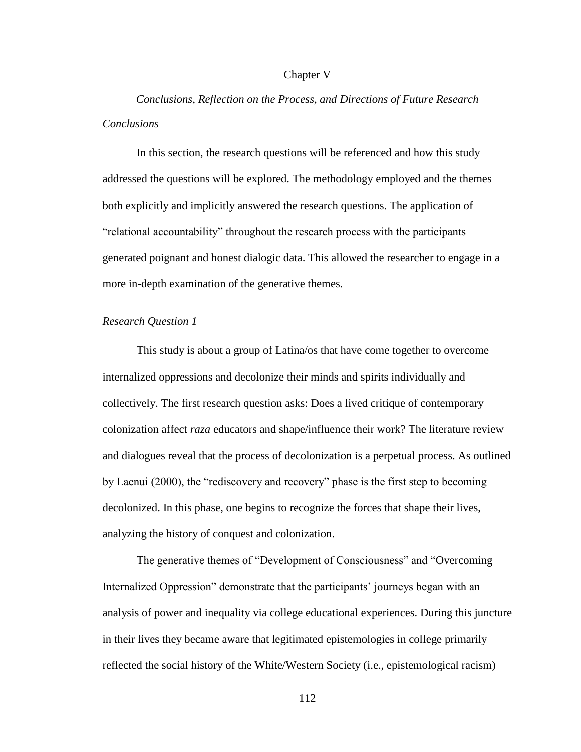# Chapter V

## *Conclusions, Reflection on the Process, and Directions of Future Research*

### *Conclusions*

In this section, the research questions will be referenced and how this study addressed the questions will be explored. The methodology employed and the themes both explicitly and implicitly answered the research questions. The application of "relational accountability" throughout the research process with the participants generated poignant and honest dialogic data. This allowed the researcher to engage in a more in-depth examination of the generative themes.

### *Research Question 1*

This study is about a group of Latina/os that have come together to overcome internalized oppressions and decolonize their minds and spirits individually and collectively. The first research question asks: Does a lived critique of contemporary colonization affect *raza* educators and shape/influence their work? The literature review and dialogues reveal that the process of decolonization is a perpetual process. As outlined by Laenui (2000), the "rediscovery and recovery" phase is the first step to becoming decolonized. In this phase, one begins to recognize the forces that shape their lives, analyzing the history of conquest and colonization.

The generative themes of "Development of Consciousness" and "Overcoming Internalized Oppression" demonstrate that the participants' journeys began with an analysis of power and inequality via college educational experiences. During this juncture in their lives they became aware that legitimated epistemologies in college primarily reflected the social history of the White/Western Society (i.e., epistemological racism)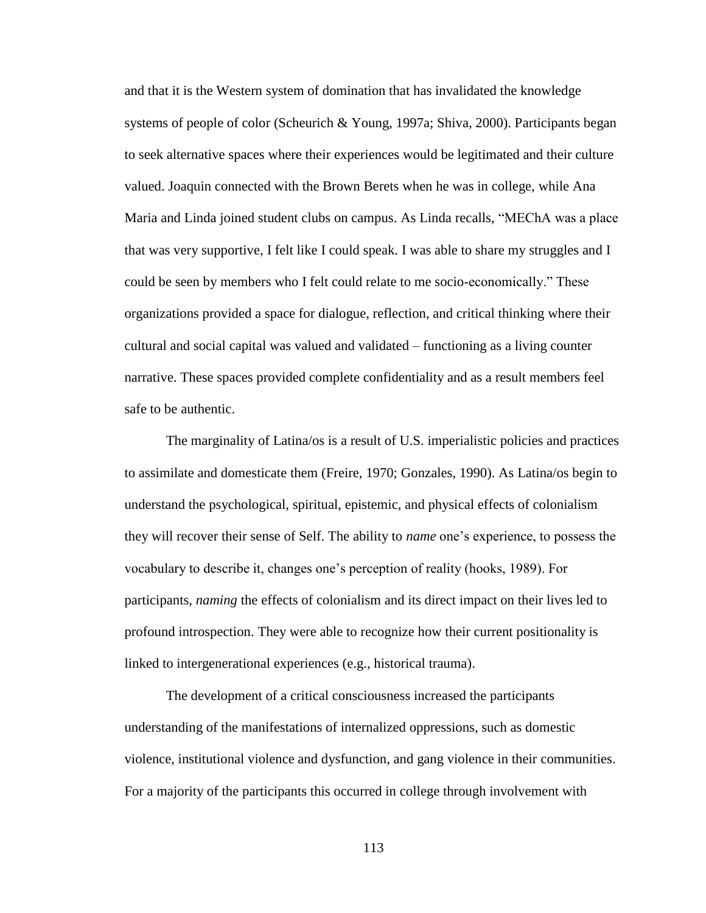and that it is the Western system of domination that has invalidated the knowledge systems of people of color (Scheurich & Young, 1997a; Shiva, 2000). Participants began to seek alternative spaces where their experiences would be legitimated and their culture valued. Joaquin connected with the Brown Berets when he was in college, while Ana Maria and Linda joined student clubs on campus. As Linda recalls, "MEChA was a place that was very supportive, I felt like I could speak. I was able to share my struggles and I could be seen by members who I felt could relate to me socio-economically." These organizations provided a space for dialogue, reflection, and critical thinking where their cultural and social capital was valued and validated – functioning as a living counter narrative. These spaces provided complete confidentiality and as a result members feel safe to be authentic.

The marginality of Latina/os is a result of U.S. imperialistic policies and practices to assimilate and domesticate them (Freire, 1970; Gonzales, 1990). As Latina/os begin to understand the psychological, spiritual, epistemic, and physical effects of colonialism they will recover their sense of Self. The ability to *name* one's experience, to possess the vocabulary to describe it, changes one's perception of reality (hooks, 1989). For participants, *naming* the effects of colonialism and its direct impact on their lives led to profound introspection. They were able to recognize how their current positionality is linked to intergenerational experiences (e.g., historical trauma).

The development of a critical consciousness increased the participants understanding of the manifestations of internalized oppressions, such as domestic violence, institutional violence and dysfunction, and gang violence in their communities. For a majority of the participants this occurred in college through involvement with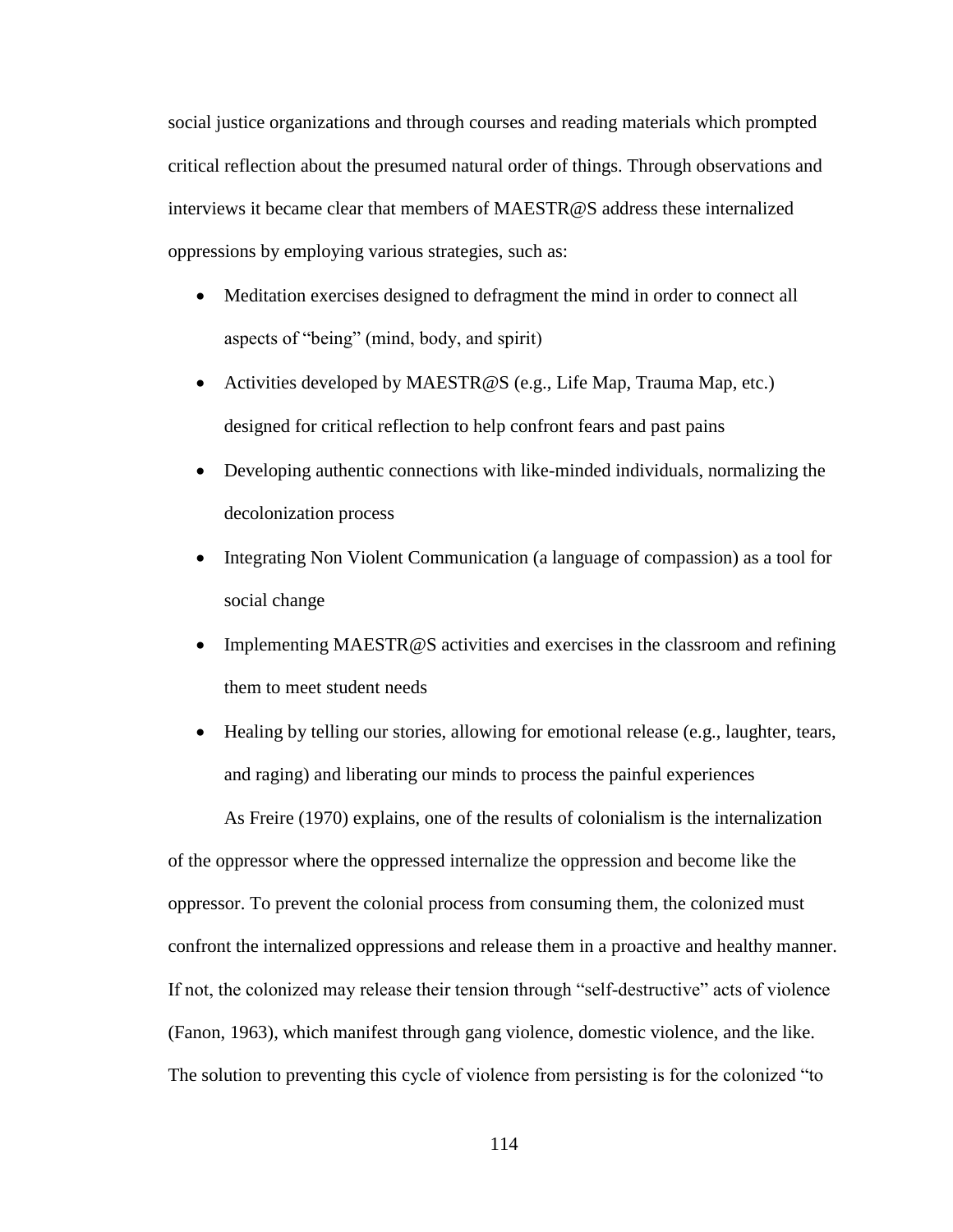social justice organizations and through courses and reading materials which prompted critical reflection about the presumed natural order of things. Through observations and interviews it became clear that members of MAESTR@S address these internalized oppressions by employing various strategies, such as:

- Meditation exercises designed to defragment the mind in order to connect all aspects of "being" (mind, body, and spirit)
- Activities developed by MAESTR@S (e.g., Life Map, Trauma Map, etc.) designed for critical reflection to help confront fears and past pains
- Developing authentic connections with like-minded individuals, normalizing the decolonization process
- Integrating Non Violent Communication (a language of compassion) as a tool for social change
- Implementing MAESTR@S activities and exercises in the classroom and refining them to meet student needs
- Healing by telling our stories, allowing for emotional release (e.g., laughter, tears, and raging) and liberating our minds to process the painful experiences

As Freire (1970) explains, one of the results of colonialism is the internalization of the oppressor where the oppressed internalize the oppression and become like the oppressor. To prevent the colonial process from consuming them, the colonized must confront the internalized oppressions and release them in a proactive and healthy manner. If not, the colonized may release their tension through "self-destructive" acts of violence (Fanon, 1963), which manifest through gang violence, domestic violence, and the like. The solution to preventing this cycle of violence from persisting is for the colonized "to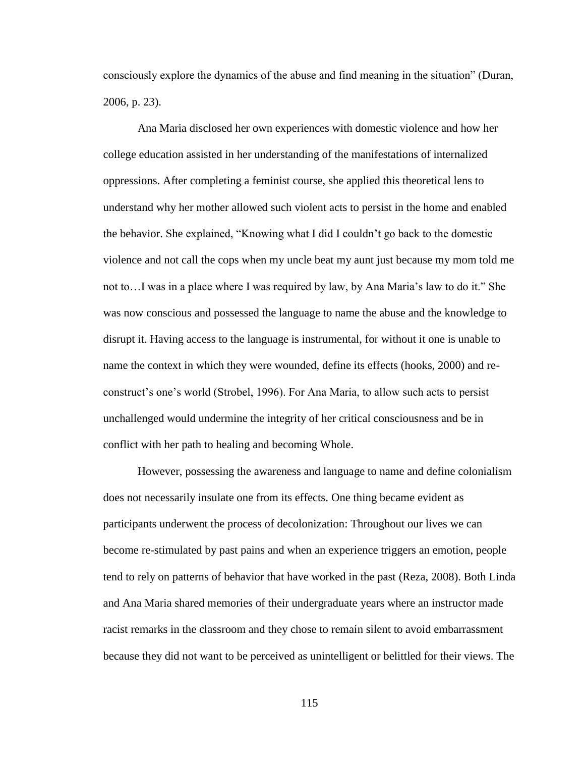consciously explore the dynamics of the abuse and find meaning in the situation" (Duran, 2006, p. 23).

Ana Maria disclosed her own experiences with domestic violence and how her college education assisted in her understanding of the manifestations of internalized oppressions. After completing a feminist course, she applied this theoretical lens to understand why her mother allowed such violent acts to persist in the home and enabled the behavior. She explained, "Knowing what I did I couldn't go back to the domestic violence and not call the cops when my uncle beat my aunt just because my mom told me not to…I was in a place where I was required by law, by Ana Maria's law to do it." She was now conscious and possessed the language to name the abuse and the knowledge to disrupt it. Having access to the language is instrumental, for without it one is unable to name the context in which they were wounded, define its effects (hooks, 2000) and re-construct's one's world (Strobel, 1996). For Ana Maria, to allow such acts to persist unchallenged would undermine the integrity of her critical consciousness and be in conflict with her path to healing and becoming Whole.

However, possessing the awareness and language to name and define colonialism does not necessarily insulate one from its effects. One thing became evident as participants underwent the process of decolonization: Throughout our lives we can become re-stimulated by past pains and when an experience triggers an emotion, people tend to rely on patterns of behavior that have worked in the past (Reza, 2008). Both Linda and Ana Maria shared memories of their undergraduate years where an instructor made racist remarks in the classroom and they chose to remain silent to avoid embarrassment because they did not want to be perceived as unintelligent or belittled for their views. The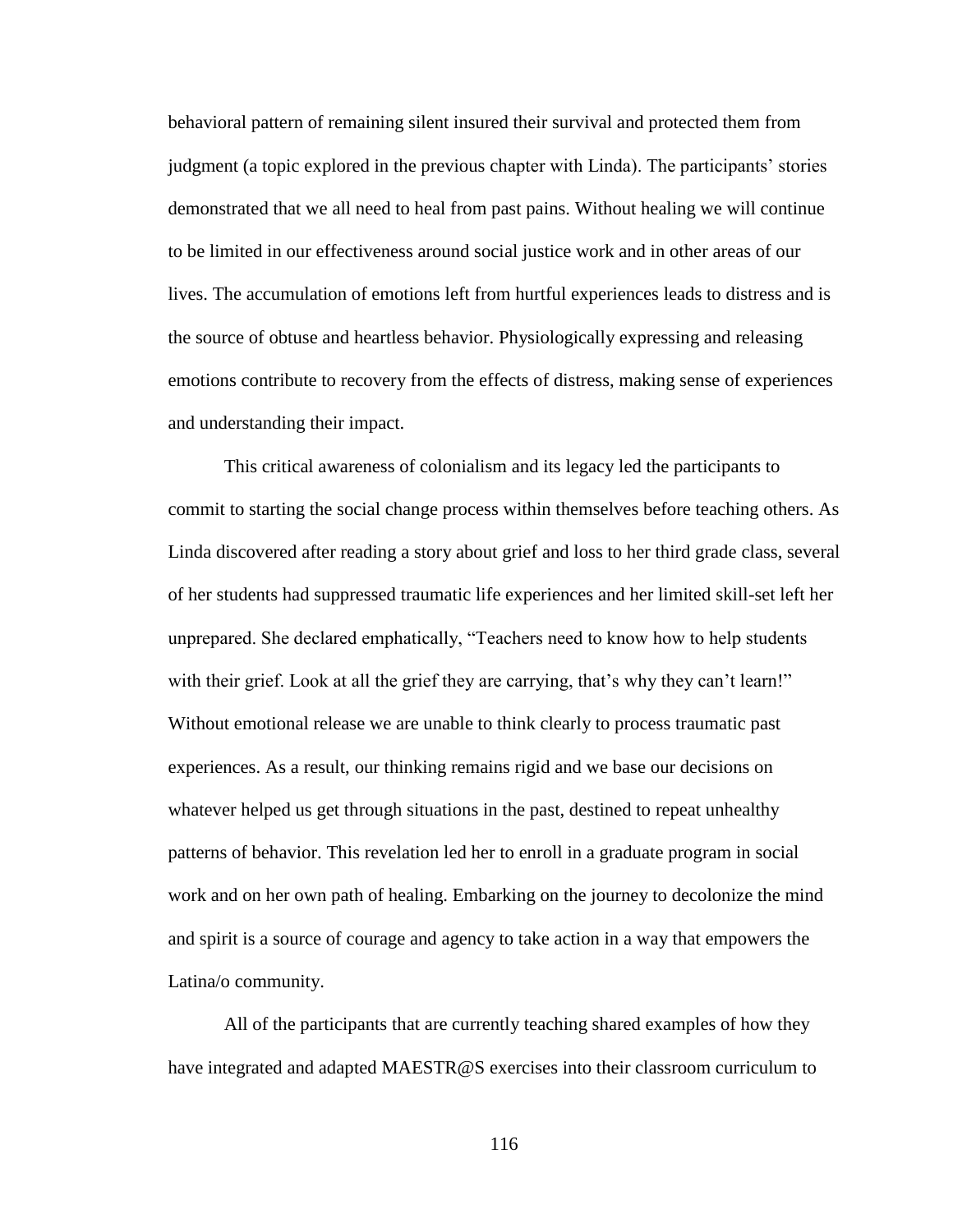behavioral pattern of remaining silent insured their survival and protected them from judgment (a topic explored in the previous chapter with Linda). The participants' stories demonstrated that we all need to heal from past pains. Without healing we will continue to be limited in our effectiveness around social justice work and in other areas of our lives. The accumulation of emotions left from hurtful experiences leads to distress and is the source of obtuse and heartless behavior. Physiologically expressing and releasing emotions contribute to recovery from the effects of distress, making sense of experiences and understanding their impact.

This critical awareness of colonialism and its legacy led the participants to commit to starting the social change process within themselves before teaching others. As Linda discovered after reading a story about grief and loss to her third grade class, several of her students had suppressed traumatic life experiences and her limited skill-set left her unprepared. She declared emphatically, "Teachers need to know how to help students with their grief. Look at all the grief they are carrying, that's why they can't learn!" Without emotional release we are unable to think clearly to process traumatic past experiences. As a result, our thinking remains rigid and we base our decisions on whatever helped us get through situations in the past, destined to repeat unhealthy patterns of behavior. This revelation led her to enroll in a graduate program in social work and on her own path of healing. Embarking on the journey to decolonize the mind and spirit is a source of courage and agency to take action in a way that empowers the Latina/o community.

All of the participants that are currently teaching shared examples of how they have integrated and adapted MAESTR@S exercises into their classroom curriculum to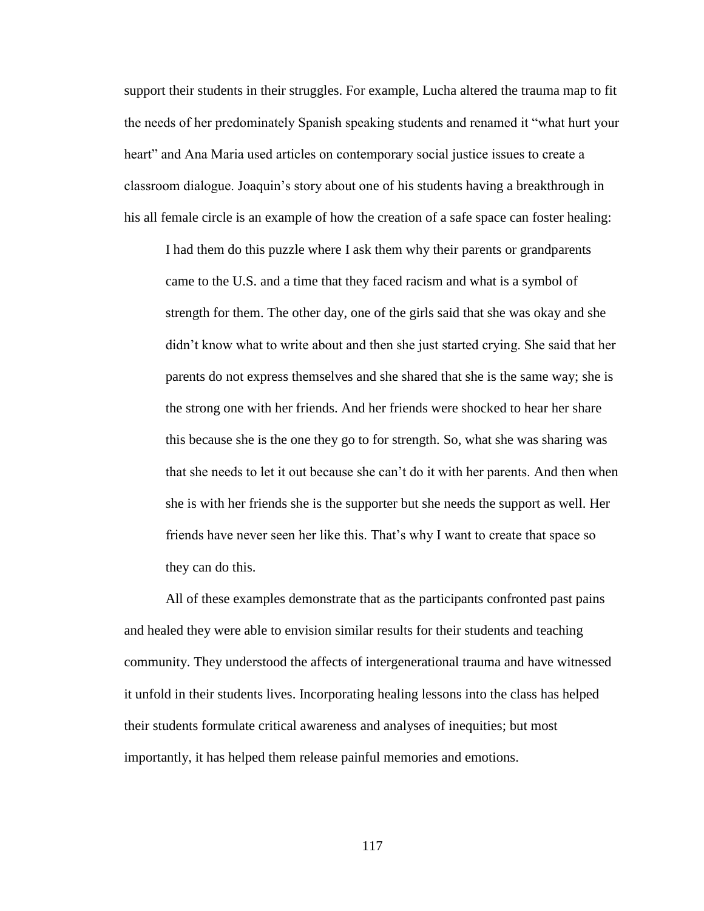support their students in their struggles. For example, Lucha altered the trauma map to fit the needs of her predominately Spanish speaking students and renamed it "what hurt your heart" and Ana Maria used articles on contemporary social justice issues to create a classroom dialogue. Joaquin's story about one of his students having a breakthrough in his all female circle is an example of how the creation of a safe space can foster healing:

> I had them do this puzzle where I ask them why their parents or grandparents came to the U.S. and a time that they faced racism and what is a symbol of strength for them. The other day, one of the girls said that she was okay and she didn't know what to write about and then she just started crying. She said that her parents do not express themselves and she shared that she is the same way; she is the strong one with her friends. And her friends were shocked to hear her share this because she is the one they go to for strength. So, what she was sharing was that she needs to let it out because she can't do it with her parents. And then when she is with her friends she is the supporter but she needs the support as well. Her friends have never seen her like this. That's why I want to create that space so they can do this.

All of these examples demonstrate that as the participants confronted past pains and healed they were able to envision similar results for their students and teaching community. They understood the affects of intergenerational trauma and have witnessed it unfold in their students lives. Incorporating healing lessons into the class has helped their students formulate critical awareness and analyses of inequities; but most importantly, it has helped them release painful memories and emotions.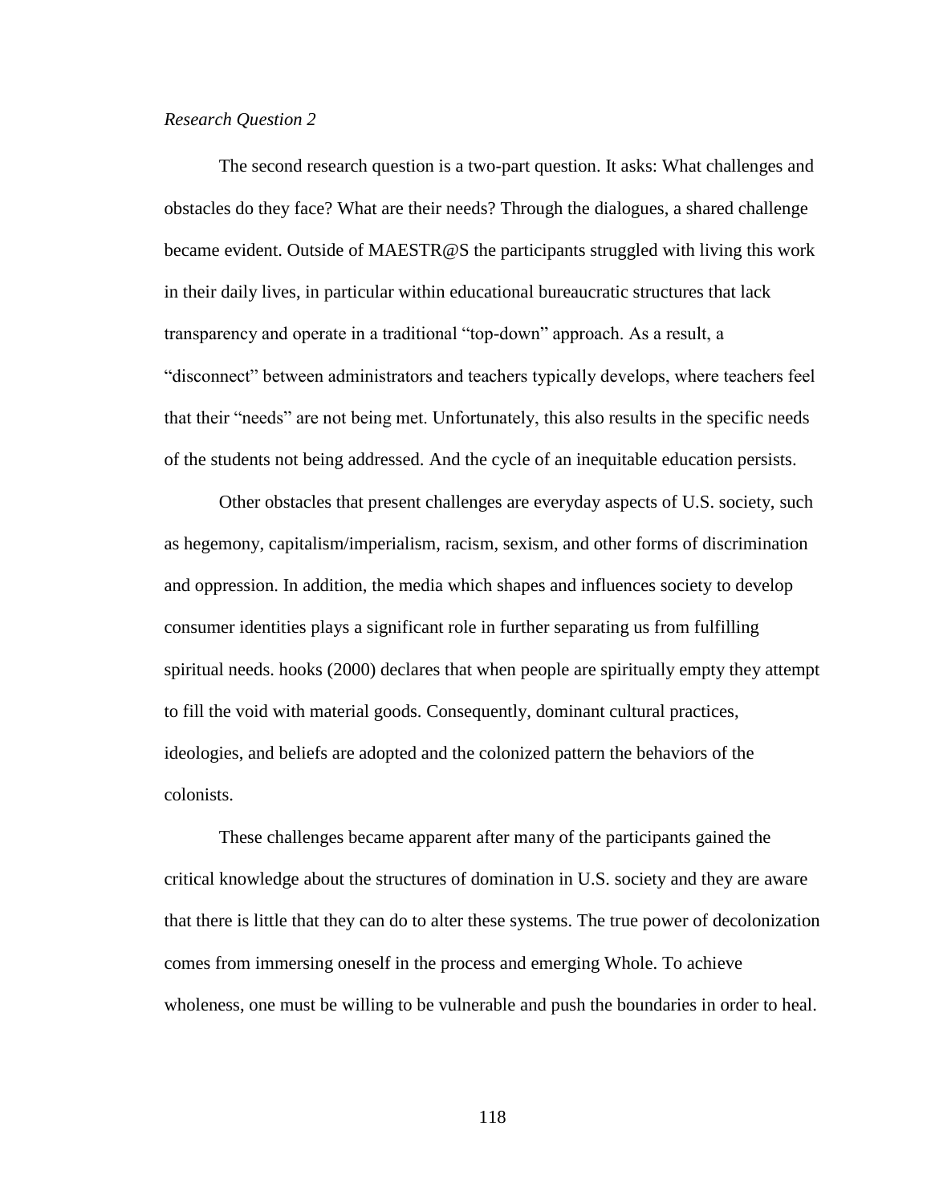*Research Question 2*

The second research question is a two-part question. It asks: What challenges and obstacles do they face? What are their needs? Through the dialogues, a shared challenge became evident. Outside of MAESTR@S the participants struggled with living this work in their daily lives, in particular within educational bureaucratic structures that lack transparency and operate in a traditional "top-down" approach. As a result, a "disconnect" between administrators and teachers typically develops, where teachers feel that their "needs" are not being met. Unfortunately, this also results in the specific needs of the students not being addressed. And the cycle of an inequitable education persists.

Other obstacles that present challenges are everyday aspects of U.S. society, such as hegemony, capitalism/imperialism, racism, sexism, and other forms of discrimination and oppression. In addition, the media which shapes and influences society to develop consumer identities plays a significant role in further separating us from fulfilling spiritual needs. hooks (2000) declares that when people are spiritually empty they attempt to fill the void with material goods. Consequently, dominant cultural practices, ideologies, and beliefs are adopted and the colonized pattern the behaviors of the colonists.

These challenges became apparent after many of the participants gained the critical knowledge about the structures of domination in U.S. society and they are aware that there is little that they can do to alter these systems. The true power of decolonization comes from immersing oneself in the process and emerging Whole. To achieve wholeness, one must be willing to be vulnerable and push the boundaries in order to heal.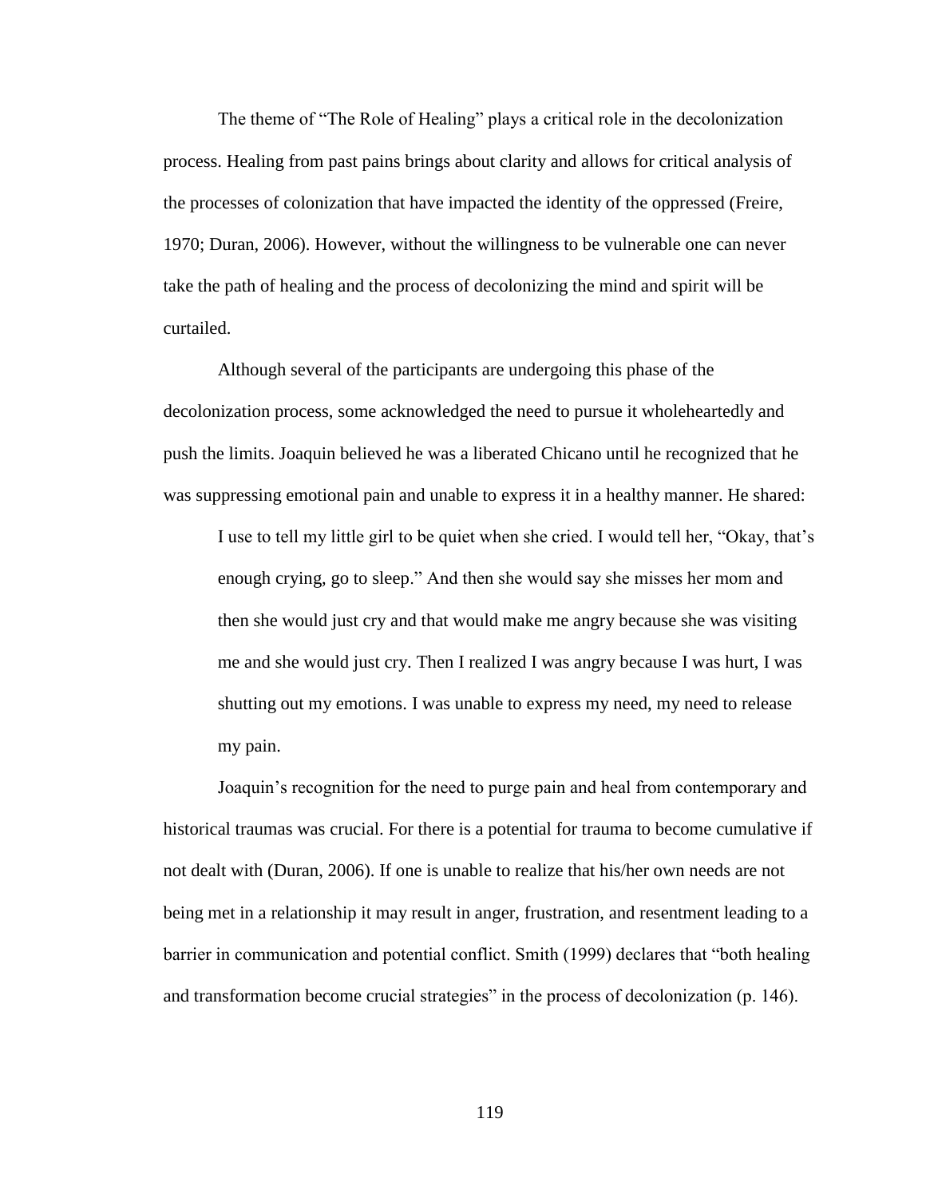The theme of "The Role of Healing" plays a critical role in the decolonization process. Healing from past pains brings about clarity and allows for critical analysis of the processes of colonization that have impacted the identity of the oppressed (Freire, 1970; Duran, 2006). However, without the willingness to be vulnerable one can never take the path of healing and the process of decolonizing the mind and spirit will be curtailed.

Although several of the participants are undergoing this phase of the decolonization process, some acknowledged the need to pursue it wholeheartedly and push the limits. Joaquin believed he was a liberated Chicano until he recognized that he was suppressing emotional pain and unable to express it in a healthy manner. He shared:

> I use to tell my little girl to be quiet when she cried. I would tell her, "Okay, that's enough crying, go to sleep." And then she would say she misses her mom and then she would just cry and that would make me angry because she was visiting me and she would just cry. Then I realized I was angry because I was hurt, I was shutting out my emotions. I was unable to express my need, my need to release my pain.

Joaquin's recognition for the need to purge pain and heal from contemporary and historical traumas was crucial. For there is a potential for trauma to become cumulative if not dealt with (Duran, 2006). If one is unable to realize that his/her own needs are not being met in a relationship it may result in anger, frustration, and resentment leading to a barrier in communication and potential conflict. Smith (1999) declares that "both healing and transformation become crucial strategies" in the process of decolonization (p. 146).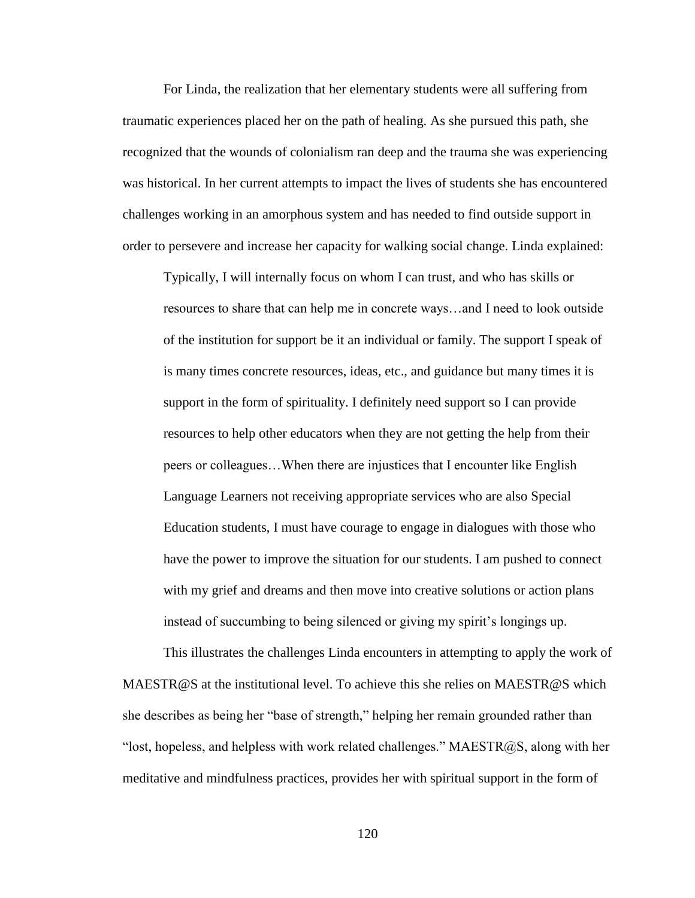For Linda, the realization that her elementary students were all suffering from traumatic experiences placed her on the path of healing. As she pursued this path, she recognized that the wounds of colonialism ran deep and the trauma she was experiencing was historical. In her current attempts to impact the lives of students she has encountered challenges working in an amorphous system and has needed to find outside support in order to persevere and increase her capacity for walking social change. Linda explained:

> Typically, I will internally focus on whom I can trust, and who has skills or resources to share that can help me in concrete ways…and I need to look outside of the institution for support be it an individual or family. The support I speak of is many times concrete resources, ideas, etc., and guidance but many times it is support in the form of spirituality. I definitely need support so I can provide resources to help other educators when they are not getting the help from their peers or colleagues…When there are injustices that I encounter like English Language Learners not receiving appropriate services who are also Special Education students, I must have courage to engage in dialogues with those who have the power to improve the situation for our students. I am pushed to connect with my grief and dreams and then move into creative solutions or action plans instead of succumbing to being silenced or giving my spirit's longings up.

This illustrates the challenges Linda encounters in attempting to apply the work of MAESTR@S at the institutional level. To achieve this she relies on MAESTR@S which she describes as being her "base of strength," helping her remain grounded rather than "lost, hopeless, and helpless with work related challenges." MAESTR@S, along with her meditative and mindfulness practices, provides her with spiritual support in the form of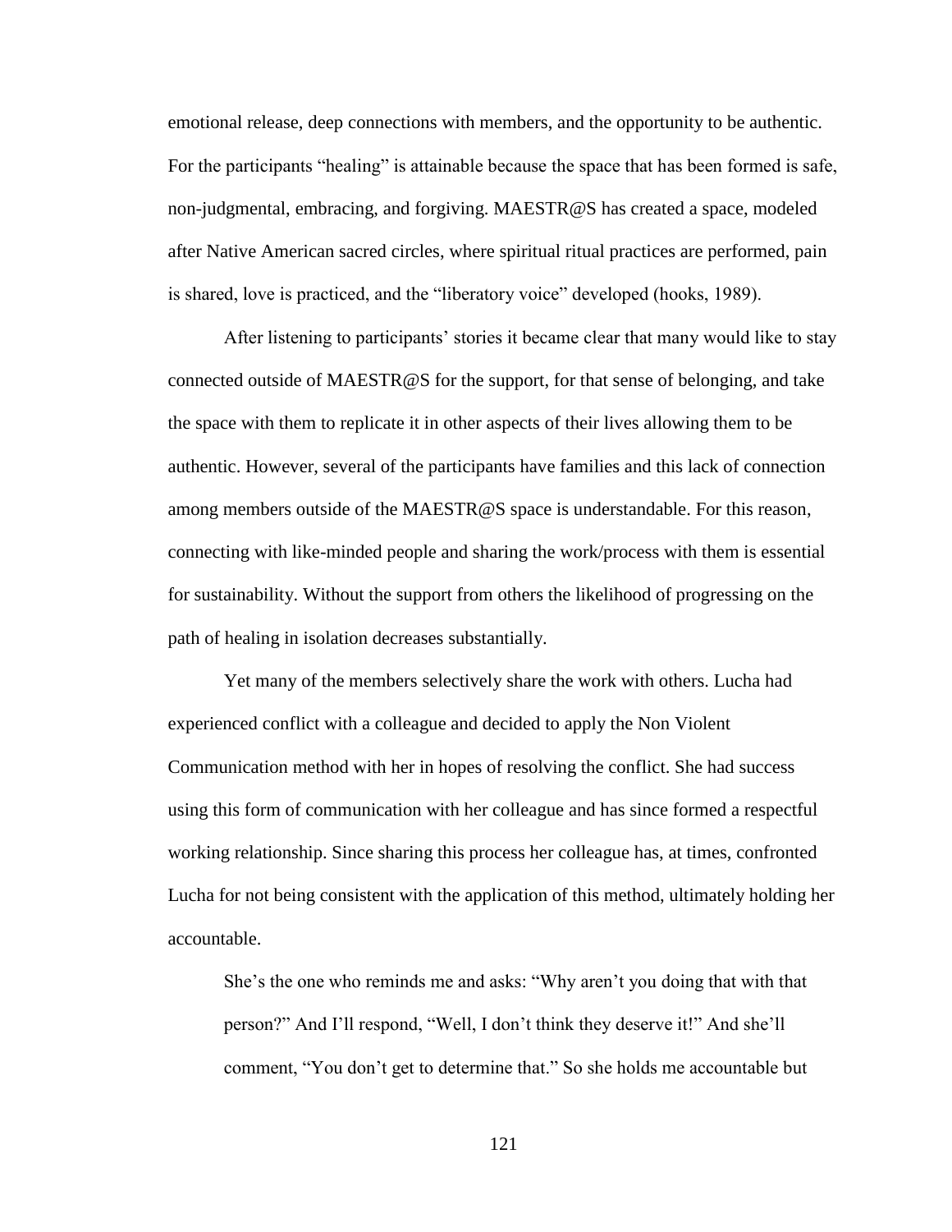emotional release, deep connections with members, and the opportunity to be authentic. For the participants "healing" is attainable because the space that has been formed is safe, non-judgmental, embracing, and forgiving. MAESTR@S has created a space, modeled after Native American sacred circles, where spiritual ritual practices are performed, pain is shared, love is practiced, and the "liberatory voice" developed (hooks, 1989).

After listening to participants' stories it became clear that many would like to stay connected outside of MAESTR@S for the support, for that sense of belonging, and take the space with them to replicate it in other aspects of their lives allowing them to be authentic. However, several of the participants have families and this lack of connection among members outside of the MAESTR@S space is understandable. For this reason, connecting with like-minded people and sharing the work/process with them is essential for sustainability. Without the support from others the likelihood of progressing on the path of healing in isolation decreases substantially.

Yet many of the members selectively share the work with others. Lucha had experienced conflict with a colleague and decided to apply the Non Violent Communication method with her in hopes of resolving the conflict. She had success using this form of communication with her colleague and has since formed a respectful working relationship. Since sharing this process her colleague has, at times, confronted Lucha for not being consistent with the application of this method, ultimately holding her accountable.

> She's the one who reminds me and asks: "Why aren't you doing that with that person?" And I'll respond, "Well, I don't think they deserve it!" And she'll comment, "You don't get to determine that." So she holds me accountable but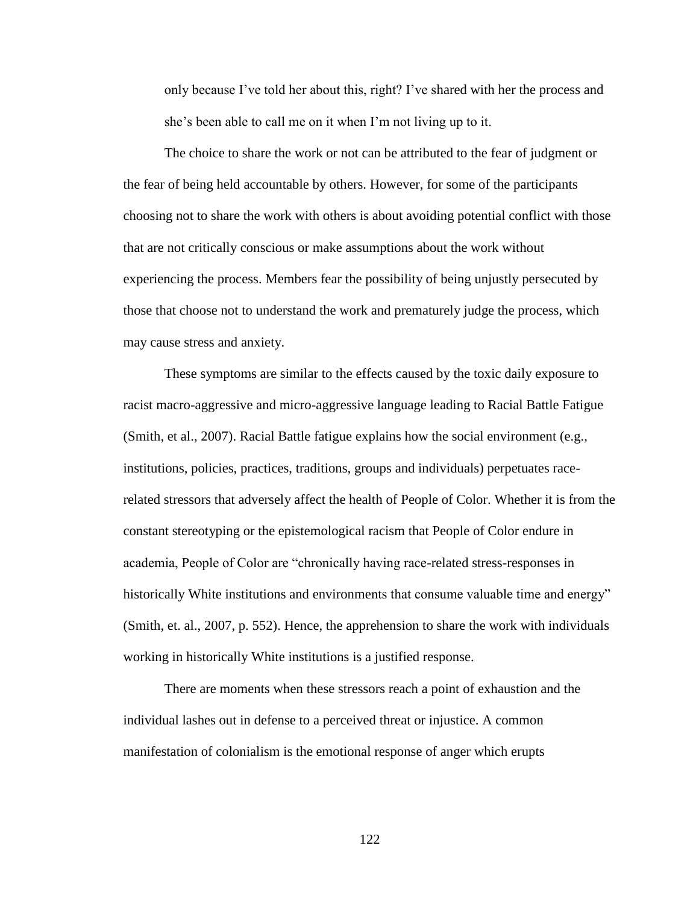only because I've told her about this, right? I've shared with her the process and she's been able to call me on it when I'm not living up to it.

The choice to share the work or not can be attributed to the fear of judgment or the fear of being held accountable by others. However, for some of the participants choosing not to share the work with others is about avoiding potential conflict with those that are not critically conscious or make assumptions about the work without experiencing the process. Members fear the possibility of being unjustly persecuted by those that choose not to understand the work and prematurely judge the process, which may cause stress and anxiety.

These symptoms are similar to the effects caused by the toxic daily exposure to racist macro-aggressive and micro-aggressive language leading to Racial Battle Fatigue (Smith, et al., 2007). Racial Battle fatigue explains how the social environment (e.g., institutions, policies, practices, traditions, groups and individuals) perpetuates race-related stressors that adversely affect the health of People of Color. Whether it is from the constant stereotyping or the epistemological racism that People of Color endure in academia, People of Color are "chronically having race-related stress-responses in historically White institutions and environments that consume valuable time and energy" (Smith, et. al., 2007, p. 552). Hence, the apprehension to share the work with individuals working in historically White institutions is a justified response.

There are moments when these stressors reach a point of exhaustion and the individual lashes out in defense to a perceived threat or injustice. A common manifestation of colonialism is the emotional response of anger which erupts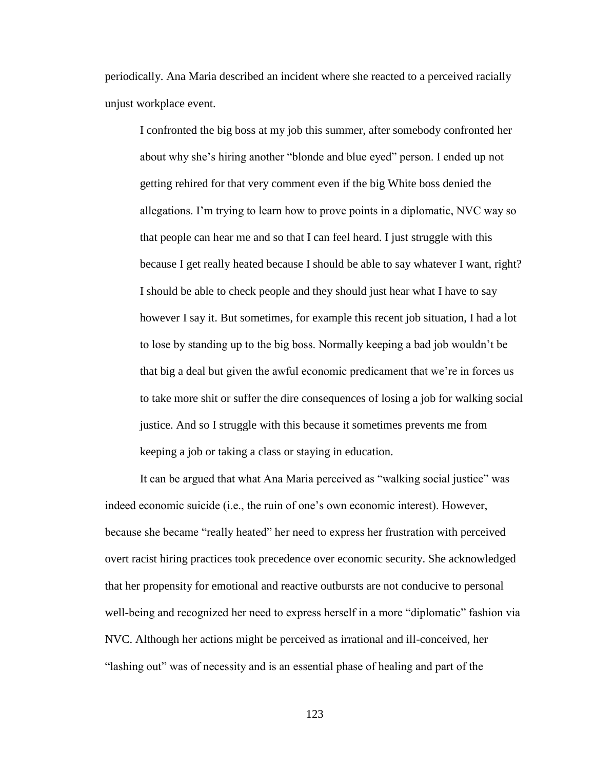periodically. Ana Maria described an incident where she reacted to a perceived racially unjust workplace event.

> I confronted the big boss at my job this summer, after somebody confronted her about why she's hiring another "blonde and blue eyed" person. I ended up not getting rehired for that very comment even if the big White boss denied the allegations. I'm trying to learn how to prove points in a diplomatic, NVC way so that people can hear me and so that I can feel heard. I just struggle with this because I get really heated because I should be able to say whatever I want, right? I should be able to check people and they should just hear what I have to say however I say it. But sometimes, for example this recent job situation, I had a lot to lose by standing up to the big boss. Normally keeping a bad job wouldn't be that big a deal but given the awful economic predicament that we're in forces us to take more shit or suffer the dire consequences of losing a job for walking social justice. And so I struggle with this because it sometimes prevents me from keeping a job or taking a class or staying in education.

It can be argued that what Ana Maria perceived as "walking social justice" was indeed economic suicide (i.e., the ruin of one's own economic interest). However, because she became "really heated" her need to express her frustration with perceived overt racist hiring practices took precedence over economic security. She acknowledged that her propensity for emotional and reactive outbursts are not conducive to personal well-being and recognized her need to express herself in a more "diplomatic" fashion via NVC. Although her actions might be perceived as irrational and ill-conceived, her "lashing out" was of necessity and is an essential phase of healing and part of the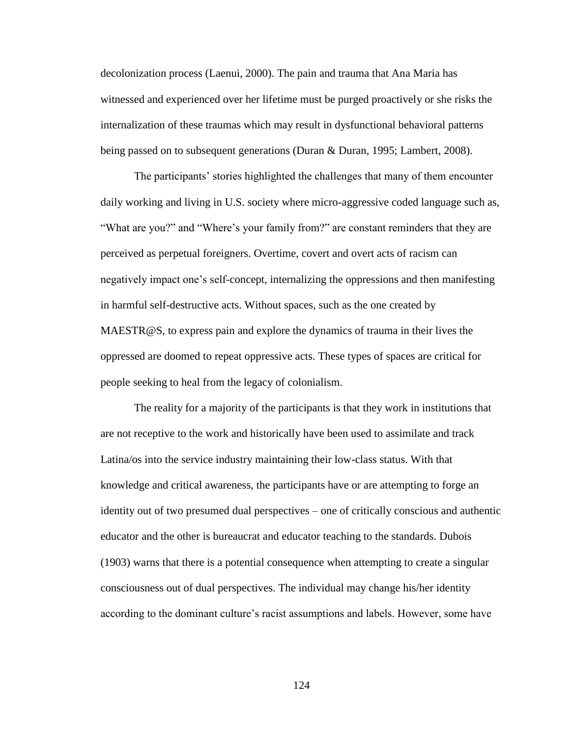decolonization process (Laenui, 2000). The pain and trauma that Ana Maria has witnessed and experienced over her lifetime must be purged proactively or she risks the internalization of these traumas which may result in dysfunctional behavioral patterns being passed on to subsequent generations (Duran & Duran, 1995; Lambert, 2008).

The participants' stories highlighted the challenges that many of them encounter daily working and living in U.S. society where micro-aggressive coded language such as, "What are you?" and "Where's your family from?" are constant reminders that they are perceived as perpetual foreigners. Overtime, covert and overt acts of racism can negatively impact one's self-concept, internalizing the oppressions and then manifesting in harmful self-destructive acts. Without spaces, such as the one created by MAESTR@S, to express pain and explore the dynamics of trauma in their lives the oppressed are doomed to repeat oppressive acts. These types of spaces are critical for people seeking to heal from the legacy of colonialism.

The reality for a majority of the participants is that they work in institutions that are not receptive to the work and historically have been used to assimilate and track Latina/os into the service industry maintaining their low-class status. With that knowledge and critical awareness, the participants have or are attempting to forge an identity out of two presumed dual perspectives – one of critically conscious and authentic educator and the other is bureaucrat and educator teaching to the standards. Dubois (1903) warns that there is a potential consequence when attempting to create a singular consciousness out of dual perspectives. The individual may change his/her identity according to the dominant culture's racist assumptions and labels. However, some have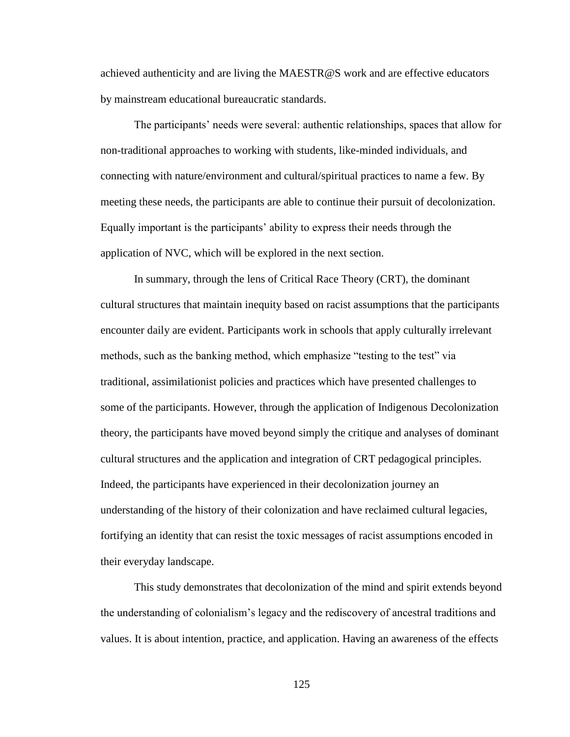achieved authenticity and are living the MAESTR@S work and are effective educators by mainstream educational bureaucratic standards.

The participants' needs were several: authentic relationships, spaces that allow for non-traditional approaches to working with students, like-minded individuals, and connecting with nature/environment and cultural/spiritual practices to name a few. By meeting these needs, the participants are able to continue their pursuit of decolonization. Equally important is the participants' ability to express their needs through the application of NVC, which will be explored in the next section.

In summary, through the lens of Critical Race Theory (CRT), the dominant cultural structures that maintain inequity based on racist assumptions that the participants encounter daily are evident. Participants work in schools that apply culturally irrelevant methods, such as the banking method, which emphasize "testing to the test" via traditional, assimilationist policies and practices which have presented challenges to some of the participants. However, through the application of Indigenous Decolonization theory, the participants have moved beyond simply the critique and analyses of dominant cultural structures and the application and integration of CRT pedagogical principles. Indeed, the participants have experienced in their decolonization journey an understanding of the history of their colonization and have reclaimed cultural legacies, fortifying an identity that can resist the toxic messages of racist assumptions encoded in their everyday landscape.

This study demonstrates that decolonization of the mind and spirit extends beyond the understanding of colonialism's legacy and the rediscovery of ancestral traditions and values. It is about intention, practice, and application. Having an awareness of the effects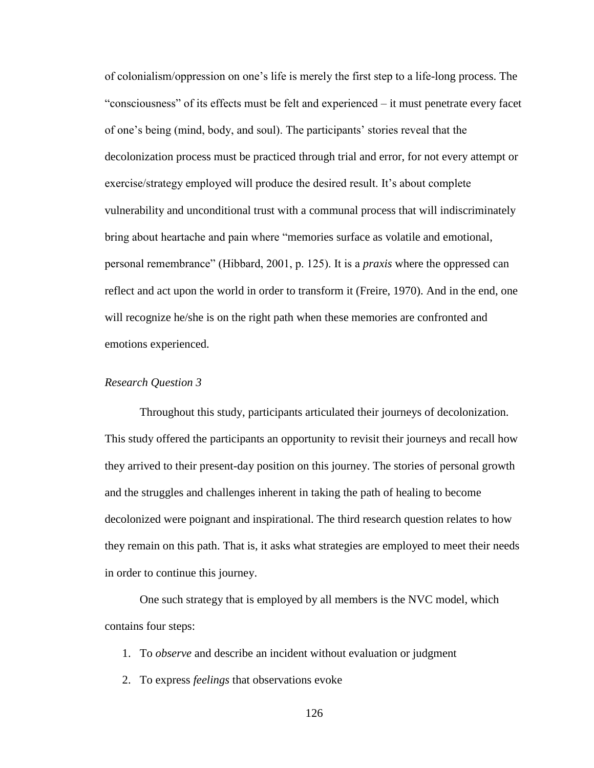of colonialism/oppression on one's life is merely the first step to a life-long process. The "consciousness" of its effects must be felt and experienced – it must penetrate every facet of one's being (mind, body, and soul). The participants' stories reveal that the decolonization process must be practiced through trial and error, for not every attempt or exercise/strategy employed will produce the desired result. It's about complete vulnerability and unconditional trust with a communal process that will indiscriminately bring about heartache and pain where "memories surface as volatile and emotional, personal remembrance" (Hibbard, 2001, p. 125). It is a *praxis* where the oppressed can reflect and act upon the world in order to transform it (Freire, 1970). And in the end, one will recognize he/she is on the right path when these memories are confronted and emotions experienced.

*Research Question 3*

Throughout this study, participants articulated their journeys of decolonization. This study offered the participants an opportunity to revisit their journeys and recall how they arrived to their present-day position on this journey. The stories of personal growth and the struggles and challenges inherent in taking the path of healing to become decolonized were poignant and inspirational. The third research question relates to how they remain on this path. That is, it asks what strategies are employed to meet their needs in order to continue this journey.

One such strategy that is employed by all members is the NVC model, which contains four steps:

1. To *observe* and describe an incident without evaluation or judgment
2. To express *feelings* that observations evoke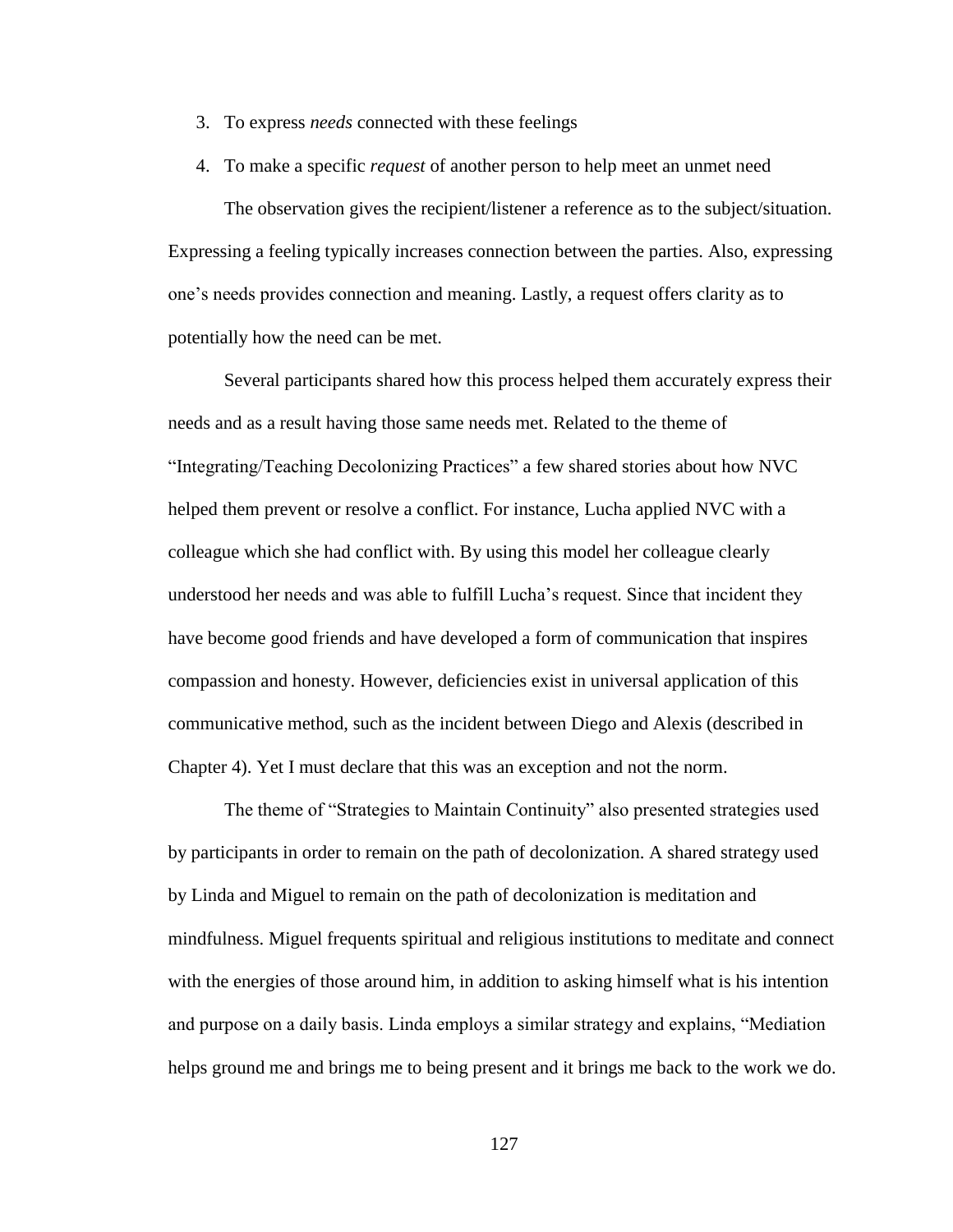3. To express *needs* connected with these feelings
4. To make a specific *request* of another person to help meet an unmet need

The observation gives the recipient/listener a reference as to the subject/situation. Expressing a feeling typically increases connection between the parties. Also, expressing one's needs provides connection and meaning. Lastly, a request offers clarity as to potentially how the need can be met.

Several participants shared how this process helped them accurately express their needs and as a result having those same needs met. Related to the theme of "Integrating/Teaching Decolonizing Practices" a few shared stories about how NVC helped them prevent or resolve a conflict. For instance, Lucha applied NVC with a colleague which she had conflict with. By using this model her colleague clearly understood her needs and was able to fulfill Lucha's request. Since that incident they have become good friends and have developed a form of communication that inspires compassion and honesty. However, deficiencies exist in universal application of this communicative method, such as the incident between Diego and Alexis (described in Chapter 4). Yet I must declare that this was an exception and not the norm.

The theme of "Strategies to Maintain Continuity" also presented strategies used by participants in order to remain on the path of decolonization. A shared strategy used by Linda and Miguel to remain on the path of decolonization is meditation and mindfulness. Miguel frequents spiritual and religious institutions to meditate and connect with the energies of those around him, in addition to asking himself what is his intention and purpose on a daily basis. Linda employs a similar strategy and explains, "Mediation helps ground me and brings me to being present and it brings me back to the work we do.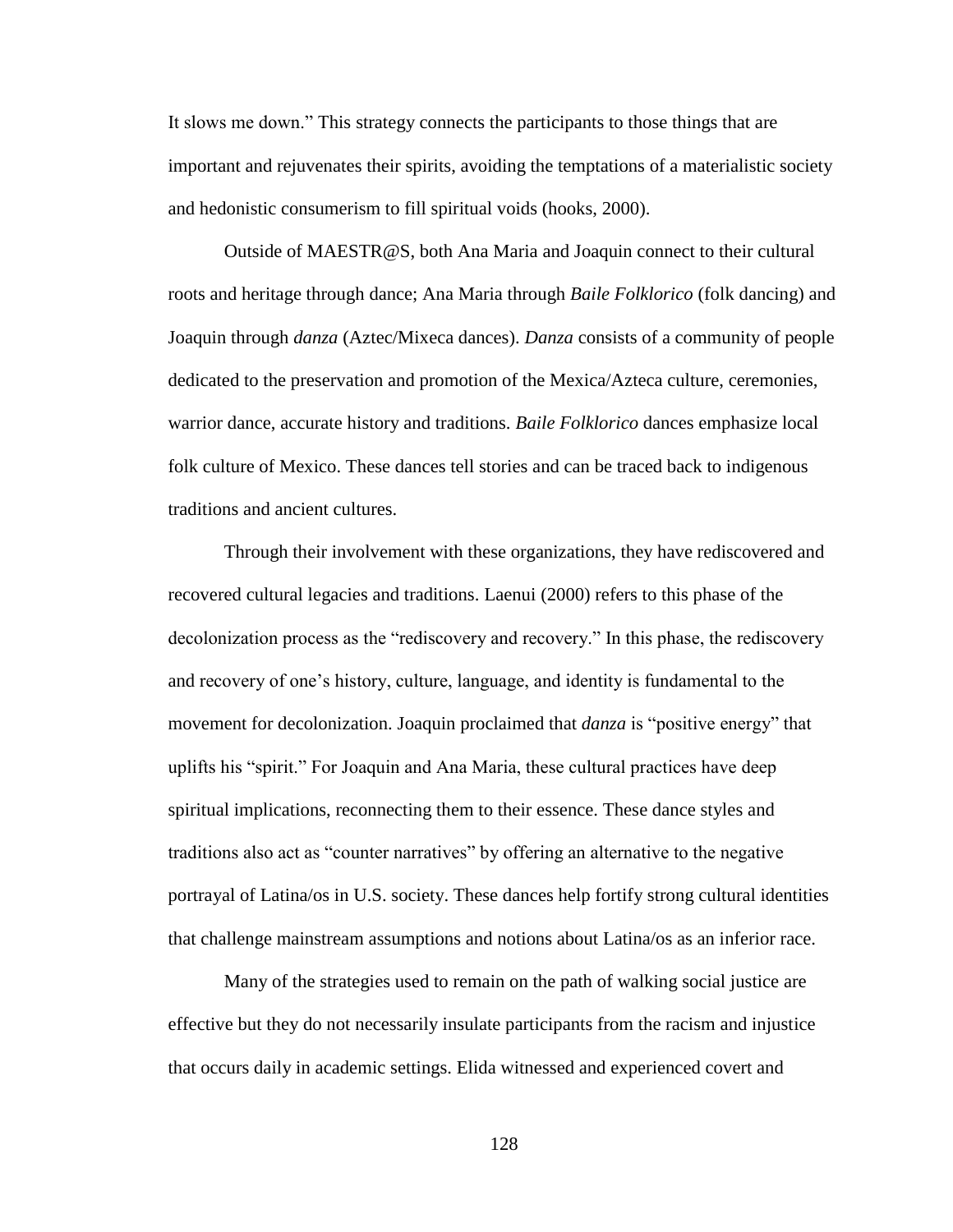It slows me down." This strategy connects the participants to those things that are important and rejuvenates their spirits, avoiding the temptations of a materialistic society and hedonistic consumerism to fill spiritual voids (hooks, 2000).

Outside of MAESTR@S, both Ana Maria and Joaquin connect to their cultural roots and heritage through dance; Ana Maria through *Baile Folklorico* (folk dancing) and Joaquin through *danza* (Aztec/Mixeca dances). *Danza* consists of a community of people dedicated to the preservation and promotion of the Mexica/Azteca culture, ceremonies, warrior dance, accurate history and traditions. *Baile Folklorico* dances emphasize local folk culture of Mexico. These dances tell stories and can be traced back to indigenous traditions and ancient cultures.

Through their involvement with these organizations, they have rediscovered and recovered cultural legacies and traditions. Laenui (2000) refers to this phase of the decolonization process as the "rediscovery and recovery." In this phase, the rediscovery and recovery of one's history, culture, language, and identity is fundamental to the movement for decolonization. Joaquin proclaimed that *danza* is "positive energy" that uplifts his "spirit." For Joaquin and Ana Maria, these cultural practices have deep spiritual implications, reconnecting them to their essence. These dance styles and traditions also act as "counter narratives" by offering an alternative to the negative portrayal of Latina/os in U.S. society. These dances help fortify strong cultural identities that challenge mainstream assumptions and notions about Latina/os as an inferior race.

Many of the strategies used to remain on the path of walking social justice are effective but they do not necessarily insulate participants from the racism and injustice that occurs daily in academic settings. Elida witnessed and experienced covert and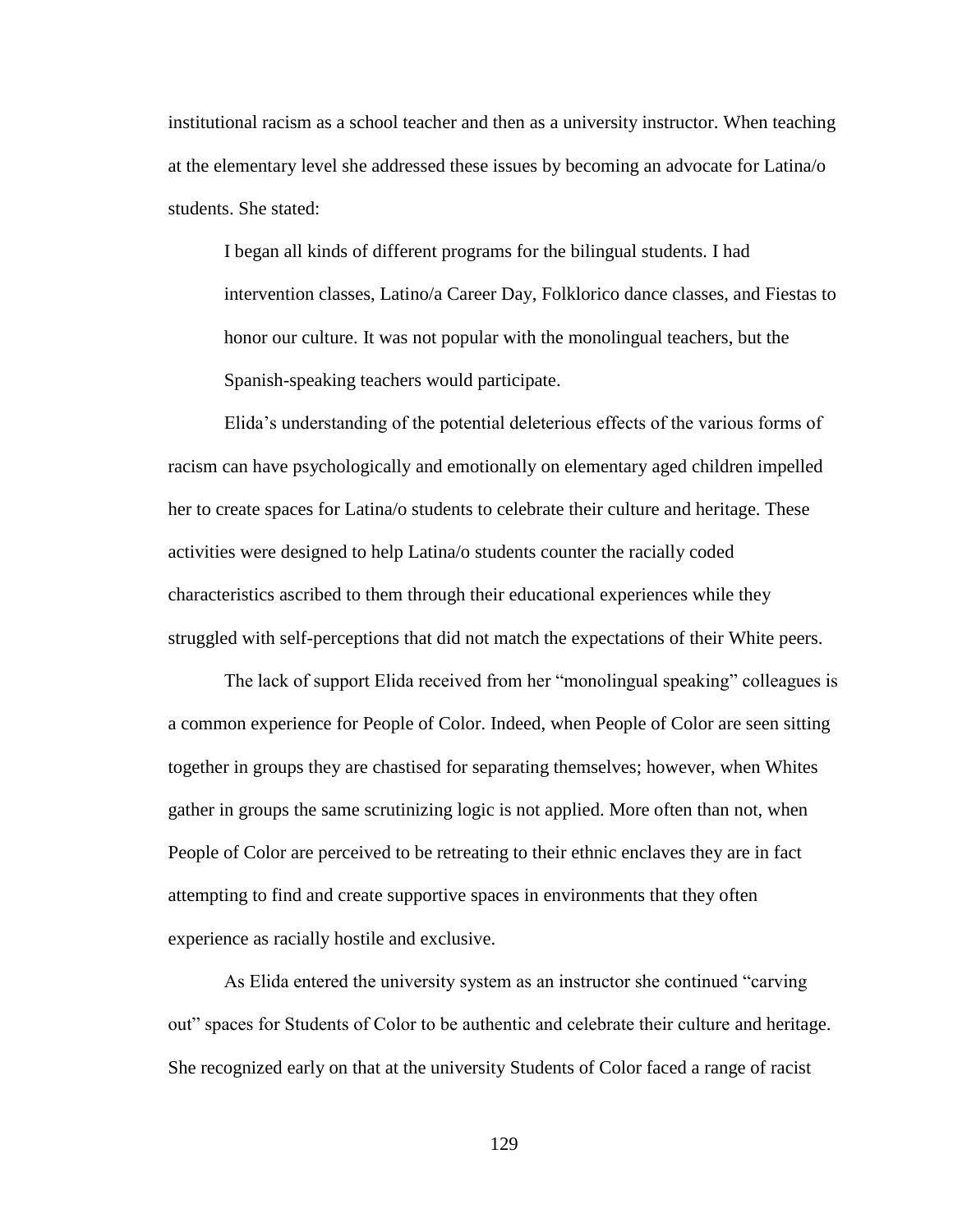institutional racism as a school teacher and then as a university instructor. When teaching at the elementary level she addressed these issues by becoming an advocate for Latina/o students. She stated:

> I began all kinds of different programs for the bilingual students. I had intervention classes, Latino/a Career Day, Folklorico dance classes, and Fiestas to honor our culture. It was not popular with the monolingual teachers, but the Spanish-speaking teachers would participate.

Elida's understanding of the potential deleterious effects of the various forms of racism can have psychologically and emotionally on elementary aged children impelled her to create spaces for Latina/o students to celebrate their culture and heritage. These activities were designed to help Latina/o students counter the racially coded characteristics ascribed to them through their educational experiences while they struggled with self-perceptions that did not match the expectations of their White peers.

The lack of support Elida received from her "monolingual speaking" colleagues is a common experience for People of Color. Indeed, when People of Color are seen sitting together in groups they are chastised for separating themselves; however, when Whites gather in groups the same scrutinizing logic is not applied. More often than not, when People of Color are perceived to be retreating to their ethnic enclaves they are in fact attempting to find and create supportive spaces in environments that they often experience as racially hostile and exclusive.

As Elida entered the university system as an instructor she continued "carving out" spaces for Students of Color to be authentic and celebrate their culture and heritage. She recognized early on that at the university Students of Color faced a range of racist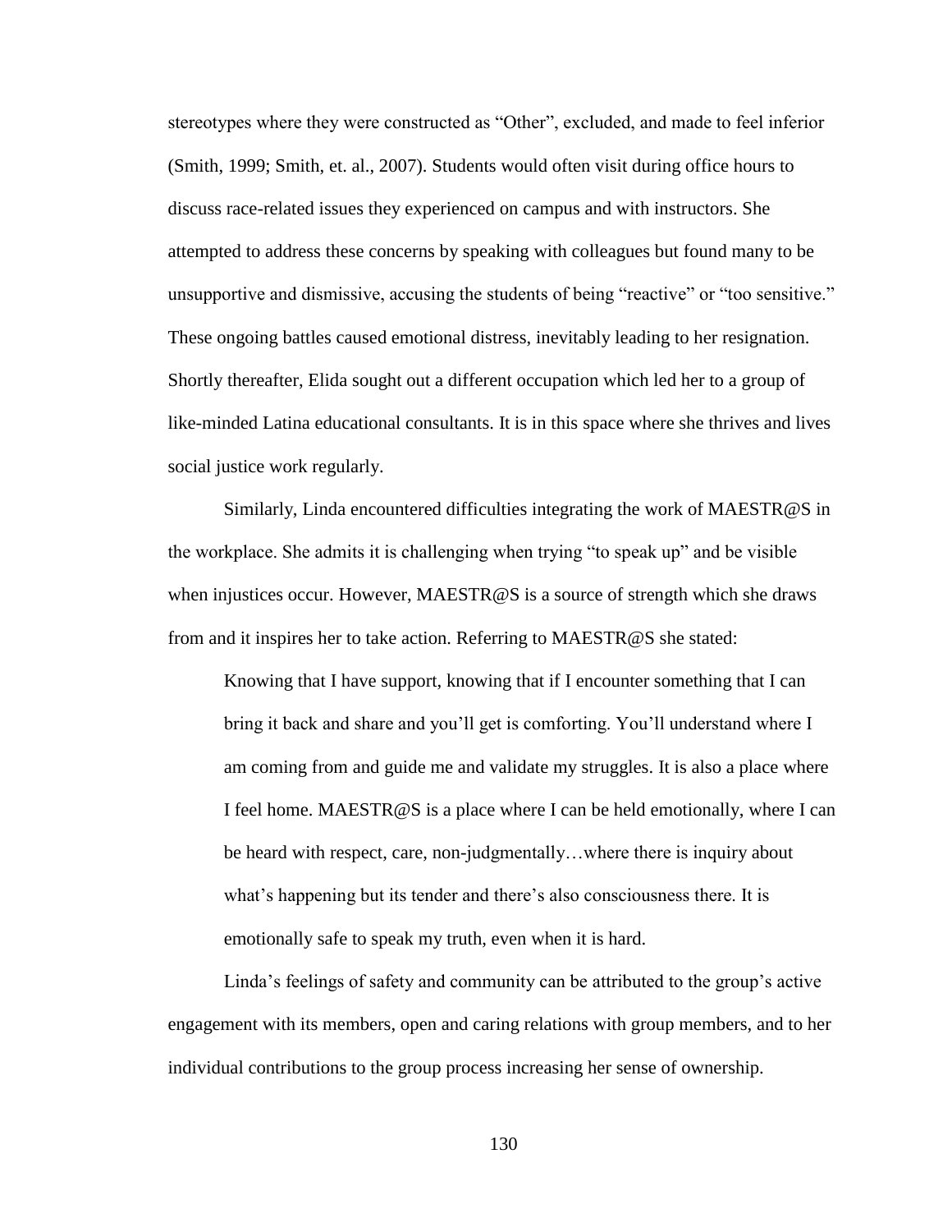stereotypes where they were constructed as "Other", excluded, and made to feel inferior (Smith, 1999; Smith, et. al., 2007). Students would often visit during office hours to discuss race-related issues they experienced on campus and with instructors. She attempted to address these concerns by speaking with colleagues but found many to be unsupportive and dismissive, accusing the students of being "reactive" or "too sensitive." These ongoing battles caused emotional distress, inevitably leading to her resignation. Shortly thereafter, Elida sought out a different occupation which led her to a group of like-minded Latina educational consultants. It is in this space where she thrives and lives social justice work regularly.

Similarly, Linda encountered difficulties integrating the work of MAESTR@S in the workplace. She admits it is challenging when trying "to speak up" and be visible when injustices occur. However, MAESTR@S is a source of strength which she draws from and it inspires her to take action. Referring to MAESTR@S she stated:

> Knowing that I have support, knowing that if I encounter something that I can bring it back and share and you'll get is comforting. You'll understand where I am coming from and guide me and validate my struggles. It is also a place where I feel home. MAESTR@S is a place where I can be held emotionally, where I can be heard with respect, care, non-judgmentally…where there is inquiry about what's happening but its tender and there's also consciousness there. It is emotionally safe to speak my truth, even when it is hard.

Linda's feelings of safety and community can be attributed to the group's active engagement with its members, open and caring relations with group members, and to her individual contributions to the group process increasing her sense of ownership.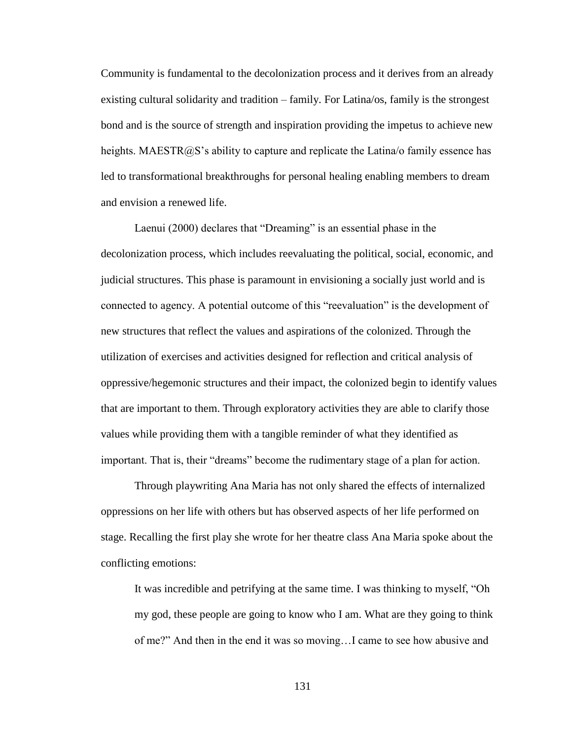Community is fundamental to the decolonization process and it derives from an already existing cultural solidarity and tradition – family. For Latina/os, family is the strongest bond and is the source of strength and inspiration providing the impetus to achieve new heights. MAESTR@S's ability to capture and replicate the Latina/o family essence has led to transformational breakthroughs for personal healing enabling members to dream and envision a renewed life.

Laenui (2000) declares that "Dreaming" is an essential phase in the decolonization process, which includes reevaluating the political, social, economic, and judicial structures. This phase is paramount in envisioning a socially just world and is connected to agency. A potential outcome of this "reevaluation" is the development of new structures that reflect the values and aspirations of the colonized. Through the utilization of exercises and activities designed for reflection and critical analysis of oppressive/hegemonic structures and their impact, the colonized begin to identify values that are important to them. Through exploratory activities they are able to clarify those values while providing them with a tangible reminder of what they identified as important. That is, their "dreams" become the rudimentary stage of a plan for action.

Through playwriting Ana Maria has not only shared the effects of internalized oppressions on her life with others but has observed aspects of her life performed on stage. Recalling the first play she wrote for her theatre class Ana Maria spoke about the conflicting emotions:

> It was incredible and petrifying at the same time. I was thinking to myself, "Oh my god, these people are going to know who I am. What are they going to think of me?" And then in the end it was so moving…I came to see how abusive and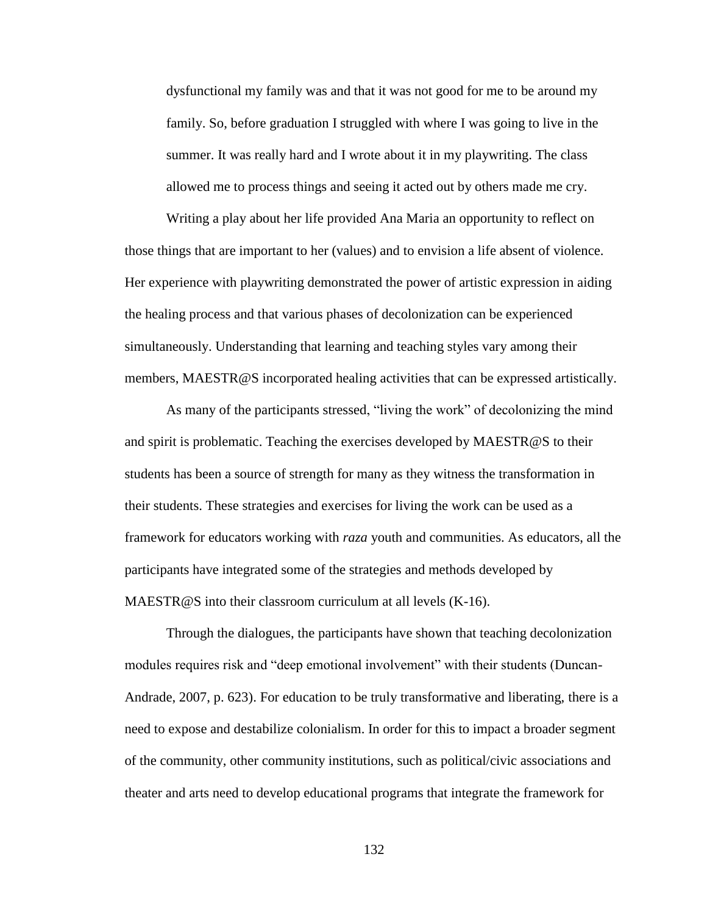> dysfunctional my family was and that it was not good for me to be around my family. So, before graduation I struggled with where I was going to live in the summer. It was really hard and I wrote about it in my playwriting. The class allowed me to process things and seeing it acted out by others made me cry.

Writing a play about her life provided Ana Maria an opportunity to reflect on those things that are important to her (values) and to envision a life absent of violence. Her experience with playwriting demonstrated the power of artistic expression in aiding the healing process and that various phases of decolonization can be experienced simultaneously. Understanding that learning and teaching styles vary among their members, MAESTR@S incorporated healing activities that can be expressed artistically.

As many of the participants stressed, "living the work" of decolonizing the mind and spirit is problematic. Teaching the exercises developed by MAESTR@S to their students has been a source of strength for many as they witness the transformation in their students. These strategies and exercises for living the work can be used as a framework for educators working with *raza* youth and communities. As educators, all the participants have integrated some of the strategies and methods developed by MAESTR@S into their classroom curriculum at all levels (K-16).

Through the dialogues, the participants have shown that teaching decolonization modules requires risk and "deep emotional involvement" with their students (Duncan-Andrade, 2007, p. 623). For education to be truly transformative and liberating, there is a need to expose and destabilize colonialism. In order for this to impact a broader segment of the community, other community institutions, such as political/civic associations and theater and arts need to develop educational programs that integrate the framework for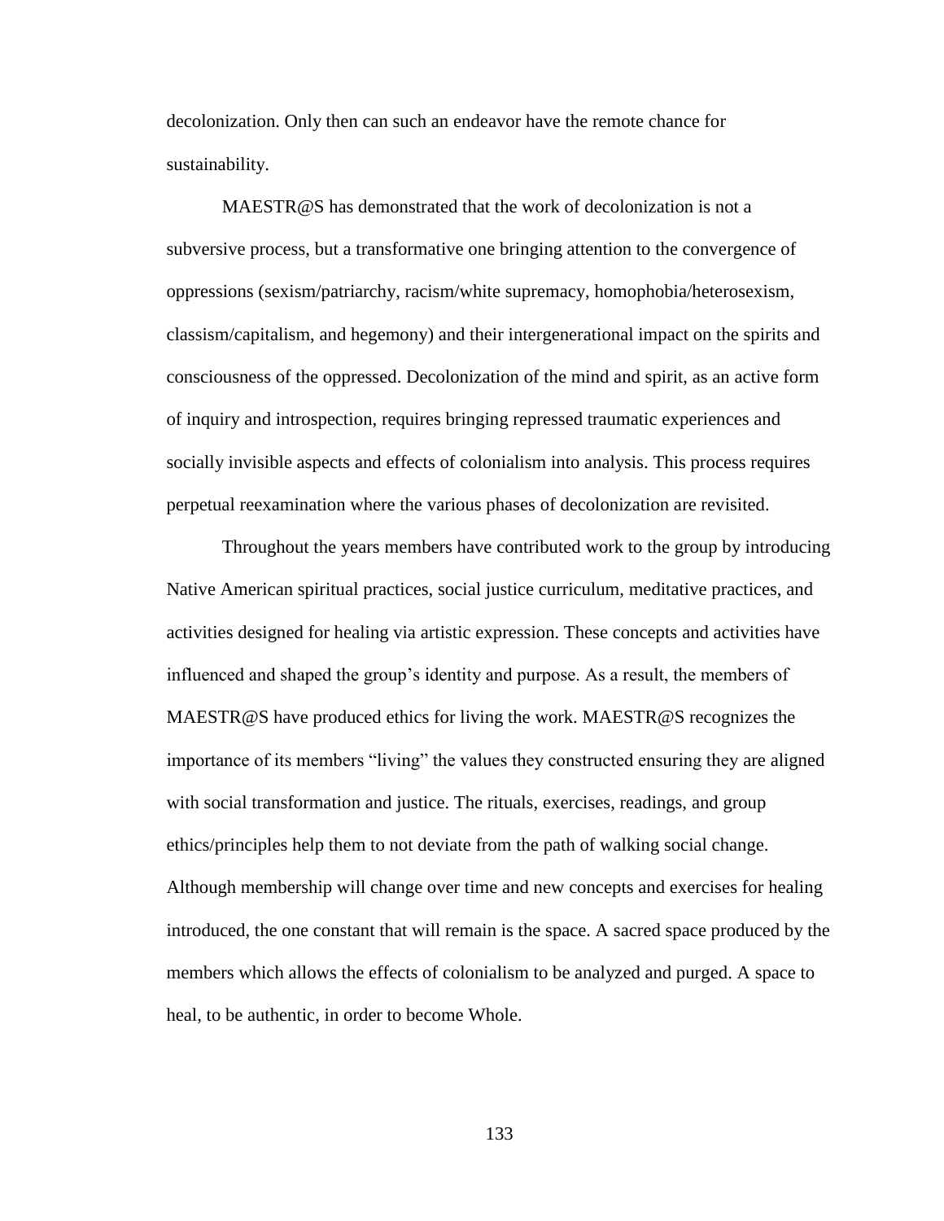decolonization. Only then can such an endeavor have the remote chance for sustainability.

MAESTR@S has demonstrated that the work of decolonization is not a subversive process, but a transformative one bringing attention to the convergence of oppressions (sexism/patriarchy, racism/white supremacy, homophobia/heterosexism, classism/capitalism, and hegemony) and their intergenerational impact on the spirits and consciousness of the oppressed. Decolonization of the mind and spirit, as an active form of inquiry and introspection, requires bringing repressed traumatic experiences and socially invisible aspects and effects of colonialism into analysis. This process requires perpetual reexamination where the various phases of decolonization are revisited.

Throughout the years members have contributed work to the group by introducing Native American spiritual practices, social justice curriculum, meditative practices, and activities designed for healing via artistic expression. These concepts and activities have influenced and shaped the group's identity and purpose. As a result, the members of MAESTR@S have produced ethics for living the work. MAESTR@S recognizes the importance of its members "living" the values they constructed ensuring they are aligned with social transformation and justice. The rituals, exercises, readings, and group ethics/principles help them to not deviate from the path of walking social change. Although membership will change over time and new concepts and exercises for healing introduced, the one constant that will remain is the space. A sacred space produced by the members which allows the effects of colonialism to be analyzed and purged. A space to heal, to be authentic, in order to become Whole.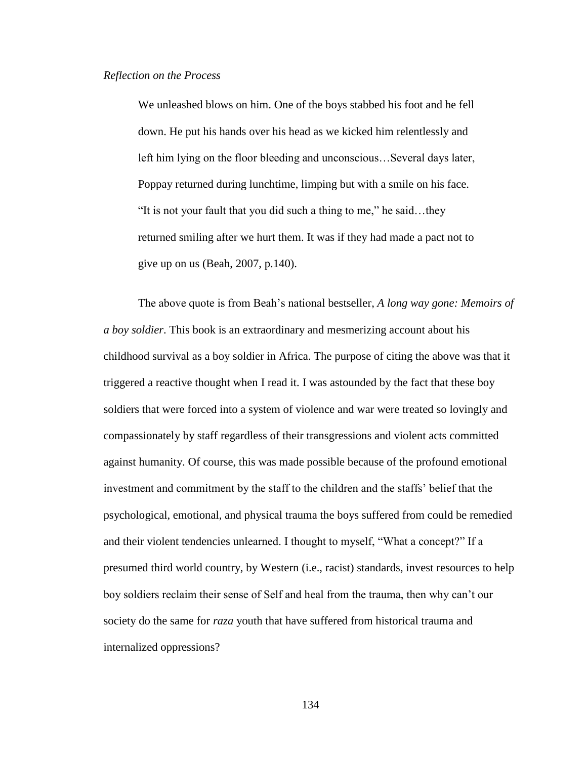*Reflection on the Process*

> We unleashed blows on him. One of the boys stabbed his foot and he fell down. He put his hands over his head as we kicked him relentlessly and left him lying on the floor bleeding and unconscious…Several days later, Poppay returned during lunchtime, limping but with a smile on his face. "It is not your fault that you did such a thing to me," he said…they returned smiling after we hurt them. It was if they had made a pact not to give up on us (Beah, 2007, p.140).

The above quote is from Beah's national bestseller, *A long way gone: Memoirs of a boy soldier*. This book is an extraordinary and mesmerizing account about his childhood survival as a boy soldier in Africa. The purpose of citing the above was that it triggered a reactive thought when I read it. I was astounded by the fact that these boy soldiers that were forced into a system of violence and war were treated so lovingly and compassionately by staff regardless of their transgressions and violent acts committed against humanity. Of course, this was made possible because of the profound emotional investment and commitment by the staff to the children and the staffs' belief that the psychological, emotional, and physical trauma the boys suffered from could be remedied and their violent tendencies unlearned. I thought to myself, "What a concept?" If a presumed third world country, by Western (i.e., racist) standards, invest resources to help boy soldiers reclaim their sense of Self and heal from the trauma, then why can't our society do the same for *raza* youth that have suffered from historical trauma and internalized oppressions?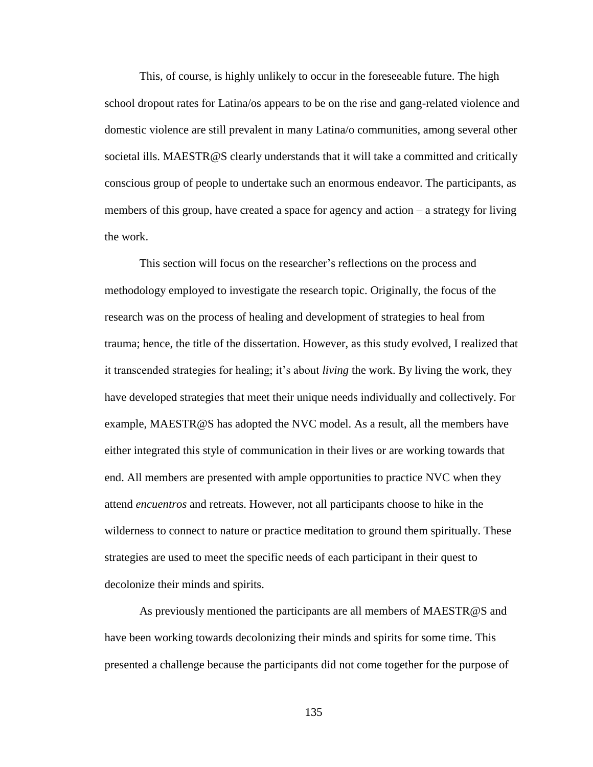This, of course, is highly unlikely to occur in the foreseeable future. The high school dropout rates for Latina/os appears to be on the rise and gang-related violence and domestic violence are still prevalent in many Latina/o communities, among several other societal ills. MAESTR@S clearly understands that it will take a committed and critically conscious group of people to undertake such an enormous endeavor. The participants, as members of this group, have created a space for agency and action – a strategy for living the work.

This section will focus on the researcher's reflections on the process and methodology employed to investigate the research topic. Originally, the focus of the research was on the process of healing and development of strategies to heal from trauma; hence, the title of the dissertation. However, as this study evolved, I realized that it transcended strategies for healing; it's about *living* the work. By living the work, they have developed strategies that meet their unique needs individually and collectively. For example, MAESTR@S has adopted the NVC model. As a result, all the members have either integrated this style of communication in their lives or are working towards that end. All members are presented with ample opportunities to practice NVC when they attend *encuentros* and retreats. However, not all participants choose to hike in the wilderness to connect to nature or practice meditation to ground them spiritually. These strategies are used to meet the specific needs of each participant in their quest to decolonize their minds and spirits.

As previously mentioned the participants are all members of MAESTR@S and have been working towards decolonizing their minds and spirits for some time. This presented a challenge because the participants did not come together for the purpose of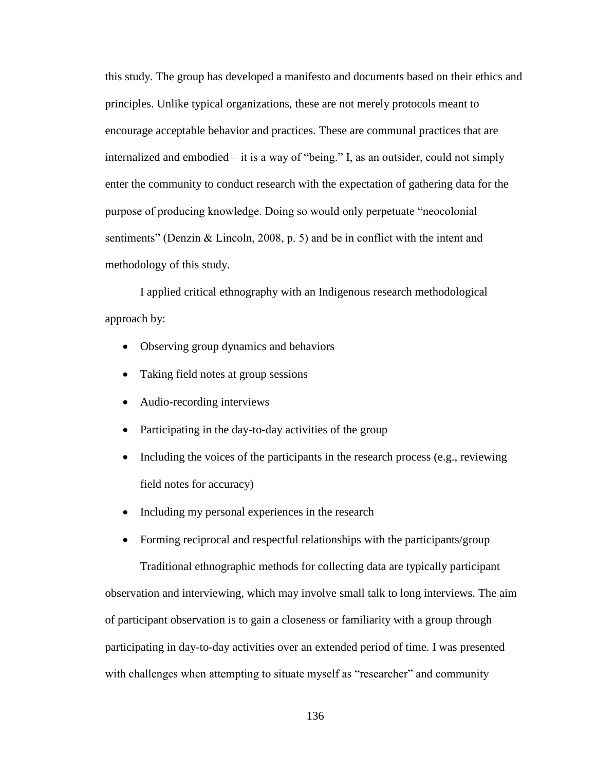this study. The group has developed a manifesto and documents based on their ethics and principles. Unlike typical organizations, these are not merely protocols meant to encourage acceptable behavior and practices. These are communal practices that are internalized and embodied – it is a way of "being." I, as an outsider, could not simply enter the community to conduct research with the expectation of gathering data for the purpose of producing knowledge. Doing so would only perpetuate "neocolonial sentiments" (Denzin & Lincoln, 2008, p. 5) and be in conflict with the intent and methodology of this study.

I applied critical ethnography with an Indigenous research methodological approach by:

- Observing group dynamics and behaviors
- Taking field notes at group sessions
- Audio-recording interviews
- Participating in the day-to-day activities of the group
- Including the voices of the participants in the research process (e.g., reviewing field notes for accuracy)
- Including my personal experiences in the research
- Forming reciprocal and respectful relationships with the participants/group

Traditional ethnographic methods for collecting data are typically participant observation and interviewing, which may involve small talk to long interviews. The aim of participant observation is to gain a closeness or familiarity with a group through participating in day-to-day activities over an extended period of time. I was presented with challenges when attempting to situate myself as "researcher" and community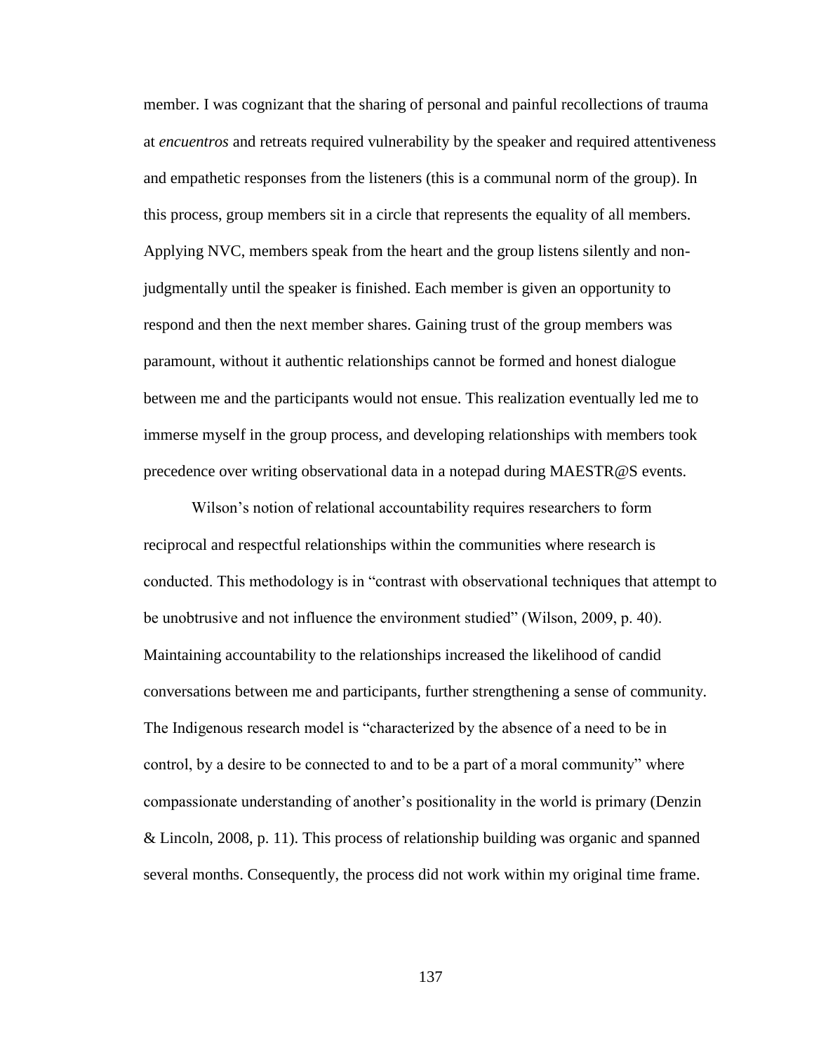member. I was cognizant that the sharing of personal and painful recollections of trauma at *encuentros* and retreats required vulnerability by the speaker and required attentiveness and empathetic responses from the listeners (this is a communal norm of the group). In this process, group members sit in a circle that represents the equality of all members. Applying NVC, members speak from the heart and the group listens silently and non-judgmentally until the speaker is finished. Each member is given an opportunity to respond and then the next member shares. Gaining trust of the group members was paramount, without it authentic relationships cannot be formed and honest dialogue between me and the participants would not ensue. This realization eventually led me to immerse myself in the group process, and developing relationships with members took precedence over writing observational data in a notepad during MAESTR@S events.

Wilson's notion of relational accountability requires researchers to form reciprocal and respectful relationships within the communities where research is conducted. This methodology is in "contrast with observational techniques that attempt to be unobtrusive and not influence the environment studied" (Wilson, 2009, p. 40). Maintaining accountability to the relationships increased the likelihood of candid conversations between me and participants, further strengthening a sense of community. The Indigenous research model is "characterized by the absence of a need to be in control, by a desire to be connected to and to be a part of a moral community" where compassionate understanding of another's positionality in the world is primary (Denzin & Lincoln, 2008, p. 11). This process of relationship building was organic and spanned several months. Consequently, the process did not work within my original time frame.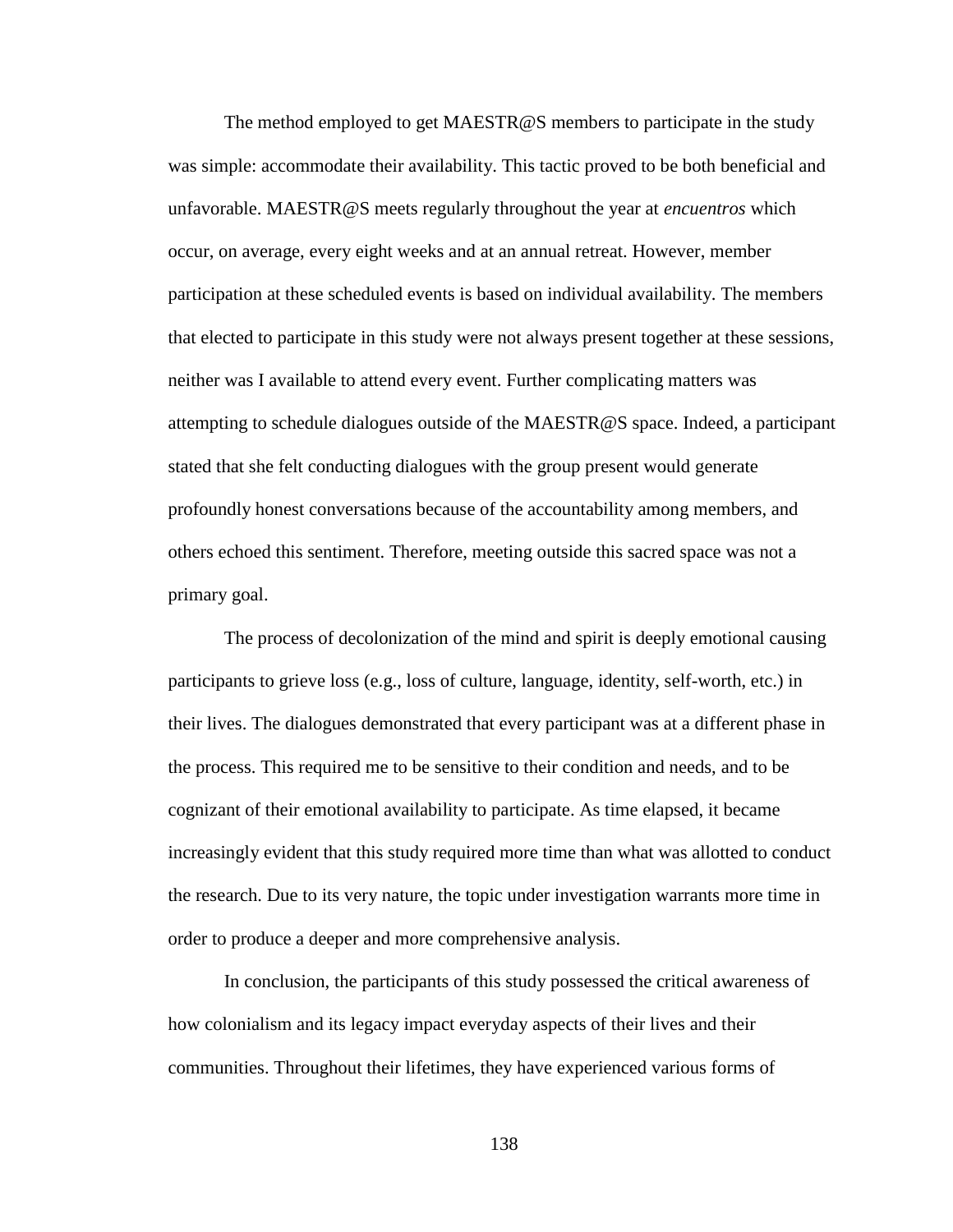The method employed to get MAESTR@S members to participate in the study was simple: accommodate their availability. This tactic proved to be both beneficial and unfavorable. MAESTR@S meets regularly throughout the year at *encuentros* which occur, on average, every eight weeks and at an annual retreat. However, member participation at these scheduled events is based on individual availability. The members that elected to participate in this study were not always present together at these sessions, neither was I available to attend every event. Further complicating matters was attempting to schedule dialogues outside of the MAESTR@S space. Indeed, a participant stated that she felt conducting dialogues with the group present would generate profoundly honest conversations because of the accountability among members, and others echoed this sentiment. Therefore, meeting outside this sacred space was not a primary goal.

The process of decolonization of the mind and spirit is deeply emotional causing participants to grieve loss (e.g., loss of culture, language, identity, self-worth, etc.) in their lives. The dialogues demonstrated that every participant was at a different phase in the process. This required me to be sensitive to their condition and needs, and to be cognizant of their emotional availability to participate. As time elapsed, it became increasingly evident that this study required more time than what was allotted to conduct the research. Due to its very nature, the topic under investigation warrants more time in order to produce a deeper and more comprehensive analysis.

In conclusion, the participants of this study possessed the critical awareness of how colonialism and its legacy impact everyday aspects of their lives and their communities. Throughout their lifetimes, they have experienced various forms of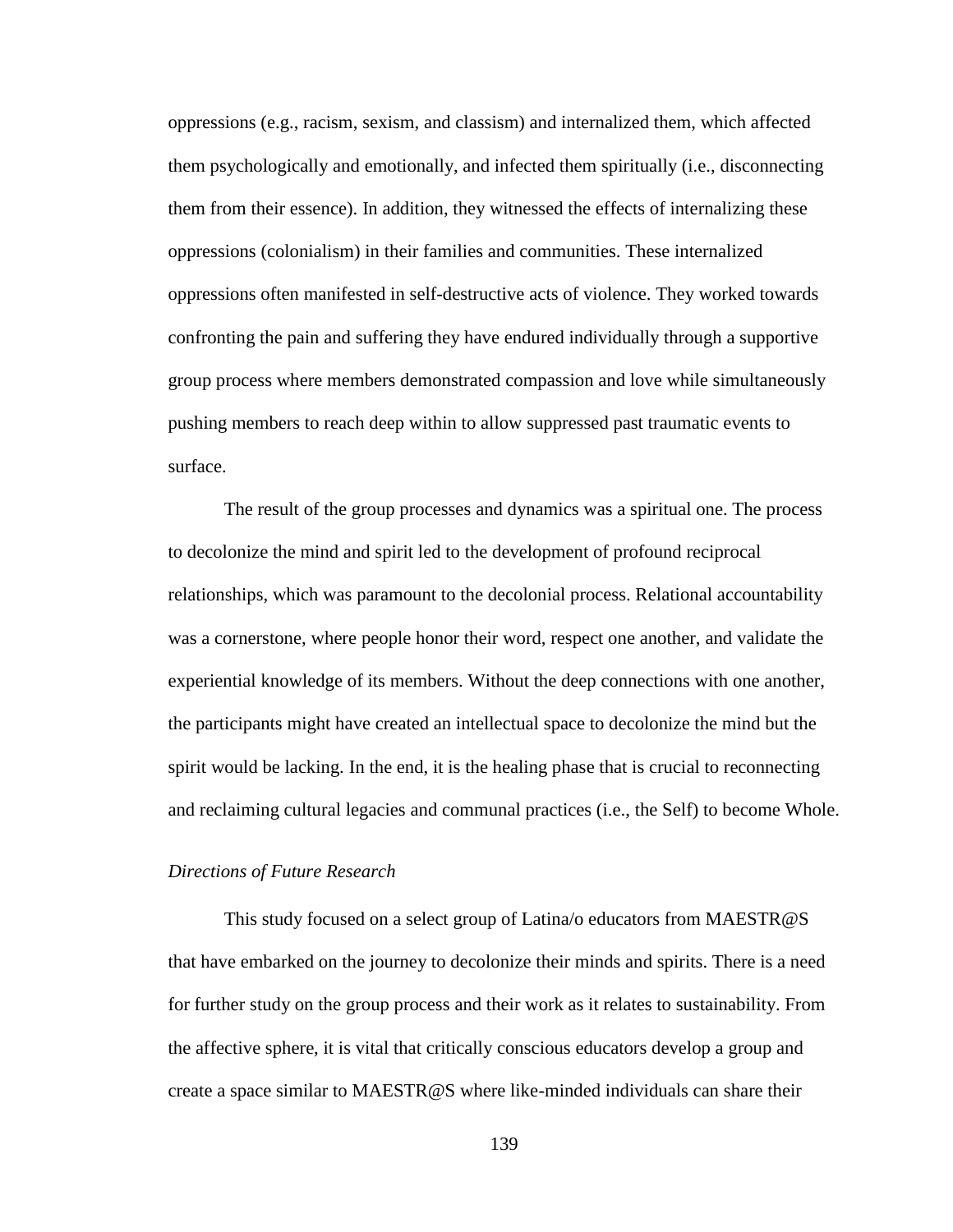oppressions (e.g., racism, sexism, and classism) and internalized them, which affected them psychologically and emotionally, and infected them spiritually (i.e., disconnecting them from their essence). In addition, they witnessed the effects of internalizing these oppressions (colonialism) in their families and communities. These internalized oppressions often manifested in self-destructive acts of violence. They worked towards confronting the pain and suffering they have endured individually through a supportive group process where members demonstrated compassion and love while simultaneously pushing members to reach deep within to allow suppressed past traumatic events to surface.

The result of the group processes and dynamics was a spiritual one. The process to decolonize the mind and spirit led to the development of profound reciprocal relationships, which was paramount to the decolonial process. Relational accountability was a cornerstone, where people honor their word, respect one another, and validate the experiential knowledge of its members. Without the deep connections with one another, the participants might have created an intellectual space to decolonize the mind but the spirit would be lacking. In the end, it is the healing phase that is crucial to reconnecting and reclaiming cultural legacies and communal practices (i.e., the Self) to become Whole.

*Directions of Future Research*

This study focused on a select group of Latina/o educators from MAESTR@S that have embarked on the journey to decolonize their minds and spirits. There is a need for further study on the group process and their work as it relates to sustainability. From the affective sphere, it is vital that critically conscious educators develop a group and create a space similar to MAESTR@S where like-minded individuals can share their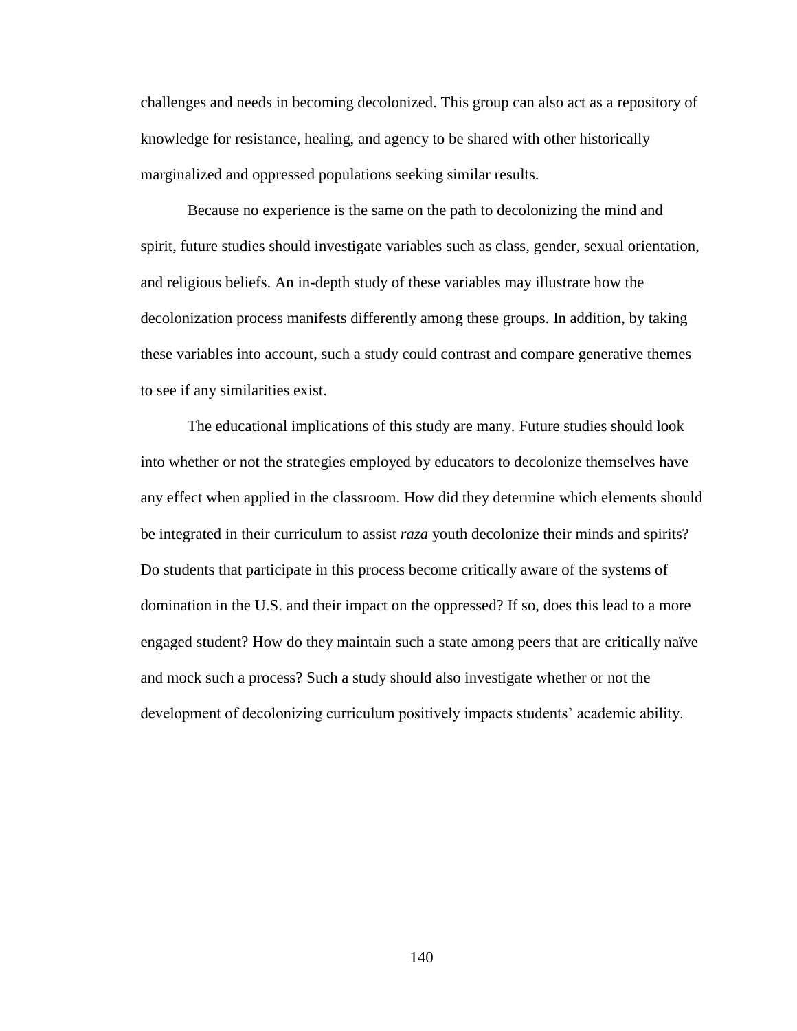challenges and needs in becoming decolonized. This group can also act as a repository of knowledge for resistance, healing, and agency to be shared with other historically marginalized and oppressed populations seeking similar results.

Because no experience is the same on the path to decolonizing the mind and spirit, future studies should investigate variables such as class, gender, sexual orientation, and religious beliefs. An in-depth study of these variables may illustrate how the decolonization process manifests differently among these groups. In addition, by taking these variables into account, such a study could contrast and compare generative themes to see if any similarities exist.

The educational implications of this study are many. Future studies should look into whether or not the strategies employed by educators to decolonize themselves have any effect when applied in the classroom. How did they determine which elements should be integrated in their curriculum to assist *raza* youth decolonize their minds and spirits? Do students that participate in this process become critically aware of the systems of domination in the U.S. and their impact on the oppressed? If so, does this lead to a more engaged student? How do they maintain such a state among peers that are critically naïve and mock such a process? Such a study should also investigate whether or not the development of decolonizing curriculum positively impacts students' academic ability.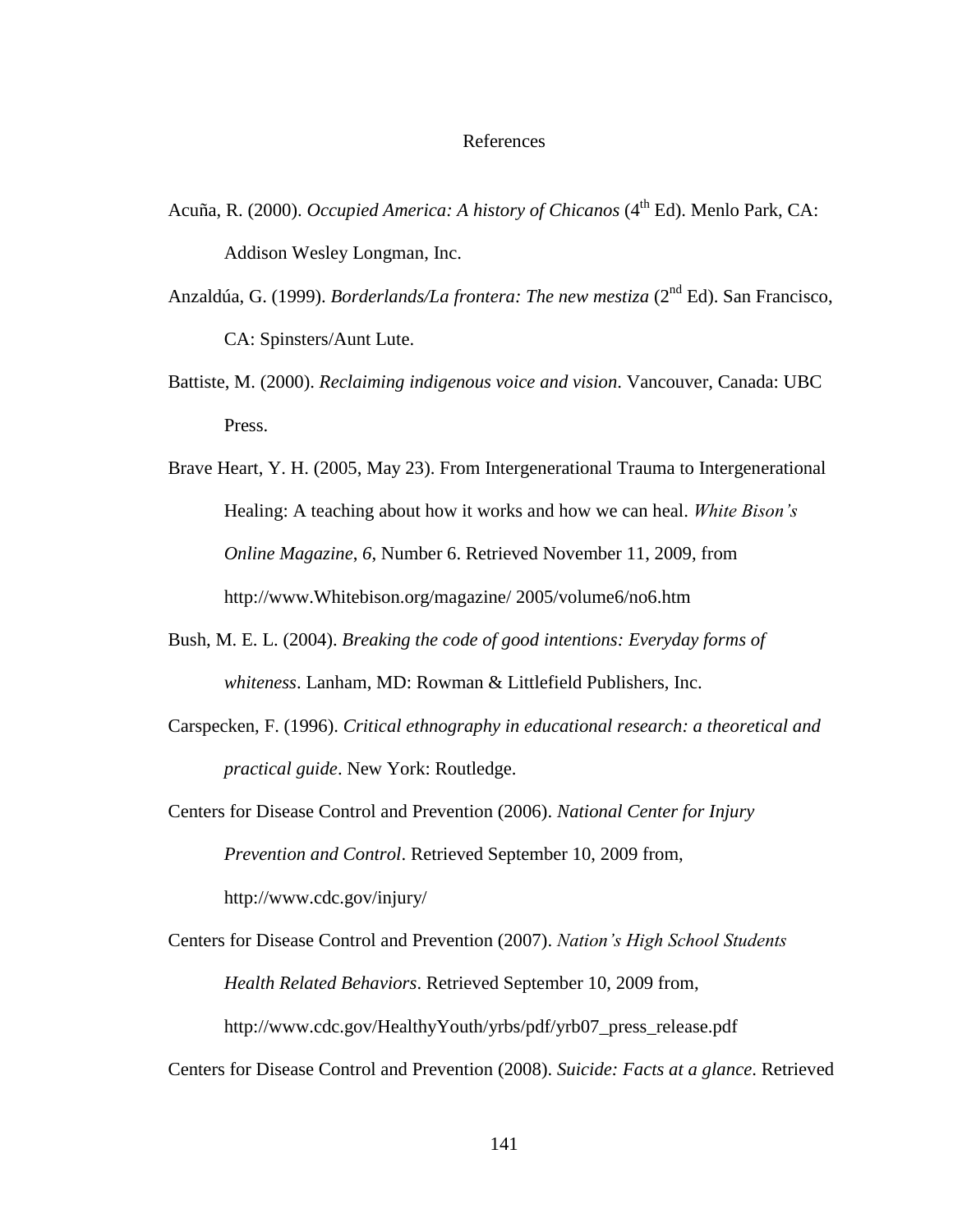# References

Acuña, R. (2000). *Occupied America: A history of Chicanos* (4th Ed). Menlo Park, CA: Addison Wesley Longman, Inc.

Anzaldúa, G. (1999). *Borderlands/La frontera: The new mestiza* (2nd Ed). San Francisco, CA: Spinsters/Aunt Lute.

Battiste, M. (2000). *Reclaiming indigenous voice and vision*. Vancouver, Canada: UBC Press.

Brave Heart, Y. H. (2005, May 23). From Intergenerational Trauma to Intergenerational Healing: A teaching about how it works and how we can heal. *White Bison's Online Magazine*, *6*, Number 6. Retrieved November 11, 2009, from http://www.Whitebison.org/magazine/ 2005/volume6/no6.htm

Bush, M. E. L. (2004). *Breaking the code of good intentions: Everyday forms of whiteness*. Lanham, MD: Rowman & Littlefield Publishers, Inc.

Carspecken, F. (1996). *Critical ethnography in educational research: a theoretical and practical guide*. New York: Routledge.

Centers for Disease Control and Prevention (2006). *National Center for Injury Prevention and Control*. Retrieved September 10, 2009 from, http://www.cdc.gov/injury/

Centers for Disease Control and Prevention (2007). *Nation's High School Students Health Related Behaviors*. Retrieved September 10, 2009 from, http://www.cdc.gov/HealthyYouth/yrbs/pdf/yrb07_press_release.pdf

Centers for Disease Control and Prevention (2008). *Suicide: Facts at a glance*. Retrieved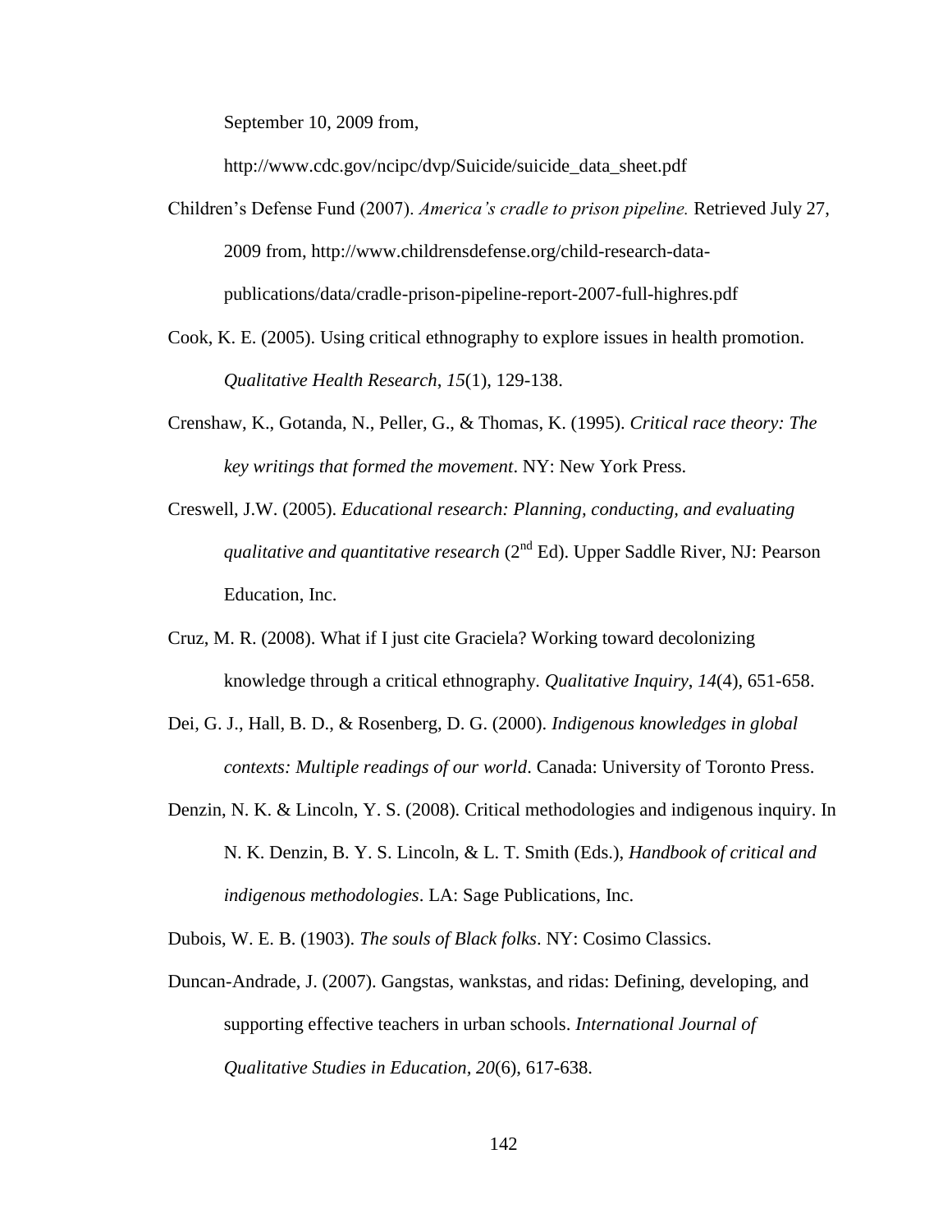September 10, 2009 from, http://www.cdc.gov/ncipc/dvp/Suicide/suicide_data_sheet.pdf

Children's Defense Fund (2007). *America's cradle to prison pipeline.* Retrieved July 27, 2009 from, http://www.childrensdefense.org/child-research-data-publications/data/cradle-prison-pipeline-report-2007-full-highres.pdf

Cook, K. E. (2005). Using critical ethnography to explore issues in health promotion. *Qualitative Health Research*, *15*(1), 129-138.

Crenshaw, K., Gotanda, N., Peller, G., & Thomas, K. (1995). *Critical race theory: The key writings that formed the movement*. NY: New York Press.

Creswell, J.W. (2005). *Educational research: Planning, conducting, and evaluating qualitative and quantitative research* (2nd Ed). Upper Saddle River, NJ: Pearson Education, Inc.

Cruz, M. R. (2008). What if I just cite Graciela? Working toward decolonizing knowledge through a critical ethnography. *Qualitative Inquiry*, *14*(4), 651-658.

Dei, G. J., Hall, B. D., & Rosenberg, D. G. (2000). *Indigenous knowledges in global contexts: Multiple readings of our world*. Canada: University of Toronto Press.

Denzin, N. K. & Lincoln, Y. S. (2008). Critical methodologies and indigenous inquiry. In N. K. Denzin, B. Y. S. Lincoln, & L. T. Smith (Eds.), *Handbook of critical and indigenous methodologies*. LA: Sage Publications, Inc.

Dubois, W. E. B. (1903). *The souls of Black folks*. NY: Cosimo Classics.

Duncan-Andrade, J. (2007). Gangstas, wankstas, and ridas: Defining, developing, and supporting effective teachers in urban schools. *International Journal of Qualitative Studies in Education, 20*(6), 617-638.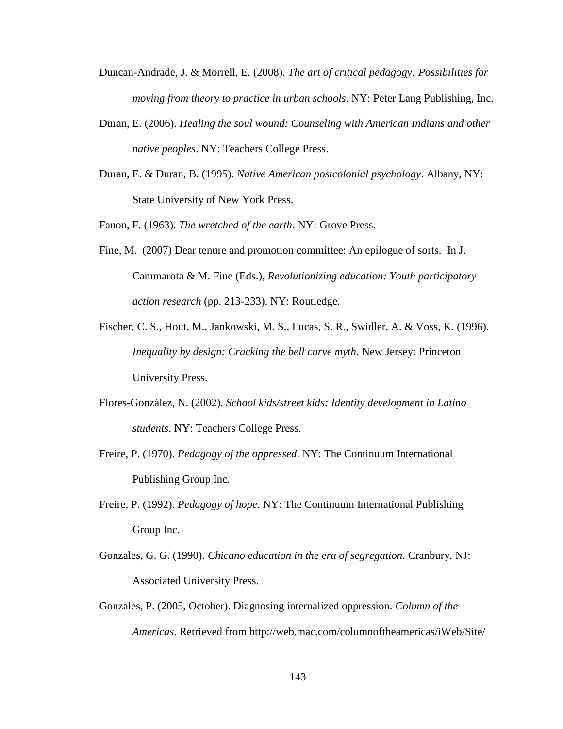Duncan-Andrade, J. & Morrell, E. (2008). *The art of critical pedagogy: Possibilities for moving from theory to practice in urban schools*. NY: Peter Lang Publishing, Inc.

Duran, E. (2006). *Healing the soul wound: Counseling with American Indians and other native peoples*. NY: Teachers College Press.

Duran, E. & Duran, B. (1995). *Native American postcolonial psychology*. Albany, NY: State University of New York Press.

Fanon, F. (1963). *The wretched of the earth*. NY: Grove Press.

Fine, M. (2007) Dear tenure and promotion committee: An epilogue of sorts. In J. Cammarota & M. Fine (Eds.), *Revolutionizing education: Youth participatory action research* (pp. 213-233). NY: Routledge.

Fischer, C. S., Hout, M., Jankowski, M. S., Lucas, S. R., Swidler, A. & Voss, K. (1996). *Inequality by design: Cracking the bell curve myth*. New Jersey: Princeton University Press.

Flores-González, N. (2002). *School kids/street kids: Identity development in Latino students*. NY: Teachers College Press.

Freire, P. (1970). *Pedagogy of the oppressed*. NY: The Continuum International Publishing Group Inc.

Freire, P. (1992). *Pedagogy of hope*. NY: The Continuum International Publishing Group Inc.

Gonzales, G. G. (1990). *Chicano education in the era of segregation*. Cranbury, NJ: Associated University Press.

Gonzales, P. (2005, October). Diagnosing internalized oppression. *Column of the Americas*. Retrieved from http://web.mac.com/columnoftheamericas/iWeb/Site/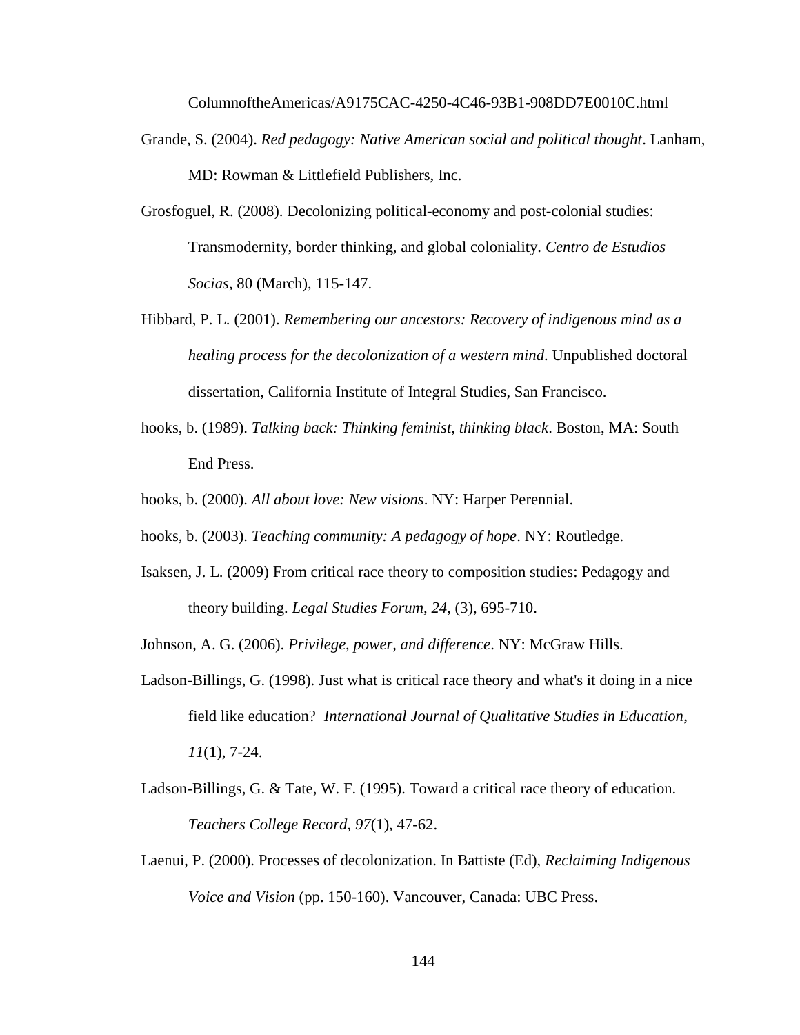ColumnoftheAmericas/A9175CAC-4250-4C46-93B1-908DD7E0010C.html

Grande, S. (2004). *Red pedagogy: Native American social and political thought*. Lanham, MD: Rowman & Littlefield Publishers, Inc.

Grosfoguel, R. (2008). Decolonizing political-economy and post-colonial studies: Transmodernity, border thinking, and global coloniality. *Centro de Estudios Socias*, 80 (March), 115-147.

Hibbard, P. L. (2001). *Remembering our ancestors: Recovery of indigenous mind as a healing process for the decolonization of a western mind*. Unpublished doctoral dissertation, California Institute of Integral Studies, San Francisco.

hooks, b. (1989). *Talking back: Thinking feminist, thinking black*. Boston, MA: South End Press.

hooks, b. (2000). *All about love: New visions*. NY: Harper Perennial.

hooks, b. (2003). *Teaching community: A pedagogy of hope*. NY: Routledge.

Isaksen, J. L. (2009) From critical race theory to composition studies: Pedagogy and theory building. *Legal Studies Forum, 24,* (3), 695-710.

Johnson, A. G. (2006). *Privilege, power, and difference*. NY: McGraw Hills.

Ladson-Billings, G. (1998). Just what is critical race theory and what's it doing in a nice field like education? *International Journal of Qualitative Studies in Education*, *11*(1), 7-24.

Ladson-Billings, G. & Tate, W. F. (1995). Toward a critical race theory of education. *Teachers College Record*, *97*(1), 47-62.

Laenui, P. (2000). Processes of decolonization. In Battiste (Ed), *Reclaiming Indigenous Voice and Vision* (pp. 150-160). Vancouver, Canada: UBC Press.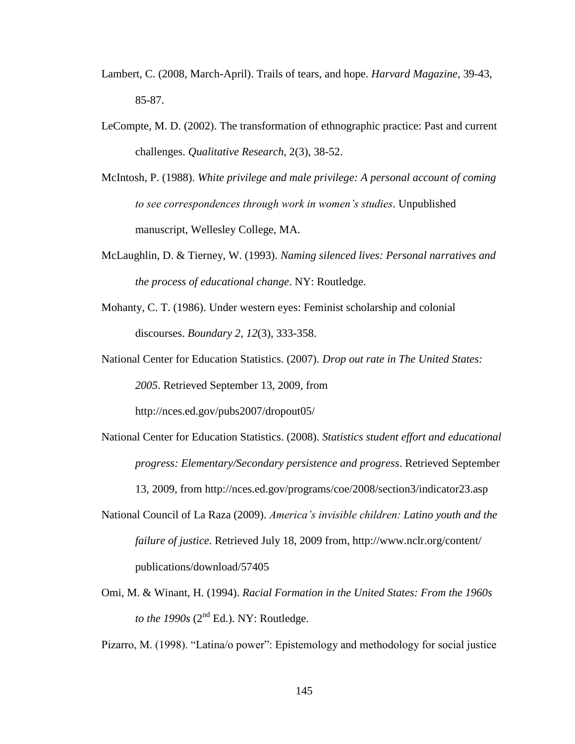Lambert, C. (2008, March-April). Trails of tears, and hope. *Harvard Magazine*, 39-43, 85-87.

LeCompte, M. D. (2002). The transformation of ethnographic practice: Past and current challenges. *Qualitative Research*, 2(3), 38-52.

McIntosh, P. (1988). *White privilege and male privilege: A personal account of coming to see correspondences through work in women's studies*. Unpublished manuscript, Wellesley College, MA.

McLaughlin, D. & Tierney, W. (1993). *Naming silenced lives: Personal narratives and the process of educational change*. NY: Routledge.

Mohanty, C. T. (1986). Under western eyes: Feminist scholarship and colonial discourses. *Boundary 2*, *12*(3), 333-358.

National Center for Education Statistics. (2007). *Drop out rate in The United States: 2005*. Retrieved September 13, 2009, from http://nces.ed.gov/pubs2007/dropout05/

National Center for Education Statistics. (2008). *Statistics student effort and educational progress: Elementary/Secondary persistence and progress*. Retrieved September 13, 2009, from http://nces.ed.gov/programs/coe/2008/section3/indicator23.asp

National Council of La Raza (2009). *America's invisible children: Latino youth and the failure of justice*. Retrieved July 18, 2009 from, http://www.nclr.org/content/publications/download/57405

Omi, M. & Winant, H. (1994). *Racial Formation in the United States: From the 1960s to the 1990s* (2nd Ed.). NY: Routledge.

Pizarro, M. (1998). "Latina/o power": Epistemology and methodology for social justice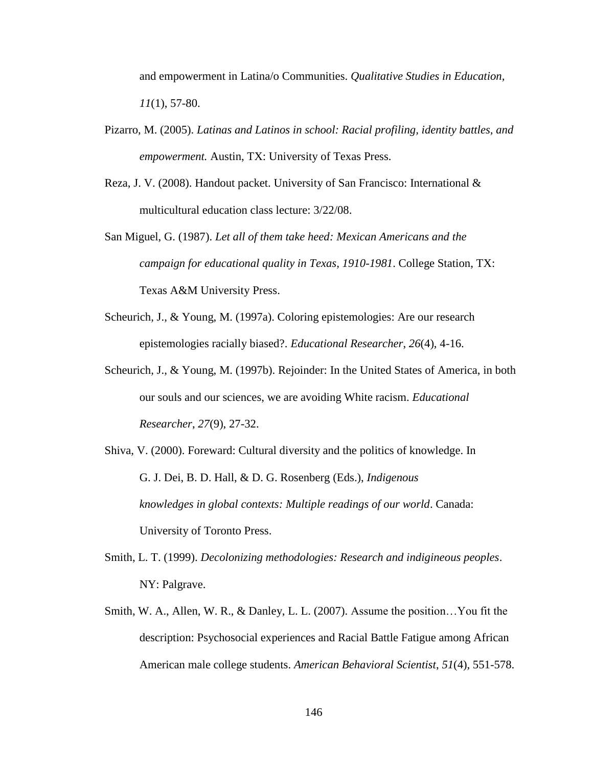and empowerment in Latina/o Communities. *Qualitative Studies in Education, 11*(1), 57-80.

Pizarro, M. (2005). *Latinas and Latinos in school: Racial profiling, identity battles, and empowerment.* Austin, TX: University of Texas Press.

Reza, J. V. (2008). Handout packet. University of San Francisco: International & multicultural education class lecture: 3/22/08.

San Miguel, G. (1987). *Let all of them take heed: Mexican Americans and the campaign for educational quality in Texas, 1910-1981*. College Station, TX: Texas A&M University Press.

Scheurich, J., & Young, M. (1997a). Coloring epistemologies: Are our research epistemologies racially biased?. *Educational Researcher*, *26*(4), 4-16.

Scheurich, J., & Young, M. (1997b). Rejoinder: In the United States of America, in both our souls and our sciences, we are avoiding White racism. *Educational Researcher*, *27*(9), 27-32.

Shiva, V. (2000). Foreward: Cultural diversity and the politics of knowledge. In G. J. Dei, B. D. Hall, & D. G. Rosenberg (Eds.), *Indigenous knowledges in global contexts: Multiple readings of our world*. Canada: University of Toronto Press.

Smith, L. T. (1999). *Decolonizing methodologies: Research and indigineous peoples*. NY: Palgrave.

Smith, W. A., Allen, W. R., & Danley, L. L. (2007). Assume the position…You fit the description: Psychosocial experiences and Racial Battle Fatigue among African American male college students. *American Behavioral Scientist*, *51*(4), 551-578.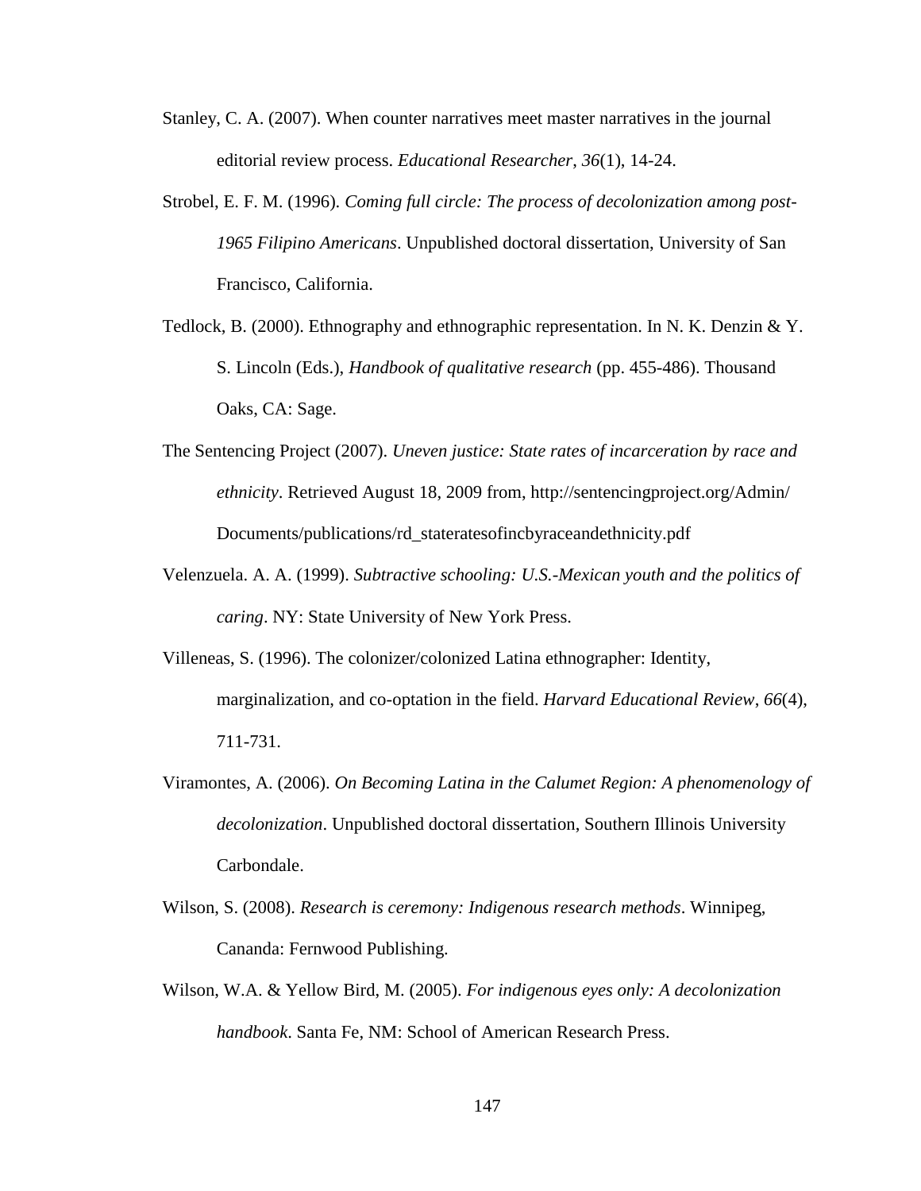Stanley, C. A. (2007). When counter narratives meet master narratives in the journal editorial review process. *Educational Researcher*, *36*(1), 14-24.

Strobel, E. F. M. (1996). *Coming full circle: The process of decolonization among post-1965 Filipino Americans*. Unpublished doctoral dissertation, University of San Francisco, California.

Tedlock, B. (2000). Ethnography and ethnographic representation. In N. K. Denzin & Y. S. Lincoln (Eds.), *Handbook of qualitative research* (pp. 455-486). Thousand Oaks, CA: Sage.

The Sentencing Project (2007). *Uneven justice: State rates of incarceration by race and ethnicity*. Retrieved August 18, 2009 from, http://sentencingproject.org/Admin/Documents/publications/rd_stateratesofincbyraceandethnicity.pdf

Velenzuela. A. A. (1999). *Subtractive schooling: U.S.-Mexican youth and the politics of caring*. NY: State University of New York Press.

Villeneas, S. (1996). The colonizer/colonized Latina ethnographer: Identity, marginalization, and co-optation in the field. *Harvard Educational Review*, *66*(4), 711-731.

Viramontes, A. (2006). *On Becoming Latina in the Calumet Region: A phenomenology of decolonization*. Unpublished doctoral dissertation, Southern Illinois University Carbondale.

Wilson, S. (2008). *Research is ceremony: Indigenous research methods*. Winnipeg, Cananda: Fernwood Publishing.

Wilson, W.A. & Yellow Bird, M. (2005). *For indigenous eyes only: A decolonization handbook*. Santa Fe, NM: School of American Research Press.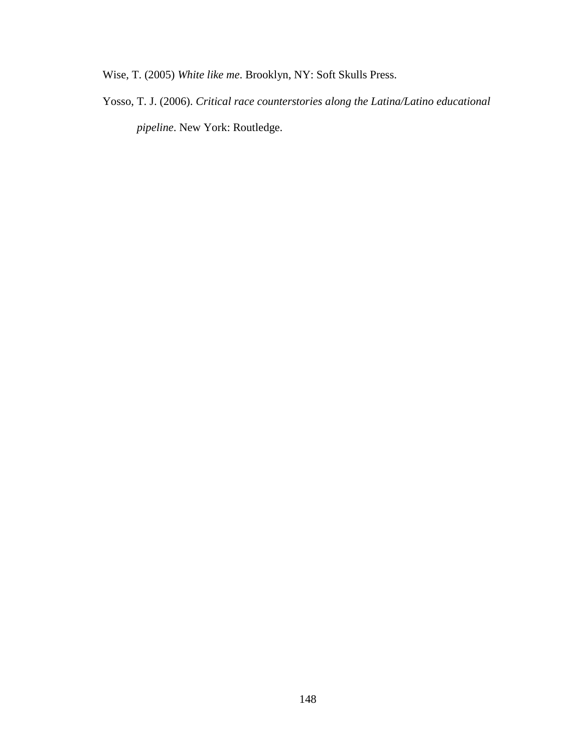Wise, T. (2005) *White like me*. Brooklyn, NY: Soft Skulls Press.

Yosso, T. J. (2006). *Critical race counterstories along the Latina/Latino educational pipeline*. New York: Routledge.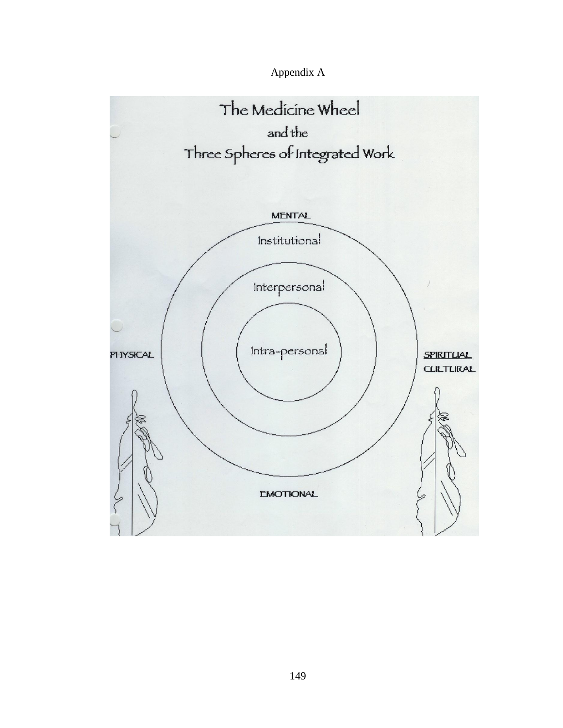Appendix A

# The Medicine Wheel
## and the
## Three Spheres of Integrated Work

MENTAL

Institutional

Interpersonal

Intra-personal

PHYSICAL

SPIRITUAL

CULTURAL

EMOTIONAL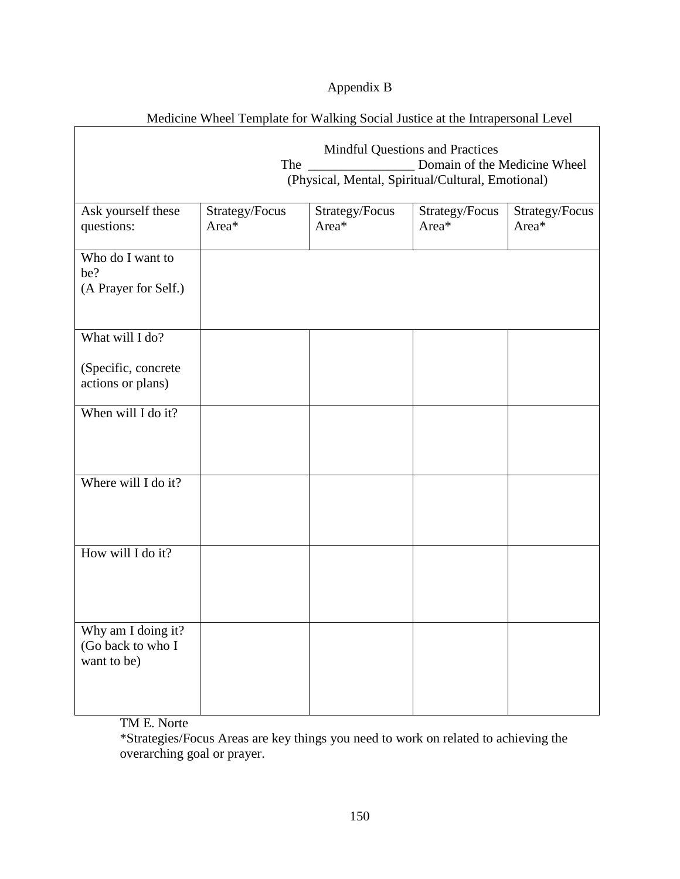# Appendix B

## Medicine Wheel Template for Walking Social Justice at the Intrapersonal Level

| Mindful Questions and Practices<br>The ________________ Domain of the Medicine Wheel<br>(Physical, Mental, Spiritual/Cultural, Emotional) | | | | |
|---|---|---|---|---|
| Ask yourself these questions: | Strategy/Focus Area* | Strategy/Focus Area* | Strategy/Focus Area* | Strategy/Focus Area* |
| Who do I want to be?<br>(A Prayer for Self.) | | | | |
| What will I do?<br><br>(Specific, concrete actions or plans) | | | | |
| When will I do it? | | | | |
| Where will I do it? | | | | |
| How will I do it? | | | | |
| Why am I doing it?<br>(Go back to who I want to be) | | | | |

TM E. Norte

*Strategies/Focus Areas are key things you need to work on related to achieving the overarching goal or prayer.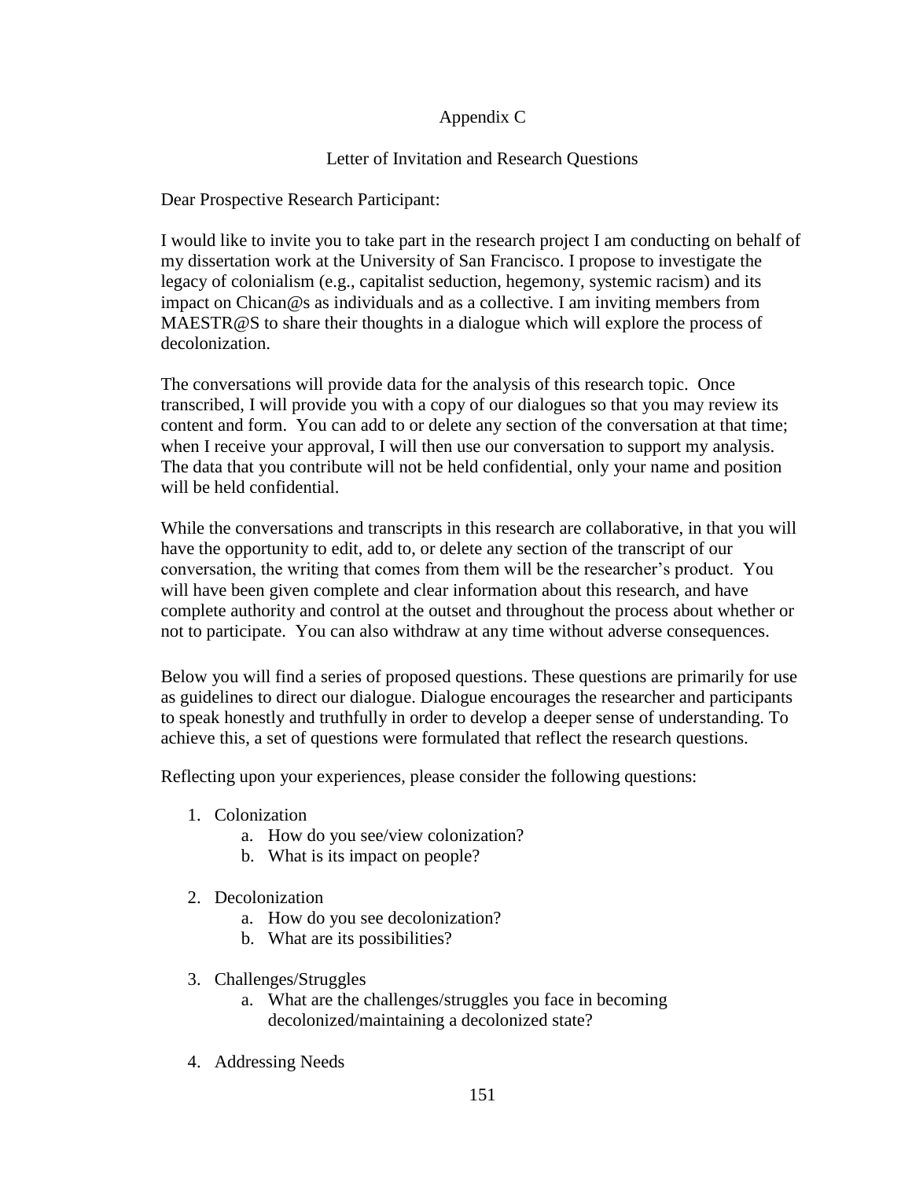# Appendix C

## Letter of Invitation and Research Questions

Dear Prospective Research Participant:

I would like to invite you to take part in the research project I am conducting on behalf of my dissertation work at the University of San Francisco. I propose to investigate the legacy of colonialism (e.g., capitalist seduction, hegemony, systemic racism) and its impact on Chican@s as individuals and as a collective. I am inviting members from MAESTR@S to share their thoughts in a dialogue which will explore the process of decolonization.

The conversations will provide data for the analysis of this research topic. Once transcribed, I will provide you with a copy of our dialogues so that you may review its content and form. You can add to or delete any section of the conversation at that time; when I receive your approval, I will then use our conversation to support my analysis. The data that you contribute will not be held confidential, only your name and position will be held confidential.

While the conversations and transcripts in this research are collaborative, in that you will have the opportunity to edit, add to, or delete any section of the transcript of our conversation, the writing that comes from them will be the researcher's product. You will have been given complete and clear information about this research, and have complete authority and control at the outset and throughout the process about whether or not to participate. You can also withdraw at any time without adverse consequences.

Below you will find a series of proposed questions. These questions are primarily for use as guidelines to direct our dialogue. Dialogue encourages the researcher and participants to speak honestly and truthfully in order to develop a deeper sense of understanding. To achieve this, a set of questions were formulated that reflect the research questions.

Reflecting upon your experiences, please consider the following questions:

1. Colonization
   a. How do you see/view colonization?
   b. What is its impact on people?

2. Decolonization
   a. How do you see decolonization?
   b. What are its possibilities?

3. Challenges/Struggles
   a. What are the challenges/struggles you face in becoming decolonized/maintaining a decolonized state?

4. Addressing Needs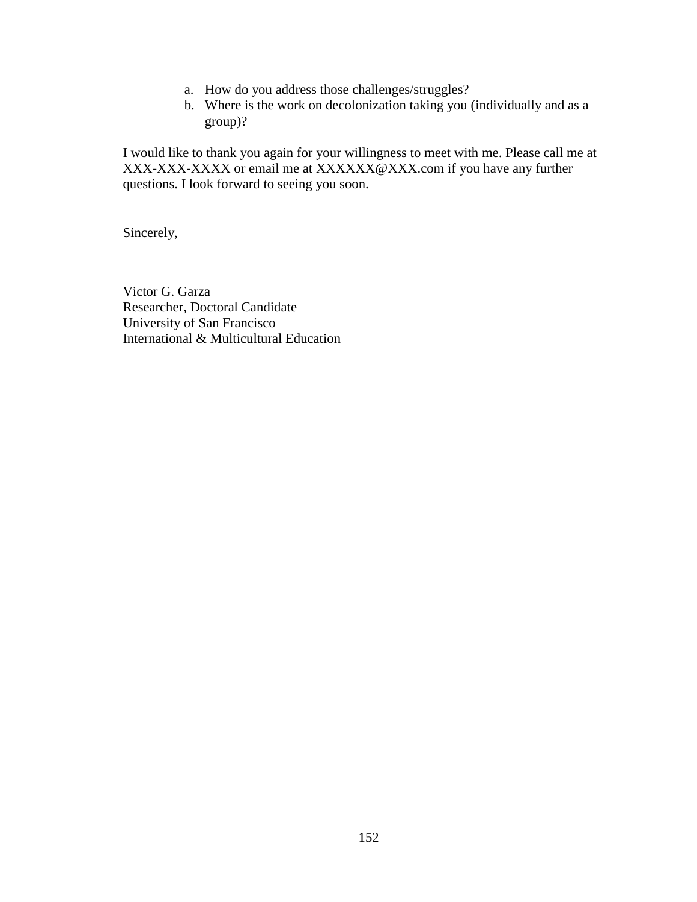a. How do you address those challenges/struggles?
  b. Where is the work on decolonization taking you (individually and as a group)?

I would like to thank you again for your willingness to meet with me. Please call me at XXX-XXX-XXXX or email me at XXXXXX@XXX.com if you have any further questions. I look forward to seeing you soon.

Sincerely,

Victor G. Garza
Researcher, Doctoral Candidate
University of San Francisco
International & Multicultural Education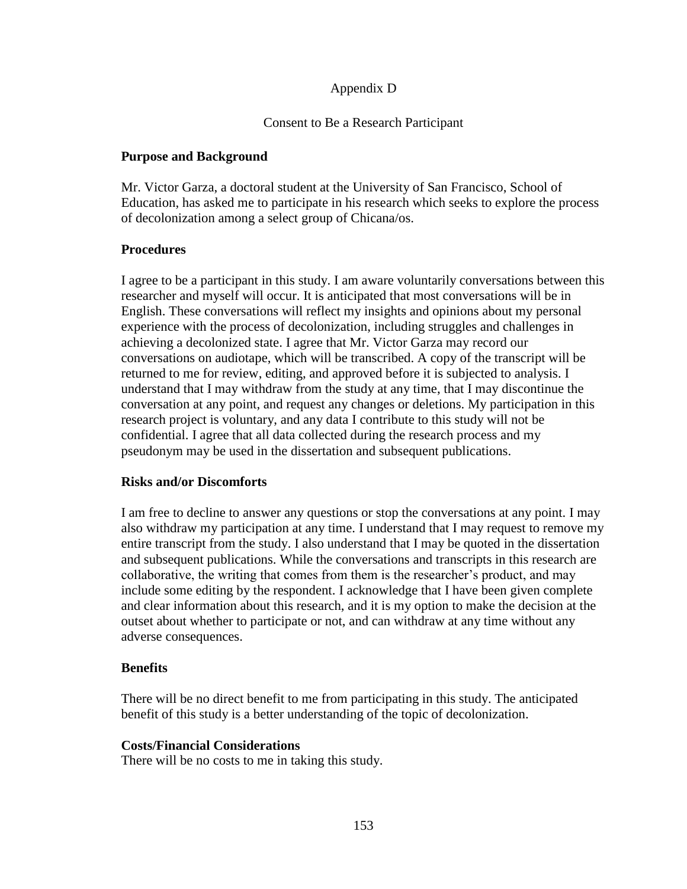Appendix D

Consent to Be a Research Participant

**Purpose and Background**

Mr. Victor Garza, a doctoral student at the University of San Francisco, School of Education, has asked me to participate in his research which seeks to explore the process of decolonization among a select group of Chicana/os.

**Procedures**

I agree to be a participant in this study. I am aware voluntarily conversations between this researcher and myself will occur. It is anticipated that most conversations will be in English. These conversations will reflect my insights and opinions about my personal experience with the process of decolonization, including struggles and challenges in achieving a decolonized state. I agree that Mr. Victor Garza may record our conversations on audiotape, which will be transcribed. A copy of the transcript will be returned to me for review, editing, and approved before it is subjected to analysis. I understand that I may withdraw from the study at any time, that I may discontinue the conversation at any point, and request any changes or deletions. My participation in this research project is voluntary, and any data I contribute to this study will not be confidential. I agree that all data collected during the research process and my pseudonym may be used in the dissertation and subsequent publications.

**Risks and/or Discomforts**

I am free to decline to answer any questions or stop the conversations at any point. I may also withdraw my participation at any time. I understand that I may request to remove my entire transcript from the study. I also understand that I may be quoted in the dissertation and subsequent publications. While the conversations and transcripts in this research are collaborative, the writing that comes from them is the researcher's product, and may include some editing by the respondent. I acknowledge that I have been given complete and clear information about this research, and it is my option to make the decision at the outset about whether to participate or not, and can withdraw at any time without any adverse consequences.

**Benefits**

There will be no direct benefit to me from participating in this study. The anticipated benefit of this study is a better understanding of the topic of decolonization.

**Costs/Financial Considerations**

There will be no costs to me in taking this study.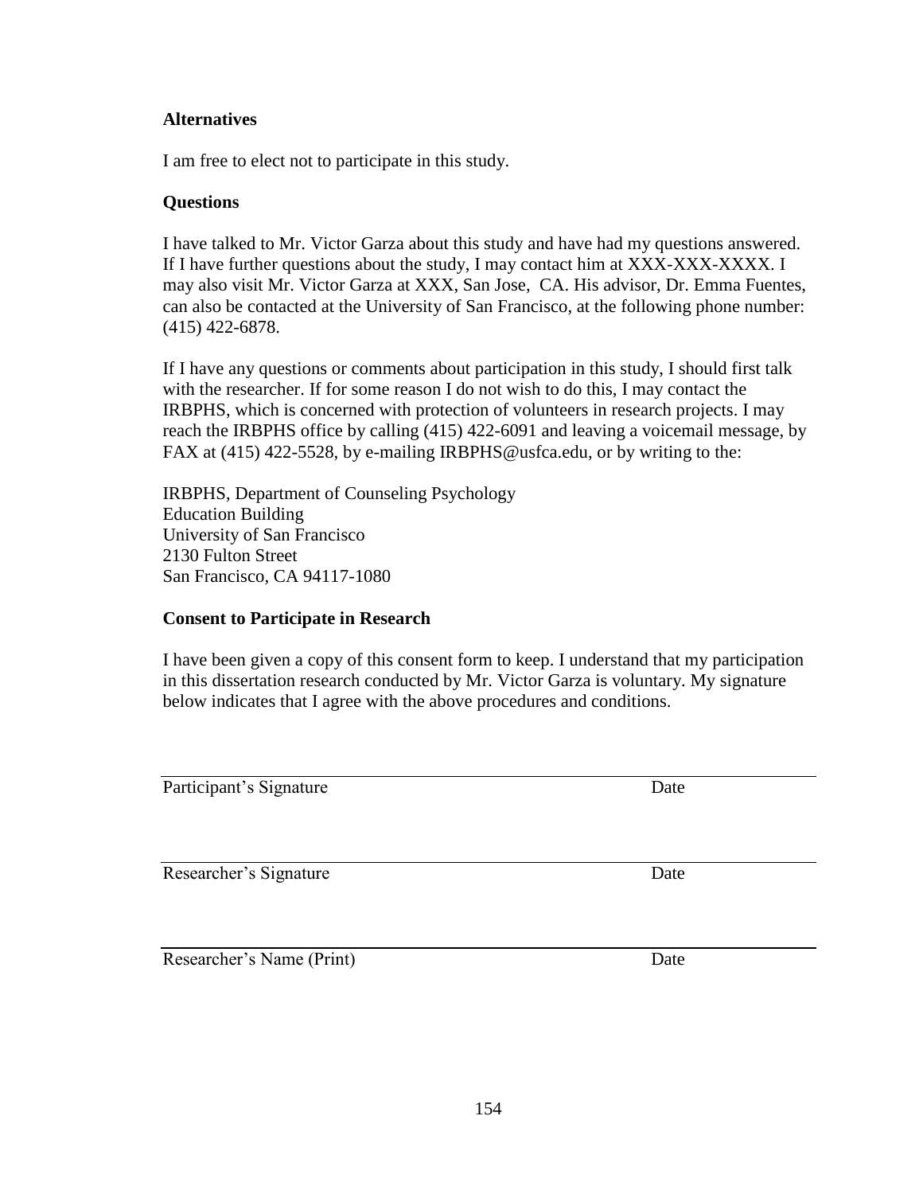**Alternatives**

I am free to elect not to participate in this study.

**Questions**

I have talked to Mr. Victor Garza about this study and have had my questions answered. If I have further questions about the study, I may contact him at XXX-XXX-XXXX. I may also visit Mr. Victor Garza at XXX, San Jose, CA. His advisor, Dr. Emma Fuentes, can also be contacted at the University of San Francisco, at the following phone number: (415) 422-6878.

If I have any questions or comments about participation in this study, I should first talk with the researcher. If for some reason I do not wish to do this, I may contact the IRBPHS, which is concerned with protection of volunteers in research projects. I may reach the IRBPHS office by calling (415) 422-6091 and leaving a voicemail message, by FAX at (415) 422-5528, by e-mailing IRBPHS@usfca.edu, or by writing to the:

IRBPHS, Department of Counseling Psychology
Education Building
University of San Francisco
2130 Fulton Street
San Francisco, CA 94117-1080

**Consent to Participate in Research**

I have been given a copy of this consent form to keep. I understand that my participation in this dissertation research conducted by Mr. Victor Garza is voluntary. My signature below indicates that I agree with the above procedures and conditions.

______________________________________________

Participant's Signature Date

______________________________________________

Researcher's Signature Date

______________________________________________

Researcher's Name (Print) Date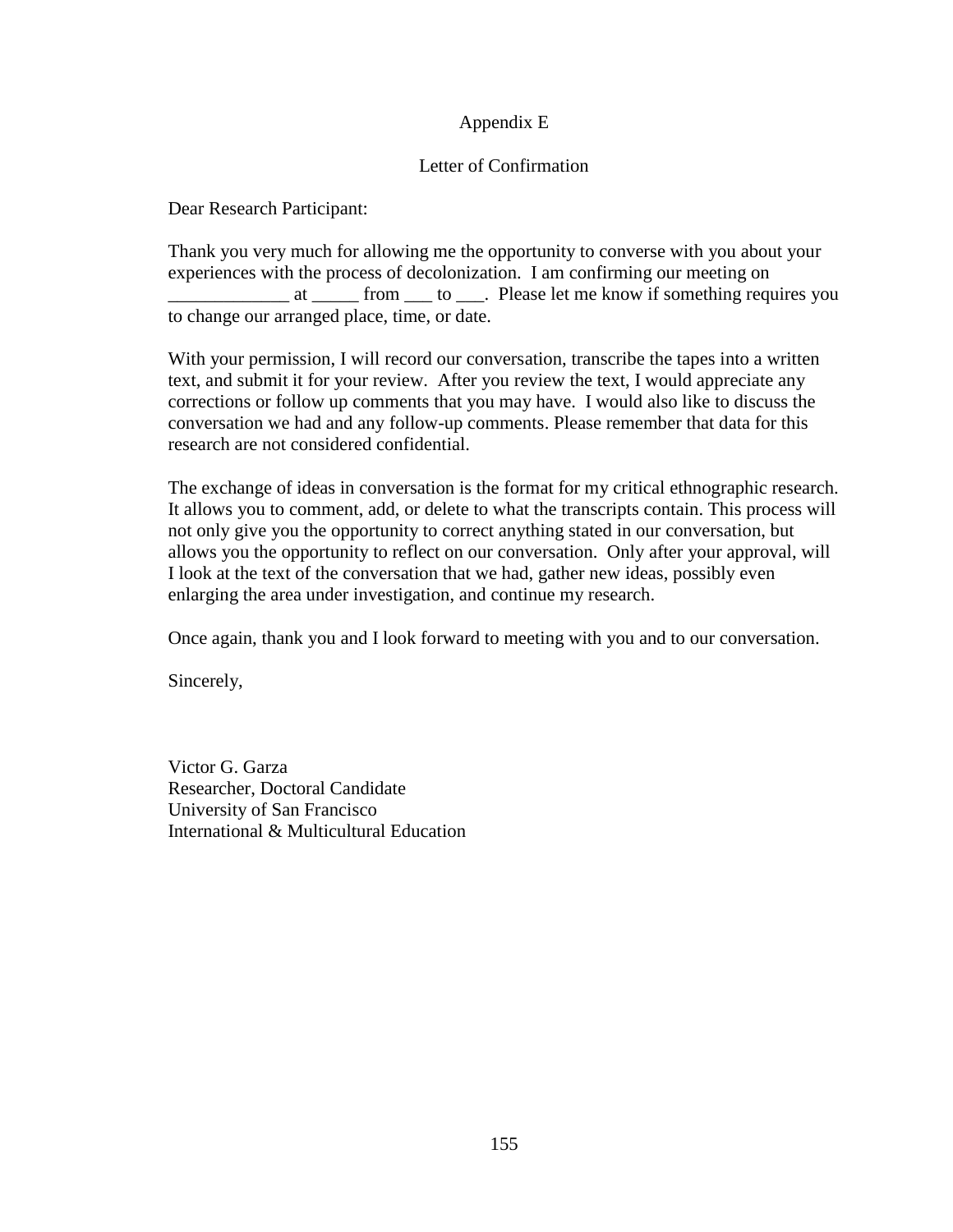# Appendix E

## Letter of Confirmation

Dear Research Participant:

Thank you very much for allowing me the opportunity to converse with you about your experiences with the process of decolonization. I am confirming our meeting on _____________ at _____ from ___ to ___. Please let me know if something requires you to change our arranged place, time, or date.

With your permission, I will record our conversation, transcribe the tapes into a written text, and submit it for your review. After you review the text, I would appreciate any corrections or follow up comments that you may have. I would also like to discuss the conversation we had and any follow-up comments. Please remember that data for this research are not considered confidential.

The exchange of ideas in conversation is the format for my critical ethnographic research. It allows you to comment, add, or delete to what the transcripts contain. This process will not only give you the opportunity to correct anything stated in our conversation, but allows you the opportunity to reflect on our conversation. Only after your approval, will I look at the text of the conversation that we had, gather new ideas, possibly even enlarging the area under investigation, and continue my research.

Once again, thank you and I look forward to meeting with you and to our conversation.

Sincerely,

Victor G. Garza  
Researcher, Doctoral Candidate  
University of San Francisco  
International & Multicultural Education